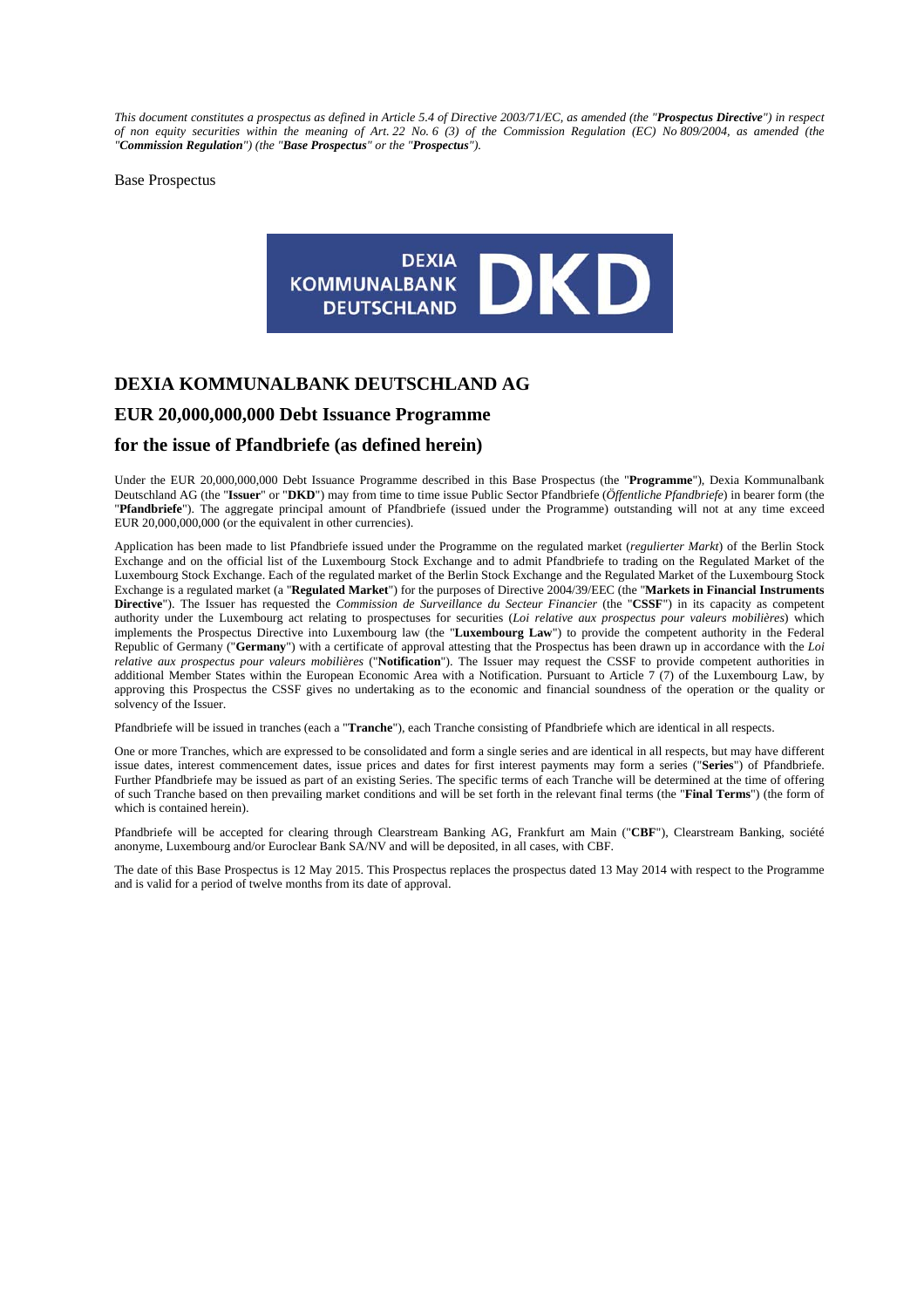*This document constitutes a prospectus as defined in Article 5.4 of Directive 2003/71/EC, as amended (the "**Prospectus Directive**") in respect of non equity securities within the meaning of Art. 22 No. 6 (3) of the Commission Regulation (EC) No 809/2004, as amended (the "**Commission Regulation**") (the "**Base Prospectus**" or the "**Prospectus**").*

Base Prospectus

DEXIA KOMMUNALBANK DEUTSCHLAND DKD

## DEXIA KOMMUNALBANK DEUTSCHLAND AG

## EUR 20,000,000,000 Debt Issuance Programme

## for the issue of Pfandbriefe (as defined herein)

Under the EUR 20,000,000,000 Debt Issuance Programme described in this Base Prospectus (the "**Programme**"), Dexia Kommunalbank Deutschland AG (the "**Issuer**" or "**DKD**") may from time to time issue Public Sector Pfandbriefe (*Öffentliche Pfandbriefe*) in bearer form (the "**Pfandbriefe**"). The aggregate principal amount of Pfandbriefe (issued under the Programme) outstanding will not at any time exceed EUR 20,000,000,000 (or the equivalent in other currencies).

Application has been made to list Pfandbriefe issued under the Programme on the regulated market (*regulierter Markt*) of the Berlin Stock Exchange and on the official list of the Luxembourg Stock Exchange and to admit Pfandbriefe to trading on the Regulated Market of the Luxembourg Stock Exchange. Each of the regulated market of the Berlin Stock Exchange and the Regulated Market of the Luxembourg Stock Exchange is a regulated market (a "**Regulated Market**") for the purposes of Directive 2004/39/EEC (the "**Markets in Financial Instruments Directive**"). The Issuer has requested the *Commission de Surveillance du Secteur Financier* (the "**CSSF**") in its capacity as competent authority under the Luxembourg act relating to prospectuses for securities (*Loi relative aux prospectus pour valeurs mobilières*) which implements the Prospectus Directive into Luxembourg law (the "**Luxembourg Law**") to provide the competent authority in the Federal Republic of Germany ("**Germany**") with a certificate of approval attesting that the Prospectus has been drawn up in accordance with the *Loi relative aux prospectus pour valeurs mobilières* ("**Notification**"). The Issuer may request the CSSF to provide competent authorities in additional Member States within the European Economic Area with a Notification. Pursuant to Article 7 (7) of the Luxembourg Law, by approving this Prospectus the CSSF gives no undertaking as to the economic and financial soundness of the operation or the quality or solvency of the Issuer.

Pfandbriefe will be issued in tranches (each a "**Tranche**"), each Tranche consisting of Pfandbriefe which are identical in all respects.

One or more Tranches, which are expressed to be consolidated and form a single series and are identical in all respects, but may have different issue dates, interest commencement dates, issue prices and dates for first interest payments may form a series ("**Series**") of Pfandbriefe. Further Pfandbriefe may be issued as part of an existing Series. The specific terms of each Tranche will be determined at the time of offering of such Tranche based on then prevailing market conditions and will be set forth in the relevant final terms (the "**Final Terms**") (the form of which is contained herein).

Pfandbriefe will be accepted for clearing through Clearstream Banking AG, Frankfurt am Main ("**CBF**"), Clearstream Banking, société anonyme, Luxembourg and/or Euroclear Bank SA/NV and will be deposited, in all cases, with CBF.

The date of this Base Prospectus is 12 May 2015. This Prospectus replaces the prospectus dated 13 May 2014 with respect to the Programme and is valid for a period of twelve months from its date of approval.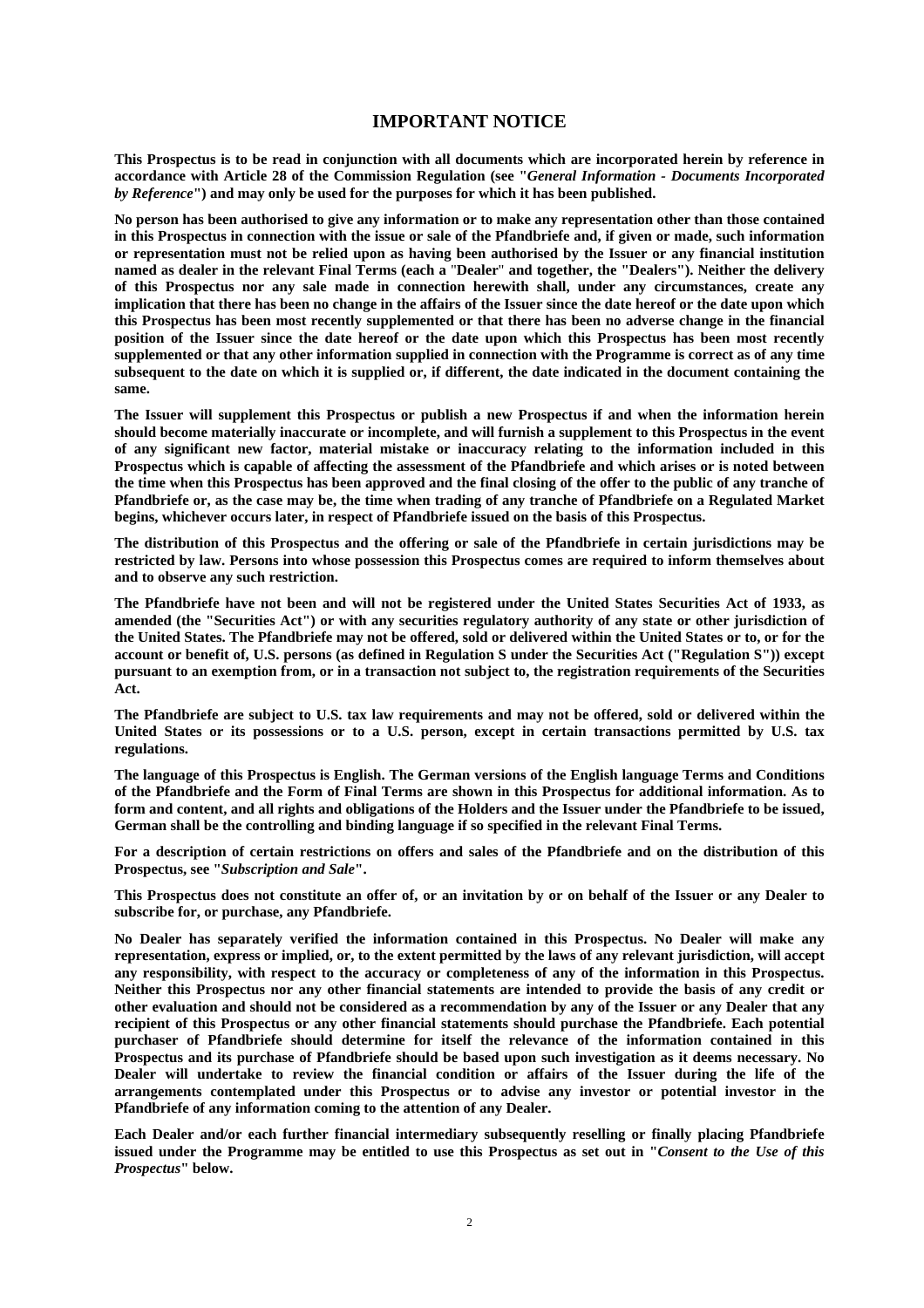# IMPORTANT NOTICE

**This Prospectus is to be read in conjunction with all documents which are incorporated herein by reference in accordance with Article 28 of the Commission Regulation (see "*General Information - Documents Incorporated by Reference*") and may only be used for the purposes for which it has been published.**

**No person has been authorised to give any information or to make any representation other than those contained in this Prospectus in connection with the issue or sale of the Pfandbriefe and, if given or made, such information or representation must not be relied upon as having been authorised by the Issuer or any financial institution named as dealer in the relevant Final Terms (each a "Dealer" and together, the "Dealers"). Neither the delivery of this Prospectus nor any sale made in connection herewith shall, under any circumstances, create any implication that there has been no change in the affairs of the Issuer since the date hereof or the date upon which this Prospectus has been most recently supplemented or that there has been no adverse change in the financial position of the Issuer since the date hereof or the date upon which this Prospectus has been most recently supplemented or that any other information supplied in connection with the Programme is correct as of any time subsequent to the date on which it is supplied or, if different, the date indicated in the document containing the same.**

**The Issuer will supplement this Prospectus or publish a new Prospectus if and when the information herein should become materially inaccurate or incomplete, and will furnish a supplement to this Prospectus in the event of any significant new factor, material mistake or inaccuracy relating to the information included in this Prospectus which is capable of affecting the assessment of the Pfandbriefe and which arises or is noted between the time when this Prospectus has been approved and the final closing of the offer to the public of any tranche of Pfandbriefe or, as the case may be, the time when trading of any tranche of Pfandbriefe on a Regulated Market begins, whichever occurs later, in respect of Pfandbriefe issued on the basis of this Prospectus.**

**The distribution of this Prospectus and the offering or sale of the Pfandbriefe in certain jurisdictions may be restricted by law. Persons into whose possession this Prospectus comes are required to inform themselves about and to observe any such restriction.**

**The Pfandbriefe have not been and will not be registered under the United States Securities Act of 1933, as amended (the "Securities Act") or with any securities regulatory authority of any state or other jurisdiction of the United States. The Pfandbriefe may not be offered, sold or delivered within the United States or to, or for the account or benefit of, U.S. persons (as defined in Regulation S under the Securities Act ("Regulation S")) except pursuant to an exemption from, or in a transaction not subject to, the registration requirements of the Securities Act.**

**The Pfandbriefe are subject to U.S. tax law requirements and may not be offered, sold or delivered within the United States or its possessions or to a U.S. person, except in certain transactions permitted by U.S. tax regulations.**

**The language of this Prospectus is English. The German versions of the English language Terms and Conditions of the Pfandbriefe and the Form of Final Terms are shown in this Prospectus for additional information. As to form and content, and all rights and obligations of the Holders and the Issuer under the Pfandbriefe to be issued, German shall be the controlling and binding language if so specified in the relevant Final Terms.**

**For a description of certain restrictions on offers and sales of the Pfandbriefe and on the distribution of this Prospectus, see "*Subscription and Sale*".**

**This Prospectus does not constitute an offer of, or an invitation by or on behalf of the Issuer or any Dealer to subscribe for, or purchase, any Pfandbriefe.**

**No Dealer has separately verified the information contained in this Prospectus. No Dealer will make any representation, express or implied, or, to the extent permitted by the laws of any relevant jurisdiction, will accept any responsibility, with respect to the accuracy or completeness of any of the information in this Prospectus. Neither this Prospectus nor any other financial statements are intended to provide the basis of any credit or other evaluation and should not be considered as a recommendation by any of the Issuer or any Dealer that any recipient of this Prospectus or any other financial statements should purchase the Pfandbriefe. Each potential purchaser of Pfandbriefe should determine for itself the relevance of the information contained in this Prospectus and its purchase of Pfandbriefe should be based upon such investigation as it deems necessary. No Dealer will undertake to review the financial condition or affairs of the Issuer during the life of the arrangements contemplated under this Prospectus or to advise any investor or potential investor in the Pfandbriefe of any information coming to the attention of any Dealer.**

**Each Dealer and/or each further financial intermediary subsequently reselling or finally placing Pfandbriefe issued under the Programme may be entitled to use this Prospectus as set out in "*Consent to the Use of this Prospectus*" below.**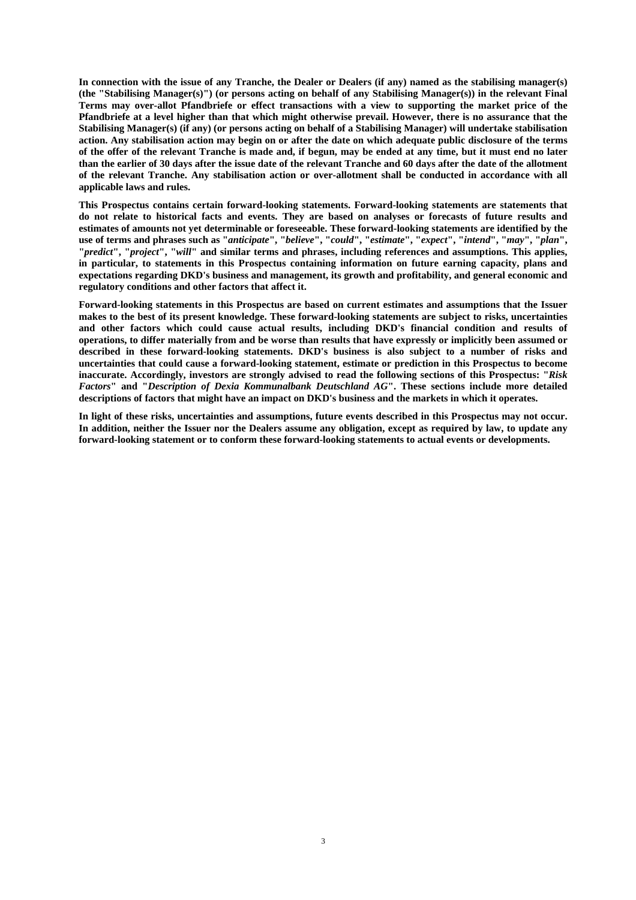**In connection with the issue of any Tranche, the Dealer or Dealers (if any) named as the stabilising manager(s) (the "Stabilising Manager(s)") (or persons acting on behalf of any Stabilising Manager(s)) in the relevant Final Terms may over-allot Pfandbriefe or effect transactions with a view to supporting the market price of the Pfandbriefe at a level higher than that which might otherwise prevail. However, there is no assurance that the Stabilising Manager(s) (if any) (or persons acting on behalf of a Stabilising Manager) will undertake stabilisation action. Any stabilisation action may begin on or after the date on which adequate public disclosure of the terms of the offer of the relevant Tranche is made and, if begun, may be ended at any time, but it must end no later than the earlier of 30 days after the issue date of the relevant Tranche and 60 days after the date of the allotment of the relevant Tranche. Any stabilisation action or over-allotment shall be conducted in accordance with all applicable laws and rules.**

**This Prospectus contains certain forward-looking statements. Forward-looking statements are statements that do not relate to historical facts and events. They are based on analyses or forecasts of future results and estimates of amounts not yet determinable or foreseeable. These forward-looking statements are identified by the use of terms and phrases such as "*anticipate*", "*believe*", "*could*", "*estimate*", "*expect*", "*intend*", "*may*", "*plan*", "*predict*", "*project*", "*will*" and similar terms and phrases, including references and assumptions. This applies, in particular, to statements in this Prospectus containing information on future earning capacity, plans and expectations regarding DKD's business and management, its growth and profitability, and general economic and regulatory conditions and other factors that affect it.**

**Forward-looking statements in this Prospectus are based on current estimates and assumptions that the Issuer makes to the best of its present knowledge. These forward-looking statements are subject to risks, uncertainties and other factors which could cause actual results, including DKD's financial condition and results of operations, to differ materially from and be worse than results that have expressly or implicitly been assumed or described in these forward-looking statements. DKD's business is also subject to a number of risks and uncertainties that could cause a forward-looking statement, estimate or prediction in this Prospectus to become inaccurate. Accordingly, investors are strongly advised to read the following sections of this Prospectus: "*Risk Factors*" and "*Description of Dexia Kommunalbank Deutschland AG*". These sections include more detailed descriptions of factors that might have an impact on DKD's business and the markets in which it operates.**

**In light of these risks, uncertainties and assumptions, future events described in this Prospectus may not occur. In addition, neither the Issuer nor the Dealers assume any obligation, except as required by law, to update any forward-looking statement or to conform these forward-looking statements to actual events or developments.**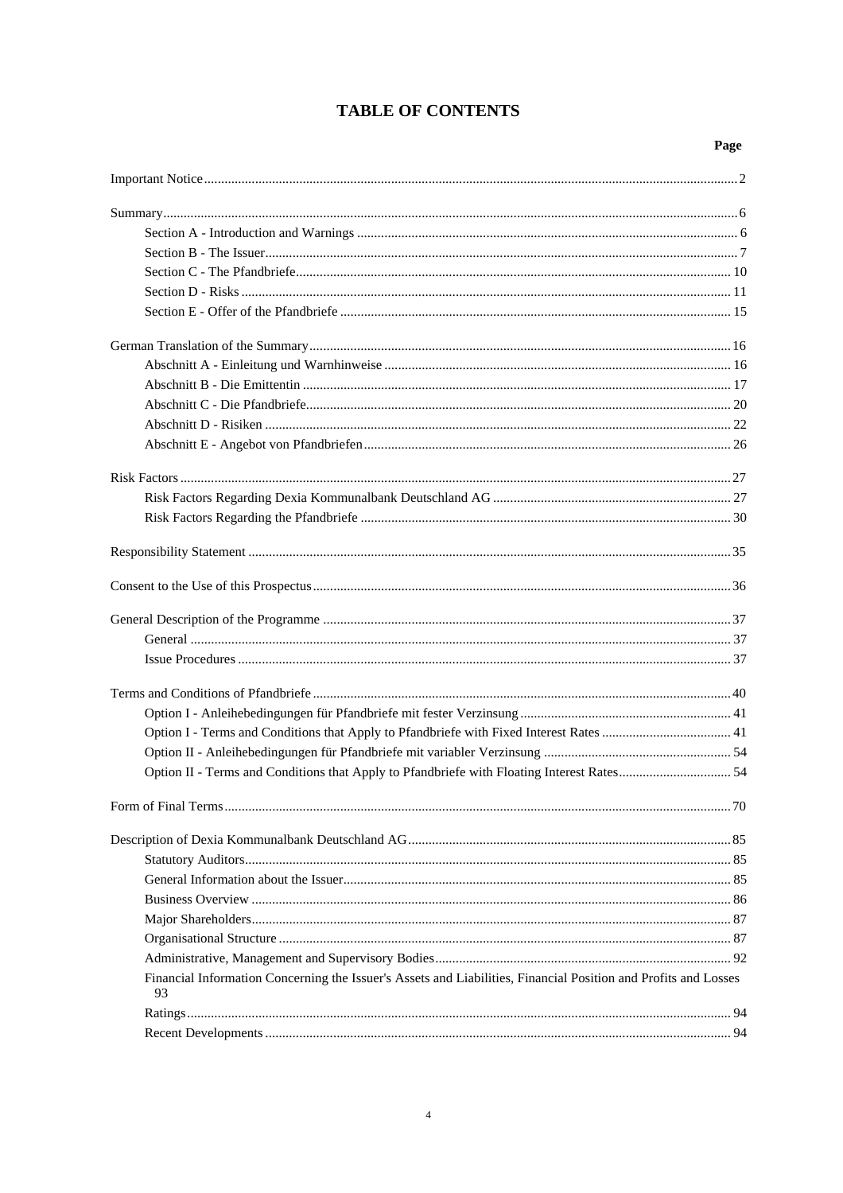# TABLE OF CONTENTS

| | Page |
|---|---|
| Important Notice | 2 |
| Summary | 6 |
| Section A - Introduction and Warnings | 6 |
| Section B - The Issuer | 7 |
| Section C - The Pfandbriefe | 10 |
| Section D - Risks | 11 |
| Section E - Offer of the Pfandbriefe | 15 |
| German Translation of the Summary | 16 |
| Abschnitt A - Einleitung und Warnhinweise | 16 |
| Abschnitt B - Die Emittentin | 17 |
| Abschnitt C - Die Pfandbriefe | 20 |
| Abschnitt D - Risiken | 22 |
| Abschnitt E - Angebot von Pfandbriefen | 26 |
| Risk Factors | 27 |
| Risk Factors Regarding Dexia Kommunalbank Deutschland AG | 27 |
| Risk Factors Regarding the Pfandbriefe | 30 |
| Responsibility Statement | 35 |
| Consent to the Use of this Prospectus | 36 |
| General Description of the Programme | 37 |
| General | 37 |
| Issue Procedures | 37 |
| Terms and Conditions of Pfandbriefe | 40 |
| Option I - Anleihebedingungen für Pfandbriefe mit fester Verzinsung | 41 |
| Option I - Terms and Conditions that Apply to Pfandbriefe with Fixed Interest Rates | 41 |
| Option II - Anleihebedingungen für Pfandbriefe mit variabler Verzinsung | 54 |
| Option II - Terms and Conditions that Apply to Pfandbriefe with Floating Interest Rates | 54 |
| Form of Final Terms | 70 |
| Description of Dexia Kommunalbank Deutschland AG | 85 |
| Statutory Auditors | 85 |
| General Information about the Issuer | 85 |
| Business Overview | 86 |
| Major Shareholders | 87 |
| Organisational Structure | 87 |
| Administrative, Management and Supervisory Bodies | 92 |
| Financial Information Concerning the Issuer's Assets and Liabilities, Financial Position and Profits and Losses | 93 |
| Ratings | 94 |
| Recent Developments | 94 |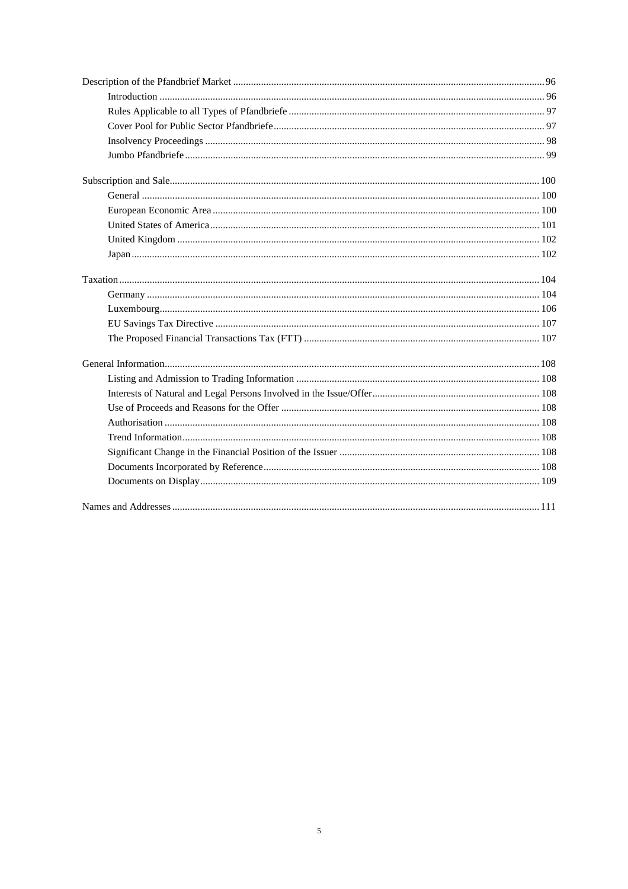| | |
|---|---|
| Description of the Pfandbrief Market | 96 |
| Introduction | 96 |
| Rules Applicable to all Types of Pfandbriefe | 97 |
| Cover Pool for Public Sector Pfandbriefe | 97 |
| Insolvency Proceedings | 98 |
| Jumbo Pfandbriefe | 99 |
| Subscription and Sale | 100 |
| General | 100 |
| European Economic Area | 100 |
| United States of America | 101 |
| United Kingdom | 102 |
| Japan | 102 |
| Taxation | 104 |
| Germany | 104 |
| Luxembourg | 106 |
| EU Savings Tax Directive | 107 |
| The Proposed Financial Transactions Tax (FTT) | 107 |
| General Information | 108 |
| Listing and Admission to Trading Information | 108 |
| Interests of Natural and Legal Persons Involved in the Issue/Offer | 108 |
| Use of Proceeds and Reasons for the Offer | 108 |
| Authorisation | 108 |
| Trend Information | 108 |
| Significant Change in the Financial Position of the Issuer | 108 |
| Documents Incorporated by Reference | 108 |
| Documents on Display | 109 |
| Names and Addresses | 111 |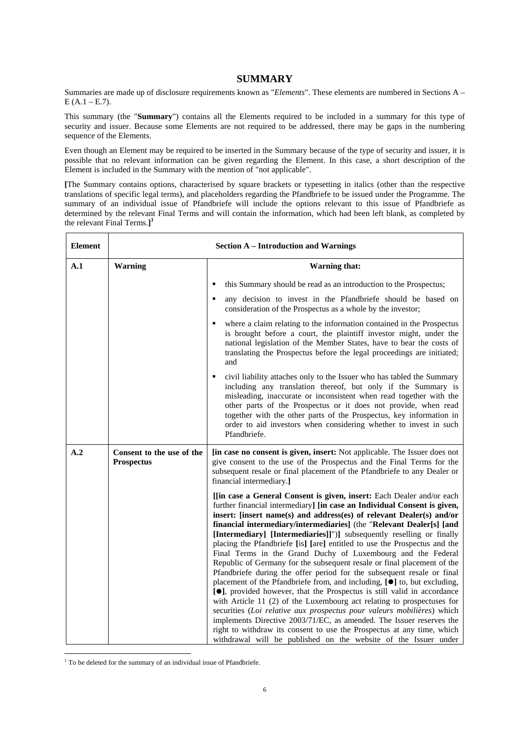# SUMMARY

Summaries are made up of disclosure requirements known as "*Elements*". These elements are numbered in Sections A – E (A.1 – E.7).

This summary (the "**Summary**") contains all the Elements required to be included in a summary for this type of security and issuer. Because some Elements are not required to be addressed, there may be gaps in the numbering sequence of the Elements.

Even though an Element may be required to be inserted in the Summary because of the type of security and issuer, it is possible that no relevant information can be given regarding the Element. In this case, a short description of the Element is included in the Summary with the mention of "not applicable".

**[**The Summary contains options, characterised by square brackets or typesetting in italics (other than the respective translations of specific legal terms), and placeholders regarding the Pfandbriefe to be issued under the Programme. The summary of an individual issue of Pfandbriefe will include the options relevant to this issue of Pfandbriefe as determined by the relevant Final Terms and will contain the information, which had been left blank, as completed by the relevant Final Terms.**]**[1]

| **Element** | **Section A – Introduction and Warnings** | |
|---|---|---|
| **A.1** | **Warning** | **Warning that:**<br><br>▪ this Summary should be read as an introduction to the Prospectus;<br><br>▪ any decision to invest in the Pfandbriefe should be based on consideration of the Prospectus as a whole by the investor;<br><br>▪ where a claim relating to the information contained in the Prospectus is brought before a court, the plaintiff investor might, under the national legislation of the Member States, have to bear the costs of translating the Prospectus before the legal proceedings are initiated; and<br><br>▪ civil liability attaches only to the Issuer who has tabled the Summary including any translation thereof, but only if the Summary is misleading, inaccurate or inconsistent when read together with the other parts of the Prospectus or it does not provide, when read together with the other parts of the Prospectus, key information in order to aid investors when considering whether to invest in such Pfandbriefe. |
| **A.2** | **Consent to the use of the Prospectus** | **[in case no consent is given, insert:** Not applicable. The Issuer does not give consent to the use of the Prospectus and the Final Terms for the subsequent resale or final placement of the Pfandbriefe to any Dealer or financial intermediary.**]**<br><br>**[[in case a General Consent is given, insert:** Each Dealer and/or each further financial intermediary**] [in case an Individual Consent is given, insert: [insert name(s) and address(es) of relevant Dealer(s) and/or financial intermediary/intermediaries]** (the "**Relevant Dealer[s] [and [Intermediary] [Intermediaries]]**")**]** subsequently reselling or finally placing the Pfandbriefe **[**is**] [**are**]** entitled to use the Prospectus and the Final Terms in the Grand Duchy of Luxembourg and the Federal Republic of Germany for the subsequent resale or final placement of the Pfandbriefe during the offer period for the subsequent resale or final placement of the Pfandbriefe from, and including, **[●]** to, but excluding, **[●]**, provided however, that the Prospectus is still valid in accordance with Article 11 (2) of the Luxembourg act relating to prospectuses for securities (*Loi relative aux prospectus pour valeurs mobilières*) which implements Directive 2003/71/EC, as amended. The Issuer reserves the right to withdraw its consent to use the Prospectus at any time, which withdrawal will be published on the website of the Issuer under |

[1] To be deleted for the summary of an individual issue of Pfandbriefe.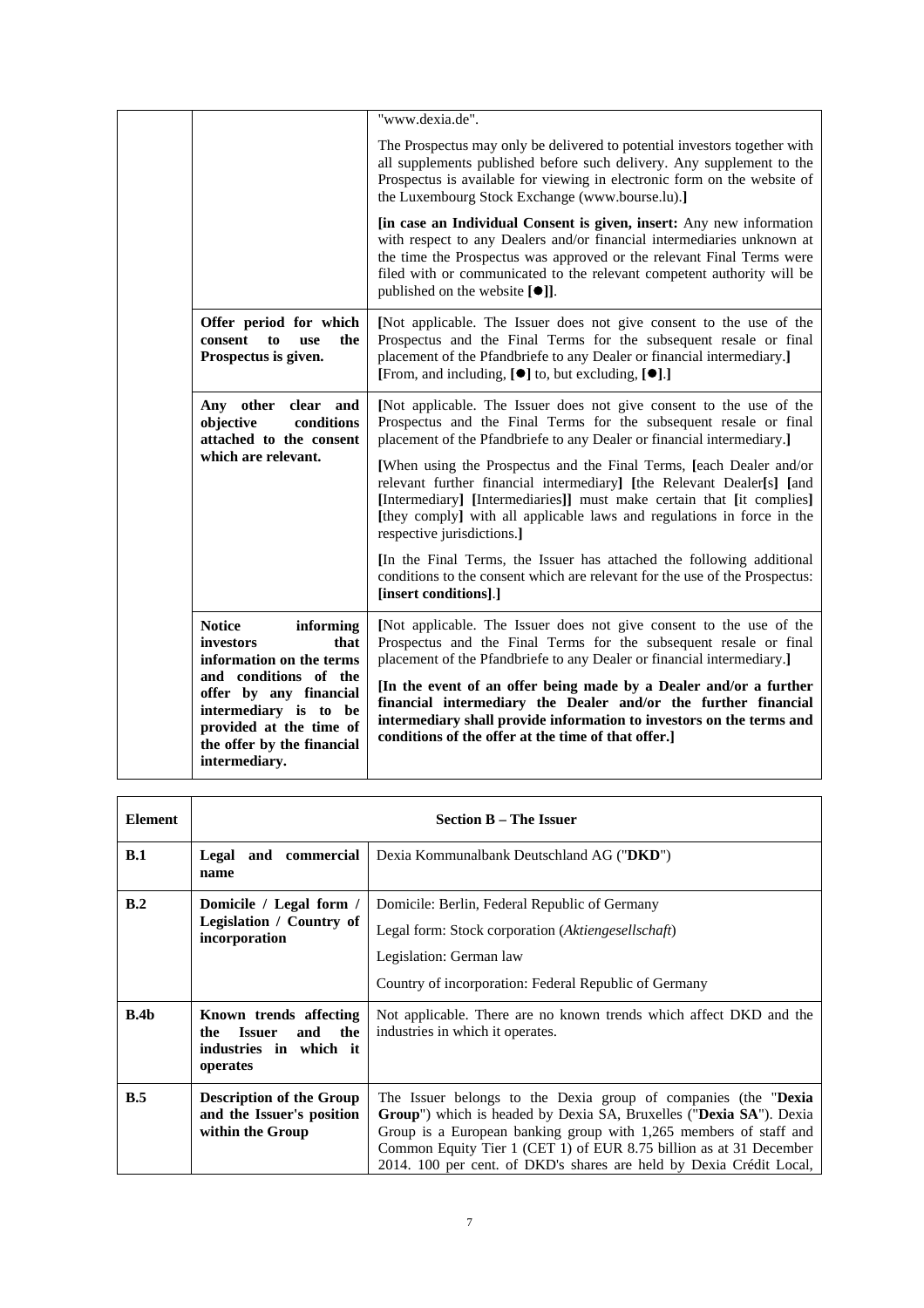| | | |
|---|---|---|
| | | "www.dexia.de".<br><br>The Prospectus may only be delivered to potential investors together with all supplements published before such delivery. Any supplement to the Prospectus is available for viewing in electronic form on the website of the Luxembourg Stock Exchange (www.bourse.lu).**]**<br><br>**[in case an Individual Consent is given, insert:** Any new information with respect to any Dealers and/or financial intermediaries unknown at the time the Prospectus was approved or the relevant Final Terms were filed with or communicated to the relevant competent authority will be published on the website **[●]]**. |
| | **Offer period for which consent to use the Prospectus is given.** | **[**Not applicable. The Issuer does not give consent to the use of the Prospectus and the Final Terms for the subsequent resale or final placement of the Pfandbriefe to any Dealer or financial intermediary.**]**<br>**[**From, and including, **[●]** to, but excluding, **[●]**.**]** |
| | **Any other clear and objective conditions attached to the consent which are relevant.** | **[**Not applicable. The Issuer does not give consent to the use of the Prospectus and the Final Terms for the subsequent resale or final placement of the Pfandbriefe to any Dealer or financial intermediary.**]**<br><br>**[**When using the Prospectus and the Final Terms, **[**each Dealer and/or relevant further financial intermediary**]** **[**the Relevant Dealer**[**s**]** **[**and **[**Intermediary**]** **[**Intermediaries**]]** must make certain that **[**it complies**]** **[**they comply**]** with all applicable laws and regulations in force in the respective jurisdictions.**]**<br><br>**[**In the Final Terms, the Issuer has attached the following additional conditions to the consent which are relevant for the use of the Prospectus: **[insert conditions]**.**]** |
| | **Notice informing investors that information on the terms and conditions of the offer by any financial intermediary is to be provided at the time of the offer by the financial intermediary.** | **[**Not applicable. The Issuer does not give consent to the use of the Prospectus and the Final Terms for the subsequent resale or final placement of the Pfandbriefe to any Dealer or financial intermediary.**]**<br><br>**[In the event of an offer being made by a Dealer and/or a further financial intermediary the Dealer and/or the further financial intermediary shall provide information to investors on the terms and conditions of the offer at the time of that offer.]** |

| Element | Section B – The Issuer | |
|---|---|---|
| **B.1** | **Legal and commercial name** | Dexia Kommunalbank Deutschland AG ("**DKD**") |
| **B.2** | **Domicile / Legal form / Legislation / Country of incorporation** | Domicile: Berlin, Federal Republic of Germany<br><br>Legal form: Stock corporation (*Aktiengesellschaft*)<br><br>Legislation: German law<br><br>Country of incorporation: Federal Republic of Germany |
| **B.4b** | **Known trends affecting the Issuer and the industries in which it operates** | Not applicable. There are no known trends which affect DKD and the industries in which it operates. |
| **B.5** | **Description of the Group and the Issuer's position within the Group** | The Issuer belongs to the Dexia group of companies (the "**Dexia Group**") which is headed by Dexia SA, Bruxelles ("**Dexia SA**"). Dexia Group is a European banking group with 1,265 members of staff and Common Equity Tier 1 (CET 1) of EUR 8.75 billion as at 31 December 2014. 100 per cent. of DKD's shares are held by Dexia Crédit Local, |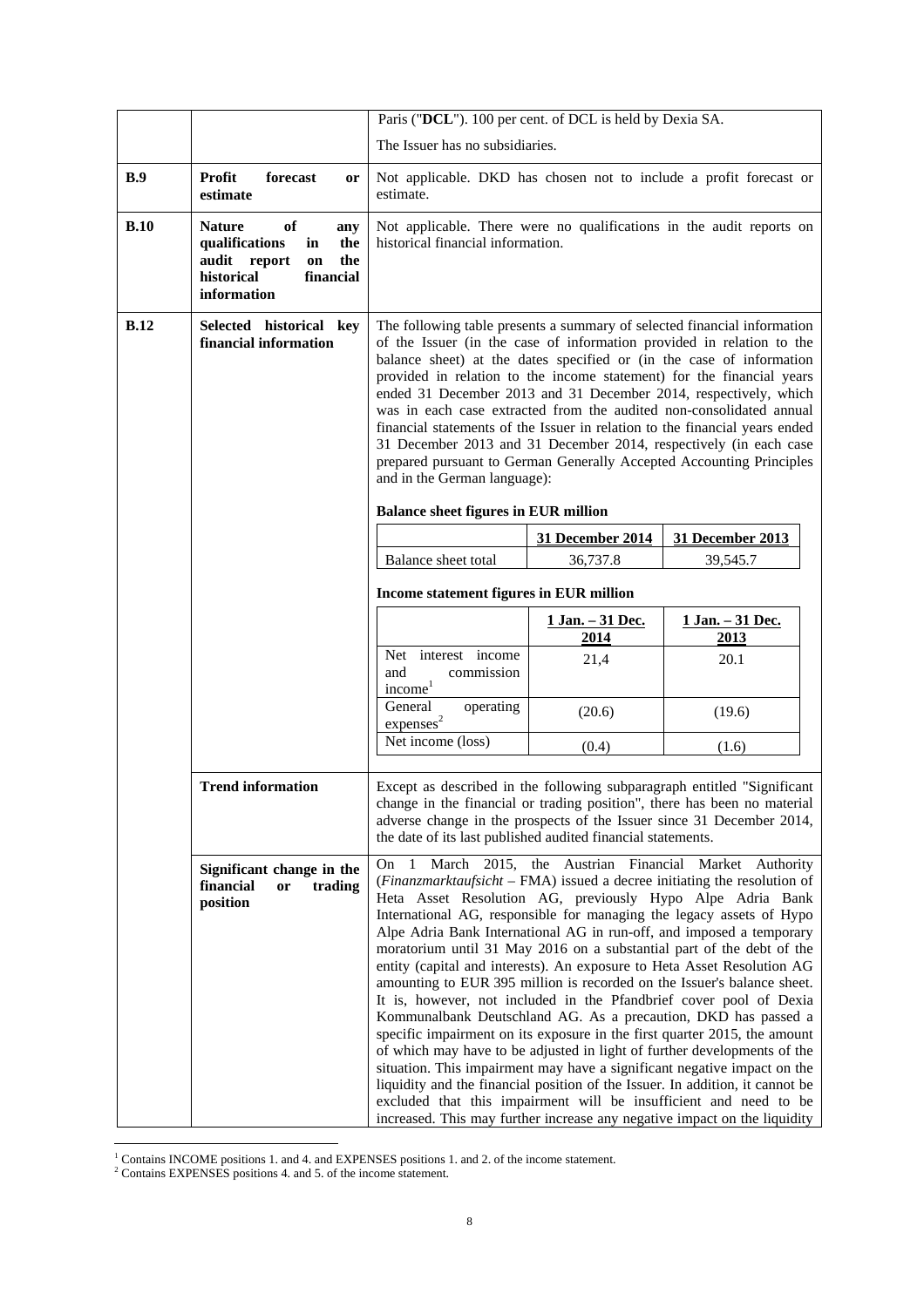| | | |
|---|---|---|
| | | Paris ("**DCL**"). 100 per cent. of DCL is held by Dexia SA.<br><br>The Issuer has no subsidiaries. |
| **B.9** | **Profit forecast or estimate** | Not applicable. DKD has chosen not to include a profit forecast or estimate. |
| **B.10** | **Nature of any qualifications in the audit report on the historical financial information** | Not applicable. There were no qualifications in the audit reports on historical financial information. |
| **B.12** | **Selected historical key financial information** | The following table presents a summary of selected financial information of the Issuer (in the case of information provided in relation to the balance sheet) at the dates specified or (in the case of information provided in relation to the income statement) for the financial years ended 31 December 2013 and 31 December 2014, respectively, which was in each case extracted from the audited non-consolidated annual financial statements of the Issuer in relation to the financial years ended 31 December 2013 and 31 December 2014, respectively (in each case prepared pursuant to German Generally Accepted Accounting Principles and in the German language):<br><br>**Balance sheet figures in EUR million**<br><br>\| \| **31 December 2014** \| **31 December 2013** \|<br>\| Balance sheet total \| 36,737.8 \| 39,545.7 \|<br><br>**Income statement figures in EUR million**<br><br>\| \| **1 Jan. – 31 Dec. 2014** \| **1 Jan. – 31 Dec. 2013** \|<br>\| Net interest income and commission income[1] \| 21,4 \| 20.1 \|<br>\| General operating expenses[2] \| (20.6) \| (19.6) \|<br>\| Net income (loss) \| (0.4) \| (1.6) \| |
| | **Trend information** | Except as described in the following subparagraph entitled "Significant change in the financial or trading position", there has been no material adverse change in the prospects of the Issuer since 31 December 2014, the date of its last published audited financial statements. |
| | **Significant change in the financial or trading position** | On 1 March 2015, the Austrian Financial Market Authority (*Finanzmarktaufsicht* – FMA) issued a decree initiating the resolution of Heta Asset Resolution AG, previously Hypo Alpe Adria Bank International AG, responsible for managing the legacy assets of Hypo Alpe Adria Bank International AG in run-off, and imposed a temporary moratorium until 31 May 2016 on a substantial part of the debt of the entity (capital and interests). An exposure to Heta Asset Resolution AG amounting to EUR 395 million is recorded on the Issuer's balance sheet. It is, however, not included in the Pfandbrief cover pool of Dexia Kommunalbank Deutschland AG. As a precaution, DKD has passed a specific impairment on its exposure in the first quarter 2015, the amount of which may have to be adjusted in light of further developments of the situation. This impairment may have a significant negative impact on the liquidity and the financial position of the Issuer. In addition, it cannot be excluded that this impairment will be insufficient and need to be increased. This may further increase any negative impact on the liquidity |

[1] Contains INCOME positions 1. and 4. and EXPENSES positions 1. and 2. of the income statement.

[2] Contains EXPENSES positions 4. and 5. of the income statement.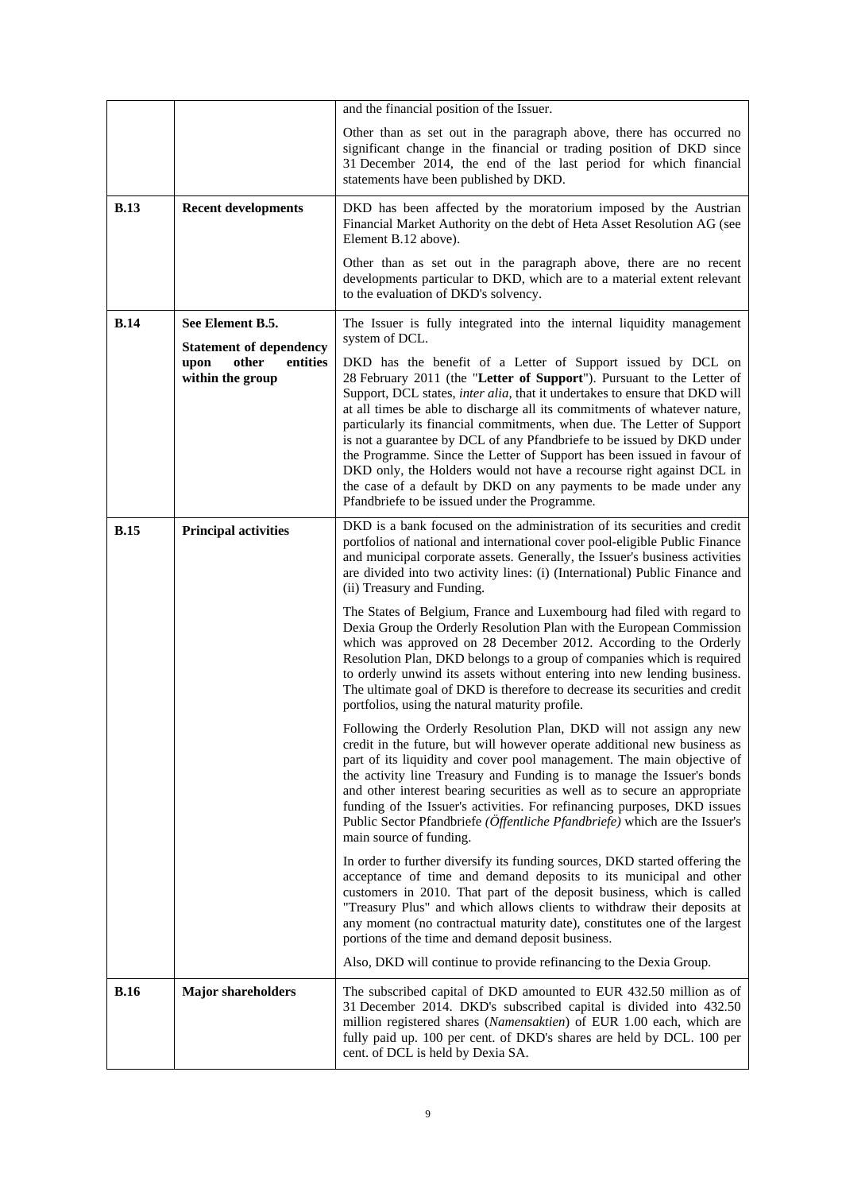| | | |
|---|---|---|
| | | and the financial position of the Issuer.<br><br>Other than as set out in the paragraph above, there has occurred no significant change in the financial or trading position of DKD since 31 December 2014, the end of the last period for which financial statements have been published by DKD. |
| **B.13** | **Recent developments** | DKD has been affected by the moratorium imposed by the Austrian Financial Market Authority on the debt of Heta Asset Resolution AG (see Element B.12 above).<br><br>Other than as set out in the paragraph above, there are no recent developments particular to DKD, which are to a material extent relevant to the evaluation of DKD's solvency. |
| **B.14** | **See Element B.5.**<br><br>**Statement of dependency upon other entities within the group** | The Issuer is fully integrated into the internal liquidity management system of DCL.<br><br>DKD has the benefit of a Letter of Support issued by DCL on 28 February 2011 (the "**Letter of Support**"). Pursuant to the Letter of Support, DCL states, *inter alia*, that it undertakes to ensure that DKD will at all times be able to discharge all its commitments of whatever nature, particularly its financial commitments, when due. The Letter of Support is not a guarantee by DCL of any Pfandbriefe to be issued by DKD under the Programme. Since the Letter of Support has been issued in favour of DKD only, the Holders would not have a recourse right against DCL in the case of a default by DKD on any payments to be made under any Pfandbriefe to be issued under the Programme. |
| **B.15** | **Principal activities** | DKD is a bank focused on the administration of its securities and credit portfolios of national and international cover pool-eligible Public Finance and municipal corporate assets. Generally, the Issuer's business activities are divided into two activity lines: (i) (International) Public Finance and (ii) Treasury and Funding.<br><br>The States of Belgium, France and Luxembourg had filed with regard to Dexia Group the Orderly Resolution Plan with the European Commission which was approved on 28 December 2012. According to the Orderly Resolution Plan, DKD belongs to a group of companies which is required to orderly unwind its assets without entering into new lending business. The ultimate goal of DKD is therefore to decrease its securities and credit portfolios, using the natural maturity profile.<br><br>Following the Orderly Resolution Plan, DKD will not assign any new credit in the future, but will however operate additional new business as part of its liquidity and cover pool management. The main objective of the activity line Treasury and Funding is to manage the Issuer's bonds and other interest bearing securities as well as to secure an appropriate funding of the Issuer's activities. For refinancing purposes, DKD issues Public Sector Pfandbriefe *(Öffentliche Pfandbriefe)* which are the Issuer's main source of funding.<br><br>In order to further diversify its funding sources, DKD started offering the acceptance of time and demand deposits to its municipal and other customers in 2010. That part of the deposit business, which is called "Treasury Plus" and which allows clients to withdraw their deposits at any moment (no contractual maturity date), constitutes one of the largest portions of the time and demand deposit business.<br><br>Also, DKD will continue to provide refinancing to the Dexia Group. |
| **B.16** | **Major shareholders** | The subscribed capital of DKD amounted to EUR 432.50 million as of 31 December 2014. DKD's subscribed capital is divided into 432.50 million registered shares (*Namensaktien*) of EUR 1.00 each, which are fully paid up. 100 per cent. of DKD's shares are held by DCL. 100 per cent. of DCL is held by Dexia SA. |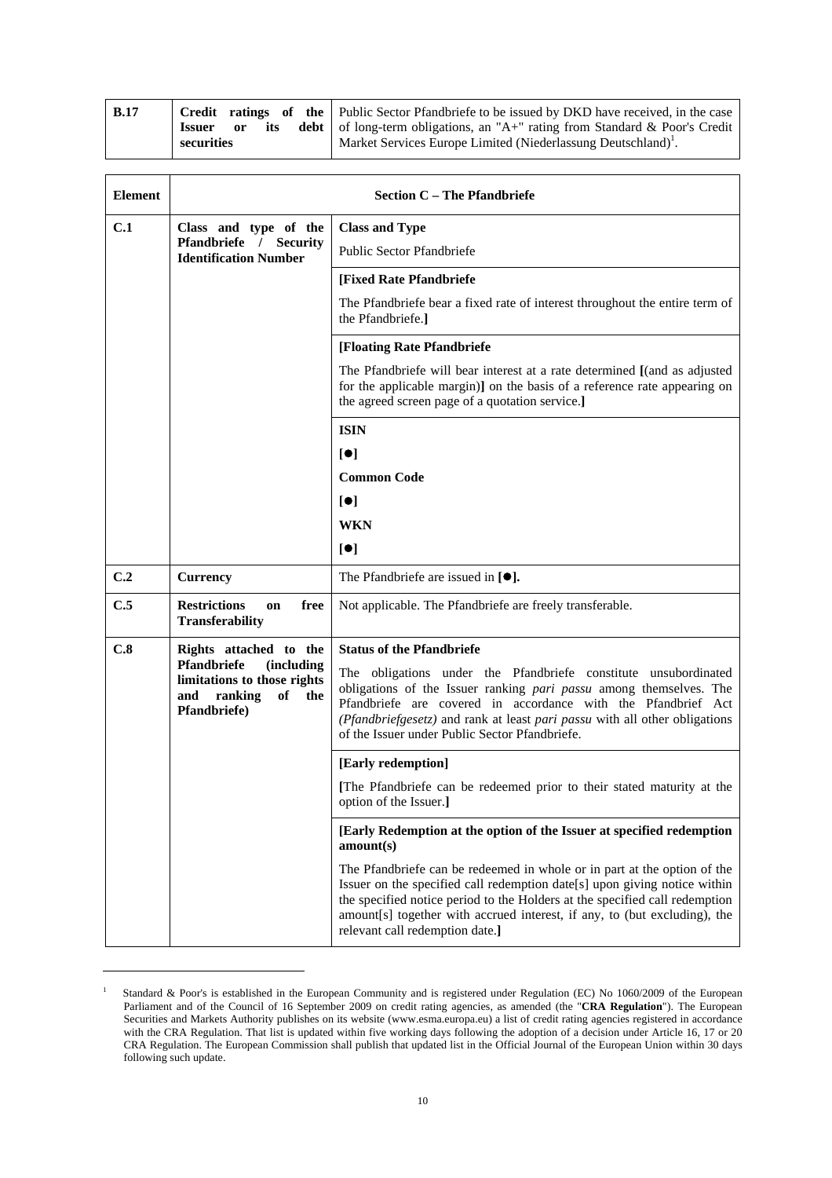| B.17 | Credit ratings of the Issuer or its debt securities | Public Sector Pfandbriefe to be issued by DKD have received, in the case of long-term obligations, an "A+" rating from Standard & Poor's Credit Market Services Europe Limited (Niederlassung Deutschland)[1]. |
|---|---|---|

| Element | Section C – The Pfandbriefe | |
|---|---|---|
| C.1 | Class and type of the Pfandbriefe / Security Identification Number | **Class and Type**<br>Public Sector Pfandbriefe |
| | | **[Fixed Rate Pfandbriefe**<br>The Pfandbriefe bear a fixed rate of interest throughout the entire term of the Pfandbriefe.**]** |
| | | **[Floating Rate Pfandbriefe**<br>The Pfandbriefe will bear interest at a rate determined **[**(and as adjusted for the applicable margin)**]** on the basis of a reference rate appearing on the agreed screen page of a quotation service.**]** |
| | | **ISIN**<br>**[●]**<br>**Common Code**<br>**[●]**<br>**WKN**<br>**[●]** |
| C.2 | Currency | The Pfandbriefe are issued in **[●].** |
| C.5 | Restrictions on free Transferability | Not applicable. The Pfandbriefe are freely transferable. |
| C.8 | Rights attached to the Pfandbriefe (including limitations to those rights and ranking of the Pfandbriefe) | **Status of the Pfandbriefe**<br>The obligations under the Pfandbriefe constitute unsubordinated obligations of the Issuer ranking *pari passu* among themselves. The Pfandbriefe are covered in accordance with the Pfandbrief Act *(Pfandbriefgesetz)* and rank at least *pari passu* with all other obligations of the Issuer under Public Sector Pfandbriefe. |
| | | **[Early redemption]**<br>**[**The Pfandbriefe can be redeemed prior to their stated maturity at the option of the Issuer.**]** |
| | | **[Early Redemption at the option of the Issuer at specified redemption amount(s)**<br>The Pfandbriefe can be redeemed in whole or in part at the option of the Issuer on the specified call redemption date[s] upon giving notice within the specified notice period to the Holders at the specified call redemption amount[s] together with accrued interest, if any, to (but excluding), the relevant call redemption date.**]** |

[1] Standard & Poor's is established in the European Community and is registered under Regulation (EC) No 1060/2009 of the European Parliament and of the Council of 16 September 2009 on credit rating agencies, as amended (the "**CRA Regulation**"). The European Securities and Markets Authority publishes on its website (www.esma.europa.eu) a list of credit rating agencies registered in accordance with the CRA Regulation. That list is updated within five working days following the adoption of a decision under Article 16, 17 or 20 CRA Regulation. The European Commission shall publish that updated list in the Official Journal of the European Union within 30 days following such update.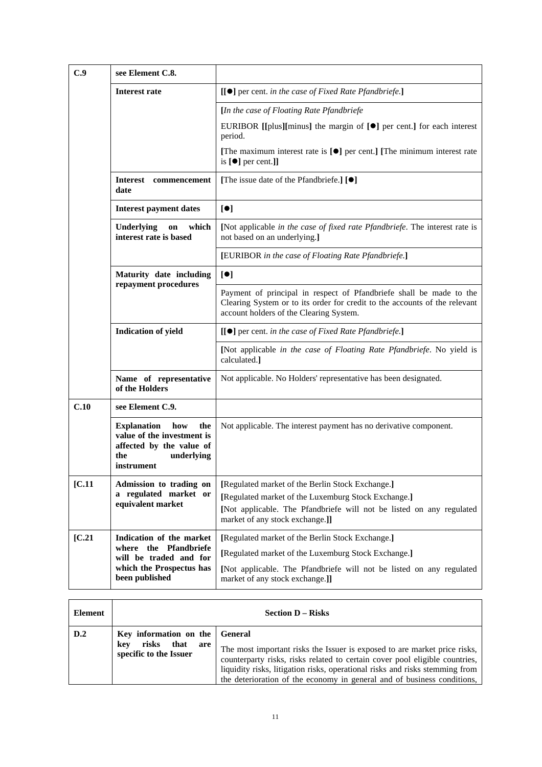| | | |
|---|---|---|
| **C.9** | **see Element C.8.** | |
| | **Interest rate** | **[[●]** per cent. *in the case of Fixed Rate Pfandbriefe.***]** |
| | | **[***In the case of Floating Rate Pfandbriefe*<br><br>EURIBOR **[[**plus**][**minus**]** the margin of **[●]** per cent.**]** for each interest period.<br><br>**[**The maximum interest rate is **[●]** per cent.**]** **[**The minimum interest rate is **[●]** per cent.**]]** |
| | **Interest commencement date** | **[**The issue date of the Pfandbriefe.**]** **[●]** |
| | **Interest payment dates** | **[●]** |
| | **Underlying on which interest rate is based** | **[**Not applicable *in the case of fixed rate Pfandbriefe*. The interest rate is not based on an underlying.**]** |
| | | **[**EURIBOR *in the case of Floating Rate Pfandbriefe.***]** |
| | **Maturity date including repayment procedures** | **[●]** |
| | | Payment of principal in respect of Pfandbriefe shall be made to the Clearing System or to its order for credit to the accounts of the relevant account holders of the Clearing System. |
| | **Indication of yield** | **[[●]** per cent. *in the case of Fixed Rate Pfandbriefe.***]** |
| | | **[**Not applicable *in the case of Floating Rate Pfandbriefe*. No yield is calculated.**]** |
| | **Name of representative of the Holders** | Not applicable. No Holders' representative has been designated. |
| **C.10** | **see Element C.9.** | |
| | **Explanation how the value of the investment is affected by the value of the underlying instrument** | Not applicable. The interest payment has no derivative component. |
| **[C.11** | **Admission to trading on a regulated market or equivalent market** | **[**Regulated market of the Berlin Stock Exchange.**]**<br><br>**[**Regulated market of the Luxemburg Stock Exchange.**]**<br><br>**[**Not applicable. The Pfandbriefe will not be listed on any regulated market of any stock exchange.**]]** |
| **[C.21** | **Indication of the market where the Pfandbriefe will be traded and for which the Prospectus has been published** | **[**Regulated market of the Berlin Stock Exchange.**]**<br><br>**[**Regulated market of the Luxemburg Stock Exchange.**]**<br><br>**[**Not applicable. The Pfandbriefe will not be listed on any regulated market of any stock exchange.**]]** |

| **Element** | **Section D – Risks** | |
|---|---|---|
| **D.2** | **Key information on the key risks that are specific to the Issuer** | **General**<br><br>The most important risks the Issuer is exposed to are market price risks, counterparty risks, risks related to certain cover pool eligible countries, liquidity risks, litigation risks, operational risks and risks stemming from the deterioration of the economy in general and of business conditions, |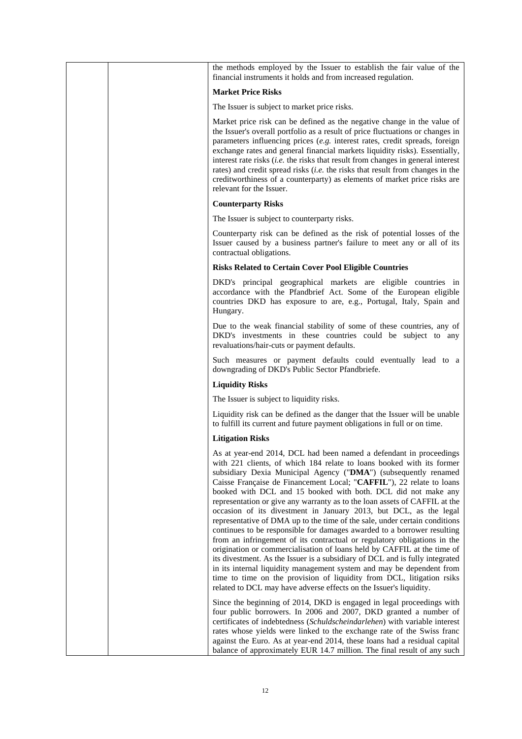the methods employed by the Issuer to establish the fair value of the financial instruments it holds and from increased regulation.

**Market Price Risks**

The Issuer is subject to market price risks.

Market price risk can be defined as the negative change in the value of the Issuer's overall portfolio as a result of price fluctuations or changes in parameters influencing prices (*e.g.* interest rates, credit spreads, foreign exchange rates and general financial markets liquidity risks). Essentially, interest rate risks (*i.e.* the risks that result from changes in general interest rates) and credit spread risks (*i.e.* the risks that result from changes in the creditworthiness of a counterparty) as elements of market price risks are relevant for the Issuer.

**Counterparty Risks**

The Issuer is subject to counterparty risks.

Counterparty risk can be defined as the risk of potential losses of the Issuer caused by a business partner's failure to meet any or all of its contractual obligations.

**Risks Related to Certain Cover Pool Eligible Countries**

DKD's principal geographical markets are eligible countries in accordance with the Pfandbrief Act. Some of the European eligible countries DKD has exposure to are, e.g., Portugal, Italy, Spain and Hungary.

Due to the weak financial stability of some of these countries, any of DKD's investments in these countries could be subject to any revaluations/hair-cuts or payment defaults.

Such measures or payment defaults could eventually lead to a downgrading of DKD's Public Sector Pfandbriefe.

**Liquidity Risks**

The Issuer is subject to liquidity risks.

Liquidity risk can be defined as the danger that the Issuer will be unable to fulfill its current and future payment obligations in full or on time.

**Litigation Risks**

As at year-end 2014, DCL had been named a defendant in proceedings with 221 clients, of which 184 relate to loans booked with its former subsidiary Dexia Municipal Agency ("**DMA**") (subsequently renamed Caisse Française de Financement Local; "**CAFFIL**"), 22 relate to loans booked with DCL and 15 booked with both. DCL did not make any representation or give any warranty as to the loan assets of CAFFIL at the occasion of its divestment in January 2013, but DCL, as the legal representative of DMA up to the time of the sale, under certain conditions continues to be responsible for damages awarded to a borrower resulting from an infringement of its contractual or regulatory obligations in the origination or commercialisation of loans held by CAFFIL at the time of its divestment. As the Issuer is a subsidiary of DCL and is fully integrated in its internal liquidity management system and may be dependent from time to time on the provision of liquidity from DCL, litigation rsiks related to DCL may have adverse effects on the Issuer's liquidity.

Since the beginning of 2014, DKD is engaged in legal proceedings with four public borrowers. In 2006 and 2007, DKD granted a number of certificates of indebtedness (*Schuldscheindarlehen*) with variable interest rates whose yields were linked to the exchange rate of the Swiss franc against the Euro. As at year-end 2014, these loans had a residual capital balance of approximately EUR 14.7 million. The final result of any such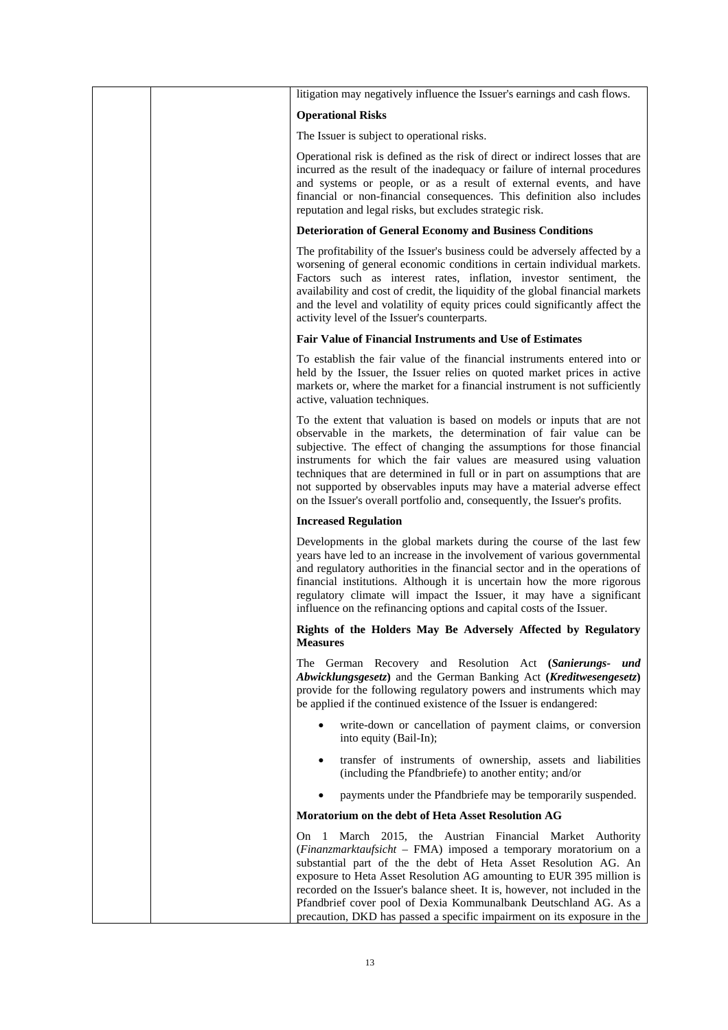litigation may negatively influence the Issuer's earnings and cash flows.

**Operational Risks**

The Issuer is subject to operational risks.

Operational risk is defined as the risk of direct or indirect losses that are incurred as the result of the inadequacy or failure of internal procedures and systems or people, or as a result of external events, and have financial or non-financial consequences. This definition also includes reputation and legal risks, but excludes strategic risk.

**Deterioration of General Economy and Business Conditions**

The profitability of the Issuer's business could be adversely affected by a worsening of general economic conditions in certain individual markets. Factors such as interest rates, inflation, investor sentiment, the availability and cost of credit, the liquidity of the global financial markets and the level and volatility of equity prices could significantly affect the activity level of the Issuer's counterparts.

**Fair Value of Financial Instruments and Use of Estimates**

To establish the fair value of the financial instruments entered into or held by the Issuer, the Issuer relies on quoted market prices in active markets or, where the market for a financial instrument is not sufficiently active, valuation techniques.

To the extent that valuation is based on models or inputs that are not observable in the markets, the determination of fair value can be subjective. The effect of changing the assumptions for those financial instruments for which the fair values are measured using valuation techniques that are determined in full or in part on assumptions that are not supported by observables inputs may have a material adverse effect on the Issuer's overall portfolio and, consequently, the Issuer's profits.

**Increased Regulation**

Developments in the global markets during the course of the last few years have led to an increase in the involvement of various governmental and regulatory authorities in the financial sector and in the operations of financial institutions. Although it is uncertain how the more rigorous regulatory climate will impact the Issuer, it may have a significant influence on the refinancing options and capital costs of the Issuer.

**Rights of the Holders May Be Adversely Affected by Regulatory Measures**

The German Recovery and Resolution Act **(*Sanierungs- und Abwicklungsgesetz*)** and the German Banking Act **(*Kreditwesengesetz*)** provide for the following regulatory powers and instruments which may be applied if the continued existence of the Issuer is endangered:

- write-down or cancellation of payment claims, or conversion into equity (Bail-In);
- transfer of instruments of ownership, assets and liabilities (including the Pfandbriefe) to another entity; and/or
- payments under the Pfandbriefe may be temporarily suspended.

**Moratorium on the debt of Heta Asset Resolution AG**

On 1 March 2015, the Austrian Financial Market Authority (*Finanzmarktaufsicht* – FMA) imposed a temporary moratorium on a substantial part of the the debt of Heta Asset Resolution AG. An exposure to Heta Asset Resolution AG amounting to EUR 395 million is recorded on the Issuer's balance sheet. It is, however, not included in the Pfandbrief cover pool of Dexia Kommunalbank Deutschland AG. As a precaution, DKD has passed a specific impairment on its exposure in the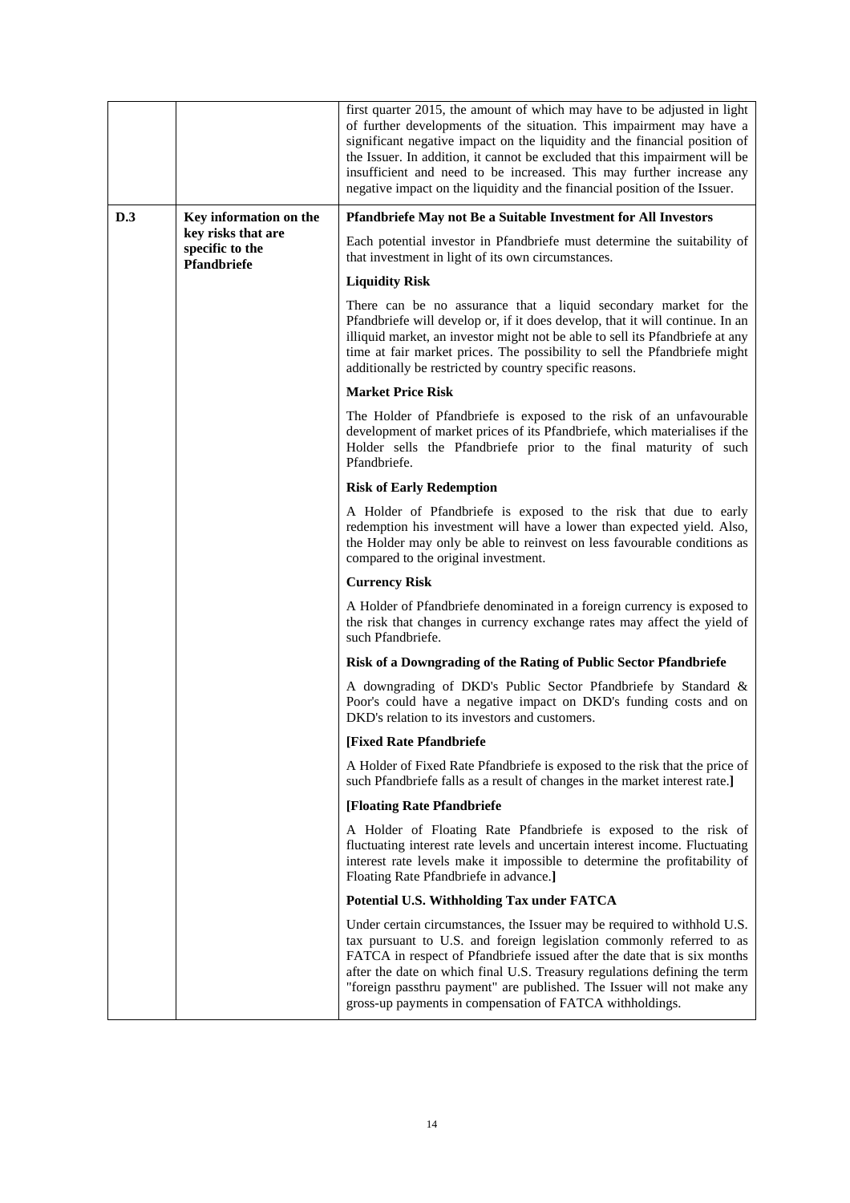| | | |
|---|---|---|
| | | first quarter 2015, the amount of which may have to be adjusted in light of further developments of the situation. This impairment may have a significant negative impact on the liquidity and the financial position of the Issuer. In addition, it cannot be excluded that this impairment will be insufficient and need to be increased. This may further increase any negative impact on the liquidity and the financial position of the Issuer. |
| **D.3** | **Key information on the key risks that are specific to the Pfandbriefe** | **Pfandbriefe May not Be a Suitable Investment for All Investors**<br><br>Each potential investor in Pfandbriefe must determine the suitability of that investment in light of its own circumstances.<br><br>**Liquidity Risk**<br><br>There can be no assurance that a liquid secondary market for the Pfandbriefe will develop or, if it does develop, that it will continue. In an illiquid market, an investor might not be able to sell its Pfandbriefe at any time at fair market prices. The possibility to sell the Pfandbriefe might additionally be restricted by country specific reasons.<br><br>**Market Price Risk**<br><br>The Holder of Pfandbriefe is exposed to the risk of an unfavourable development of market prices of its Pfandbriefe, which materialises if the Holder sells the Pfandbriefe prior to the final maturity of such Pfandbriefe.<br><br>**Risk of Early Redemption**<br><br>A Holder of Pfandbriefe is exposed to the risk that due to early redemption his investment will have a lower than expected yield. Also, the Holder may only be able to reinvest on less favourable conditions as compared to the original investment.<br><br>**Currency Risk**<br><br>A Holder of Pfandbriefe denominated in a foreign currency is exposed to the risk that changes in currency exchange rates may affect the yield of such Pfandbriefe.<br><br>**Risk of a Downgrading of the Rating of Public Sector Pfandbriefe**<br><br>A downgrading of DKD's Public Sector Pfandbriefe by Standard & Poor's could have a negative impact on DKD's funding costs and on DKD's relation to its investors and customers.<br><br>**[Fixed Rate Pfandbriefe**<br><br>A Holder of Fixed Rate Pfandbriefe is exposed to the risk that the price of such Pfandbriefe falls as a result of changes in the market interest rate.**]**<br><br>**[Floating Rate Pfandbriefe**<br><br>A Holder of Floating Rate Pfandbriefe is exposed to the risk of fluctuating interest rate levels and uncertain interest income. Fluctuating interest rate levels make it impossible to determine the profitability of Floating Rate Pfandbriefe in advance.**]**<br><br>**Potential U.S. Withholding Tax under FATCA**<br><br>Under certain circumstances, the Issuer may be required to withhold U.S. tax pursuant to U.S. and foreign legislation commonly referred to as FATCA in respect of Pfandbriefe issued after the date that is six months after the date on which final U.S. Treasury regulations defining the term "foreign passthru payment" are published. The Issuer will not make any gross-up payments in compensation of FATCA withholdings. |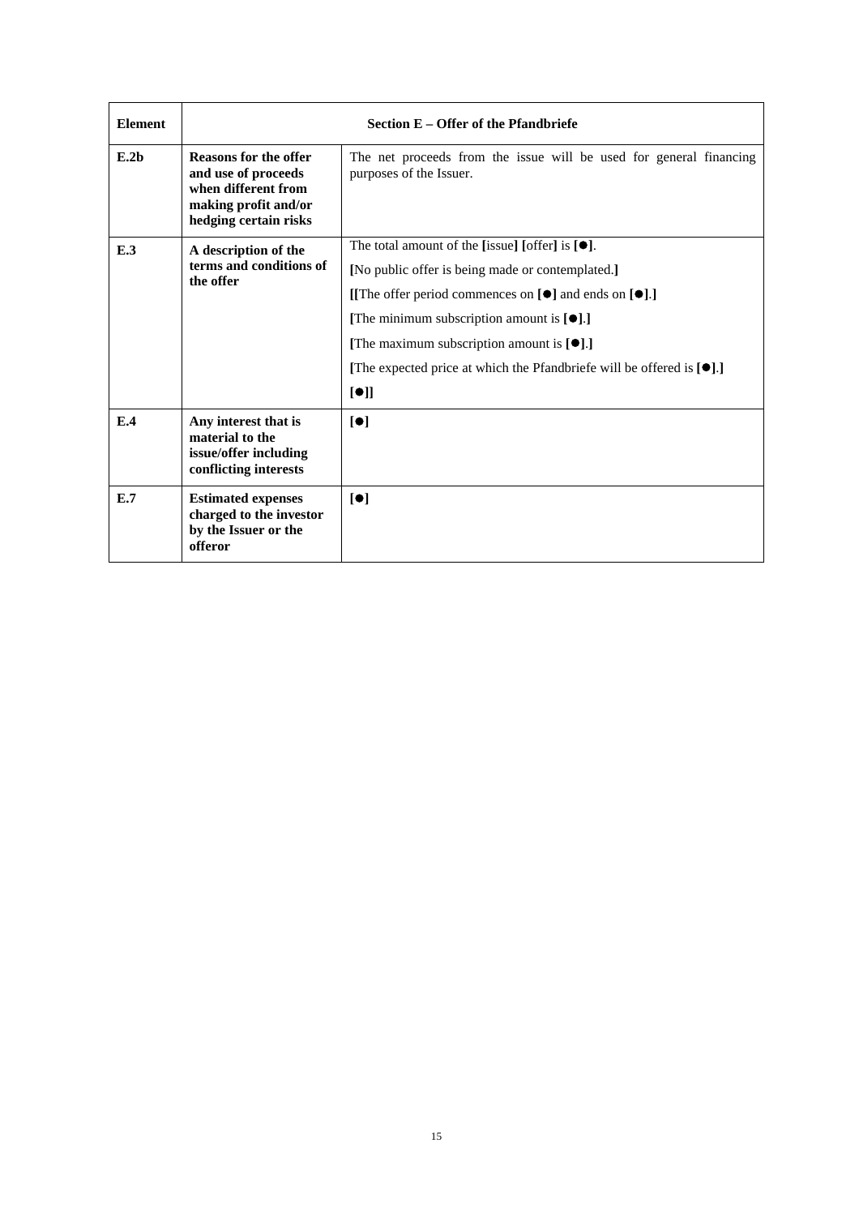| Element | Section E – Offer of the Pfandbriefe | |
|---|---|---|
| **E.2b** | **Reasons for the offer and use of proceeds when different from making profit and/or hedging certain risks** | The net proceeds from the issue will be used for general financing purposes of the Issuer. |
| **E.3** | **A description of the terms and conditions of the offer** | The total amount of the **[**issue**] [**offer**]** is **[●]**.<br>**[**No public offer is being made or contemplated.**]**<br>**[[**The offer period commences on **[●]** and ends on **[●]**.**]**<br>**[**The minimum subscription amount is **[●]**.**]**<br>**[**The maximum subscription amount is **[●]**.**]**<br>**[**The expected price at which the Pfandbriefe will be offered is **[●]**.**]**<br>**[●]]** |
| **E.4** | **Any interest that is material to the issue/offer including conflicting interests** | **[●]** |
| **E.7** | **Estimated expenses charged to the investor by the Issuer or the offeror** | **[●]** |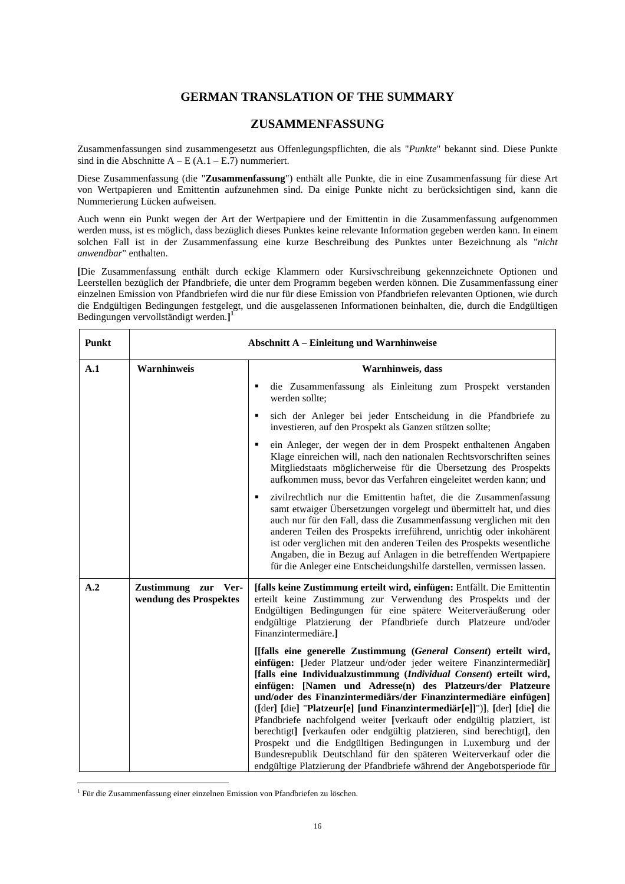# GERMAN TRANSLATION OF THE SUMMARY

## ZUSAMMENFASSUNG

Zusammenfassungen sind zusammengesetzt aus Offenlegungspflichten, die als "*Punkte*" bekannt sind. Diese Punkte sind in die Abschnitte A – E (A.1 – E.7) nummeriert.

Diese Zusammenfassung (die "**Zusammenfassung**") enthält alle Punkte, die in eine Zusammenfassung für diese Art von Wertpapieren und Emittentin aufzunehmen sind. Da einige Punkte nicht zu berücksichtigen sind, kann die Nummerierung Lücken aufweisen.

Auch wenn ein Punkt wegen der Art der Wertpapiere und der Emittentin in die Zusammenfassung aufgenommen werden muss, ist es möglich, dass bezüglich dieses Punktes keine relevante Information gegeben werden kann. In einem solchen Fall ist in der Zusammenfassung eine kurze Beschreibung des Punktes unter Bezeichnung als "*nicht anwendbar*" enthalten.

**[**Die Zusammenfassung enthält durch eckige Klammern oder Kursivschreibung gekennzeichnete Optionen und Leerstellen bezüglich der Pfandbriefe, die unter dem Programm begeben werden können. Die Zusammenfassung einer einzelnen Emission von Pfandbriefen wird die nur für diese Emission von Pfandbriefen relevanten Optionen, wie durch die Endgültigen Bedingungen festgelegt, und die ausgelassenen Informationen beinhalten, die, durch die Endgültigen Bedingungen vervollständigt werden.**]**[1]

| Punkt | Abschnitt A – Einleitung und Warnhinweise | |
|---|---|---|
| **A.1** | **Warnhinweis** | **Warnhinweis, dass**<br>▪ die Zusammenfassung als Einleitung zum Prospekt verstanden werden sollte;<br>▪ sich der Anleger bei jeder Entscheidung in die Pfandbriefe zu investieren, auf den Prospekt als Ganzen stützen sollte;<br>▪ ein Anleger, der wegen der in dem Prospekt enthaltenen Angaben Klage einreichen will, nach den nationalen Rechtsvorschriften seines Mitgliedstaats möglicherweise für die Übersetzung des Prospekts aufkommen muss, bevor das Verfahren eingeleitet werden kann; und<br>▪ zivilrechtlich nur die Emittentin haftet, die die Zusammenfassung samt etwaiger Übersetzungen vorgelegt und übermittelt hat, und dies auch nur für den Fall, dass die Zusammenfassung verglichen mit den anderen Teilen des Prospekts irreführend, unrichtig oder inkohärent ist oder verglichen mit den anderen Teilen des Prospekts wesentliche Angaben, die in Bezug auf Anlagen in die betreffenden Wertpapiere für die Anleger eine Entscheidungshilfe darstellen, vermissen lassen. |
| **A.2** | **Zustimmung zur Verwendung des Prospektes** | **[falls keine Zustimmung erteilt wird, einfügen:** Entfällt. Die Emittentin erteilt keine Zustimmung zur Verwendung des Prospekts und der Endgültigen Bedingungen für eine spätere Weiterveräußerung oder endgültige Platzierung der Pfandbriefe durch Platzeure und/oder Finanzintermediäre.**]**<br><br>**[[falls eine generelle Zustimmung (*General Consent*) erteilt wird, einfügen: [**Jeder Platzeur und/oder jeder weitere Finanzintermediär**] [falls eine Individualzustimmung (*Individual Consent*) erteilt wird, einfügen: [Namen und Adresse(n) des Platzeurs/der Platzeure und/oder des Finanzintermediärs/der Finanzintermediäre einfügen]** (**[**der**]** **[**die**]** "**Platzeur[e] [und Finanzintermediär[e]]**")**]**, **[**der**]** **[**die**]** die Pfandbriefe nachfolgend weiter **[**verkauft oder endgültig platziert, ist berechtigt**]** **[**verkaufen oder endgültig platzieren, sind berechtigt**]**, den Prospekt und die Endgültigen Bedingungen in Luxemburg und der Bundesrepublik Deutschland für den späteren Weiterverkauf oder die endgültige Platzierung der Pfandbriefe während der Angebotsperiode für |

[1] Für die Zusammenfassung einer einzelnen Emission von Pfandbriefen zu löschen.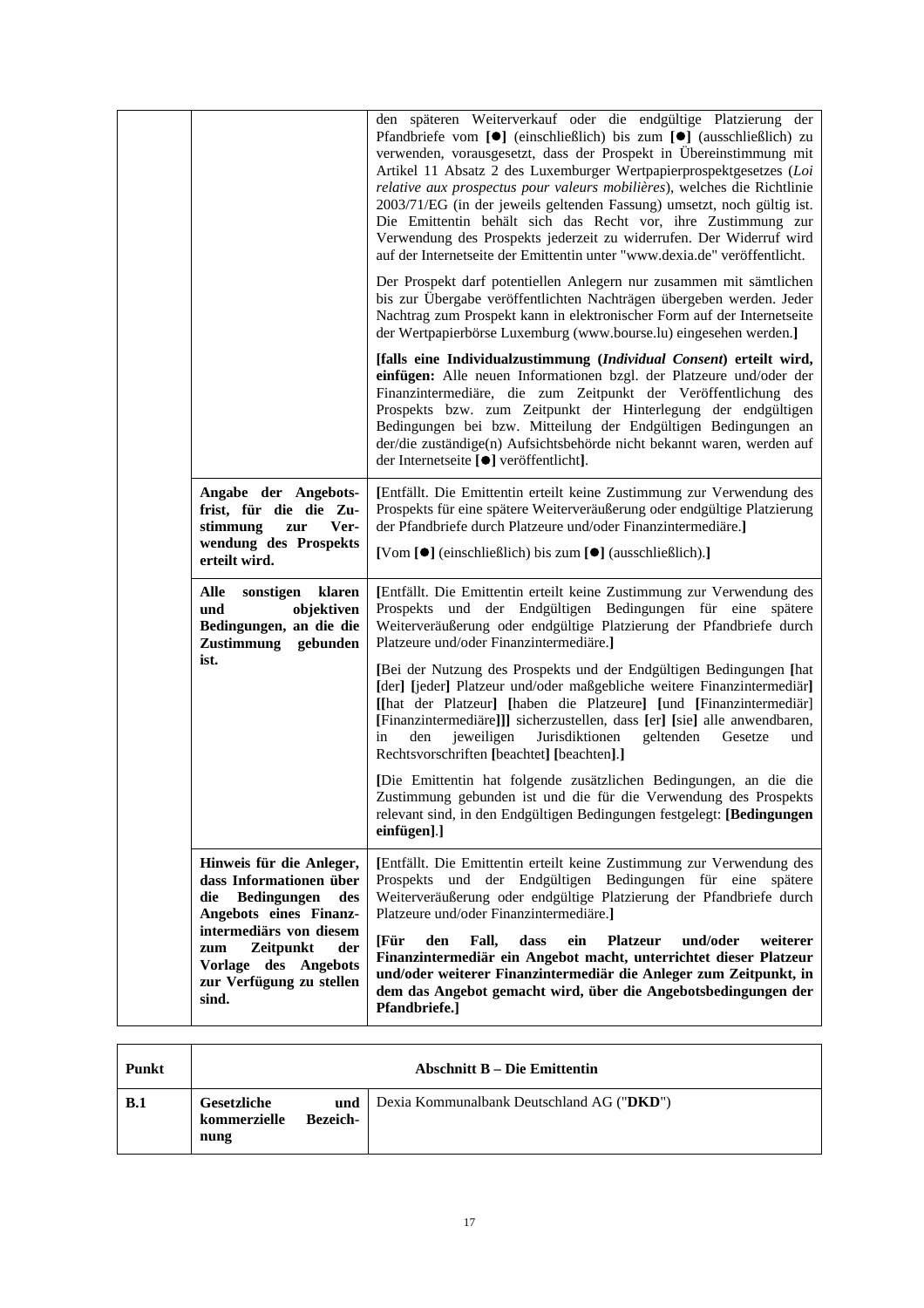| | | |
|---|---|---|
| | | den späteren Weiterverkauf oder die endgültige Platzierung der Pfandbriefe vom **[●]** (einschließlich) bis zum **[●]** (ausschließlich) zu verwenden, vorausgesetzt, dass der Prospekt in Übereinstimmung mit Artikel 11 Absatz 2 des Luxemburger Wertpapierprospektgesetzes (*Loi relative aux prospectus pour valeurs mobilières*), welches die Richtlinie 2003/71/EG (in der jeweils geltenden Fassung) umsetzt, noch gültig ist. Die Emittentin behält sich das Recht vor, ihre Zustimmung zur Verwendung des Prospekts jederzeit zu widerrufen. Der Widerruf wird auf der Internetseite der Emittentin unter "www.dexia.de" veröffentlicht.<br><br>Der Prospekt darf potentiellen Anlegern nur zusammen mit sämtlichen bis zur Übergabe veröffentlichten Nachträgen übergeben werden. Jeder Nachtrag zum Prospekt kann in elektronischer Form auf der Internetseite der Wertpapierbörse Luxemburg (www.bourse.lu) eingesehen werden.**]**<br><br>**[falls eine Individualzustimmung (*Individual Consent*) erteilt wird, einfügen:** Alle neuen Informationen bzgl. der Platzeure und/oder der Finanzintermediäre, die zum Zeitpunkt der Veröffentlichung des Prospekts bzw. zum Zeitpunkt der Hinterlegung der endgültigen Bedingungen bei bzw. Mitteilung der Endgültigen Bedingungen an der/die zuständige(n) Aufsichtsbehörde nicht bekannt waren, werden auf der Internetseite **[●]** veröffentlicht**]**. |
| | **Angabe der Angebotsfrist, für die die Zustimmung zur Verwendung des Prospekts erteilt wird.** | **[**Entfällt. Die Emittentin erteilt keine Zustimmung zur Verwendung des Prospekts für eine spätere Weiterveräußerung oder endgültige Platzierung der Pfandbriefe durch Platzeure und/oder Finanzintermediäre.**]**<br><br>**[**Vom **[●]** (einschließlich) bis zum **[●]** (ausschließlich).**]** |
| | **Alle sonstigen klaren und objektiven Bedingungen, an die die Zustimmung gebunden ist.** | **[**Entfällt. Die Emittentin erteilt keine Zustimmung zur Verwendung des Prospekts und der Endgültigen Bedingungen für eine spätere Weiterveräußerung oder endgültige Platzierung der Pfandbriefe durch Platzeure und/oder Finanzintermediäre.**]**<br><br>**[**Bei der Nutzung des Prospekts und der Endgültigen Bedingungen **[**hat **[**der**] [**jeder**]** Platzeur und/oder maßgebliche weitere Finanzintermediär**] [[**hat der Platzeur**] [**haben die Platzeure**] [**und **[**Finanzintermediär**] [**Finanzintermediäre**]]]** sicherzustellen, dass **[**er**] [**sie**]** alle anwendbaren, in den jeweiligen Jurisdiktionen geltenden Gesetze und Rechtsvorschriften **[**beachtet**] [**beachten**]**.**]**<br><br>**[**Die Emittentin hat folgende zusätzlichen Bedingungen, an die die Zustimmung gebunden ist und die für die Verwendung des Prospekts relevant sind, in den Endgültigen Bedingungen festgelegt: **[Bedingungen einfügen]**.**]** |
| | **Hinweis für die Anleger, dass Informationen über die Bedingungen des Angebots eines Finanzintermediärs von diesem zum Zeitpunkt der Vorlage des Angebots zur Verfügung zu stellen sind.** | **[**Entfällt. Die Emittentin erteilt keine Zustimmung zur Verwendung des Prospekts und der Endgültigen Bedingungen für eine spätere Weiterveräußerung oder endgültige Platzierung der Pfandbriefe durch Platzeure und/oder Finanzintermediäre.**]**<br><br>**[Für den Fall, dass ein Platzeur und/oder weiterer Finanzintermediär ein Angebot macht, unterrichtet dieser Platzeur und/oder weiterer Finanzintermediär die Anleger zum Zeitpunkt, in dem das Angebot gemacht wird, über die Angebotsbedingungen der Pfandbriefe.]** |

| **Punkt** | **Abschnitt B – Die Emittentin** | |
|---|---|---|
| **B.1** | **Gesetzliche und kommerzielle Bezeichnung** | Dexia Kommunalbank Deutschland AG ("**DKD**") |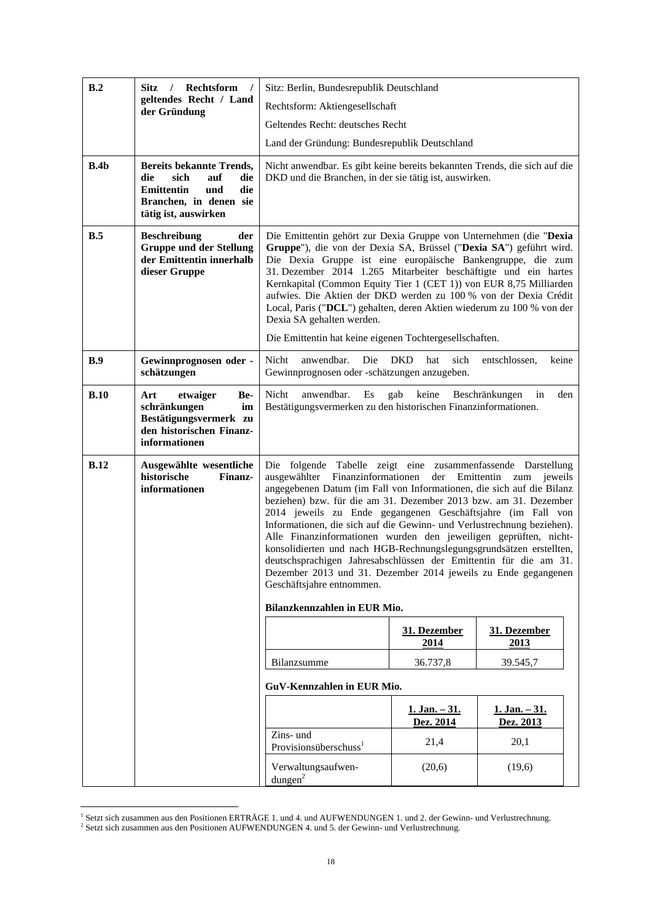| | | |
|---|---|---|
| **B.2** | **Sitz / Rechtsform / geltendes Recht / Land der Gründung** | Sitz: Berlin, Bundesrepublik Deutschland<br><br>Rechtsform: Aktiengesellschaft<br><br>Geltendes Recht: deutsches Recht<br><br>Land der Gründung: Bundesrepublik Deutschland |
| **B.4b** | **Bereits bekannte Trends, die sich auf die Emittentin und die Branchen, in denen sie tätig ist, auswirken** | Nicht anwendbar. Es gibt keine bereits bekannten Trends, die sich auf die DKD und die Branchen, in der sie tätig ist, auswirken. |
| **B.5** | **Beschreibung der Gruppe und der Stellung der Emittentin innerhalb dieser Gruppe** | Die Emittentin gehört zur Dexia Gruppe von Unternehmen (die "**Dexia Gruppe**"), die von der Dexia SA, Brüssel ("**Dexia SA**") geführt wird. Die Dexia Gruppe ist eine europäische Bankengruppe, die zum 31. Dezember 2014 1.265 Mitarbeiter beschäftigte und ein hartes Kernkapital (Common Equity Tier 1 (CET 1)) von EUR 8,75 Milliarden aufwies. Die Aktien der DKD werden zu 100 % von der Dexia Crédit Local, Paris ("**DCL**") gehalten, deren Aktien wiederum zu 100 % von der Dexia SA gehalten werden.<br><br>Die Emittentin hat keine eigenen Tochtergesellschaften. |
| **B.9** | **Gewinnprognosen oder -schätzungen** | Nicht anwendbar. Die DKD hat sich entschlossen, keine Gewinnprognosen oder -schätzungen anzugeben. |
| **B.10** | **Art etwaiger Beschränkungen im Bestätigungsvermerk zu den historischen Finanzinformationen** | Nicht anwendbar. Es gab keine Beschränkungen in den Bestätigungsvermerken zu den historischen Finanzinformationen. |
| **B.12** | **Ausgewählte wesentliche historische Finanzinformationen** | Die folgende Tabelle zeigt eine zusammenfassende Darstellung ausgewählter Finanzinformationen der Emittentin zum jeweils angegebenen Datum (im Fall von Informationen, die sich auf die Bilanz beziehen) bzw. für die am 31. Dezember 2013 bzw. am 31. Dezember 2014 jeweils zu Ende gegangenen Geschäftsjahre (im Fall von Informationen, die sich auf die Gewinn- und Verlustrechnung beziehen). Alle Finanzinformationen wurden den jeweiligen geprüften, nicht-konsolidierten und nach HGB-Rechnungslegungsgrundsätzen erstellten, deutschsprachigen Jahresabschlüssen der Emittentin für die am 31. Dezember 2013 und 31. Dezember 2014 jeweils zu Ende gegangenen Geschäftsjahre entnommen. |

**Bilanzkennzahlen in EUR Mio.**

| | 31. Dezember 2014 | 31. Dezember 2013 |
|---|---|---|
| Bilanzsumme | 36.737,8 | 39.545,7 |

**GuV-Kennzahlen in EUR Mio.**

| | 1. Jan. – 31. Dez. 2014 | 1. Jan. – 31. Dez. 2013 |
|---|---|---|
| Zins- und Provisionsüberschuss[1] | 21,4 | 20,1 |
| Verwaltungsaufwendungen[2] | (20,6) | (19,6) |

[1] Setzt sich zusammen aus den Positionen ERTRÄGE 1. und 4. und AUFWENDUNGEN 1. und 2. der Gewinn- und Verlustrechnung.
[2] Setzt sich zusammen aus den Positionen AUFWENDUNGEN 4. und 5. der Gewinn- und Verlustrechnung.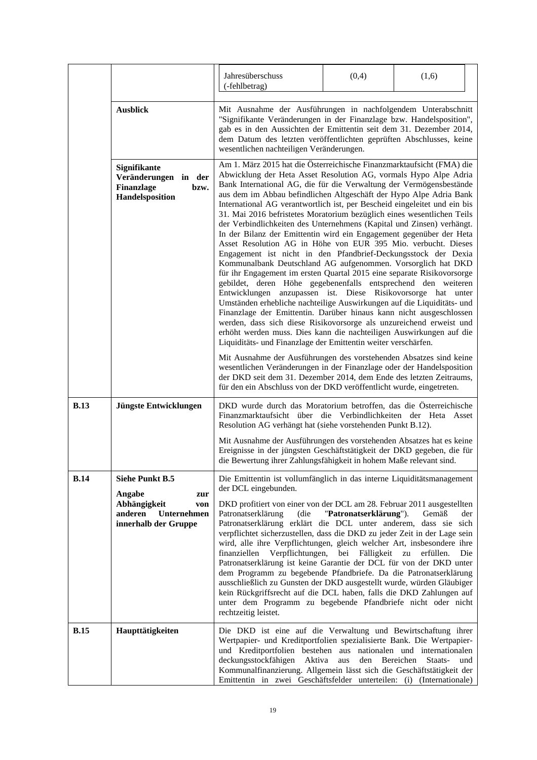| | | | | |
|---|---|---|---|---|
| | | Jahresüberschuss (-fehlbetrag) | (0,4) | (1,6) |
| | **Ausblick** | Mit Ausnahme der Ausführungen in nachfolgendem Unterabschnitt "Signifikante Veränderungen in der Finanzlage bzw. Handelsposition", gab es in den Aussichten der Emittentin seit dem 31. Dezember 2014, dem Datum des letzten veröffentlichten geprüften Abschlusses, keine wesentlichen nachteiligen Veränderungen. | | |
| | **Signifikante Veränderungen in der Finanzlage bzw. Handelsposition** | Am 1. März 2015 hat die Österreichische Finanzmarktaufsicht (FMA) die Abwicklung der Heta Asset Resolution AG, vormals Hypo Alpe Adria Bank International AG, die für die Verwaltung der Vermögensbestände aus dem im Abbau befindlichen Altgeschäft der Hypo Alpe Adria Bank International AG verantwortlich ist, per Bescheid eingeleitet und ein bis 31. Mai 2016 befristetes Moratorium bezüglich eines wesentlichen Teils der Verbindlichkeiten des Unternehmens (Kapital und Zinsen) verhängt. In der Bilanz der Emittentin wird ein Engagement gegenüber der Heta Asset Resolution AG in Höhe von EUR 395 Mio. verbucht. Dieses Engagement ist nicht in den Pfandbrief-Deckungsstock der Dexia Kommunalbank Deutschland AG aufgenommen. Vorsorglich hat DKD für ihr Engagement im ersten Quartal 2015 eine separate Risikovorsorge gebildet, deren Höhe gegebenenfalls entsprechend den weiteren Entwicklungen anzupassen ist. Diese Risikovorsorge hat unter Umständen erhebliche nachteilige Auswirkungen auf die Liquiditäts- und Finanzlage der Emittentin. Darüber hinaus kann nicht ausgeschlossen werden, dass sich diese Risikovorsorge als unzureichend erweist und erhöht werden muss. Dies kann die nachteiligen Auswirkungen auf die Liquiditäts- und Finanzlage der Emittentin weiter verschärfen.<br><br>Mit Ausnahme der Ausführungen des vorstehenden Absatzes sind keine wesentlichen Veränderungen in der Finanzlage oder der Handelsposition der DKD seit dem 31. Dezember 2014, dem Ende des letzten Zeitraums, für den ein Abschluss von der DKD veröffentlicht wurde, eingetreten. | | |
| **B.13** | **Jüngste Entwicklungen** | DKD wurde durch das Moratorium betroffen, das die Österreichische Finanzmarktaufsicht über die Verbindlichkeiten der Heta Asset Resolution AG verhängt hat (siehe vorstehenden Punkt B.12).<br><br>Mit Ausnahme der Ausführungen des vorstehenden Absatzes hat es keine Ereignisse in der jüngsten Geschäftstätigkeit der DKD gegeben, die für die Bewertung ihrer Zahlungsfähigkeit in hohem Maße relevant sind. | | |
| **B.14** | **Siehe Punkt B.5**<br><br>**Angabe zur Abhängigkeit von anderen Unternehmen innerhalb der Gruppe** | Die Emittentin ist vollumfänglich in das interne Liquiditätsmanagement der DCL eingebunden.<br><br>DKD profitiert von einer von der DCL am 28. Februar 2011 ausgestellten Patronatserklärung (die "**Patronatserklärung**"). Gemäß der Patronatserklärung erklärt die DCL unter anderem, dass sie sich verpflichtet sicherzustellen, dass die DKD zu jeder Zeit in der Lage sein wird, alle ihre Verpflichtungen, gleich welcher Art, insbesondere ihre finanziellen Verpflichtungen, bei Fälligkeit zu erfüllen. Die Patronatserklärung ist keine Garantie der DCL für von der DKD unter dem Programm zu begebende Pfandbriefe. Da die Patronatserklärung ausschließlich zu Gunsten der DKD ausgestellt wurde, würden Gläubiger kein Rückgriffsrecht auf die DCL haben, falls die DKD Zahlungen auf unter dem Programm zu begebende Pfandbriefe nicht oder nicht rechtzeitig leistet. | | |
| **B.15** | **Haupttätigkeiten** | Die DKD ist eine auf die Verwaltung und Bewirtschaftung ihrer Wertpapier- und Kreditportfolien spezialisierte Bank. Die Wertpapier- und Kreditportfolien bestehen aus nationalen und internationalen deckungsstockfähigen Aktiva aus den Bereichen Staats- und Kommunalfinanzierung. Allgemein lässt sich die Geschäftstätigkeit der Emittentin in zwei Geschäftsfelder unterteilen: (i) (Internationale) | | |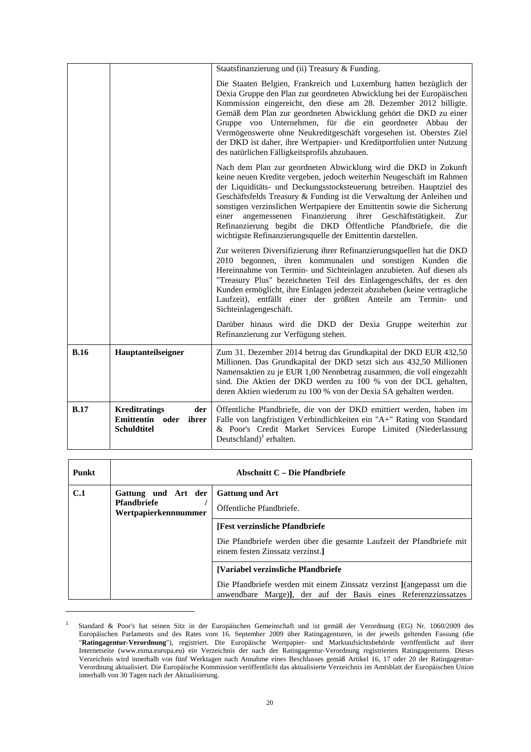| | | |
|---|---|---|
| | | Staatsfinanzierung und (ii) Treasury & Funding.<br><br>Die Staaten Belgien, Frankreich und Luxemburg hatten bezüglich der Dexia Gruppe den Plan zur geordneten Abwicklung bei der Europäischen Kommission eingereicht, den diese am 28. Dezember 2012 billigte. Gemäß dem Plan zur geordneten Abwicklung gehört die DKD zu einer Gruppe von Unternehmen, für die ein geordneter Abbau der Vermögenswerte ohne Neukreditgeschäft vorgesehen ist. Oberstes Ziel der DKD ist daher, ihre Wertpapier- und Kreditportfolien unter Nutzung des natürlichen Fälligkeitsprofils abzubauen.<br><br>Nach dem Plan zur geordneten Abwicklung wird die DKD in Zukunft keine neuen Kredite vergeben, jedoch weiterhin Neugeschäft im Rahmen der Liquiditäts- und Deckungsstocksteuerung betreiben. Hauptziel des Geschäftsfelds Treasury & Funding ist die Verwaltung der Anleihen und sonstigen verzinslichen Wertpapiere der Emittentin sowie die Sicherung einer angemessenen Finanzierung ihrer Geschäftstätigkeit. Zur Refinanzierung begibt die DKD Öffentliche Pfandbriefe, die die wichtigste Refinanzierungsquelle der Emittentin darstellen.<br><br>Zur weiteren Diversifizierung ihrer Refinanzierungsquellen hat die DKD 2010 begonnen, ihren kommunalen und sonstigen Kunden die Hereinnahme von Termin- und Sichteinlagen anzubieten. Auf diesen als "Treasury Plus" bezeichneten Teil des Einlagengeschäfts, der es den Kunden ermöglicht, ihre Einlagen jederzeit abzuheben (keine vertragliche Laufzeit), entfällt einer der größten Anteile am Termin- und Sichteinlagengeschäft.<br><br>Darüber hinaus wird die DKD der Dexia Gruppe weiterhin zur Refinanzierung zur Verfügung stehen. |
| **B.16** | **Hauptanteilseigner** | Zum 31. Dezember 2014 betrug das Grundkapital der DKD EUR 432,50 Millionen. Das Grundkapital der DKD setzt sich aus 432,50 Millionen Namensaktien zu je EUR 1,00 Nennbetrag zusammen, die voll eingezahlt sind. Die Aktien der DKD werden zu 100 % von der DCL gehalten, deren Aktien wiederum zu 100 % von der Dexia SA gehalten werden. |
| **B.17** | **Kreditratings der Emittentin oder ihrer Schuldtitel** | Öffentliche Pfandbriefe, die von der DKD emittiert werden, haben im Falle von langfristigen Verbindlichkeiten ein "A+" Rating von Standard & Poor's Credit Market Services Europe Limited (Niederlassung Deutschland)[1] erhalten. |

| **Punkt** | **Abschnitt C – Die Pfandbriefe** | |
|---|---|---|
| **C.1** | **Gattung und Art der Pfandbriefe / Wertpapierkennnummer** | **Gattung und Art**<br><br>Öffentliche Pfandbriefe. |
| | | **[Fest verzinsliche Pfandbriefe**<br><br>Die Pfandbriefe werden über die gesamte Laufzeit der Pfandbriefe mit einem festen Zinssatz verzinst.**]** |
| | | **[Variabel verzinsliche Pfandbriefe**<br><br>Die Pfandbriefe werden mit einem Zinssatz verzinst **[**(angepasst um die anwendbare Marge)**]**, der auf der Basis eines Referenzzinssatzes |

[1] Standard & Poor's hat seinen Sitz in der Europäischen Gemeinschaft und ist gemäß der Verordnung (EG) Nr. 1060/2009 des Europäischen Parlaments und des Rates vom 16. September 2009 über Ratingagenturen, in der jeweils geltenden Fassung (die "**Ratingagentur-Verordnung**"), registriert. Die Europäische Wertpapier- und Marktaufsichtsbehörde veröffentlicht auf ihrer Internetseite (www.esma.europa.eu) ein Verzeichnis der nach der Ratingagentur-Verordnung registrierten Ratingagenturen. Dieses Verzeichnis wird innerhalb von fünf Werktagen nach Annahme eines Beschlusses gemäß Artikel 16, 17 oder 20 der Ratingagentur-Verordnung aktualisiert. Die Europäische Kommission veröffentlicht das aktualisierte Verzeichnis im Amtsblatt der Europäischen Union innerhalb von 30 Tagen nach der Aktualisierung.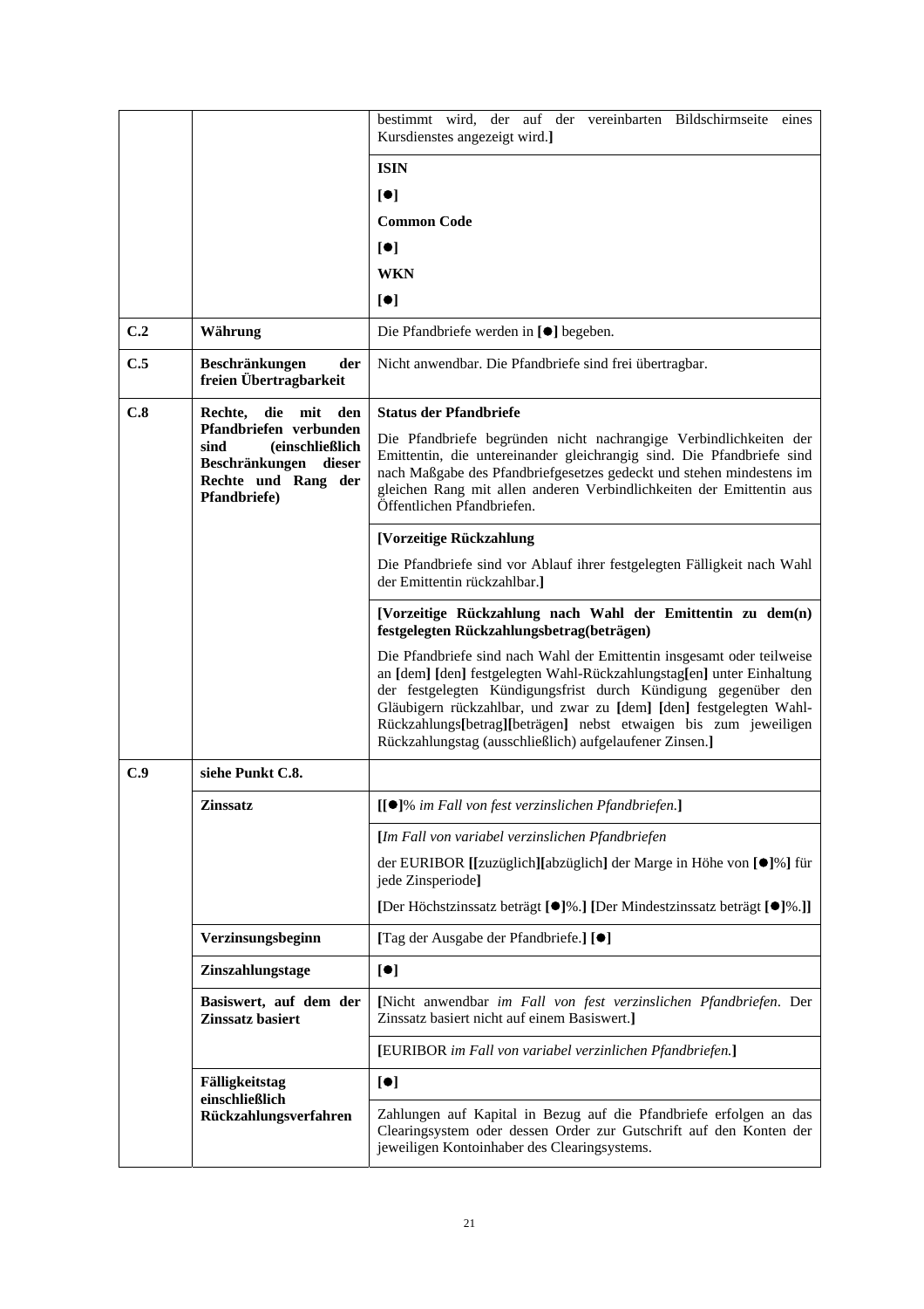| | | |
|---|---|---|
| | | bestimmt wird, der auf der vereinbarten Bildschirmseite eines Kursdienstes angezeigt wird.] |
| | | **ISIN**<br>[●]<br>**Common Code**<br>[●]<br>**WKN**<br>[●] |
| **C.2** | **Währung** | Die Pfandbriefe werden in [●] begeben. |
| **C.5** | **Beschränkungen der freien Übertragbarkeit** | Nicht anwendbar. Die Pfandbriefe sind frei übertragbar. |
| **C.8** | **Rechte, die mit den Pfandbriefen verbunden sind (einschließlich Beschränkungen dieser Rechte und Rang der Pfandbriefe)** | **Status der Pfandbriefe**<br>Die Pfandbriefe begründen nicht nachrangige Verbindlichkeiten der Emittentin, die untereinander gleichrangig sind. Die Pfandbriefe sind nach Maßgabe des Pfandbriefgesetzes gedeckt und stehen mindestens im gleichen Rang mit allen anderen Verbindlichkeiten der Emittentin aus Öffentlichen Pfandbriefen. |
| | | **[Vorzeitige Rückzahlung**<br>Die Pfandbriefe sind vor Ablauf ihrer festgelegten Fälligkeit nach Wahl der Emittentin rückzahlbar.**]** |
| | | **[Vorzeitige Rückzahlung nach Wahl der Emittentin zu dem(n) festgelegten Rückzahlungsbetrag(beträgen)**<br>Die Pfandbriefe sind nach Wahl der Emittentin insgesamt oder teilweise an **[**dem**] [**den**]** festgelegten Wahl-Rückzahlungstag**[**en**]** unter Einhaltung der festgelegten Kündigungsfrist durch Kündigung gegenüber den Gläubigern rückzahlbar, und zwar zu **[**dem**] [**den**]** festgelegten Wahl-Rückzahlungs**[**betrag**][**beträgen**]** nebst etwaigen bis zum jeweiligen Rückzahlungstag (ausschließlich) aufgelaufener Zinsen.**]** |
| **C.9** | **siehe Punkt C.8.** | |
| | **Zinssatz** | **[[**●**]**% *im Fall von fest verzinslichen Pfandbriefen.***]** |
| | | **[***Im Fall von variabel verzinslichen Pfandbriefen*<br>der EURIBOR **[[**zuzüglich**][**abzüglich**]** der Marge in Höhe von **[**●**]**%**]** für jede Zinsperiode**]**<br>**[**Der Höchstzinssatz beträgt **[**●**]**%.**] [**Der Mindestzinssatz beträgt **[**●**]**%.**]]** |
| | **Verzinsungsbeginn** | **[**Tag der Ausgabe der Pfandbriefe.**] [**●**]** |
| | **Zinszahlungstage** | **[**●**]** |
| | **Basiswert, auf dem der Zinssatz basiert** | **[**Nicht anwendbar *im Fall von fest verzinslichen Pfandbriefen*. Der Zinssatz basiert nicht auf einem Basiswert.**]** |
| | | **[**EURIBOR *im Fall von variabel verzinlichen Pfandbriefen.***]** |
| | **Fälligkeitstag einschließlich Rückzahlungsverfahren** | **[**●**]** |
| | | Zahlungen auf Kapital in Bezug auf die Pfandbriefe erfolgen an das Clearingsystem oder dessen Order zur Gutschrift auf den Konten der jeweiligen Kontoinhaber des Clearingsystems. |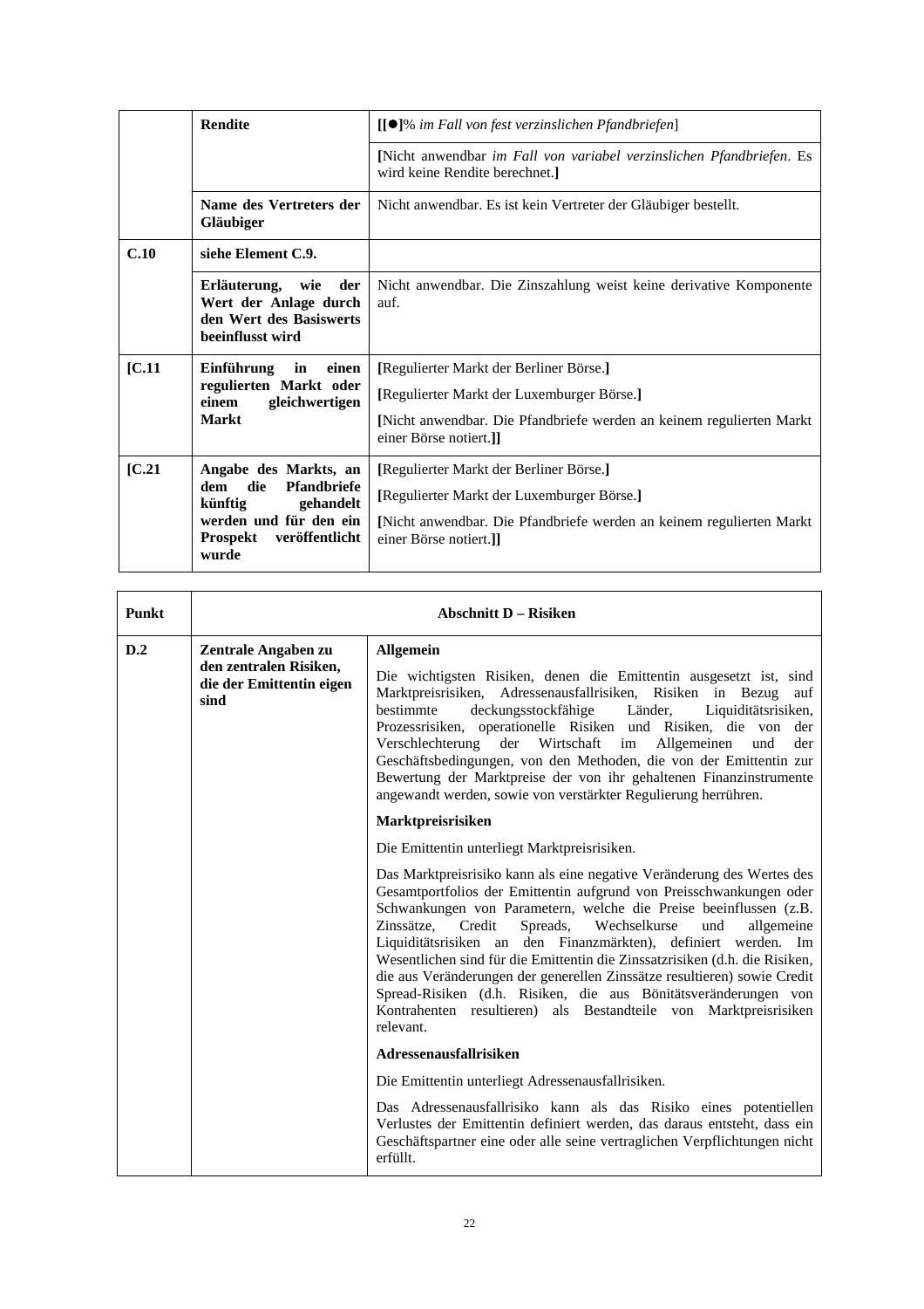| | | |
|---|---|---|
| | **Rendite** | [[●]% *im Fall von fest verzinslichen Pfandbriefen*] |
| | | [Nicht anwendbar *im Fall von variabel verzinslichen Pfandbriefen*. Es wird keine Rendite berechnet.] |
| | **Name des Vertreters der Gläubiger** | Nicht anwendbar. Es ist kein Vertreter der Gläubiger bestellt. |
| **C.10** | **siehe Element C.9.** | |
| | **Erläuterung, wie der Wert der Anlage durch den Wert des Basiswerts beeinflusst wird** | Nicht anwendbar. Die Zinszahlung weist keine derivative Komponente auf. |
| **[C.11** | **Einführung in einen regulierten Markt oder einem gleichwertigen Markt** | [Regulierter Markt der Berliner Börse.]<br>[Regulierter Markt der Luxemburger Börse.]<br>[Nicht anwendbar. Die Pfandbriefe werden an keinem regulierten Markt einer Börse notiert.]] |
| **[C.21** | **Angabe des Markts, an dem die Pfandbriefe künftig gehandelt werden und für den ein Prospekt veröffentlicht wurde** | [Regulierter Markt der Berliner Börse.]<br>[Regulierter Markt der Luxemburger Börse.]<br>[Nicht anwendbar. Die Pfandbriefe werden an keinem regulierten Markt einer Börse notiert.]] |

| **Punkt** | **Abschnitt D – Risiken** | |
|---|---|---|
| **D.2** | **Zentrale Angaben zu den zentralen Risiken, die der Emittentin eigen sind** | **Allgemein**<br>Die wichtigsten Risiken, denen die Emittentin ausgesetzt ist, sind Marktpreisrisiken, Adressenausfallrisiken, Risiken in Bezug auf bestimmte deckungsstockfähige Länder, Liquiditätsrisiken, Prozessrisiken, operationelle Risiken und Risiken, die von der Verschlechterung der Wirtschaft im Allgemeinen und der Geschäftsbedingungen, von den Methoden, die von der Emittentin zur Bewertung der Marktpreise der von ihr gehaltenen Finanzinstrumente angewandt werden, sowie von verstärkter Regulierung herrühren.<br>**Marktpreisrisiken**<br>Die Emittentin unterliegt Marktpreisrisiken.<br>Das Marktpreisrisiko kann als eine negative Veränderung des Wertes des Gesamtportfolios der Emittentin aufgrund von Preisschwankungen oder Schwankungen von Parametern, welche die Preise beeinflussen (z.B. Zinssätze, Credit Spreads, Wechselkurse und allgemeine Liquiditätsrisiken an den Finanzmärkten), definiert werden. Im Wesentlichen sind für die Emittentin die Zinssatzrisiken (d.h. die Risiken, die aus Veränderungen der generellen Zinssätze resultieren) sowie Credit Spread-Risiken (d.h. Risiken, die aus Bönitätsveränderungen von Kontrahenten resultieren) als Bestandteile von Marktpreisrisiken relevant.<br>**Adressenausfallrisiken**<br>Die Emittentin unterliegt Adressenausfallrisiken.<br>Das Adressenausfallrisiko kann als das Risiko eines potentiellen Verlustes der Emittentin definiert werden, das daraus entsteht, dass ein Geschäftspartner eine oder alle seine vertraglichen Verpflichtungen nicht erfüllt. |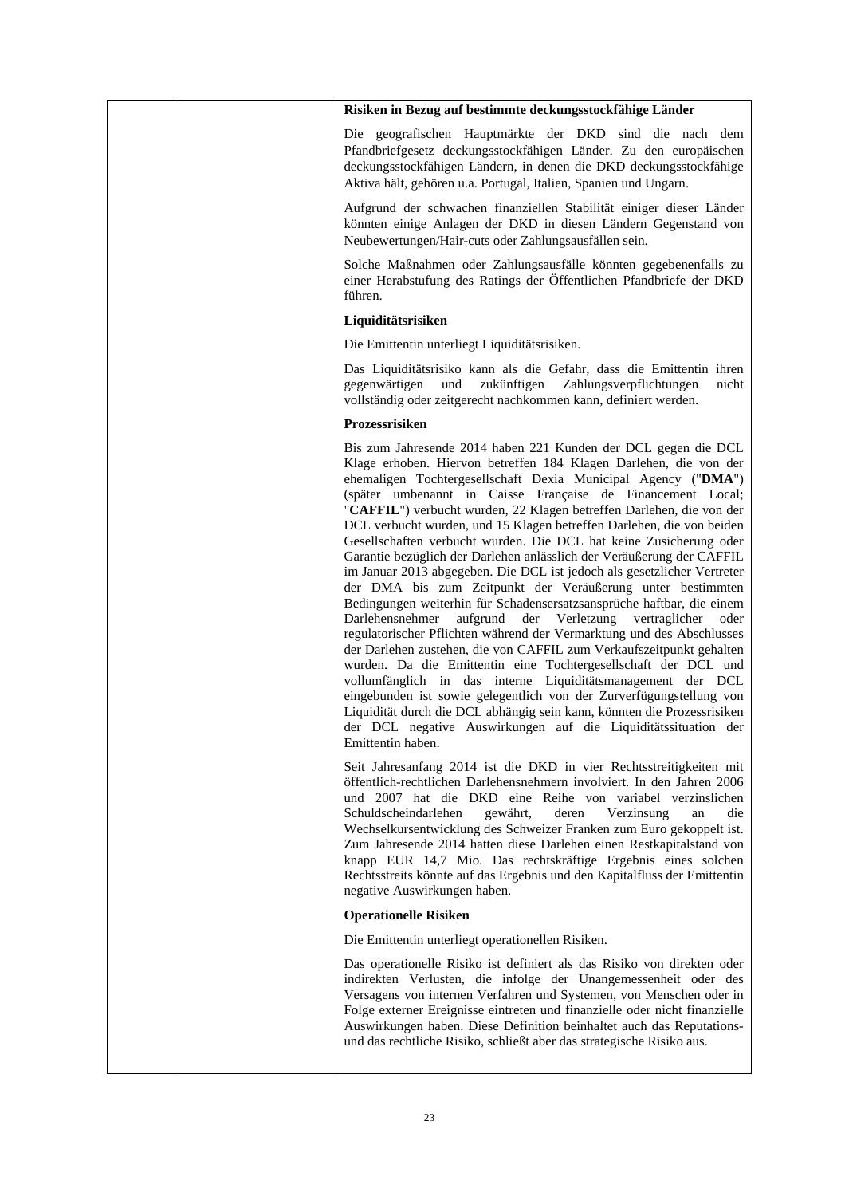| | | **Risiken in Bezug auf bestimmte deckungsstockfähige Länder**<br><br>Die geografischen Hauptmärkte der DKD sind die nach dem Pfandbriefgesetz deckungsstockfähigen Länder. Zu den europäischen deckungsstockfähigen Ländern, in denen die DKD deckungsstockfähige Aktiva hält, gehören u.a. Portugal, Italien, Spanien und Ungarn.<br><br>Aufgrund der schwachen finanziellen Stabilität einiger dieser Länder könnten einige Anlagen der DKD in diesen Ländern Gegenstand von Neubewertungen/Hair-cuts oder Zahlungsausfällen sein.<br><br>Solche Maßnahmen oder Zahlungsausfälle könnten gegebenenfalls zu einer Herabstufung des Ratings der Öffentlichen Pfandbriefe der DKD führen.<br><br>**Liquiditätsrisiken**<br><br>Die Emittentin unterliegt Liquiditätsrisiken.<br><br>Das Liquiditätsrisiko kann als die Gefahr, dass die Emittentin ihren gegenwärtigen und zukünftigen Zahlungsverpflichtungen nicht vollständig oder zeitgerecht nachkommen kann, definiert werden.<br><br>**Prozessrisiken**<br><br>Bis zum Jahresende 2014 haben 221 Kunden der DCL gegen die DCL Klage erhoben. Hiervon betreffen 184 Klagen Darlehen, die von der ehemaligen Tochtergesellschaft Dexia Municipal Agency ("**DMA**") (später umbenannt in Caisse Française de Financement Local; "**CAFFIL**") verbucht wurden, 22 Klagen betreffen Darlehen, die von der DCL verbucht wurden, und 15 Klagen betreffen Darlehen, die von beiden Gesellschaften verbucht wurden. Die DCL hat keine Zusicherung oder Garantie bezüglich der Darlehen anlässlich der Veräußerung der CAFFIL im Januar 2013 abgegeben. Die DCL ist jedoch als gesetzlicher Vertreter der DMA bis zum Zeitpunkt der Veräußerung unter bestimmten Bedingungen weiterhin für Schadensersatzsansprüche haftbar, die einem Darlehensnehmer aufgrund der Verletzung vertraglicher oder regulatorischer Pflichten während der Vermarktung und des Abschlusses der Darlehen zustehen, die von CAFFIL zum Verkaufszeitpunkt gehalten wurden. Da die Emittentin eine Tochtergesellschaft der DCL und vollumfänglich in das interne Liquiditätsmanagement der DCL eingebunden ist sowie gelegentlich von der Zurverfügungstellung von Liquidität durch die DCL abhängig sein kann, könnten die Prozessrisiken der DCL negative Auswirkungen auf die Liquiditätssituation der Emittentin haben.<br><br>Seit Jahresanfang 2014 ist die DKD in vier Rechtsstreitigkeiten mit öffentlich-rechtlichen Darlehensnehmern involviert. In den Jahren 2006 und 2007 hat die DKD eine Reihe von variabel verzinslichen Schuldscheindarlehen gewährt, deren Verzinsung an die Wechselkursentwicklung des Schweizer Franken zum Euro gekoppelt ist. Zum Jahresende 2014 hatten diese Darlehen einen Restkapitalstand von knapp EUR 14,7 Mio. Das rechtskräftige Ergebnis eines solchen Rechtsstreits könnte auf das Ergebnis und den Kapitalfluss der Emittentin negative Auswirkungen haben.<br><br>**Operationelle Risiken**<br><br>Die Emittentin unterliegt operationellen Risiken.<br><br>Das operationelle Risiko ist definiert als das Risiko von direkten oder indirekten Verlusten, die infolge der Unangemessenheit oder des Versagens von internen Verfahren und Systemen, von Menschen oder in Folge externer Ereignisse eintreten und finanzielle oder nicht finanzielle Auswirkungen haben. Diese Definition beinhaltet auch das Reputations- und das rechtliche Risiko, schließt aber das strategische Risiko aus. |
|---|---|---|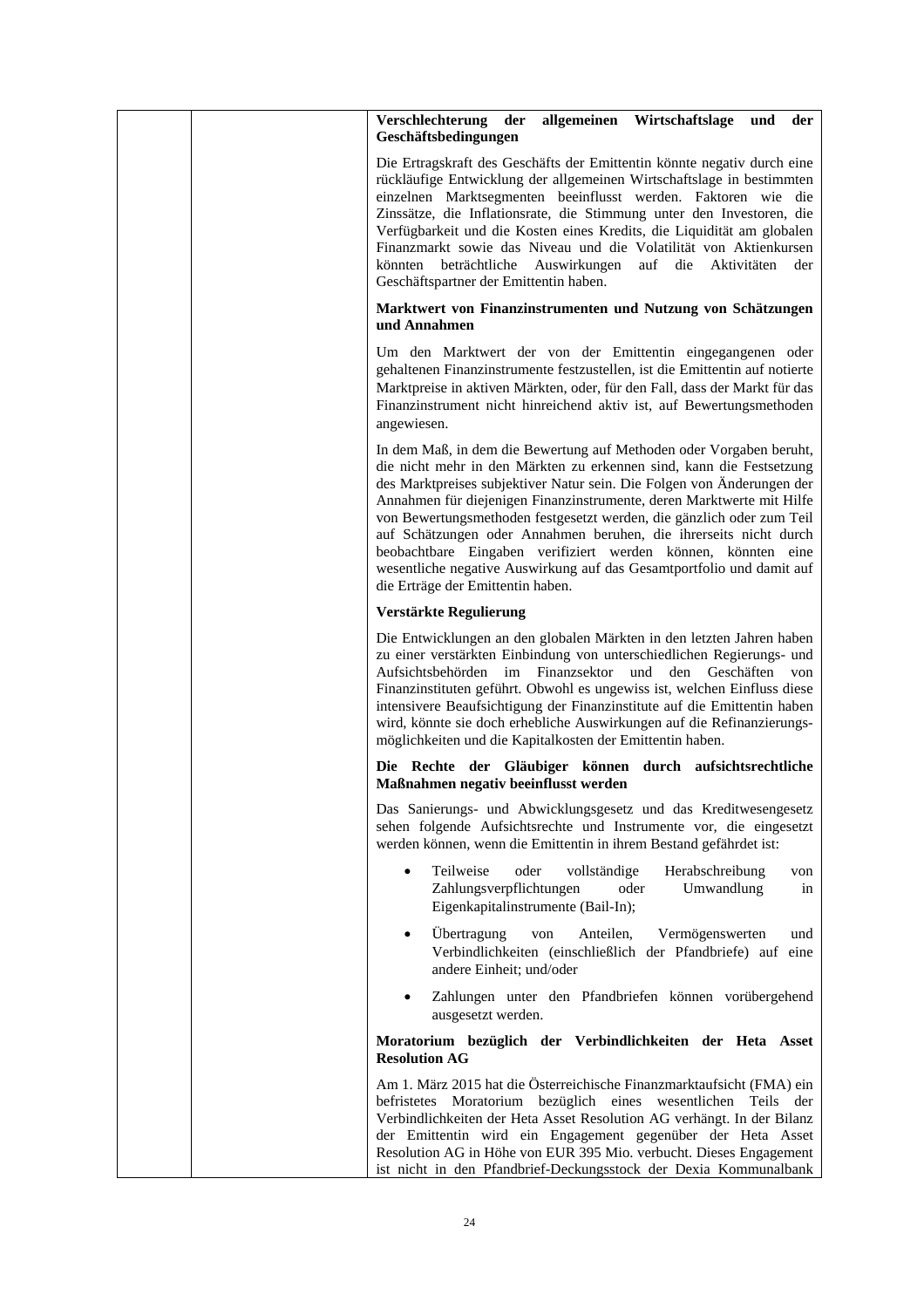**Verschlechterung der allgemeinen Wirtschaftslage und der Geschäftsbedingungen**

Die Ertragskraft des Geschäfts der Emittentin könnte negativ durch eine rückläufige Entwicklung der allgemeinen Wirtschaftslage in bestimmten einzelnen Marktsegmenten beeinflusst werden. Faktoren wie die Zinssätze, die Inflationsrate, die Stimmung unter den Investoren, die Verfügbarkeit und die Kosten eines Kredits, die Liquidität am globalen Finanzmarkt sowie das Niveau und die Volatilität von Aktienkursen könnten beträchtliche Auswirkungen auf die Aktivitäten der Geschäftspartner der Emittentin haben.

**Marktwert von Finanzinstrumenten und Nutzung von Schätzungen und Annahmen**

Um den Marktwert der von der Emittentin eingegangenen oder gehaltenen Finanzinstrumente festzustellen, ist die Emittentin auf notierte Marktpreise in aktiven Märkten, oder, für den Fall, dass der Markt für das Finanzinstrument nicht hinreichend aktiv ist, auf Bewertungsmethoden angewiesen.

In dem Maß, in dem die Bewertung auf Methoden oder Vorgaben beruht, die nicht mehr in den Märkten zu erkennen sind, kann die Festsetzung des Marktpreises subjektiver Natur sein. Die Folgen von Änderungen der Annahmen für diejenigen Finanzinstrumente, deren Marktwerte mit Hilfe von Bewertungsmethoden festgesetzt werden, die gänzlich oder zum Teil auf Schätzungen oder Annahmen beruhen, die ihrerseits nicht durch beobachtbare Eingaben verifiziert werden können, könnten eine wesentliche negative Auswirkung auf das Gesamtportfolio und damit auf die Erträge der Emittentin haben.

**Verstärkte Regulierung**

Die Entwicklungen an den globalen Märkten in den letzten Jahren haben zu einer verstärkten Einbindung von unterschiedlichen Regierungs- und Aufsichtsbehörden im Finanzsektor und den Geschäften von Finanzinstituten geführt. Obwohl es ungewiss ist, welchen Einfluss diese intensivere Beaufsichtigung der Finanzinstitute auf die Emittentin haben wird, könnte sie doch erhebliche Auswirkungen auf die Refinanzierungsmöglichkeiten und die Kapitalkosten der Emittentin haben.

**Die Rechte der Gläubiger können durch aufsichtsrechtliche Maßnahmen negativ beeinflusst werden**

Das Sanierungs- und Abwicklungsgesetz und das Kreditwesengesetz sehen folgende Aufsichtsrechte und Instrumente vor, die eingesetzt werden können, wenn die Emittentin in ihrem Bestand gefährdet ist:

- Teilweise oder vollständige Herabschreibung von Zahlungsverpflichtungen oder Umwandlung in Eigenkapitalinstrumente (Bail-In);
- Übertragung von Anteilen, Vermögenswerten und Verbindlichkeiten (einschließlich der Pfandbriefe) auf eine andere Einheit; und/oder
- Zahlungen unter den Pfandbriefen können vorübergehend ausgesetzt werden.

**Moratorium bezüglich der Verbindlichkeiten der Heta Asset Resolution AG**

Am 1. März 2015 hat die Österreichische Finanzmarktaufsicht (FMA) ein befristetes Moratorium bezüglich eines wesentlichen Teils der Verbindlichkeiten der Heta Asset Resolution AG verhängt. In der Bilanz der Emittentin wird ein Engagement gegenüber der Heta Asset Resolution AG in Höhe von EUR 395 Mio. verbucht. Dieses Engagement ist nicht in den Pfandbrief-Deckungsstock der Dexia Kommunalbank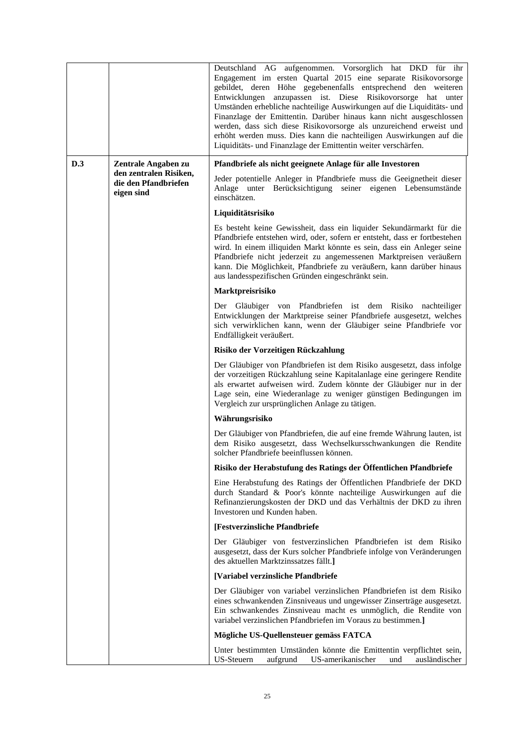| | | |
|---|---|---|
| | | Deutschland AG aufgenommen. Vorsorglich hat DKD für ihr Engagement im ersten Quartal 2015 eine separate Risikovorsorge gebildet, deren Höhe gegebenenfalls entsprechend den weiteren Entwicklungen anzupassen ist. Diese Risikovorsorge hat unter Umständen erhebliche nachteilige Auswirkungen auf die Liquiditäts- und Finanzlage der Emittentin. Darüber hinaus kann nicht ausgeschlossen werden, dass sich diese Risikovorsorge als unzureichend erweist und erhöht werden muss. Dies kann die nachteiligen Auswirkungen auf die Liquiditäts- und Finanzlage der Emittentin weiter verschärfen. |
| **D.3** | **Zentrale Angaben zu den zentralen Risiken, die den Pfandbriefen eigen sind** | **Pfandbriefe als nicht geeignete Anlage für alle Investoren**<br><br>Jeder potentielle Anleger in Pfandbriefe muss die Geeignetheit dieser Anlage unter Berücksichtigung seiner eigenen Lebensumstände einschätzen.<br><br>**Liquiditätsrisiko**<br><br>Es besteht keine Gewissheit, dass ein liquider Sekundärmarkt für die Pfandbriefe entstehen wird, oder, sofern er entsteht, dass er fortbestehen wird. In einem illiquiden Markt könnte es sein, dass ein Anleger seine Pfandbriefe nicht jederzeit zu angemessenen Marktpreisen veräußern kann. Die Möglichkeit, Pfandbriefe zu veräußern, kann darüber hinaus aus landesspezifischen Gründen eingeschränkt sein.<br><br>**Marktpreisrisiko**<br><br>Der Gläubiger von Pfandbriefen ist dem Risiko nachteiliger Entwicklungen der Marktpreise seiner Pfandbriefe ausgesetzt, welches sich verwirklichen kann, wenn der Gläubiger seine Pfandbriefe vor Endfälligkeit veräußert.<br><br>**Risiko der Vorzeitigen Rückzahlung**<br><br>Der Gläubiger von Pfandbriefen ist dem Risiko ausgesetzt, dass infolge der vorzeitigen Rückzahlung seine Kapitalanlage eine geringere Rendite als erwartet aufweisen wird. Zudem könnte der Gläubiger nur in der Lage sein, eine Wiederanlage zu weniger günstigen Bedingungen im Vergleich zur ursprünglichen Anlage zu tätigen.<br><br>**Währungsrisiko**<br><br>Der Gläubiger von Pfandbriefen, die auf eine fremde Währung lauten, ist dem Risiko ausgesetzt, dass Wechselkursschwankungen die Rendite solcher Pfandbriefe beeinflussen können.<br><br>**Risiko der Herabstufung des Ratings der Öffentlichen Pfandbriefe**<br><br>Eine Herabstufung des Ratings der Öffentlichen Pfandbriefe der DKD durch Standard & Poor's könnte nachteilige Auswirkungen auf die Refinanzierungskosten der DKD und das Verhältnis der DKD zu ihren Investoren und Kunden haben.<br><br>**[Festverzinsliche Pfandbriefe**<br><br>Der Gläubiger von festverzinslichen Pfandbriefen ist dem Risiko ausgesetzt, dass der Kurs solcher Pfandbriefe infolge von Veränderungen des aktuellen Marktzinssatzes fällt.**]**<br><br>**[Variabel verzinsliche Pfandbriefe**<br><br>Der Gläubiger von variabel verzinslichen Pfandbriefen ist dem Risiko eines schwankenden Zinsniveaus und ungewisser Zinserträge ausgesetzt. Ein schwankendes Zinsniveau macht es unmöglich, die Rendite von variabel verzinslichen Pfandbriefen im Voraus zu bestimmen.**]**<br><br>**Mögliche US-Quellensteuer gemäss FATCA**<br><br>Unter bestimmten Umständen könnte die Emittentin verpflichtet sein, US-Steuern aufgrund US-amerikanischer und ausländischer |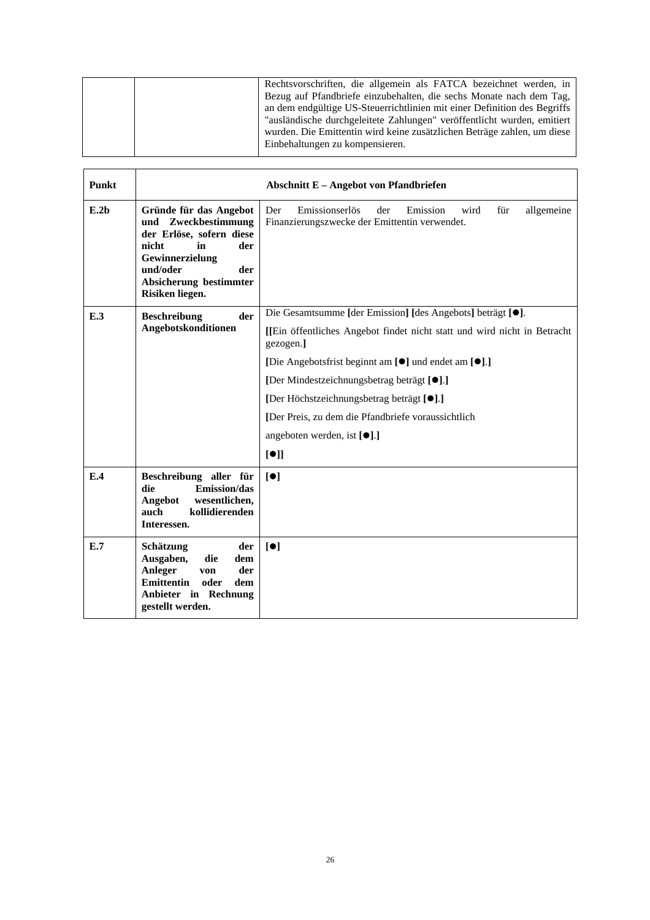| | | |
|---|---|---|
| | | Rechtsvorschriften, die allgemein als FATCA bezeichnet werden, in Bezug auf Pfandbriefe einzubehalten, die sechs Monate nach dem Tag, an dem endgültige US-Steuerrichtlinien mit einer Definition des Begriffs "ausländische durchgeleitete Zahlungen" veröffentlicht wurden, emitiert wurden. Die Emittentin wird keine zusätzlichen Beträge zahlen, um diese Einbehaltungen zu kompensieren. |

| **Punkt** | **Abschnitt E – Angebot von Pfandbriefen** | |
|---|---|---|
| **E.2b** | **Gründe für das Angebot und Zweckbestimmung der Erlöse, sofern diese nicht in der Gewinnerzielung und/oder der Absicherung bestimmter Risiken liegen.** | Der Emissionserlös der Emission wird für allgemeine Finanzierungszwecke der Emittentin verwendet. |
| **E.3** | **Beschreibung der Angebotskonditionen** | Die Gesamtsumme **[**der Emission**] [**des Angebots**]** beträgt **[●]**.<br><br>**[[**Ein öffentliches Angebot findet nicht statt und wird nicht in Betracht gezogen.**]**<br><br>**[**Die Angebotsfrist beginnt am **[●]** und endet am **[●]**.**]**<br><br>**[**Der Mindestzeichnungsbetrag beträgt **[●]**.**]**<br><br>**[**Der Höchstzeichnungsbetrag beträgt **[●]**.**]**<br><br>**[**Der Preis, zu dem die Pfandbriefe voraussichtlich angeboten werden, ist **[●]**.**]**<br><br>**[●]]** |
| **E.4** | **Beschreibung aller für die Emission/das Angebot wesentlichen, auch kollidierenden Interessen.** | **[●]** |
| **E.7** | **Schätzung der Ausgaben, die dem Anleger von der Emittentin oder dem Anbieter in Rechnung gestellt werden.** | **[●]** |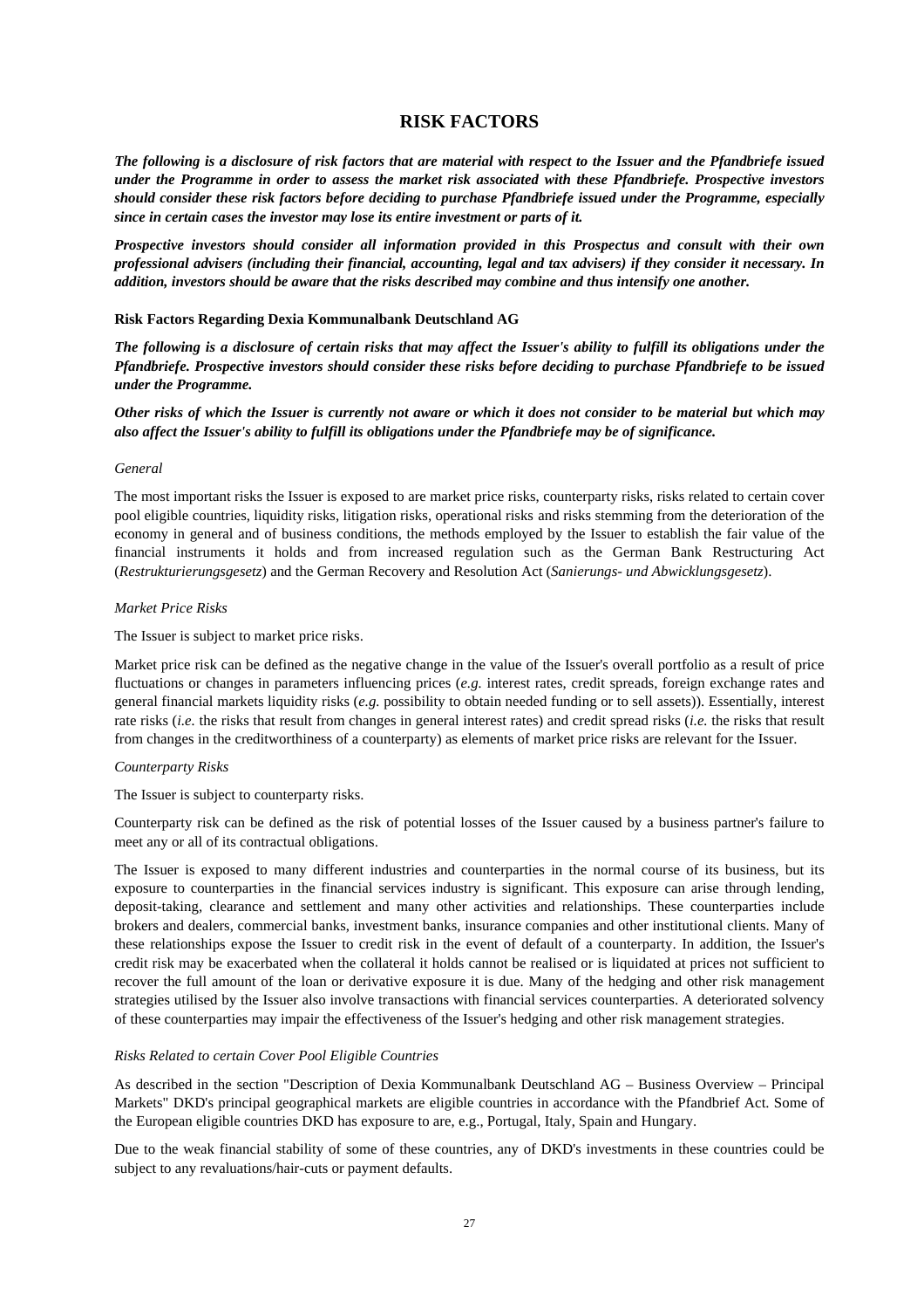# RISK FACTORS

***The following is a disclosure of risk factors that are material with respect to the Issuer and the Pfandbriefe issued under the Programme in order to assess the market risk associated with these Pfandbriefe. Prospective investors should consider these risk factors before deciding to purchase Pfandbriefe issued under the Programme, especially since in certain cases the investor may lose its entire investment or parts of it.***

***Prospective investors should consider all information provided in this Prospectus and consult with their own professional advisers (including their financial, accounting, legal and tax advisers) if they consider it necessary. In addition, investors should be aware that the risks described may combine and thus intensify one another.***

**Risk Factors Regarding Dexia Kommunalbank Deutschland AG**

***The following is a disclosure of certain risks that may affect the Issuer's ability to fulfill its obligations under the Pfandbriefe. Prospective investors should consider these risks before deciding to purchase Pfandbriefe to be issued under the Programme.***

***Other risks of which the Issuer is currently not aware or which it does not consider to be material but which may also affect the Issuer's ability to fulfill its obligations under the Pfandbriefe may be of significance.***

*General*

The most important risks the Issuer is exposed to are market price risks, counterparty risks, risks related to certain cover pool eligible countries, liquidity risks, litigation risks, operational risks and risks stemming from the deterioration of the economy in general and of business conditions, the methods employed by the Issuer to establish the fair value of the financial instruments it holds and from increased regulation such as the German Bank Restructuring Act (*Restrukturierungsgesetz*) and the German Recovery and Resolution Act (*Sanierungs- und Abwicklungsgesetz*).

*Market Price Risks*

The Issuer is subject to market price risks.

Market price risk can be defined as the negative change in the value of the Issuer's overall portfolio as a result of price fluctuations or changes in parameters influencing prices (*e.g.* interest rates, credit spreads, foreign exchange rates and general financial markets liquidity risks (*e.g.* possibility to obtain needed funding or to sell assets)). Essentially, interest rate risks (*i.e.* the risks that result from changes in general interest rates) and credit spread risks (*i.e.* the risks that result from changes in the creditworthiness of a counterparty) as elements of market price risks are relevant for the Issuer.

*Counterparty Risks*

The Issuer is subject to counterparty risks.

Counterparty risk can be defined as the risk of potential losses of the Issuer caused by a business partner's failure to meet any or all of its contractual obligations.

The Issuer is exposed to many different industries and counterparties in the normal course of its business, but its exposure to counterparties in the financial services industry is significant. This exposure can arise through lending, deposit-taking, clearance and settlement and many other activities and relationships. These counterparties include brokers and dealers, commercial banks, investment banks, insurance companies and other institutional clients. Many of these relationships expose the Issuer to credit risk in the event of default of a counterparty. In addition, the Issuer's credit risk may be exacerbated when the collateral it holds cannot be realised or is liquidated at prices not sufficient to recover the full amount of the loan or derivative exposure it is due. Many of the hedging and other risk management strategies utilised by the Issuer also involve transactions with financial services counterparties. A deteriorated solvency of these counterparties may impair the effectiveness of the Issuer's hedging and other risk management strategies.

*Risks Related to certain Cover Pool Eligible Countries*

As described in the section "Description of Dexia Kommunalbank Deutschland AG – Business Overview – Principal Markets" DKD's principal geographical markets are eligible countries in accordance with the Pfandbrief Act. Some of the European eligible countries DKD has exposure to are, e.g., Portugal, Italy, Spain and Hungary.

Due to the weak financial stability of some of these countries, any of DKD's investments in these countries could be subject to any revaluations/hair-cuts or payment defaults.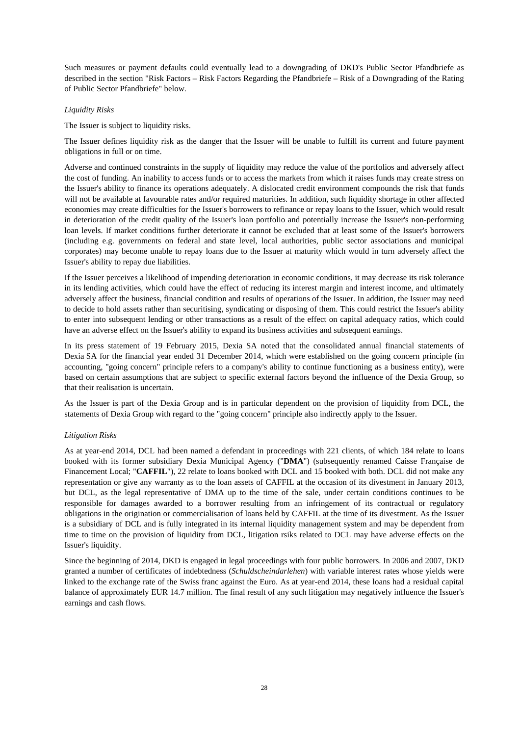Such measures or payment defaults could eventually lead to a downgrading of DKD's Public Sector Pfandbriefe as described in the section "Risk Factors – Risk Factors Regarding the Pfandbriefe – Risk of a Downgrading of the Rating of Public Sector Pfandbriefe" below.

*Liquidity Risks*

The Issuer is subject to liquidity risks.

The Issuer defines liquidity risk as the danger that the Issuer will be unable to fulfill its current and future payment obligations in full or on time.

Adverse and continued constraints in the supply of liquidity may reduce the value of the portfolios and adversely affect the cost of funding. An inability to access funds or to access the markets from which it raises funds may create stress on the Issuer's ability to finance its operations adequately. A dislocated credit environment compounds the risk that funds will not be available at favourable rates and/or required maturities. In addition, such liquidity shortage in other affected economies may create difficulties for the Issuer's borrowers to refinance or repay loans to the Issuer, which would result in deterioration of the credit quality of the Issuer's loan portfolio and potentially increase the Issuer's non-performing loan levels. If market conditions further deteriorate it cannot be excluded that at least some of the Issuer's borrowers (including e.g. governments on federal and state level, local authorities, public sector associations and municipal corporates) may become unable to repay loans due to the Issuer at maturity which would in turn adversely affect the Issuer's ability to repay due liabilities.

If the Issuer perceives a likelihood of impending deterioration in economic conditions, it may decrease its risk tolerance in its lending activities, which could have the effect of reducing its interest margin and interest income, and ultimately adversely affect the business, financial condition and results of operations of the Issuer. In addition, the Issuer may need to decide to hold assets rather than securitising, syndicating or disposing of them. This could restrict the Issuer's ability to enter into subsequent lending or other transactions as a result of the effect on capital adequacy ratios, which could have an adverse effect on the Issuer's ability to expand its business activities and subsequent earnings.

In its press statement of 19 February 2015, Dexia SA noted that the consolidated annual financial statements of Dexia SA for the financial year ended 31 December 2014, which were established on the going concern principle (in accounting, "going concern" principle refers to a company's ability to continue functioning as a business entity), were based on certain assumptions that are subject to specific external factors beyond the influence of the Dexia Group, so that their realisation is uncertain.

As the Issuer is part of the Dexia Group and is in particular dependent on the provision of liquidity from DCL, the statements of Dexia Group with regard to the "going concern" principle also indirectly apply to the Issuer.

*Litigation Risks*

As at year-end 2014, DCL had been named a defendant in proceedings with 221 clients, of which 184 relate to loans booked with its former subsidiary Dexia Municipal Agency ("**DMA**") (subsequently renamed Caisse Française de Financement Local; "**CAFFIL**"), 22 relate to loans booked with DCL and 15 booked with both. DCL did not make any representation or give any warranty as to the loan assets of CAFFIL at the occasion of its divestment in January 2013, but DCL, as the legal representative of DMA up to the time of the sale, under certain conditions continues to be responsible for damages awarded to a borrower resulting from an infringement of its contractual or regulatory obligations in the origination or commercialisation of loans held by CAFFIL at the time of its divestment. As the Issuer is a subsidiary of DCL and is fully integrated in its internal liquidity management system and may be dependent from time to time on the provision of liquidity from DCL, litigation rsiks related to DCL may have adverse effects on the Issuer's liquidity.

Since the beginning of 2014, DKD is engaged in legal proceedings with four public borrowers. In 2006 and 2007, DKD granted a number of certificates of indebtedness (*Schuldscheindarlehen*) with variable interest rates whose yields were linked to the exchange rate of the Swiss franc against the Euro. As at year-end 2014, these loans had a residual capital balance of approximately EUR 14.7 million. The final result of any such litigation may negatively influence the Issuer's earnings and cash flows.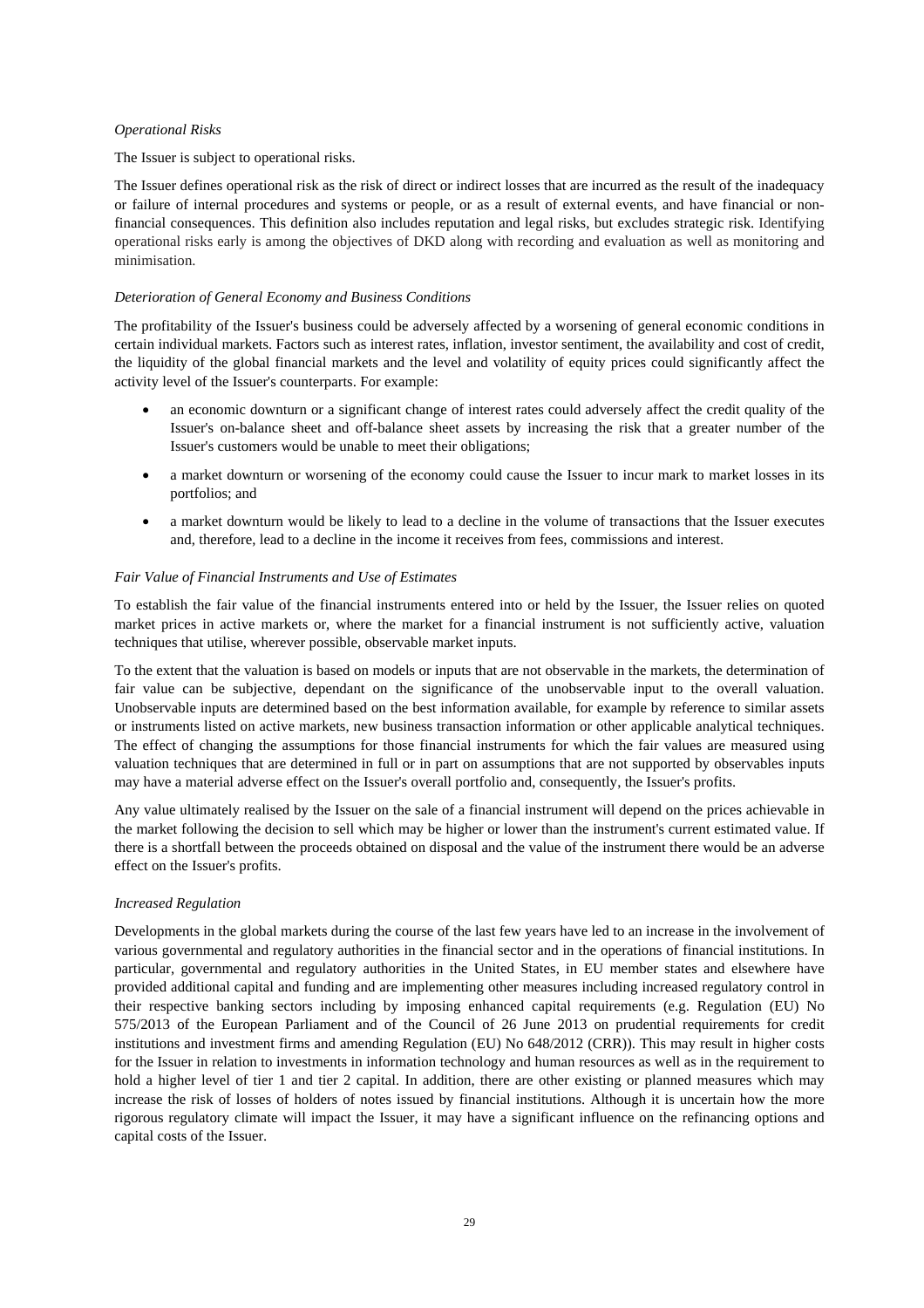*Operational Risks*

The Issuer is subject to operational risks.

The Issuer defines operational risk as the risk of direct or indirect losses that are incurred as the result of the inadequacy or failure of internal procedures and systems or people, or as a result of external events, and have financial or non-financial consequences. This definition also includes reputation and legal risks, but excludes strategic risk. Identifying operational risks early is among the objectives of DKD along with recording and evaluation as well as monitoring and minimisation.

*Deterioration of General Economy and Business Conditions*

The profitability of the Issuer's business could be adversely affected by a worsening of general economic conditions in certain individual markets. Factors such as interest rates, inflation, investor sentiment, the availability and cost of credit, the liquidity of the global financial markets and the level and volatility of equity prices could significantly affect the activity level of the Issuer's counterparts. For example:

- an economic downturn or a significant change of interest rates could adversely affect the credit quality of the Issuer's on-balance sheet and off-balance sheet assets by increasing the risk that a greater number of the Issuer's customers would be unable to meet their obligations;
- a market downturn or worsening of the economy could cause the Issuer to incur mark to market losses in its portfolios; and
- a market downturn would be likely to lead to a decline in the volume of transactions that the Issuer executes and, therefore, lead to a decline in the income it receives from fees, commissions and interest.

*Fair Value of Financial Instruments and Use of Estimates*

To establish the fair value of the financial instruments entered into or held by the Issuer, the Issuer relies on quoted market prices in active markets or, where the market for a financial instrument is not sufficiently active, valuation techniques that utilise, wherever possible, observable market inputs.

To the extent that the valuation is based on models or inputs that are not observable in the markets, the determination of fair value can be subjective, dependant on the significance of the unobservable input to the overall valuation. Unobservable inputs are determined based on the best information available, for example by reference to similar assets or instruments listed on active markets, new business transaction information or other applicable analytical techniques. The effect of changing the assumptions for those financial instruments for which the fair values are measured using valuation techniques that are determined in full or in part on assumptions that are not supported by observables inputs may have a material adverse effect on the Issuer's overall portfolio and, consequently, the Issuer's profits.

Any value ultimately realised by the Issuer on the sale of a financial instrument will depend on the prices achievable in the market following the decision to sell which may be higher or lower than the instrument's current estimated value. If there is a shortfall between the proceeds obtained on disposal and the value of the instrument there would be an adverse effect on the Issuer's profits.

*Increased Regulation*

Developments in the global markets during the course of the last few years have led to an increase in the involvement of various governmental and regulatory authorities in the financial sector and in the operations of financial institutions. In particular, governmental and regulatory authorities in the United States, in EU member states and elsewhere have provided additional capital and funding and are implementing other measures including increased regulatory control in their respective banking sectors including by imposing enhanced capital requirements (e.g. Regulation (EU) No 575/2013 of the European Parliament and of the Council of 26 June 2013 on prudential requirements for credit institutions and investment firms and amending Regulation (EU) No 648/2012 (CRR)). This may result in higher costs for the Issuer in relation to investments in information technology and human resources as well as in the requirement to hold a higher level of tier 1 and tier 2 capital. In addition, there are other existing or planned measures which may increase the risk of losses of holders of notes issued by financial institutions. Although it is uncertain how the more rigorous regulatory climate will impact the Issuer, it may have a significant influence on the refinancing options and capital costs of the Issuer.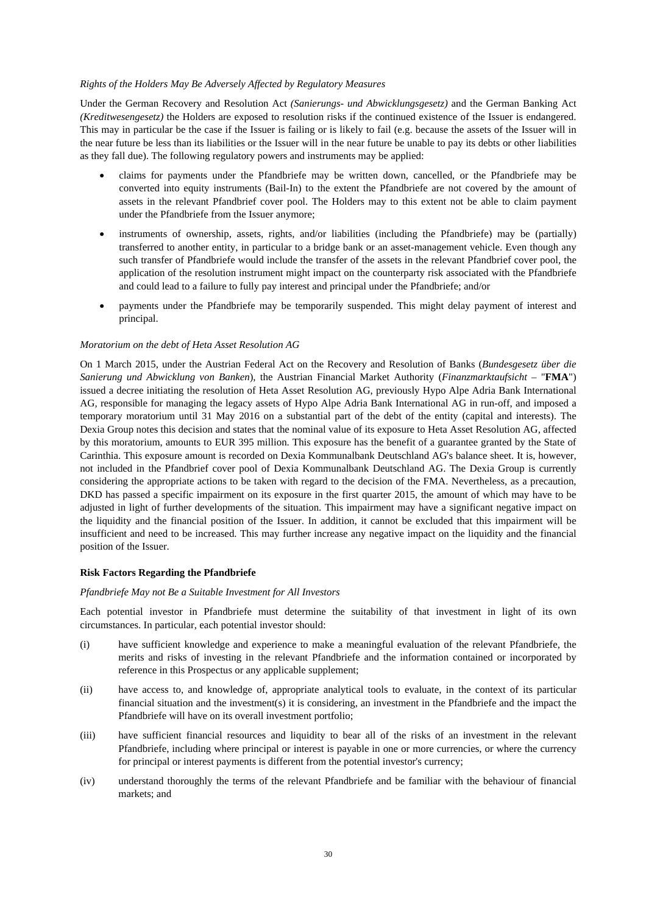*Rights of the Holders May Be Adversely Affected by Regulatory Measures*

Under the German Recovery and Resolution Act *(Sanierungs- und Abwicklungsgesetz)* and the German Banking Act *(Kreditwesengesetz)* the Holders are exposed to resolution risks if the continued existence of the Issuer is endangered. This may in particular be the case if the Issuer is failing or is likely to fail (e.g. because the assets of the Issuer will in the near future be less than its liabilities or the Issuer will in the near future be unable to pay its debts or other liabilities as they fall due). The following regulatory powers and instruments may be applied:

- claims for payments under the Pfandbriefe may be written down, cancelled, or the Pfandbriefe may be converted into equity instruments (Bail-In) to the extent the Pfandbriefe are not covered by the amount of assets in the relevant Pfandbrief cover pool. The Holders may to this extent not be able to claim payment under the Pfandbriefe from the Issuer anymore;
- instruments of ownership, assets, rights, and/or liabilities (including the Pfandbriefe) may be (partially) transferred to another entity, in particular to a bridge bank or an asset-management vehicle. Even though any such transfer of Pfandbriefe would include the transfer of the assets in the relevant Pfandbrief cover pool, the application of the resolution instrument might impact on the counterparty risk associated with the Pfandbriefe and could lead to a failure to fully pay interest and principal under the Pfandbriefe; and/or
- payments under the Pfandbriefe may be temporarily suspended. This might delay payment of interest and principal.

*Moratorium on the debt of Heta Asset Resolution AG*

On 1 March 2015, under the Austrian Federal Act on the Recovery and Resolution of Banks (*Bundesgesetz über die Sanierung und Abwicklung von Banken*), the Austrian Financial Market Authority (*Finanzmarktaufsicht* – "**FMA**") issued a decree initiating the resolution of Heta Asset Resolution AG, previously Hypo Alpe Adria Bank International AG, responsible for managing the legacy assets of Hypo Alpe Adria Bank International AG in run-off, and imposed a temporary moratorium until 31 May 2016 on a substantial part of the debt of the entity (capital and interests). The Dexia Group notes this decision and states that the nominal value of its exposure to Heta Asset Resolution AG, affected by this moratorium, amounts to EUR 395 million. This exposure has the benefit of a guarantee granted by the State of Carinthia. This exposure amount is recorded on Dexia Kommunalbank Deutschland AG's balance sheet. It is, however, not included in the Pfandbrief cover pool of Dexia Kommunalbank Deutschland AG. The Dexia Group is currently considering the appropriate actions to be taken with regard to the decision of the FMA. Nevertheless, as a precaution, DKD has passed a specific impairment on its exposure in the first quarter 2015, the amount of which may have to be adjusted in light of further developments of the situation. This impairment may have a significant negative impact on the liquidity and the financial position of the Issuer. In addition, it cannot be excluded that this impairment will be insufficient and need to be increased. This may further increase any negative impact on the liquidity and the financial position of the Issuer.

**Risk Factors Regarding the Pfandbriefe**

*Pfandbriefe May not Be a Suitable Investment for All Investors*

Each potential investor in Pfandbriefe must determine the suitability of that investment in light of its own circumstances. In particular, each potential investor should:

(i) have sufficient knowledge and experience to make a meaningful evaluation of the relevant Pfandbriefe, the merits and risks of investing in the relevant Pfandbriefe and the information contained or incorporated by reference in this Prospectus or any applicable supplement;

(ii) have access to, and knowledge of, appropriate analytical tools to evaluate, in the context of its particular financial situation and the investment(s) it is considering, an investment in the Pfandbriefe and the impact the Pfandbriefe will have on its overall investment portfolio;

(iii) have sufficient financial resources and liquidity to bear all of the risks of an investment in the relevant Pfandbriefe, including where principal or interest is payable in one or more currencies, or where the currency for principal or interest payments is different from the potential investor's currency;

(iv) understand thoroughly the terms of the relevant Pfandbriefe and be familiar with the behaviour of financial markets; and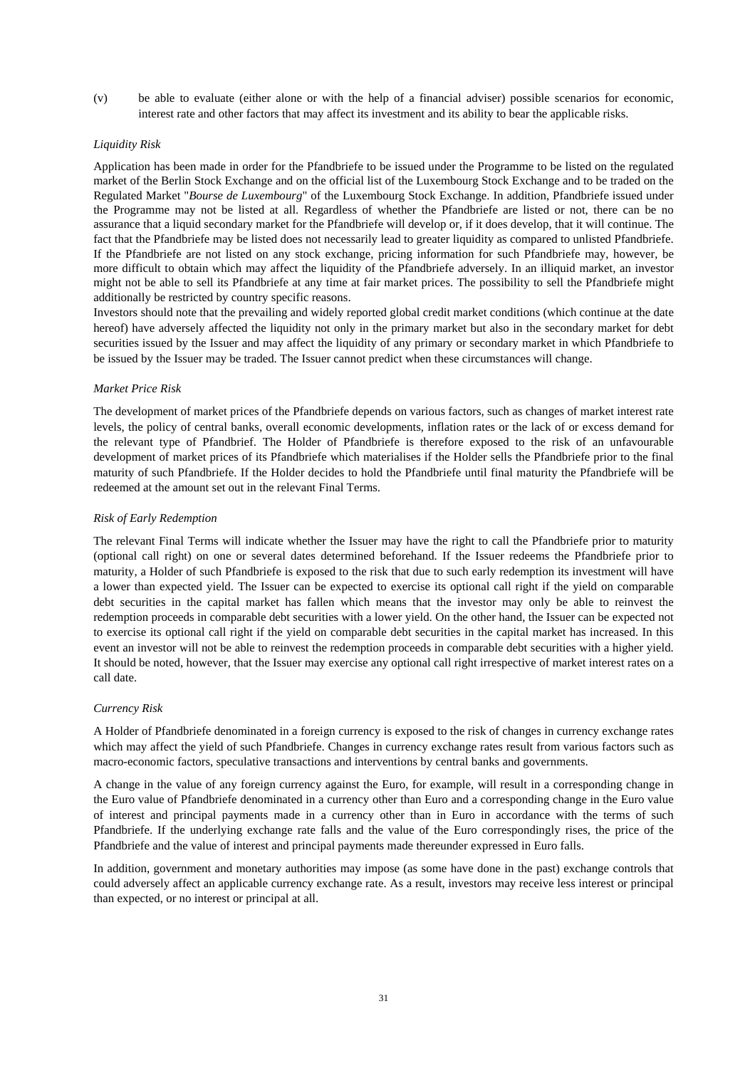(v) be able to evaluate (either alone or with the help of a financial adviser) possible scenarios for economic, interest rate and other factors that may affect its investment and its ability to bear the applicable risks.

*Liquidity Risk*

Application has been made in order for the Pfandbriefe to be issued under the Programme to be listed on the regulated market of the Berlin Stock Exchange and on the official list of the Luxembourg Stock Exchange and to be traded on the Regulated Market "*Bourse de Luxembourg*" of the Luxembourg Stock Exchange. In addition, Pfandbriefe issued under the Programme may not be listed at all. Regardless of whether the Pfandbriefe are listed or not, there can be no assurance that a liquid secondary market for the Pfandbriefe will develop or, if it does develop, that it will continue. The fact that the Pfandbriefe may be listed does not necessarily lead to greater liquidity as compared to unlisted Pfandbriefe. If the Pfandbriefe are not listed on any stock exchange, pricing information for such Pfandbriefe may, however, be more difficult to obtain which may affect the liquidity of the Pfandbriefe adversely. In an illiquid market, an investor might not be able to sell its Pfandbriefe at any time at fair market prices. The possibility to sell the Pfandbriefe might additionally be restricted by country specific reasons.

Investors should note that the prevailing and widely reported global credit market conditions (which continue at the date hereof) have adversely affected the liquidity not only in the primary market but also in the secondary market for debt securities issued by the Issuer and may affect the liquidity of any primary or secondary market in which Pfandbriefe to be issued by the Issuer may be traded. The Issuer cannot predict when these circumstances will change.

*Market Price Risk*

The development of market prices of the Pfandbriefe depends on various factors, such as changes of market interest rate levels, the policy of central banks, overall economic developments, inflation rates or the lack of or excess demand for the relevant type of Pfandbrief. The Holder of Pfandbriefe is therefore exposed to the risk of an unfavourable development of market prices of its Pfandbriefe which materialises if the Holder sells the Pfandbriefe prior to the final maturity of such Pfandbriefe. If the Holder decides to hold the Pfandbriefe until final maturity the Pfandbriefe will be redeemed at the amount set out in the relevant Final Terms.

*Risk of Early Redemption*

The relevant Final Terms will indicate whether the Issuer may have the right to call the Pfandbriefe prior to maturity (optional call right) on one or several dates determined beforehand. If the Issuer redeems the Pfandbriefe prior to maturity, a Holder of such Pfandbriefe is exposed to the risk that due to such early redemption its investment will have a lower than expected yield. The Issuer can be expected to exercise its optional call right if the yield on comparable debt securities in the capital market has fallen which means that the investor may only be able to reinvest the redemption proceeds in comparable debt securities with a lower yield. On the other hand, the Issuer can be expected not to exercise its optional call right if the yield on comparable debt securities in the capital market has increased. In this event an investor will not be able to reinvest the redemption proceeds in comparable debt securities with a higher yield. It should be noted, however, that the Issuer may exercise any optional call right irrespective of market interest rates on a call date.

*Currency Risk*

A Holder of Pfandbriefe denominated in a foreign currency is exposed to the risk of changes in currency exchange rates which may affect the yield of such Pfandbriefe. Changes in currency exchange rates result from various factors such as macro-economic factors, speculative transactions and interventions by central banks and governments.

A change in the value of any foreign currency against the Euro, for example, will result in a corresponding change in the Euro value of Pfandbriefe denominated in a currency other than Euro and a corresponding change in the Euro value of interest and principal payments made in a currency other than in Euro in accordance with the terms of such Pfandbriefe. If the underlying exchange rate falls and the value of the Euro correspondingly rises, the price of the Pfandbriefe and the value of interest and principal payments made thereunder expressed in Euro falls.

In addition, government and monetary authorities may impose (as some have done in the past) exchange controls that could adversely affect an applicable currency exchange rate. As a result, investors may receive less interest or principal than expected, or no interest or principal at all.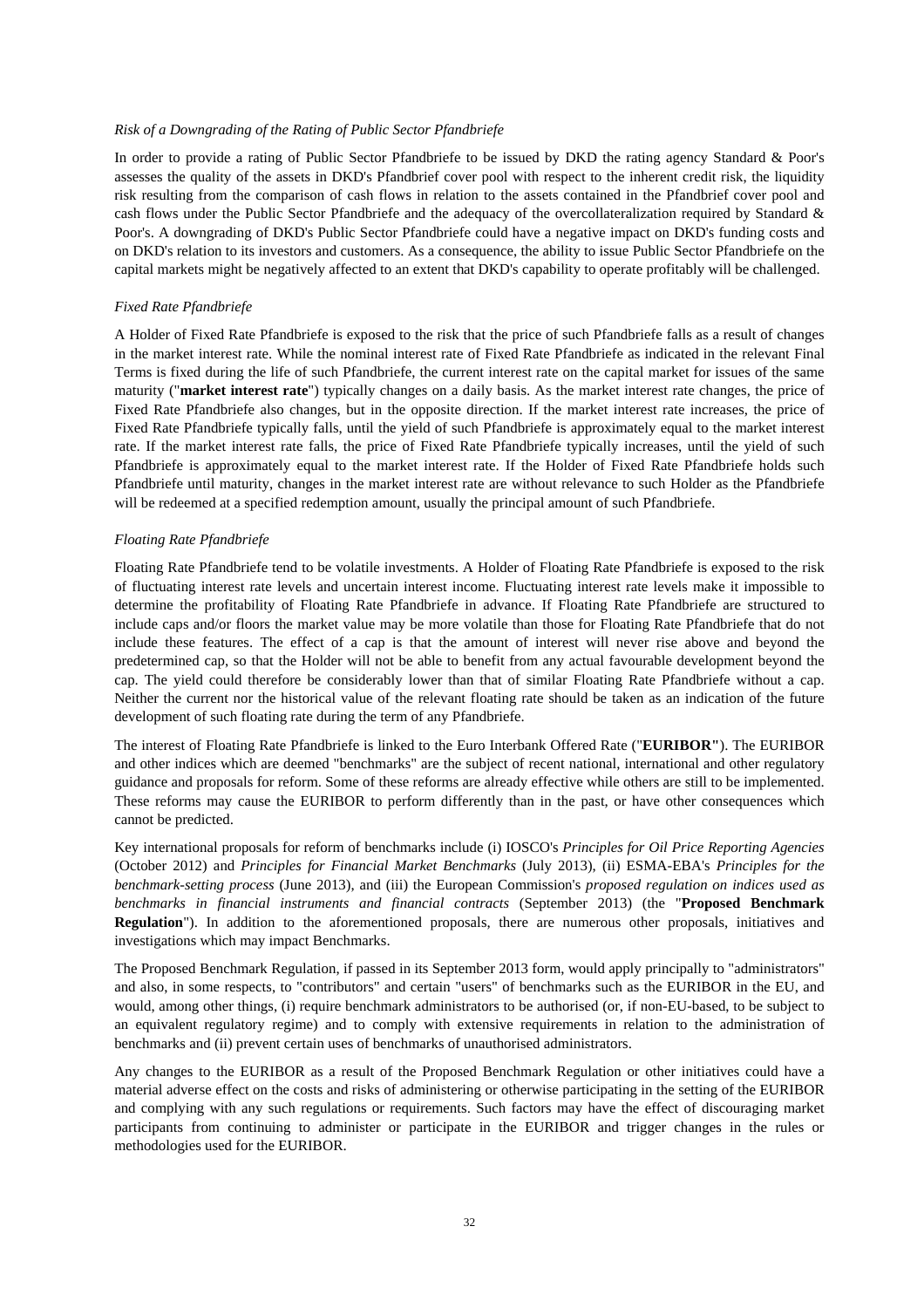*Risk of a Downgrading of the Rating of Public Sector Pfandbriefe*

In order to provide a rating of Public Sector Pfandbriefe to be issued by DKD the rating agency Standard & Poor's assesses the quality of the assets in DKD's Pfandbrief cover pool with respect to the inherent credit risk, the liquidity risk resulting from the comparison of cash flows in relation to the assets contained in the Pfandbrief cover pool and cash flows under the Public Sector Pfandbriefe and the adequacy of the overcollateralization required by Standard & Poor's. A downgrading of DKD's Public Sector Pfandbriefe could have a negative impact on DKD's funding costs and on DKD's relation to its investors and customers. As a consequence, the ability to issue Public Sector Pfandbriefe on the capital markets might be negatively affected to an extent that DKD's capability to operate profitably will be challenged.

*Fixed Rate Pfandbriefe*

A Holder of Fixed Rate Pfandbriefe is exposed to the risk that the price of such Pfandbriefe falls as a result of changes in the market interest rate. While the nominal interest rate of Fixed Rate Pfandbriefe as indicated in the relevant Final Terms is fixed during the life of such Pfandbriefe, the current interest rate on the capital market for issues of the same maturity ("**market interest rate**") typically changes on a daily basis. As the market interest rate changes, the price of Fixed Rate Pfandbriefe also changes, but in the opposite direction. If the market interest rate increases, the price of Fixed Rate Pfandbriefe typically falls, until the yield of such Pfandbriefe is approximately equal to the market interest rate. If the market interest rate falls, the price of Fixed Rate Pfandbriefe typically increases, until the yield of such Pfandbriefe is approximately equal to the market interest rate. If the Holder of Fixed Rate Pfandbriefe holds such Pfandbriefe until maturity, changes in the market interest rate are without relevance to such Holder as the Pfandbriefe will be redeemed at a specified redemption amount, usually the principal amount of such Pfandbriefe.

*Floating Rate Pfandbriefe*

Floating Rate Pfandbriefe tend to be volatile investments. A Holder of Floating Rate Pfandbriefe is exposed to the risk of fluctuating interest rate levels and uncertain interest income. Fluctuating interest rate levels make it impossible to determine the profitability of Floating Rate Pfandbriefe in advance. If Floating Rate Pfandbriefe are structured to include caps and/or floors the market value may be more volatile than those for Floating Rate Pfandbriefe that do not include these features. The effect of a cap is that the amount of interest will never rise above and beyond the predetermined cap, so that the Holder will not be able to benefit from any actual favourable development beyond the cap. The yield could therefore be considerably lower than that of similar Floating Rate Pfandbriefe without a cap. Neither the current nor the historical value of the relevant floating rate should be taken as an indication of the future development of such floating rate during the term of any Pfandbriefe.

The interest of Floating Rate Pfandbriefe is linked to the Euro Interbank Offered Rate ("**EURIBOR**"). The EURIBOR and other indices which are deemed "benchmarks" are the subject of recent national, international and other regulatory guidance and proposals for reform. Some of these reforms are already effective while others are still to be implemented. These reforms may cause the EURIBOR to perform differently than in the past, or have other consequences which cannot be predicted.

Key international proposals for reform of benchmarks include (i) IOSCO's *Principles for Oil Price Reporting Agencies* (October 2012) and *Principles for Financial Market Benchmarks* (July 2013), (ii) ESMA-EBA's *Principles for the benchmark-setting process* (June 2013), and (iii) the European Commission's *proposed regulation on indices used as benchmarks in financial instruments and financial contracts* (September 2013) (the "**Proposed Benchmark Regulation**"). In addition to the aforementioned proposals, there are numerous other proposals, initiatives and investigations which may impact Benchmarks.

The Proposed Benchmark Regulation, if passed in its September 2013 form, would apply principally to "administrators" and also, in some respects, to "contributors" and certain "users" of benchmarks such as the EURIBOR in the EU, and would, among other things, (i) require benchmark administrators to be authorised (or, if non-EU-based, to be subject to an equivalent regulatory regime) and to comply with extensive requirements in relation to the administration of benchmarks and (ii) prevent certain uses of benchmarks of unauthorised administrators.

Any changes to the EURIBOR as a result of the Proposed Benchmark Regulation or other initiatives could have a material adverse effect on the costs and risks of administering or otherwise participating in the setting of the EURIBOR and complying with any such regulations or requirements. Such factors may have the effect of discouraging market participants from continuing to administer or participate in the EURIBOR and trigger changes in the rules or methodologies used for the EURIBOR.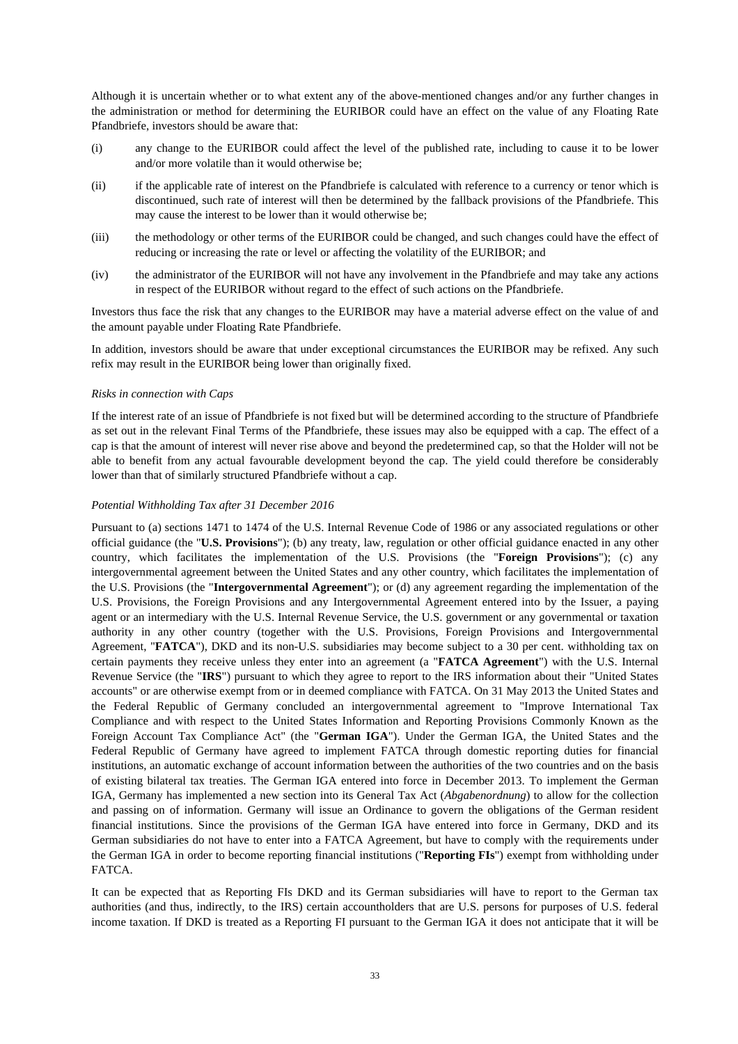Although it is uncertain whether or to what extent any of the above-mentioned changes and/or any further changes in the administration or method for determining the EURIBOR could have an effect on the value of any Floating Rate Pfandbriefe, investors should be aware that:

(i) any change to the EURIBOR could affect the level of the published rate, including to cause it to be lower and/or more volatile than it would otherwise be;

(ii) if the applicable rate of interest on the Pfandbriefe is calculated with reference to a currency or tenor which is discontinued, such rate of interest will then be determined by the fallback provisions of the Pfandbriefe. This may cause the interest to be lower than it would otherwise be;

(iii) the methodology or other terms of the EURIBOR could be changed, and such changes could have the effect of reducing or increasing the rate or level or affecting the volatility of the EURIBOR; and

(iv) the administrator of the EURIBOR will not have any involvement in the Pfandbriefe and may take any actions in respect of the EURIBOR without regard to the effect of such actions on the Pfandbriefe.

Investors thus face the risk that any changes to the EURIBOR may have a material adverse effect on the value of and the amount payable under Floating Rate Pfandbriefe.

In addition, investors should be aware that under exceptional circumstances the EURIBOR may be refixed. Any such refix may result in the EURIBOR being lower than originally fixed.

*Risks in connection with Caps*

If the interest rate of an issue of Pfandbriefe is not fixed but will be determined according to the structure of Pfandbriefe as set out in the relevant Final Terms of the Pfandbriefe, these issues may also be equipped with a cap. The effect of a cap is that the amount of interest will never rise above and beyond the predetermined cap, so that the Holder will not be able to benefit from any actual favourable development beyond the cap. The yield could therefore be considerably lower than that of similarly structured Pfandbriefe without a cap.

*Potential Withholding Tax after 31 December 2016*

Pursuant to (a) sections 1471 to 1474 of the U.S. Internal Revenue Code of 1986 or any associated regulations or other official guidance (the "**U.S. Provisions**"); (b) any treaty, law, regulation or other official guidance enacted in any other country, which facilitates the implementation of the U.S. Provisions (the "**Foreign Provisions**"); (c) any intergovernmental agreement between the United States and any other country, which facilitates the implementation of the U.S. Provisions (the "**Intergovernmental Agreement**"); or (d) any agreement regarding the implementation of the U.S. Provisions, the Foreign Provisions and any Intergovernmental Agreement entered into by the Issuer, a paying agent or an intermediary with the U.S. Internal Revenue Service, the U.S. government or any governmental or taxation authority in any other country (together with the U.S. Provisions, Foreign Provisions and Intergovernmental Agreement, "**FATCA**"), DKD and its non-U.S. subsidiaries may become subject to a 30 per cent. withholding tax on certain payments they receive unless they enter into an agreement (a "**FATCA Agreement**") with the U.S. Internal Revenue Service (the "**IRS**") pursuant to which they agree to report to the IRS information about their "United States accounts" or are otherwise exempt from or in deemed compliance with FATCA. On 31 May 2013 the United States and the Federal Republic of Germany concluded an intergovernmental agreement to "Improve International Tax Compliance and with respect to the United States Information and Reporting Provisions Commonly Known as the Foreign Account Tax Compliance Act" (the "**German IGA**"). Under the German IGA, the United States and the Federal Republic of Germany have agreed to implement FATCA through domestic reporting duties for financial institutions, an automatic exchange of account information between the authorities of the two countries and on the basis of existing bilateral tax treaties. The German IGA entered into force in December 2013. To implement the German IGA, Germany has implemented a new section into its General Tax Act (*Abgabenordnung*) to allow for the collection and passing on of information. Germany will issue an Ordinance to govern the obligations of the German resident financial institutions. Since the provisions of the German IGA have entered into force in Germany, DKD and its German subsidiaries do not have to enter into a FATCA Agreement, but have to comply with the requirements under the German IGA in order to become reporting financial institutions ("**Reporting FIs**") exempt from withholding under FATCA.

It can be expected that as Reporting FIs DKD and its German subsidiaries will have to report to the German tax authorities (and thus, indirectly, to the IRS) certain accountholders that are U.S. persons for purposes of U.S. federal income taxation. If DKD is treated as a Reporting FI pursuant to the German IGA it does not anticipate that it will be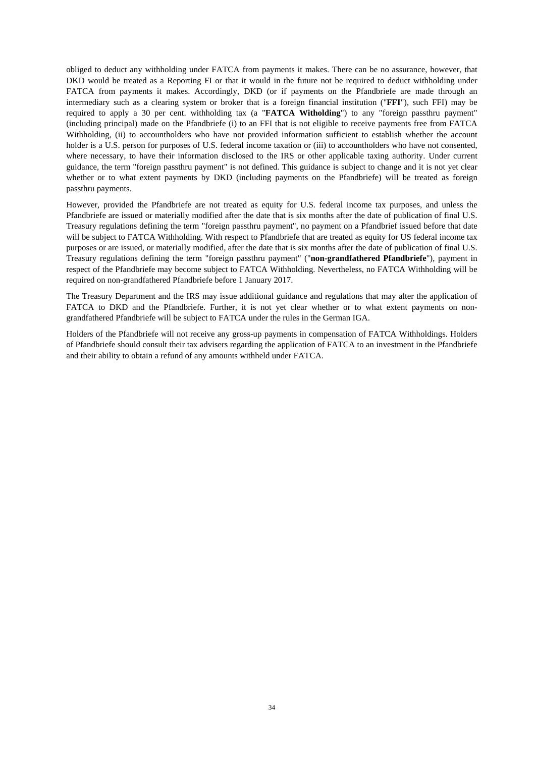obliged to deduct any withholding under FATCA from payments it makes. There can be no assurance, however, that DKD would be treated as a Reporting FI or that it would in the future not be required to deduct withholding under FATCA from payments it makes. Accordingly, DKD (or if payments on the Pfandbriefe are made through an intermediary such as a clearing system or broker that is a foreign financial institution ("**FFI**"), such FFI) may be required to apply a 30 per cent. withholding tax (a "**FATCA Witholding**") to any "foreign passthru payment" (including principal) made on the Pfandbriefe (i) to an FFI that is not eligible to receive payments free from FATCA Withholding, (ii) to accountholders who have not provided information sufficient to establish whether the account holder is a U.S. person for purposes of U.S. federal income taxation or (iii) to accountholders who have not consented, where necessary, to have their information disclosed to the IRS or other applicable taxing authority. Under current guidance, the term "foreign passthru payment" is not defined. This guidance is subject to change and it is not yet clear whether or to what extent payments by DKD (including payments on the Pfandbriefe) will be treated as foreign passthru payments.

However, provided the Pfandbriefe are not treated as equity for U.S. federal income tax purposes, and unless the Pfandbriefe are issued or materially modified after the date that is six months after the date of publication of final U.S. Treasury regulations defining the term "foreign passthru payment", no payment on a Pfandbrief issued before that date will be subject to FATCA Withholding. With respect to Pfandbriefe that are treated as equity for US federal income tax purposes or are issued, or materially modified, after the date that is six months after the date of publication of final U.S. Treasury regulations defining the term "foreign passthru payment" ("**non-grandfathered Pfandbriefe**"), payment in respect of the Pfandbriefe may become subject to FATCA Withholding. Nevertheless, no FATCA Withholding will be required on non-grandfathered Pfandbriefe before 1 January 2017.

The Treasury Department and the IRS may issue additional guidance and regulations that may alter the application of FATCA to DKD and the Pfandbriefe. Further, it is not yet clear whether or to what extent payments on non-grandfathered Pfandbriefe will be subject to FATCA under the rules in the German IGA.

Holders of the Pfandbriefe will not receive any gross-up payments in compensation of FATCA Withholdings. Holders of Pfandbriefe should consult their tax advisers regarding the application of FATCA to an investment in the Pfandbriefe and their ability to obtain a refund of any amounts withheld under FATCA.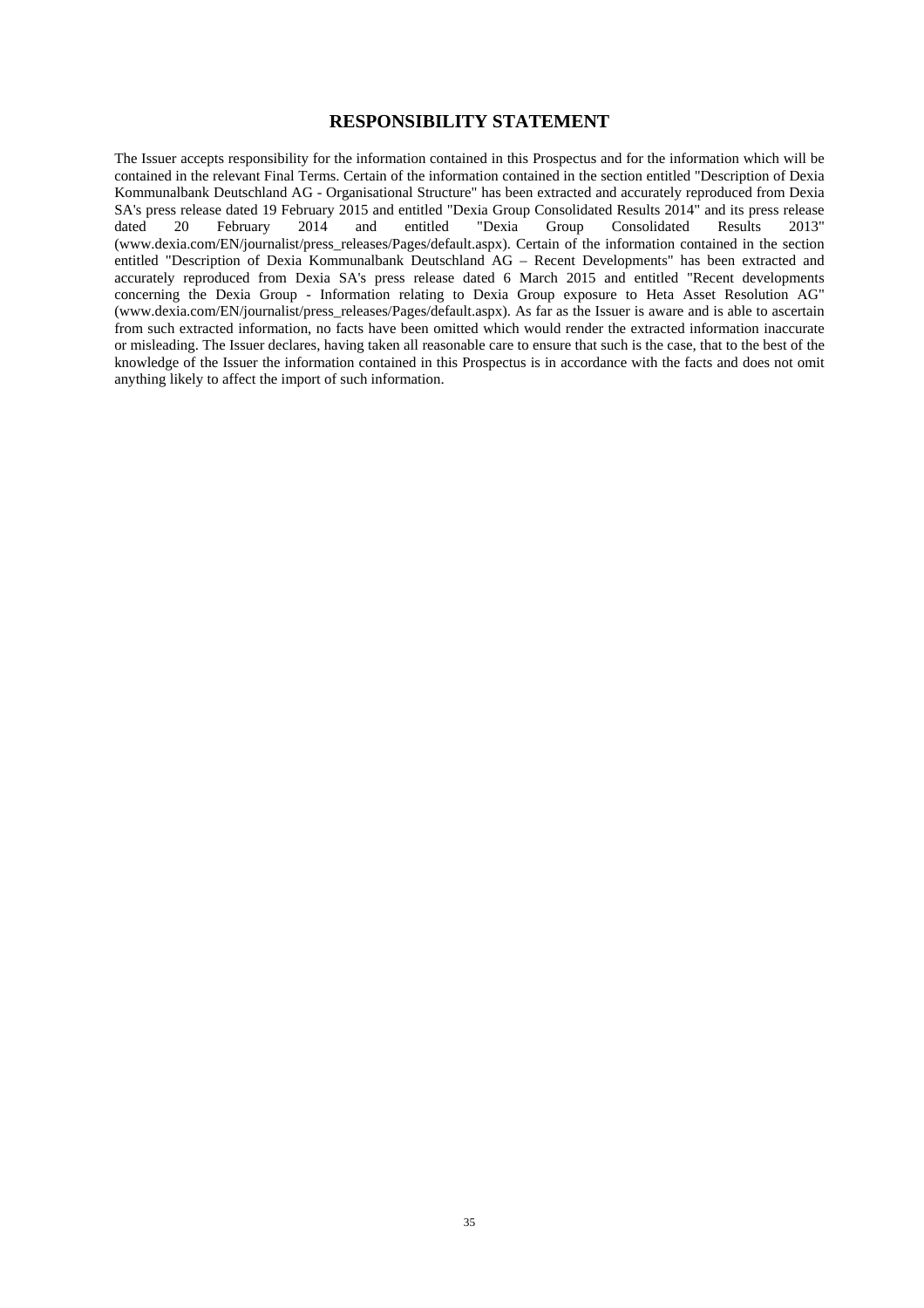# RESPONSIBILITY STATEMENT

The Issuer accepts responsibility for the information contained in this Prospectus and for the information which will be contained in the relevant Final Terms. Certain of the information contained in the section entitled "Description of Dexia Kommunalbank Deutschland AG - Organisational Structure" has been extracted and accurately reproduced from Dexia SA's press release dated 19 February 2015 and entitled "Dexia Group Consolidated Results 2014" and its press release dated 20 February 2014 and entitled "Dexia Group Consolidated Results 2013" (www.dexia.com/EN/journalist/press_releases/Pages/default.aspx). Certain of the information contained in the section entitled "Description of Dexia Kommunalbank Deutschland AG – Recent Developments" has been extracted and accurately reproduced from Dexia SA's press release dated 6 March 2015 and entitled "Recent developments concerning the Dexia Group - Information relating to Dexia Group exposure to Heta Asset Resolution AG" (www.dexia.com/EN/journalist/press_releases/Pages/default.aspx). As far as the Issuer is aware and is able to ascertain from such extracted information, no facts have been omitted which would render the extracted information inaccurate or misleading. The Issuer declares, having taken all reasonable care to ensure that such is the case, that to the best of the knowledge of the Issuer the information contained in this Prospectus is in accordance with the facts and does not omit anything likely to affect the import of such information.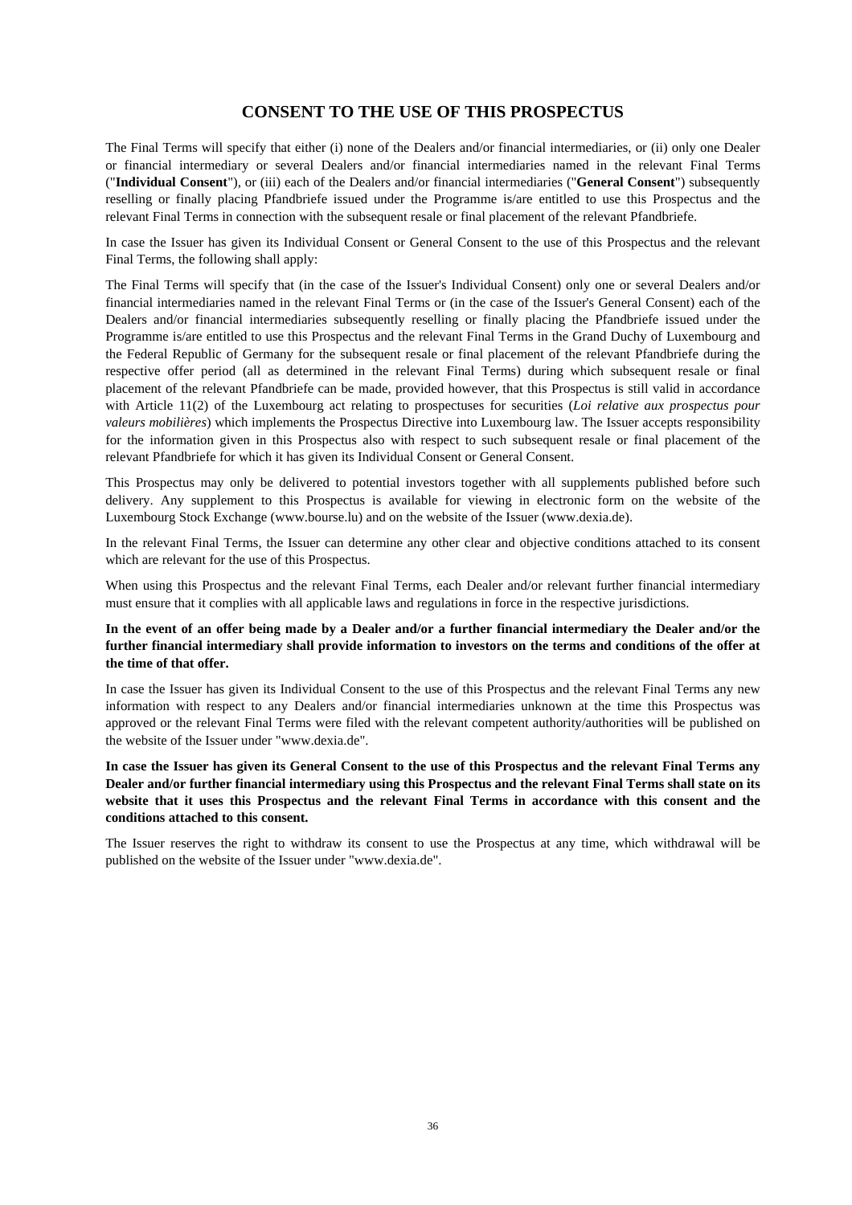# CONSENT TO THE USE OF THIS PROSPECTUS

The Final Terms will specify that either (i) none of the Dealers and/or financial intermediaries, or (ii) only one Dealer or financial intermediary or several Dealers and/or financial intermediaries named in the relevant Final Terms ("**Individual Consent**"), or (iii) each of the Dealers and/or financial intermediaries ("**General Consent**") subsequently reselling or finally placing Pfandbriefe issued under the Programme is/are entitled to use this Prospectus and the relevant Final Terms in connection with the subsequent resale or final placement of the relevant Pfandbriefe.

In case the Issuer has given its Individual Consent or General Consent to the use of this Prospectus and the relevant Final Terms, the following shall apply:

The Final Terms will specify that (in the case of the Issuer's Individual Consent) only one or several Dealers and/or financial intermediaries named in the relevant Final Terms or (in the case of the Issuer's General Consent) each of the Dealers and/or financial intermediaries subsequently reselling or finally placing the Pfandbriefe issued under the Programme is/are entitled to use this Prospectus and the relevant Final Terms in the Grand Duchy of Luxembourg and the Federal Republic of Germany for the subsequent resale or final placement of the relevant Pfandbriefe during the respective offer period (all as determined in the relevant Final Terms) during which subsequent resale or final placement of the relevant Pfandbriefe can be made, provided however, that this Prospectus is still valid in accordance with Article 11(2) of the Luxembourg act relating to prospectuses for securities (*Loi relative aux prospectus pour valeurs mobilières*) which implements the Prospectus Directive into Luxembourg law. The Issuer accepts responsibility for the information given in this Prospectus also with respect to such subsequent resale or final placement of the relevant Pfandbriefe for which it has given its Individual Consent or General Consent.

This Prospectus may only be delivered to potential investors together with all supplements published before such delivery. Any supplement to this Prospectus is available for viewing in electronic form on the website of the Luxembourg Stock Exchange (www.bourse.lu) and on the website of the Issuer (www.dexia.de).

In the relevant Final Terms, the Issuer can determine any other clear and objective conditions attached to its consent which are relevant for the use of this Prospectus.

When using this Prospectus and the relevant Final Terms, each Dealer and/or relevant further financial intermediary must ensure that it complies with all applicable laws and regulations in force in the respective jurisdictions.

**In the event of an offer being made by a Dealer and/or a further financial intermediary the Dealer and/or the further financial intermediary shall provide information to investors on the terms and conditions of the offer at the time of that offer.**

In case the Issuer has given its Individual Consent to the use of this Prospectus and the relevant Final Terms any new information with respect to any Dealers and/or financial intermediaries unknown at the time this Prospectus was approved or the relevant Final Terms were filed with the relevant competent authority/authorities will be published on the website of the Issuer under "www.dexia.de".

**In case the Issuer has given its General Consent to the use of this Prospectus and the relevant Final Terms any Dealer and/or further financial intermediary using this Prospectus and the relevant Final Terms shall state on its website that it uses this Prospectus and the relevant Final Terms in accordance with this consent and the conditions attached to this consent.**

The Issuer reserves the right to withdraw its consent to use the Prospectus at any time, which withdrawal will be published on the website of the Issuer under "www.dexia.de".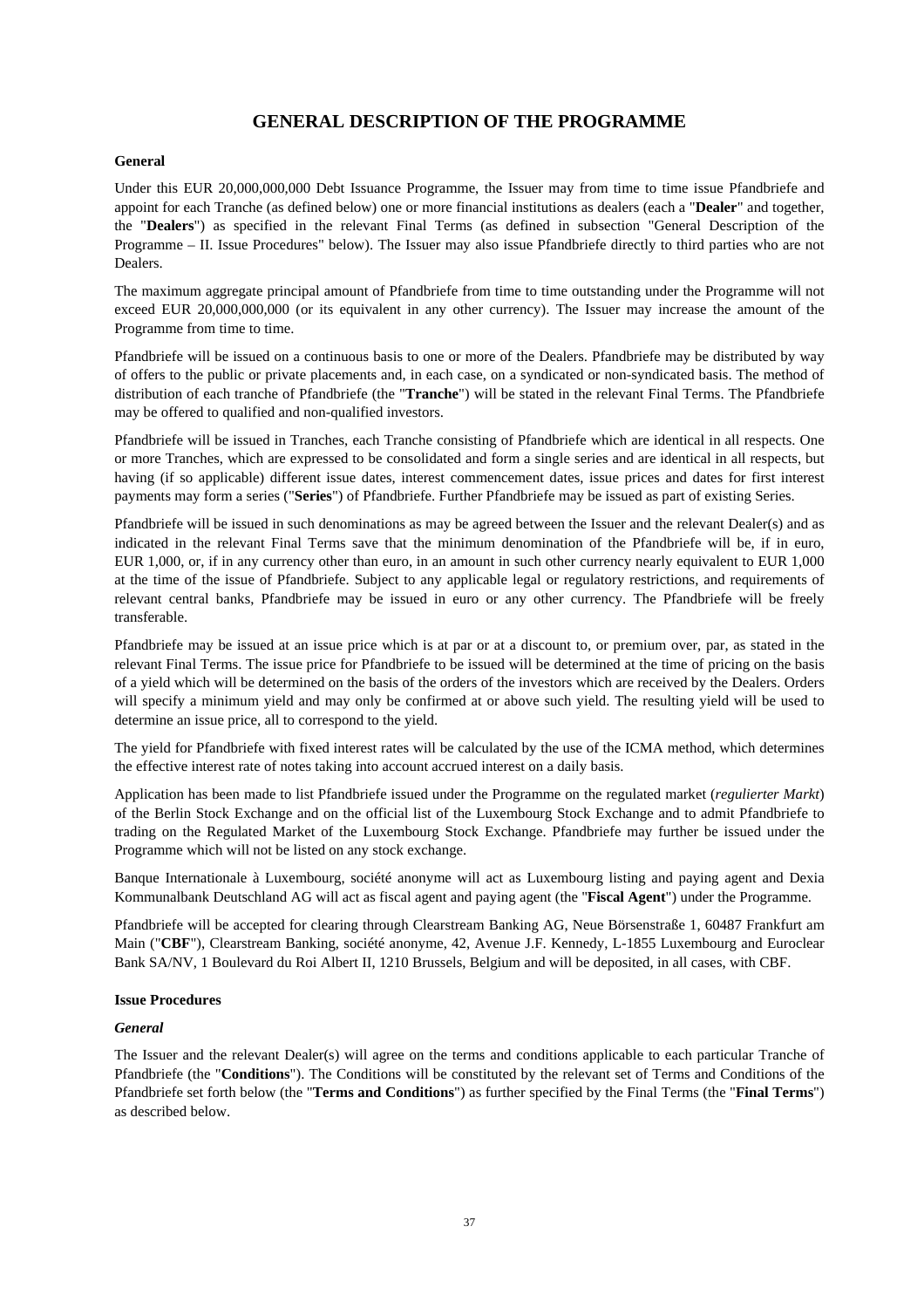# GENERAL DESCRIPTION OF THE PROGRAMME

**General**

Under this EUR 20,000,000,000 Debt Issuance Programme, the Issuer may from time to time issue Pfandbriefe and appoint for each Tranche (as defined below) one or more financial institutions as dealers (each a "**Dealer**" and together, the "**Dealers**") as specified in the relevant Final Terms (as defined in subsection "General Description of the Programme – II. Issue Procedures" below). The Issuer may also issue Pfandbriefe directly to third parties who are not Dealers.

The maximum aggregate principal amount of Pfandbriefe from time to time outstanding under the Programme will not exceed EUR 20,000,000,000 (or its equivalent in any other currency). The Issuer may increase the amount of the Programme from time to time.

Pfandbriefe will be issued on a continuous basis to one or more of the Dealers. Pfandbriefe may be distributed by way of offers to the public or private placements and, in each case, on a syndicated or non-syndicated basis. The method of distribution of each tranche of Pfandbriefe (the "**Tranche**") will be stated in the relevant Final Terms. The Pfandbriefe may be offered to qualified and non-qualified investors.

Pfandbriefe will be issued in Tranches, each Tranche consisting of Pfandbriefe which are identical in all respects. One or more Tranches, which are expressed to be consolidated and form a single series and are identical in all respects, but having (if so applicable) different issue dates, interest commencement dates, issue prices and dates for first interest payments may form a series ("**Series**") of Pfandbriefe. Further Pfandbriefe may be issued as part of existing Series.

Pfandbriefe will be issued in such denominations as may be agreed between the Issuer and the relevant Dealer(s) and as indicated in the relevant Final Terms save that the minimum denomination of the Pfandbriefe will be, if in euro, EUR 1,000, or, if in any currency other than euro, in an amount in such other currency nearly equivalent to EUR 1,000 at the time of the issue of Pfandbriefe. Subject to any applicable legal or regulatory restrictions, and requirements of relevant central banks, Pfandbriefe may be issued in euro or any other currency. The Pfandbriefe will be freely transferable.

Pfandbriefe may be issued at an issue price which is at par or at a discount to, or premium over, par, as stated in the relevant Final Terms. The issue price for Pfandbriefe to be issued will be determined at the time of pricing on the basis of a yield which will be determined on the basis of the orders of the investors which are received by the Dealers. Orders will specify a minimum yield and may only be confirmed at or above such yield. The resulting yield will be used to determine an issue price, all to correspond to the yield.

The yield for Pfandbriefe with fixed interest rates will be calculated by the use of the ICMA method, which determines the effective interest rate of notes taking into account accrued interest on a daily basis.

Application has been made to list Pfandbriefe issued under the Programme on the regulated market (*regulierter Markt*) of the Berlin Stock Exchange and on the official list of the Luxembourg Stock Exchange and to admit Pfandbriefe to trading on the Regulated Market of the Luxembourg Stock Exchange. Pfandbriefe may further be issued under the Programme which will not be listed on any stock exchange.

Banque Internationale à Luxembourg, société anonyme will act as Luxembourg listing and paying agent and Dexia Kommunalbank Deutschland AG will act as fiscal agent and paying agent (the "**Fiscal Agent**") under the Programme.

Pfandbriefe will be accepted for clearing through Clearstream Banking AG, Neue Börsenstraße 1, 60487 Frankfurt am Main ("**CBF**"), Clearstream Banking, société anonyme, 42, Avenue J.F. Kennedy, L-1855 Luxembourg and Euroclear Bank SA/NV, 1 Boulevard du Roi Albert II, 1210 Brussels, Belgium and will be deposited, in all cases, with CBF.

**Issue Procedures**

***General***

The Issuer and the relevant Dealer(s) will agree on the terms and conditions applicable to each particular Tranche of Pfandbriefe (the "**Conditions**"). The Conditions will be constituted by the relevant set of Terms and Conditions of the Pfandbriefe set forth below (the "**Terms and Conditions**") as further specified by the Final Terms (the "**Final Terms**") as described below.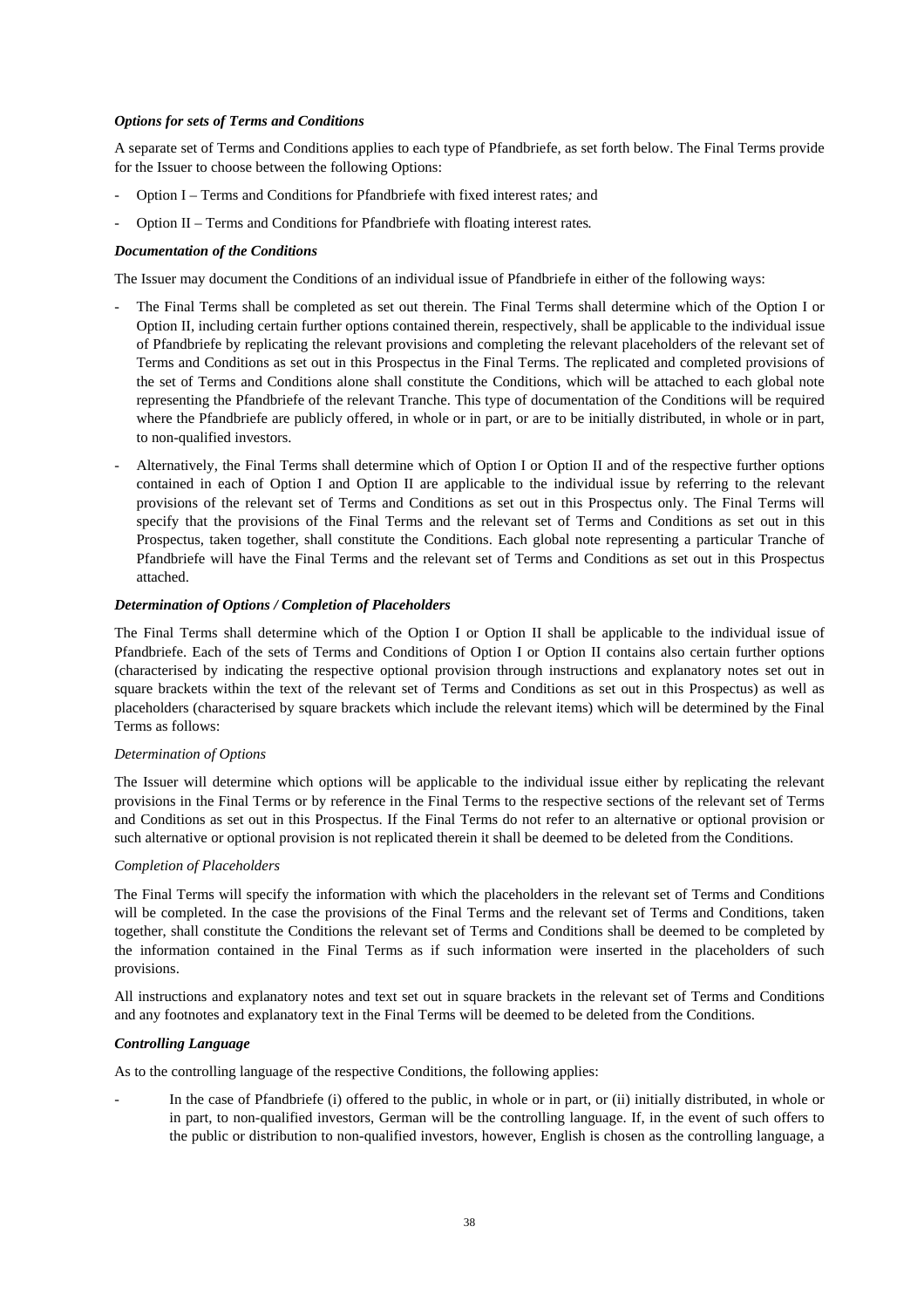***Options for sets of Terms and Conditions***

A separate set of Terms and Conditions applies to each type of Pfandbriefe, as set forth below. The Final Terms provide for the Issuer to choose between the following Options:

- Option I – Terms and Conditions for Pfandbriefe with fixed interest rates*;* and
- Option II – Terms and Conditions for Pfandbriefe with floating interest rates*.*

***Documentation of the Conditions***

The Issuer may document the Conditions of an individual issue of Pfandbriefe in either of the following ways:

- The Final Terms shall be completed as set out therein. The Final Terms shall determine which of the Option I or Option II, including certain further options contained therein, respectively, shall be applicable to the individual issue of Pfandbriefe by replicating the relevant provisions and completing the relevant placeholders of the relevant set of Terms and Conditions as set out in this Prospectus in the Final Terms. The replicated and completed provisions of the set of Terms and Conditions alone shall constitute the Conditions, which will be attached to each global note representing the Pfandbriefe of the relevant Tranche. This type of documentation of the Conditions will be required where the Pfandbriefe are publicly offered, in whole or in part, or are to be initially distributed, in whole or in part, to non-qualified investors.
- Alternatively, the Final Terms shall determine which of Option I or Option II and of the respective further options contained in each of Option I and Option II are applicable to the individual issue by referring to the relevant provisions of the relevant set of Terms and Conditions as set out in this Prospectus only. The Final Terms will specify that the provisions of the Final Terms and the relevant set of Terms and Conditions as set out in this Prospectus, taken together, shall constitute the Conditions. Each global note representing a particular Tranche of Pfandbriefe will have the Final Terms and the relevant set of Terms and Conditions as set out in this Prospectus attached.

***Determination of Options / Completion of Placeholders***

The Final Terms shall determine which of the Option I or Option II shall be applicable to the individual issue of Pfandbriefe. Each of the sets of Terms and Conditions of Option I or Option II contains also certain further options (characterised by indicating the respective optional provision through instructions and explanatory notes set out in square brackets within the text of the relevant set of Terms and Conditions as set out in this Prospectus) as well as placeholders (characterised by square brackets which include the relevant items) which will be determined by the Final Terms as follows:

*Determination of Options*

The Issuer will determine which options will be applicable to the individual issue either by replicating the relevant provisions in the Final Terms or by reference in the Final Terms to the respective sections of the relevant set of Terms and Conditions as set out in this Prospectus. If the Final Terms do not refer to an alternative or optional provision or such alternative or optional provision is not replicated therein it shall be deemed to be deleted from the Conditions.

*Completion of Placeholders*

The Final Terms will specify the information with which the placeholders in the relevant set of Terms and Conditions will be completed. In the case the provisions of the Final Terms and the relevant set of Terms and Conditions, taken together, shall constitute the Conditions the relevant set of Terms and Conditions shall be deemed to be completed by the information contained in the Final Terms as if such information were inserted in the placeholders of such provisions.

All instructions and explanatory notes and text set out in square brackets in the relevant set of Terms and Conditions and any footnotes and explanatory text in the Final Terms will be deemed to be deleted from the Conditions.

***Controlling Language***

As to the controlling language of the respective Conditions, the following applies:

- In the case of Pfandbriefe (i) offered to the public, in whole or in part, or (ii) initially distributed, in whole or in part, to non-qualified investors, German will be the controlling language. If, in the event of such offers to the public or distribution to non-qualified investors, however, English is chosen as the controlling language, a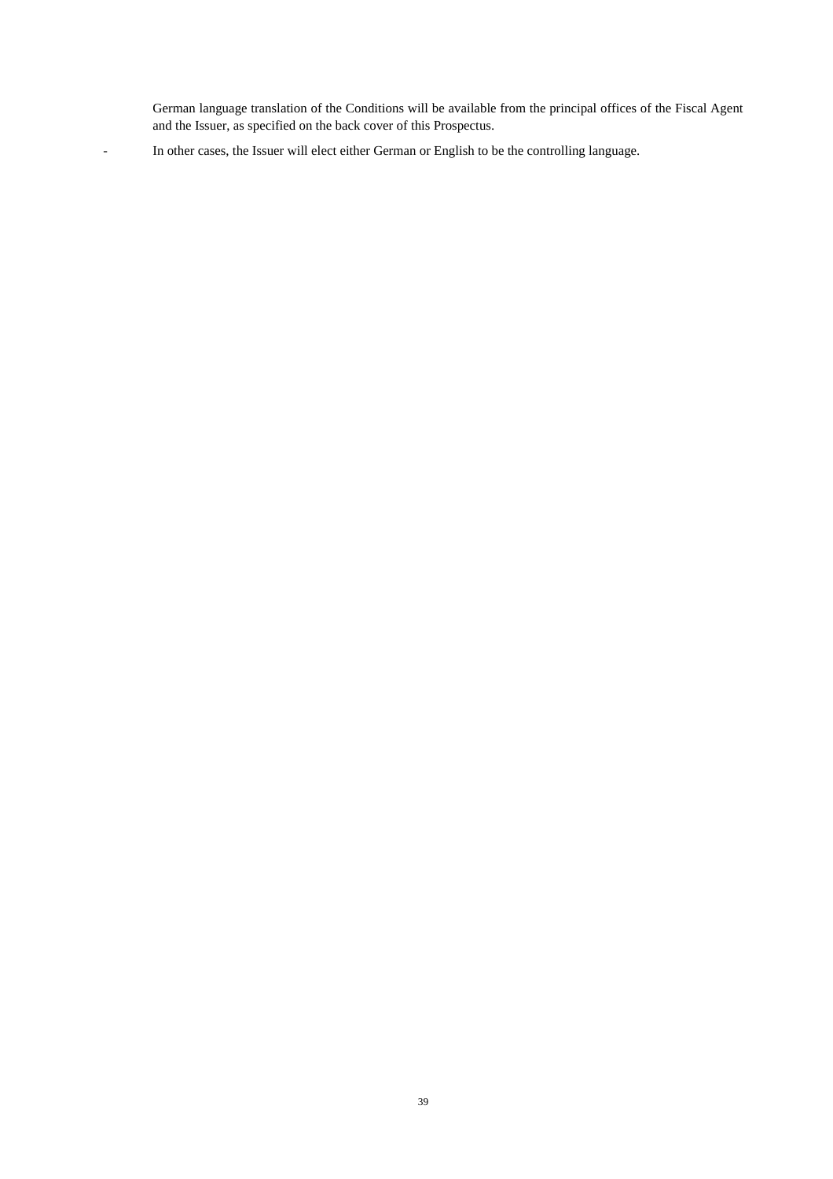German language translation of the Conditions will be available from the principal offices of the Fiscal Agent and the Issuer, as specified on the back cover of this Prospectus.

- In other cases, the Issuer will elect either German or English to be the controlling language.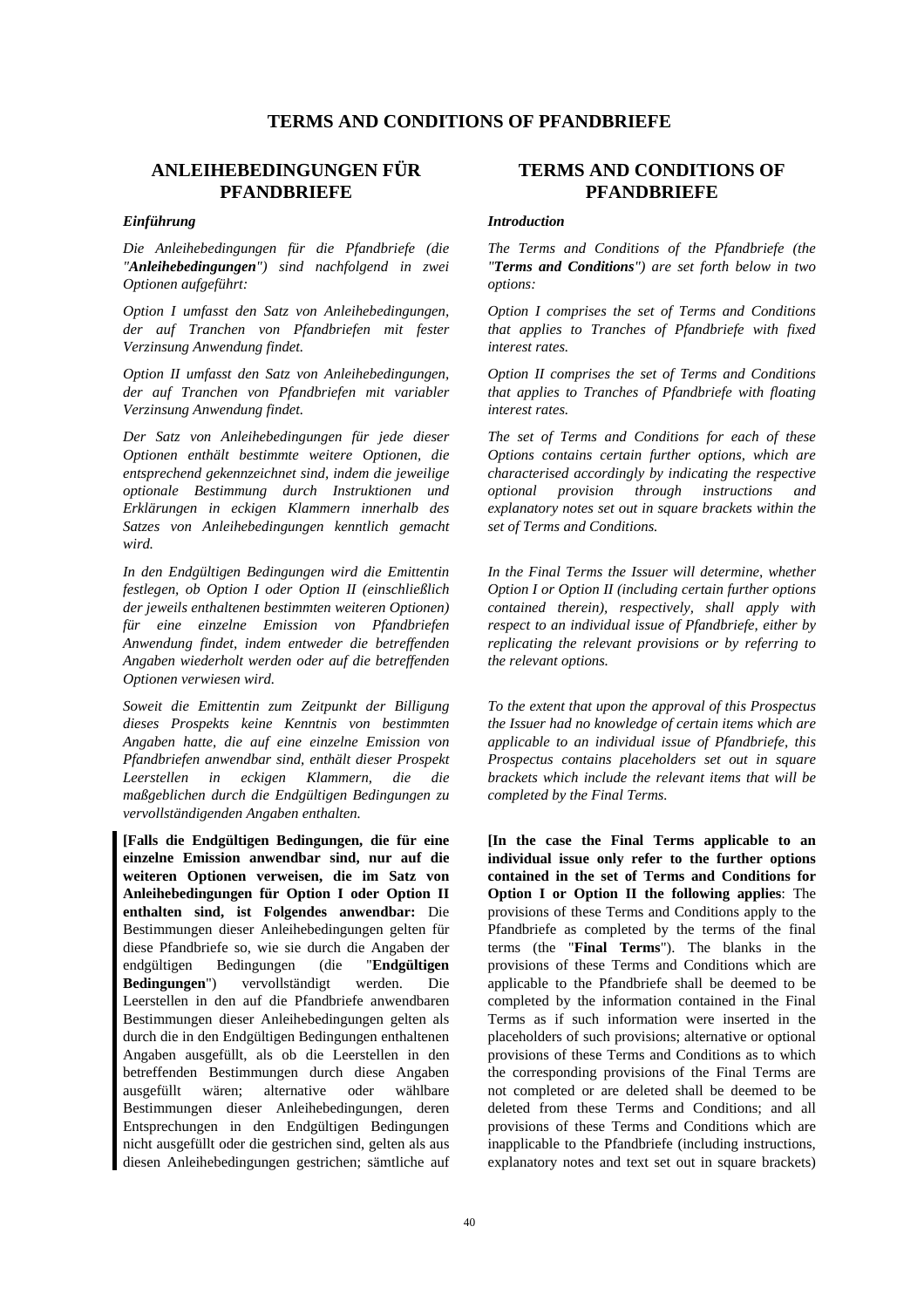# TERMS AND CONDITIONS OF PFANDBRIEFE

## ANLEIHEBEDINGUNGEN FÜR PFANDBRIEFE

***Einführung***

*Die Anleihebedingungen für die Pfandbriefe (die "**Anleihebedingungen**") sind nachfolgend in zwei Optionen aufgeführt:*

*Option I umfasst den Satz von Anleihebedingungen, der auf Tranchen von Pfandbriefen mit fester Verzinsung Anwendung findet.*

*Option II umfasst den Satz von Anleihebedingungen, der auf Tranchen von Pfandbriefen mit variabler Verzinsung Anwendung findet.*

*Der Satz von Anleihebedingungen für jede dieser Optionen enthält bestimmte weitere Optionen, die entsprechend gekennzeichnet sind, indem die jeweilige optionale Bestimmung durch Instruktionen und Erklärungen in eckigen Klammern innerhalb des Satzes von Anleihebedingungen kenntlich gemacht wird.*

*In den Endgültigen Bedingungen wird die Emittentin festlegen, ob Option I oder Option II (einschließlich der jeweils enthaltenen bestimmten weiteren Optionen) für eine einzelne Emission von Pfandbriefen Anwendung findet, indem entweder die betreffenden Angaben wiederholt werden oder auf die betreffenden Optionen verwiesen wird.*

*Soweit die Emittentin zum Zeitpunkt der Billigung dieses Prospekts keine Kenntnis von bestimmten Angaben hatte, die auf eine einzelne Emission von Pfandbriefen anwendbar sind, enthält dieser Prospekt Leerstellen in eckigen Klammern, die die maßgeblichen durch die Endgültigen Bedingungen zu vervollständigenden Angaben enthalten.*

**[Falls die Endgültigen Bedingungen, die für eine einzelne Emission anwendbar sind, nur auf die weiteren Optionen verweisen, die im Satz von Anleihebedingungen für Option I oder Option II enthalten sind, ist Folgendes anwendbar:** Die Bestimmungen dieser Anleihebedingungen gelten für diese Pfandbriefe so, wie sie durch die Angaben der endgültigen Bedingungen (die "**Endgültigen Bedingungen**") vervollständigt werden. Die Leerstellen in den auf die Pfandbriefe anwendbaren Bestimmungen dieser Anleihebedingungen gelten als durch die in den Endgültigen Bedingungen enthaltenen Angaben ausgefüllt, als ob die Leerstellen in den betreffenden Bestimmungen durch diese Angaben ausgefüllt wären; alternative oder wählbare Bestimmungen dieser Anleihebedingungen, deren Entsprechungen in den Endgültigen Bedingungen nicht ausgefüllt oder die gestrichen sind, gelten als aus diesen Anleihebedingungen gestrichen; sämtliche auf

## TERMS AND CONDITIONS OF PFANDBRIEFE

***Introduction***

*The Terms and Conditions of the Pfandbriefe (the "**Terms and Conditions**") are set forth below in two options:*

*Option I comprises the set of Terms and Conditions that applies to Tranches of Pfandbriefe with fixed interest rates.*

*Option II comprises the set of Terms and Conditions that applies to Tranches of Pfandbriefe with floating interest rates.*

*The set of Terms and Conditions for each of these Options contains certain further options, which are characterised accordingly by indicating the respective optional provision through instructions and explanatory notes set out in square brackets within the set of Terms and Conditions.*

*In the Final Terms the Issuer will determine, whether Option I or Option II (including certain further options contained therein), respectively, shall apply with respect to an individual issue of Pfandbriefe, either by replicating the relevant provisions or by referring to the relevant options.*

*To the extent that upon the approval of this Prospectus the Issuer had no knowledge of certain items which are applicable to an individual issue of Pfandbriefe, this Prospectus contains placeholders set out in square brackets which include the relevant items that will be completed by the Final Terms.*

**[In the case the Final Terms applicable to an individual issue only refer to the further options contained in the set of Terms and Conditions for Option I or Option II the following applies**: The provisions of these Terms and Conditions apply to the Pfandbriefe as completed by the terms of the final terms (the "**Final Terms**"). The blanks in the provisions of these Terms and Conditions which are applicable to the Pfandbriefe shall be deemed to be completed by the information contained in the Final Terms as if such information were inserted in the placeholders of such provisions; alternative or optional provisions of these Terms and Conditions as to which the corresponding provisions of the Final Terms are not completed or are deleted shall be deemed to be deleted from these Terms and Conditions; and all provisions of these Terms and Conditions which are inapplicable to the Pfandbriefe (including instructions, explanatory notes and text set out in square brackets)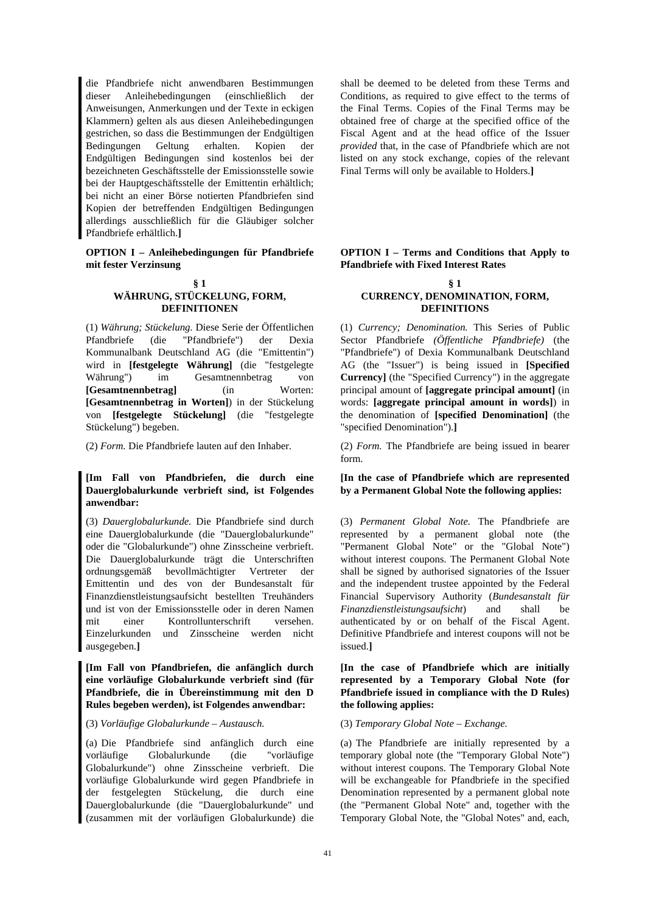die Pfandbriefe nicht anwendbaren Bestimmungen dieser Anleihebedingungen (einschließlich der Anweisungen, Anmerkungen und der Texte in eckigen Klammern) gelten als aus diesen Anleihebedingungen gestrichen, so dass die Bestimmungen der Endgültigen Bedingungen Geltung erhalten. Kopien der Endgültigen Bedingungen sind kostenlos bei der bezeichneten Geschäftsstelle der Emissionsstelle sowie bei der Hauptgeschäftsstelle der Emittentin erhältlich; bei nicht an einer Börse notierten Pfandbriefen sind Kopien der betreffenden Endgültigen Bedingungen allerdings ausschließlich für die Gläubiger solcher Pfandbriefe erhältlich.**]**

shall be deemed to be deleted from these Terms and Conditions, as required to give effect to the terms of the Final Terms. Copies of the Final Terms may be obtained free of charge at the specified office of the Fiscal Agent and at the head office of the Issuer *provided* that, in the case of Pfandbriefe which are not listed on any stock exchange, copies of the relevant Final Terms will only be available to Holders.**]**

**OPTION I – Anleihebedingungen für Pfandbriefe mit fester Verzinsung**

**OPTION I – Terms and Conditions that Apply to Pfandbriefe with Fixed Interest Rates**

### § 1
### WÄHRUNG, STÜCKELUNG, FORM, DEFINITIONEN

### § 1
### CURRENCY, DENOMINATION, FORM, DEFINITIONS

(1) *Währung; Stückelung.* Diese Serie der Öffentlichen Pfandbriefe (die "Pfandbriefe") der Dexia Kommunalbank Deutschland AG (die "Emittentin") wird in **[festgelegte Währung]** (die "festgelegte Währung") im Gesamtnennbetrag von **[Gesamtnennbetrag]** (in Worten: **[Gesamtnennbetrag in Worten]**) in der Stückelung von **[festgelegte Stückelung]** (die "festgelegte Stückelung") begeben.

(1) *Currency; Denomination.* This Series of Public Sector Pfandbriefe *(Öffentliche Pfandbriefe)* (the "Pfandbriefe") of Dexia Kommunalbank Deutschland AG (the "Issuer") is being issued in **[Specified Currency]** (the "Specified Currency") in the aggregate principal amount of **[aggregate principal amount]** (in words: **[aggregate principal amount in words]**) in the denomination of **[specified Denomination]** (the "specified Denomination").**]**

(2) *Form.* Die Pfandbriefe lauten auf den Inhaber.

(2) *Form.* The Pfandbriefe are being issued in bearer form.

**[Im Fall von Pfandbriefen, die durch eine Dauerglobalurkunde verbrieft sind, ist Folgendes anwendbar:**

**[In the case of Pfandbriefe which are represented by a Permanent Global Note the following applies:**

(3) *Dauerglobalurkunde.* Die Pfandbriefe sind durch eine Dauerglobalurkunde (die "Dauerglobalurkunde" oder die "Globalurkunde") ohne Zinsscheine verbrieft. Die Dauerglobalurkunde trägt die Unterschriften ordnungsgemäß bevollmächtigter Vertreter der Emittentin und des von der Bundesanstalt für Finanzdienstleistungsaufsicht bestellten Treuhänders und ist von der Emissionsstelle oder in deren Namen mit einer Kontrollunterschrift versehen. Einzelurkunden und Zinsscheine werden nicht ausgegeben.**]**

(3) *Permanent Global Note.* The Pfandbriefe are represented by a permanent global note (the "Permanent Global Note" or the "Global Note") without interest coupons. The Permanent Global Note shall be signed by authorised signatories of the Issuer and the independent trustee appointed by the Federal Financial Supervisory Authority (*Bundesanstalt für Finanzdienstleistungsaufsicht*) and shall be authenticated by or on behalf of the Fiscal Agent. Definitive Pfandbriefe and interest coupons will not be issued.**]**

**[Im Fall von Pfandbriefen, die anfänglich durch eine vorläufige Globalurkunde verbrieft sind (für Pfandbriefe, die in Übereinstimmung mit den D Rules begeben werden), ist Folgendes anwendbar:**

**[In the case of Pfandbriefe which are initially represented by a Temporary Global Note (for Pfandbriefe issued in compliance with the D Rules) the following applies:**

(3) *Vorläufige Globalurkunde – Austausch.*

(3) *Temporary Global Note – Exchange.*

(a) Die Pfandbriefe sind anfänglich durch eine vorläufige Globalurkunde (die "vorläufige Globalurkunde") ohne Zinsscheine verbrieft. Die vorläufige Globalurkunde wird gegen Pfandbriefe in der festgelegten Stückelung, die durch eine Dauerglobalurkunde (die "Dauerglobalurkunde" und (zusammen mit der vorläufigen Globalurkunde) die

(a) The Pfandbriefe are initially represented by a temporary global note (the "Temporary Global Note") without interest coupons. The Temporary Global Note will be exchangeable for Pfandbriefe in the specified Denomination represented by a permanent global note (the "Permanent Global Note" and, together with the Temporary Global Note, the "Global Notes" and, each,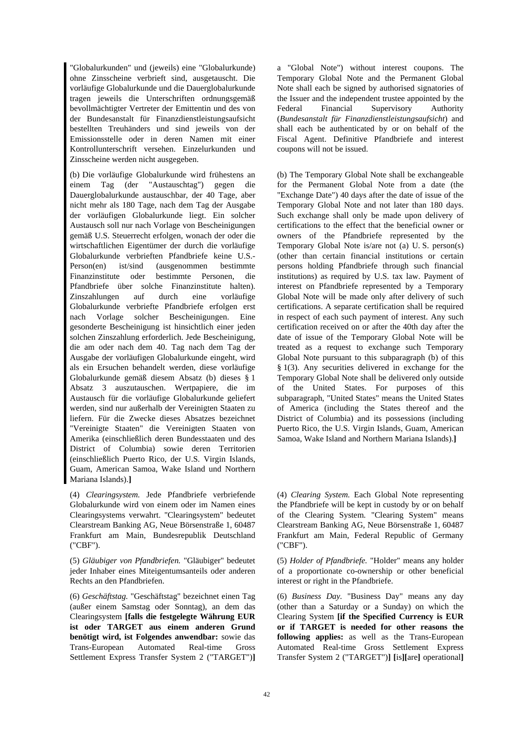"Globalurkunden" und (jeweils) eine "Globalurkunde") ohne Zinsscheine verbrieft sind, ausgetauscht. Die vorläufige Globalurkunde und die Dauerglobalurkunde tragen jeweils die Unterschriften ordnungsgemäß bevollmächtigter Vertreter der Emittentin und des von der Bundesanstalt für Finanzdienstleistungsaufsicht bestellten Treuhänders und sind jeweils von der Emissionsstelle oder in deren Namen mit einer Kontrollunterschrift versehen. Einzelurkunden und Zinsscheine werden nicht ausgegeben.

(b) Die vorläufige Globalurkunde wird frühestens an einem Tag (der "Austauschtag") gegen die Dauerglobalurkunde austauschbar, der 40 Tage, aber nicht mehr als 180 Tage, nach dem Tag der Ausgabe der vorläufigen Globalurkunde liegt. Ein solcher Austausch soll nur nach Vorlage von Bescheinigungen gemäß U.S. Steuerrecht erfolgen, wonach der oder die wirtschaftlichen Eigentümer der durch die vorläufige Globalurkunde verbrieften Pfandbriefe keine U.S.-Person(en) ist/sind (ausgenommen bestimmte Finanzinstitute oder bestimmte Personen, die Pfandbriefe über solche Finanzinstitute halten). Zinszahlungen auf durch eine vorläufige Globalurkunde verbriefte Pfandbriefe erfolgen erst nach Vorlage solcher Bescheinigungen. Eine gesonderte Bescheinigung ist hinsichtlich einer jeden solchen Zinszahlung erforderlich. Jede Bescheinigung, die am oder nach dem 40. Tag nach dem Tag der Ausgabe der vorläufigen Globalurkunde eingeht, wird als ein Ersuchen behandelt werden, diese vorläufige Globalurkunde gemäß diesem Absatz (b) dieses § 1 Absatz 3 auszutauschen. Wertpapiere, die im Austausch für die vorläufige Globalurkunde geliefert werden, sind nur außerhalb der Vereinigten Staaten zu liefern. Für die Zwecke dieses Absatzes bezeichnet "Vereinigte Staaten" die Vereinigten Staaten von Amerika (einschließlich deren Bundesstaaten und des District of Columbia) sowie deren Territorien (einschließlich Puerto Rico, der U.S. Virgin Islands, Guam, American Samoa, Wake Island und Northern Mariana Islands).**]**

(4) *Clearingsystem.* Jede Pfandbriefe verbriefende Globalurkunde wird von einem oder im Namen eines Clearingsystems verwahrt. "Clearingsystem" bedeutet Clearstream Banking AG, Neue Börsenstraße 1, 60487 Frankfurt am Main, Bundesrepublik Deutschland ("CBF").

(5) *Gläubiger von Pfandbriefen.* "Gläubiger" bedeutet jeder Inhaber eines Miteigentumsanteils oder anderen Rechts an den Pfandbriefen.

(6) *Geschäftstag.* "Geschäftstag" bezeichnet einen Tag (außer einem Samstag oder Sonntag), an dem das Clearingsystem **[falls die festgelegte Währung EUR ist oder TARGET aus einem anderen Grund benötigt wird, ist Folgendes anwendbar:** sowie das Trans-European Automated Real-time Gross Settlement Express Transfer System 2 ("TARGET")**]**

a "Global Note") without interest coupons. The Temporary Global Note and the Permanent Global Note shall each be signed by authorised signatories of the Issuer and the independent trustee appointed by the Federal Financial Supervisory Authority (*Bundesanstalt für Finanzdienstleistungsaufsicht*) and shall each be authenticated by or on behalf of the Fiscal Agent. Definitive Pfandbriefe and interest coupons will not be issued.

(b) The Temporary Global Note shall be exchangeable for the Permanent Global Note from a date (the "Exchange Date") 40 days after the date of issue of the Temporary Global Note and not later than 180 days. Such exchange shall only be made upon delivery of certifications to the effect that the beneficial owner or owners of the Pfandbriefe represented by the Temporary Global Note is/are not (a) U. S. person(s) (other than certain financial institutions or certain persons holding Pfandbriefe through such financial institutions) as required by U.S. tax law. Payment of interest on Pfandbriefe represented by a Temporary Global Note will be made only after delivery of such certifications. A separate certification shall be required in respect of each such payment of interest. Any such certification received on or after the 40th day after the date of issue of the Temporary Global Note will be treated as a request to exchange such Temporary Global Note pursuant to this subparagraph (b) of this § 1(3). Any securities delivered in exchange for the Temporary Global Note shall be delivered only outside of the United States. For purposes of this subparagraph, "United States" means the United States of America (including the States thereof and the District of Columbia) and its possessions (including Puerto Rico, the U.S. Virgin Islands, Guam, American Samoa, Wake Island and Northern Mariana Islands).**]**

(4) *Clearing System.* Each Global Note representing the Pfandbriefe will be kept in custody by or on behalf of the Clearing System. "Clearing System" means Clearstream Banking AG, Neue Börsenstraße 1, 60487 Frankfurt am Main, Federal Republic of Germany ("CBF").

(5) *Holder of Pfandbriefe.* "Holder" means any holder of a proportionate co-ownership or other beneficial interest or right in the Pfandbriefe.

(6) *Business Day.* "Business Day" means any day (other than a Saturday or a Sunday) on which the Clearing System **[if the Specified Currency is EUR or if TARGET is needed for other reasons the following applies:** as well as the Trans-European Automated Real-time Gross Settlement Express Transfer System 2 ("TARGET")**]** **[**is**][**are**]** operational**]**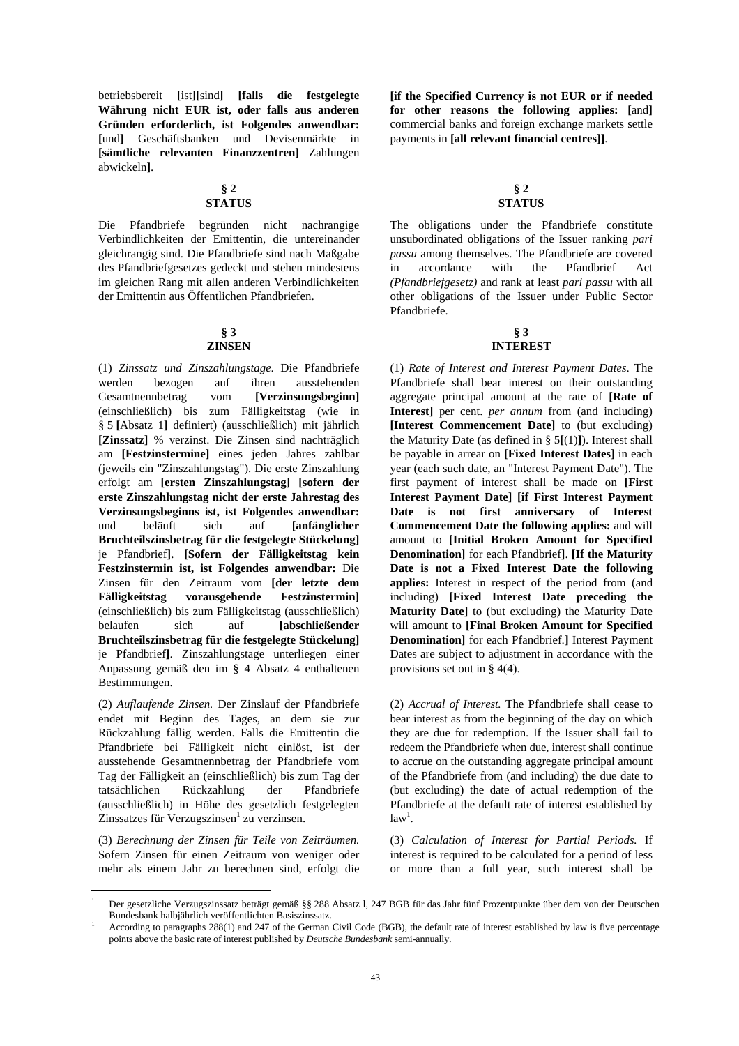betriebsbereit **[**ist**][**sind**]** **[falls die festgelegte Währung nicht EUR ist, oder falls aus anderen Gründen erforderlich, ist Folgendes anwendbar: [**und**]** Geschäftsbanken und Devisenmärkte in **[sämtliche relevanten Finanzzentren]** Zahlungen abwickeln**]**.

## § 2
## STATUS

Die Pfandbriefe begründen nicht nachrangige Verbindlichkeiten der Emittentin, die untereinander gleichrangig sind. Die Pfandbriefe sind nach Maßgabe des Pfandbriefgesetzes gedeckt und stehen mindestens im gleichen Rang mit allen anderen Verbindlichkeiten der Emittentin aus Öffentlichen Pfandbriefen.

## § 3
## ZINSEN

(1) *Zinssatz und Zinszahlungstage.* Die Pfandbriefe werden bezogen auf ihren ausstehenden Gesamtnennbetrag vom **[Verzinsungsbeginn]** (einschließlich) bis zum Fälligkeitstag (wie in § 5 **[**Absatz 1**]** definiert) (ausschließlich) mit jährlich **[Zinssatz]** % verzinst. Die Zinsen sind nachträglich am **[Festzinstermine]** eines jeden Jahres zahlbar (jeweils ein "Zinszahlungstag"). Die erste Zinszahlung erfolgt am **[ersten Zinszahlungstag] [sofern der erste Zinszahlungstag nicht der erste Jahrestag des Verzinsungsbeginns ist, ist Folgendes anwendbar:** und beläuft sich auf **[anfänglicher Bruchteilszinsbetrag für die festgelegte Stückelung]** je Pfandbrief**]**. **[Sofern der Fälligkeitstag kein Festzinstermin ist, ist Folgendes anwendbar:** Die Zinsen für den Zeitraum vom **[der letzte dem Fälligkeitstag vorausgehende Festzinstermin]** (einschließlich) bis zum Fälligkeitstag (ausschließlich) belaufen sich auf **[abschließender Bruchteilszinsbetrag für die festgelegte Stückelung]** je Pfandbrief**]**. Zinszahlungstage unterliegen einer Anpassung gemäß den im § 4 Absatz 4 enthaltenen Bestimmungen.

(2) *Auflaufende Zinsen.* Der Zinslauf der Pfandbriefe endet mit Beginn des Tages, an dem sie zur Rückzahlung fällig werden. Falls die Emittentin die Pfandbriefe bei Fälligkeit nicht einlöst, ist der ausstehende Gesamtnennbetrag der Pfandbriefe vom Tag der Fälligkeit an (einschließlich) bis zum Tag der tatsächlichen Rückzahlung der Pfandbriefe (ausschließlich) in Höhe des gesetzlich festgelegten Zinssatzes für Verzugszinsen[1] zu verzinsen.

(3) *Berechnung der Zinsen für Teile von Zeiträumen.* Sofern Zinsen für einen Zeitraum von weniger oder mehr als einem Jahr zu berechnen sind, erfolgt die

**[if the Specified Currency is not EUR or if needed for other reasons the following applies: [**and**]** commercial banks and foreign exchange markets settle payments in **[all relevant financial centres]]**.

## § 2
## STATUS

The obligations under the Pfandbriefe constitute unsubordinated obligations of the Issuer ranking *pari passu* among themselves. The Pfandbriefe are covered in accordance with the Pfandbrief Act *(Pfandbriefgesetz)* and rank at least *pari passu* with all other obligations of the Issuer under Public Sector Pfandbriefe.

## § 3
## INTEREST

(1) *Rate of Interest and Interest Payment Dates.* The Pfandbriefe shall bear interest on their outstanding aggregate principal amount at the rate of **[Rate of Interest]** per cent. *per annum* from (and including) **[Interest Commencement Date]** to (but excluding) the Maturity Date (as defined in § 5**[**(1)**]**). Interest shall be payable in arrear on **[Fixed Interest Dates]** in each year (each such date, an "Interest Payment Date"). The first payment of interest shall be made on **[First Interest Payment Date] [if First Interest Payment Date is not first anniversary of Interest Commencement Date the following applies:** and will amount to **[Initial Broken Amount for Specified Denomination]** for each Pfandbrief**]**. **[If the Maturity Date is not a Fixed Interest Date the following applies:** Interest in respect of the period from (and including) **[Fixed Interest Date preceding the Maturity Date]** to (but excluding) the Maturity Date will amount to **[Final Broken Amount for Specified Denomination]** for each Pfandbrief.**]** Interest Payment Dates are subject to adjustment in accordance with the provisions set out in § 4(4).

(2) *Accrual of Interest.* The Pfandbriefe shall cease to bear interest as from the beginning of the day on which they are due for redemption. If the Issuer shall fail to redeem the Pfandbriefe when due, interest shall continue to accrue on the outstanding aggregate principal amount of the Pfandbriefe from (and including) the due date to (but excluding) the date of actual redemption of the Pfandbriefe at the default rate of interest established by law[1].

(3) *Calculation of Interest for Partial Periods.* If interest is required to be calculated for a period of less or more than a full year, such interest shall be

---

[1] Der gesetzliche Verzugszinssatz beträgt gemäß §§ 288 Absatz l, 247 BGB für das Jahr fünf Prozentpunkte über dem von der Deutschen Bundesbank halbjährlich veröffentlichten Basiszinssatz.

[1] According to paragraphs 288(1) and 247 of the German Civil Code (BGB), the default rate of interest established by law is five percentage points above the basic rate of interest published by *Deutsche Bundesbank* semi-annually.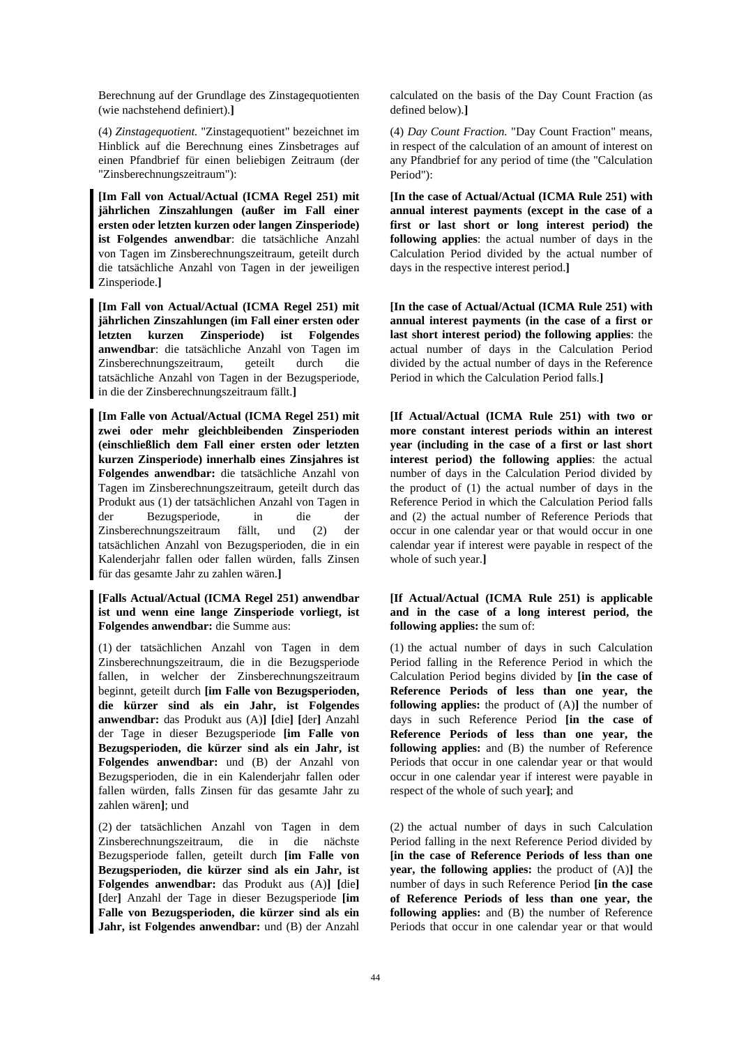Berechnung auf der Grundlage des Zinstagequotienten (wie nachstehend definiert).**]**

(4) *Zinstagequotient.* "Zinstagequotient" bezeichnet im Hinblick auf die Berechnung eines Zinsbetrages auf einen Pfandbrief für einen beliebigen Zeitraum (der "Zinsberechnungszeitraum"):

**[Im Fall von Actual/Actual (ICMA Regel 251) mit jährlichen Zinszahlungen (außer im Fall einer ersten oder letzten kurzen oder langen Zinsperiode) ist Folgendes anwendbar**: die tatsächliche Anzahl von Tagen im Zinsberechnungszeitraum, geteilt durch die tatsächliche Anzahl von Tagen in der jeweiligen Zinsperiode.**]**

**[Im Fall von Actual/Actual (ICMA Regel 251) mit jährlichen Zinszahlungen (im Fall einer ersten oder letzten kurzen Zinsperiode) ist Folgendes anwendbar**: die tatsächliche Anzahl von Tagen im Zinsberechnungszeitraum, geteilt durch die tatsächliche Anzahl von Tagen in der Bezugsperiode, in die der Zinsberechnungszeitraum fällt.**]**

**[Im Falle von Actual/Actual (ICMA Regel 251) mit zwei oder mehr gleichbleibenden Zinsperioden (einschließlich dem Fall einer ersten oder letzten kurzen Zinsperiode) innerhalb eines Zinsjahres ist Folgendes anwendbar:** die tatsächliche Anzahl von Tagen im Zinsberechnungszeitraum, geteilt durch das Produkt aus (1) der tatsächlichen Anzahl von Tagen in der Bezugsperiode, in die der Zinsberechnungszeitraum fällt, und (2) der tatsächlichen Anzahl von Bezugsperioden, die in ein Kalenderjahr fallen oder fallen würden, falls Zinsen für das gesamte Jahr zu zahlen wären.**]**

**[Falls Actual/Actual (ICMA Regel 251) anwendbar ist und wenn eine lange Zinsperiode vorliegt, ist Folgendes anwendbar:** die Summe aus:

(1) der tatsächlichen Anzahl von Tagen in dem Zinsberechnungszeitraum, die in die Bezugsperiode fallen, in welcher der Zinsberechnungszeitraum beginnt, geteilt durch **[im Falle von Bezugsperioden, die kürzer sind als ein Jahr, ist Folgendes anwendbar:** das Produkt aus (A)**]** **[**die**]** **[**der**]** Anzahl der Tage in dieser Bezugsperiode **[im Falle von Bezugsperioden, die kürzer sind als ein Jahr, ist Folgendes anwendbar:** und (B) der Anzahl von Bezugsperioden, die in ein Kalenderjahr fallen oder fallen würden, falls Zinsen für das gesamte Jahr zu zahlen wären**]**; und

(2) der tatsächlichen Anzahl von Tagen in dem Zinsberechnungszeitraum, die in die nächste Bezugsperiode fallen, geteilt durch **[im Falle von Bezugsperioden, die kürzer sind als ein Jahr, ist Folgendes anwendbar:** das Produkt aus (A)**]** **[**die**]** **[**der**]** Anzahl der Tage in dieser Bezugsperiode **[im Falle von Bezugsperioden, die kürzer sind als ein Jahr, ist Folgendes anwendbar:** und (B) der Anzahl

calculated on the basis of the Day Count Fraction (as defined below).**]**

(4) *Day Count Fraction.* "Day Count Fraction" means, in respect of the calculation of an amount of interest on any Pfandbrief for any period of time (the "Calculation Period"):

**[In the case of Actual/Actual (ICMA Rule 251) with annual interest payments (except in the case of a first or last short or long interest period) the following applies**: the actual number of days in the Calculation Period divided by the actual number of days in the respective interest period.**]**

**[In the case of Actual/Actual (ICMA Rule 251) with annual interest payments (in the case of a first or last short interest period) the following applies**: the actual number of days in the Calculation Period divided by the actual number of days in the Reference Period in which the Calculation Period falls.**]**

**[If Actual/Actual (ICMA Rule 251) with two or more constant interest periods within an interest year (including in the case of a first or last short interest period) the following applies**: the actual number of days in the Calculation Period divided by the product of (1) the actual number of days in the Reference Period in which the Calculation Period falls and (2) the actual number of Reference Periods that occur in one calendar year or that would occur in one calendar year if interest were payable in respect of the whole of such year.**]**

**[If Actual/Actual (ICMA Rule 251) is applicable and in the case of a long interest period, the following applies:** the sum of:

(1) the actual number of days in such Calculation Period falling in the Reference Period in which the Calculation Period begins divided by **[in the case of Reference Periods of less than one year, the following applies:** the product of (A)**]** the number of days in such Reference Period **[in the case of Reference Periods of less than one year, the following applies:** and (B) the number of Reference Periods that occur in one calendar year or that would occur in one calendar year if interest were payable in respect of the whole of such year**]**; and

(2) the actual number of days in such Calculation Period falling in the next Reference Period divided by **[in the case of Reference Periods of less than one year, the following applies:** the product of (A)**]** the number of days in such Reference Period **[in the case of Reference Periods of less than one year, the following applies:** and (B) the number of Reference Periods that occur in one calendar year or that would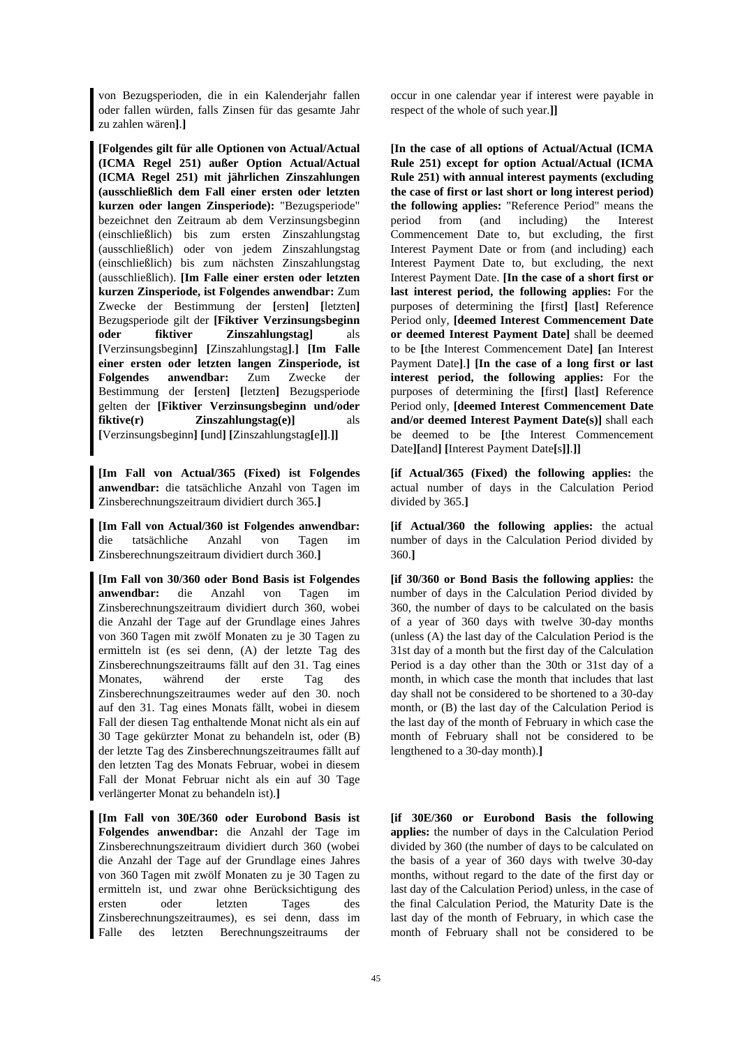von Bezugsperioden, die in ein Kalenderjahr fallen oder fallen würden, falls Zinsen für das gesamte Jahr zu zahlen wären**]**.**]**

**[Folgendes gilt für alle Optionen von Actual/Actual (ICMA Regel 251) außer Option Actual/Actual (ICMA Regel 251) mit jährlichen Zinszahlungen (ausschließlich dem Fall einer ersten oder letzten kurzen oder langen Zinsperiode):** "Bezugsperiode" bezeichnet den Zeitraum ab dem Verzinsungsbeginn (einschließlich) bis zum ersten Zinszahlungstag (ausschließlich) oder von jedem Zinszahlungstag (einschließlich) bis zum nächsten Zinszahlungstag (ausschließlich). **[Im Falle einer ersten oder letzten kurzen Zinsperiode, ist Folgendes anwendbar:** Zum Zwecke der Bestimmung der **[**ersten**] [**letzten**]** Bezugsperiode gilt der **[Fiktiver Verzinsungsbeginn oder fiktiver Zinszahlungstag]** als **[**Verzinsungsbeginn**] [**Zinszahlungstag**]**.**] [Im Falle einer ersten oder letzten langen Zinsperiode, ist Folgendes anwendbar:** Zum Zwecke der Bestimmung der **[**ersten**] [**letzten**]** Bezugsperiode gelten der **[Fiktiver Verzinsungsbeginn und/oder fiktive(r) Zinszahlungstag(e)]** als **[**Verzinsungsbeginn**] [**und**] [**Zinszahlungstag**[**e**]]**.**]]**

**[Im Fall von Actual/365 (Fixed) ist Folgendes anwendbar:** die tatsächliche Anzahl von Tagen im Zinsberechnungszeitraum dividiert durch 365.**]**

**[Im Fall von Actual/360 ist Folgendes anwendbar:** die tatsächliche Anzahl von Tagen im Zinsberechnungszeitraum dividiert durch 360.**]**

**[Im Fall von 30/360 oder Bond Basis ist Folgendes anwendbar:** die Anzahl von Tagen im Zinsberechnungszeitraum dividiert durch 360, wobei die Anzahl der Tage auf der Grundlage eines Jahres von 360 Tagen mit zwölf Monaten zu je 30 Tagen zu ermitteln ist (es sei denn, (A) der letzte Tag des Zinsberechnungszeitraums fällt auf den 31. Tag eines Monates, während der erste Tag des Zinsberechnungszeitraumes weder auf den 30. noch auf den 31. Tag eines Monats fällt, wobei in diesem Fall der diesen Tag enthaltende Monat nicht als ein auf 30 Tage gekürzter Monat zu behandeln ist, oder (B) der letzte Tag des Zinsberechnungszeitraumes fällt auf den letzten Tag des Monats Februar, wobei in diesem Fall der Monat Februar nicht als ein auf 30 Tage verlängerter Monat zu behandeln ist).**]**

**[Im Fall von 30E/360 oder Eurobond Basis ist Folgendes anwendbar:** die Anzahl der Tage im Zinsberechnungszeitraum dividiert durch 360 (wobei die Anzahl der Tage auf der Grundlage eines Jahres von 360 Tagen mit zwölf Monaten zu je 30 Tagen zu ermitteln ist, und zwar ohne Berücksichtigung des ersten oder letzten Tages des Zinsberechnungszeitraumes), es sei denn, dass im Falle des letzten Berechnungszeitraums der

occur in one calendar year if interest were payable in respect of the whole of such year.**]]**

**[In the case of all options of Actual/Actual (ICMA Rule 251) except for option Actual/Actual (ICMA Rule 251) with annual interest payments (excluding the case of first or last short or long interest period) the following applies:** "Reference Period" means the period from (and including) the Interest Commencement Date to, but excluding, the first Interest Payment Date or from (and including) each Interest Payment Date to, but excluding, the next Interest Payment Date. **[In the case of a short first or last interest period, the following applies:** For the purposes of determining the **[**first**] [**last**]** Reference Period only, **[deemed Interest Commencement Date or deemed Interest Payment Date]** shall be deemed to be **[**the Interest Commencement Date**] [**an Interest Payment Date**]**.**] [In the case of a long first or last interest period, the following applies:** For the purposes of determining the **[**first**] [**last**]** Reference Period only, **[deemed Interest Commencement Date and/or deemed Interest Payment Date(s)]** shall each be deemed to be **[**the Interest Commencement Date**][**and**] [**Interest Payment Date**[**s**]]**.**]]**

**[if Actual/365 (Fixed) the following applies:** the actual number of days in the Calculation Period divided by 365.**]**

**[if Actual/360 the following applies:** the actual number of days in the Calculation Period divided by 360.**]**

**[if 30/360 or Bond Basis the following applies:** the number of days in the Calculation Period divided by 360, the number of days to be calculated on the basis of a year of 360 days with twelve 30-day months (unless (A) the last day of the Calculation Period is the 31st day of a month but the first day of the Calculation Period is a day other than the 30th or 31st day of a month, in which case the month that includes that last day shall not be considered to be shortened to a 30-day month, or (B) the last day of the Calculation Period is the last day of the month of February in which case the month of February shall not be considered to be lengthened to a 30-day month).**]**

**[if 30E/360 or Eurobond Basis the following applies:** the number of days in the Calculation Period divided by 360 (the number of days to be calculated on the basis of a year of 360 days with twelve 30-day months, without regard to the date of the first day or last day of the Calculation Period) unless, in the case of the final Calculation Period, the Maturity Date is the last day of the month of February, in which case the month of February shall not be considered to be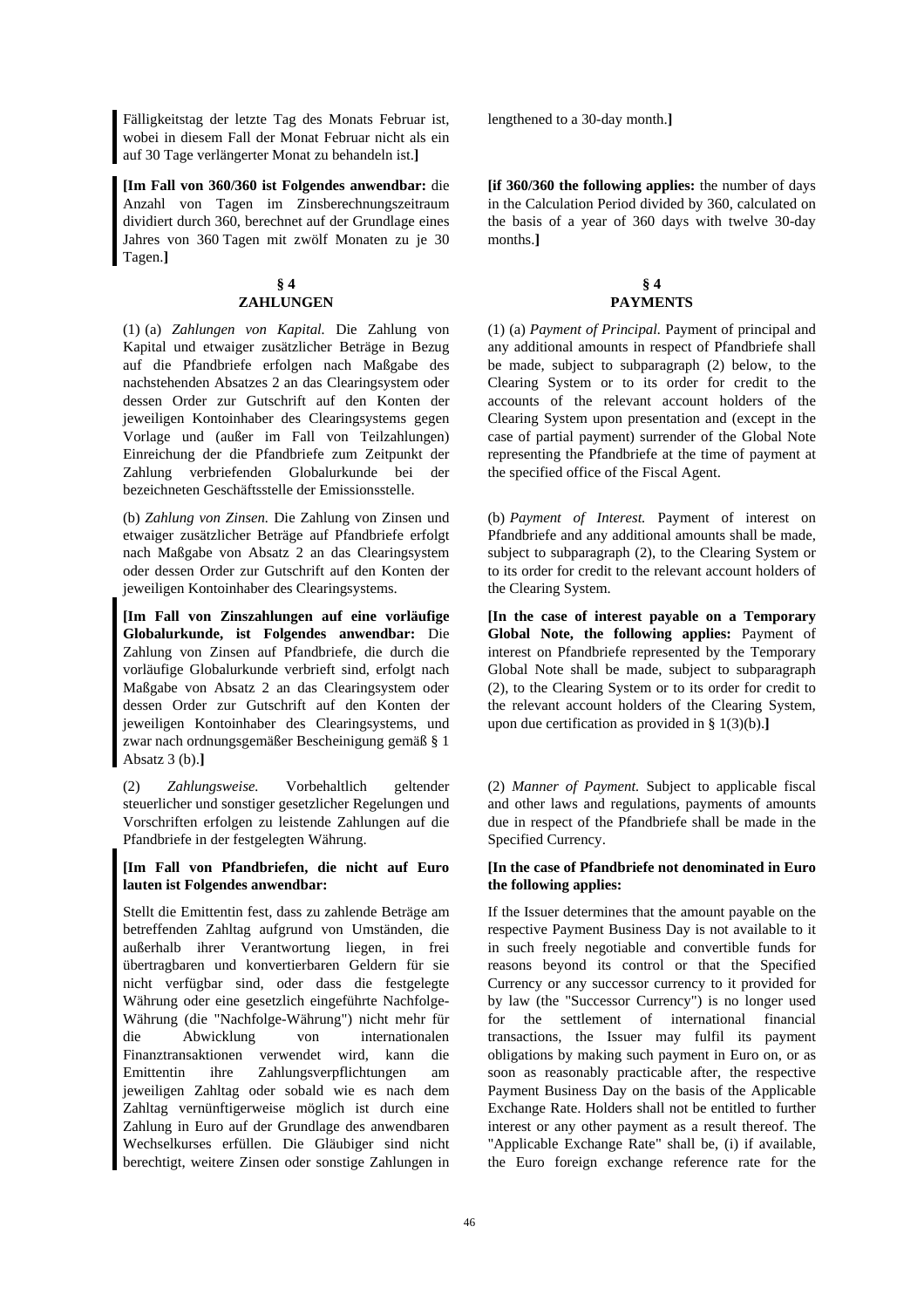Fälligkeitstag der letzte Tag des Monats Februar ist, wobei in diesem Fall der Monat Februar nicht als ein auf 30 Tage verlängerter Monat zu behandeln ist.**]**

**[Im Fall von 360/360 ist Folgendes anwendbar:** die Anzahl von Tagen im Zinsberechnungszeitraum dividiert durch 360, berechnet auf der Grundlage eines Jahres von 360 Tagen mit zwölf Monaten zu je 30 Tagen.**]**

## § 4
## ZAHLUNGEN

(1) (a) *Zahlungen von Kapital.* Die Zahlung von Kapital und etwaiger zusätzlicher Beträge in Bezug auf die Pfandbriefe erfolgen nach Maßgabe des nachstehenden Absatzes 2 an das Clearingsystem oder dessen Order zur Gutschrift auf den Konten der jeweiligen Kontoinhaber des Clearingsystems gegen Vorlage und (außer im Fall von Teilzahlungen) Einreichung der die Pfandbriefe zum Zeitpunkt der Zahlung verbriefenden Globalurkunde bei der bezeichneten Geschäftsstelle der Emissionsstelle.

(b) *Zahlung von Zinsen.* Die Zahlung von Zinsen und etwaiger zusätzlicher Beträge auf Pfandbriefe erfolgt nach Maßgabe von Absatz 2 an das Clearingsystem oder dessen Order zur Gutschrift auf den Konten der jeweiligen Kontoinhaber des Clearingsystems.

**[Im Fall von Zinszahlungen auf eine vorläufige Globalurkunde, ist Folgendes anwendbar:** Die Zahlung von Zinsen auf Pfandbriefe, die durch die vorläufige Globalurkunde verbrieft sind, erfolgt nach Maßgabe von Absatz 2 an das Clearingsystem oder dessen Order zur Gutschrift auf den Konten der jeweiligen Kontoinhaber des Clearingsystems, und zwar nach ordnungsgemäßer Bescheinigung gemäß § 1 Absatz 3 (b).**]**

(2) *Zahlungsweise.* Vorbehaltlich geltender steuerlicher und sonstiger gesetzlicher Regelungen und Vorschriften erfolgen zu leistende Zahlungen auf die Pfandbriefe in der festgelegten Währung.

**[Im Fall von Pfandbriefen, die nicht auf Euro lauten ist Folgendes anwendbar:**

Stellt die Emittentin fest, dass zu zahlende Beträge am betreffenden Zahltag aufgrund von Umständen, die außerhalb ihrer Verantwortung liegen, in frei übertragbaren und konvertierbaren Geldern für sie nicht verfügbar sind, oder dass die festgelegte Währung oder eine gesetzlich eingeführte Nachfolge-Währung (die "Nachfolge-Währung") nicht mehr für die Abwicklung von internationalen Finanztransaktionen verwendet wird, kann die Emittentin ihre Zahlungsverpflichtungen am jeweiligen Zahltag oder sobald wie es nach dem Zahltag vernünftigerweise möglich ist durch eine Zahlung in Euro auf der Grundlage des anwendbaren Wechselkurses erfüllen. Die Gläubiger sind nicht berechtigt, weitere Zinsen oder sonstige Zahlungen in

lengthened to a 30-day month.**]**

**[if 360/360 the following applies:** the number of days in the Calculation Period divided by 360, calculated on the basis of a year of 360 days with twelve 30-day months.**]**

## § 4
## PAYMENTS

(1) (a) *Payment of Principal.* Payment of principal and any additional amounts in respect of Pfandbriefe shall be made, subject to subparagraph (2) below, to the Clearing System or to its order for credit to the accounts of the relevant account holders of the Clearing System upon presentation and (except in the case of partial payment) surrender of the Global Note representing the Pfandbriefe at the time of payment at the specified office of the Fiscal Agent.

(b) *Payment of Interest.* Payment of interest on Pfandbriefe and any additional amounts shall be made, subject to subparagraph (2), to the Clearing System or to its order for credit to the relevant account holders of the Clearing System.

**[In the case of interest payable on a Temporary Global Note, the following applies:** Payment of interest on Pfandbriefe represented by the Temporary Global Note shall be made, subject to subparagraph (2), to the Clearing System or to its order for credit to the relevant account holders of the Clearing System, upon due certification as provided in § 1(3)(b).**]**

(2) *Manner of Payment.* Subject to applicable fiscal and other laws and regulations, payments of amounts due in respect of the Pfandbriefe shall be made in the Specified Currency.

**[In the case of Pfandbriefe not denominated in Euro the following applies:**

If the Issuer determines that the amount payable on the respective Payment Business Day is not available to it in such freely negotiable and convertible funds for reasons beyond its control or that the Specified Currency or any successor currency to it provided for by law (the "Successor Currency") is no longer used for the settlement of international financial transactions, the Issuer may fulfil its payment obligations by making such payment in Euro on, or as soon as reasonably practicable after, the respective Payment Business Day on the basis of the Applicable Exchange Rate. Holders shall not be entitled to further interest or any other payment as a result thereof. The "Applicable Exchange Rate" shall be, (i) if available, the Euro foreign exchange reference rate for the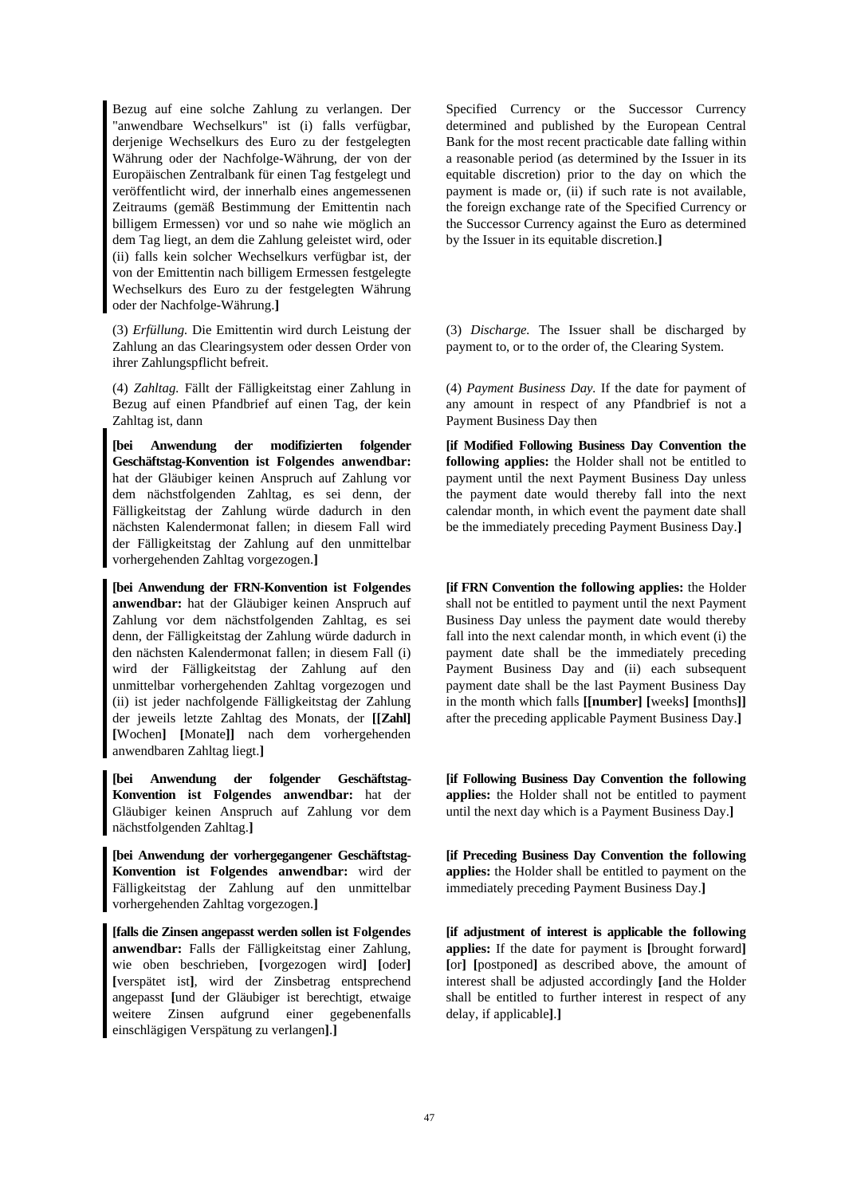Bezug auf eine solche Zahlung zu verlangen. Der "anwendbare Wechselkurs" ist (i) falls verfügbar, derjenige Wechselkurs des Euro zu der festgelegten Währung oder der Nachfolge-Währung, der von der Europäischen Zentralbank für einen Tag festgelegt und veröffentlicht wird, der innerhalb eines angemessenen Zeitraums (gemäß Bestimmung der Emittentin nach billigem Ermessen) vor und so nahe wie möglich an dem Tag liegt, an dem die Zahlung geleistet wird, oder (ii) falls kein solcher Wechselkurs verfügbar ist, der von der Emittentin nach billigem Ermessen festgelegte Wechselkurs des Euro zu der festgelegten Währung oder der Nachfolge-Währung.**]**

Specified Currency or the Successor Currency determined and published by the European Central Bank for the most recent practicable date falling within a reasonable period (as determined by the Issuer in its equitable discretion) prior to the day on which the payment is made or, (ii) if such rate is not available, the foreign exchange rate of the Specified Currency or the Successor Currency against the Euro as determined by the Issuer in its equitable discretion.**]**

(3) *Erfüllung.* Die Emittentin wird durch Leistung der Zahlung an das Clearingsystem oder dessen Order von ihrer Zahlungspflicht befreit.

(3) *Discharge.* The Issuer shall be discharged by payment to, or to the order of, the Clearing System.

(4) *Zahltag.* Fällt der Fälligkeitstag einer Zahlung in Bezug auf einen Pfandbrief auf einen Tag, der kein Zahltag ist, dann

(4) *Payment Business Day.* If the date for payment of any amount in respect of any Pfandbrief is not a Payment Business Day then

**[bei Anwendung der modifizierten folgender Geschäftstag-Konvention ist Folgendes anwendbar:** hat der Gläubiger keinen Anspruch auf Zahlung vor dem nächstfolgenden Zahltag, es sei denn, der Fälligkeitstag der Zahlung würde dadurch in den nächsten Kalendermonat fallen; in diesem Fall wird der Fälligkeitstag der Zahlung auf den unmittelbar vorhergehenden Zahltag vorgezogen.**]**

**[if Modified Following Business Day Convention the following applies:** the Holder shall not be entitled to payment until the next Payment Business Day unless the payment date would thereby fall into the next calendar month, in which event the payment date shall be the immediately preceding Payment Business Day.**]**

**[bei Anwendung der FRN-Konvention ist Folgendes anwendbar:** hat der Gläubiger keinen Anspruch auf Zahlung vor dem nächstfolgenden Zahltag, es sei denn, der Fälligkeitstag der Zahlung würde dadurch in den nächsten Kalendermonat fallen; in diesem Fall (i) wird der Fälligkeitstag der Zahlung auf den unmittelbar vorhergehenden Zahltag vorgezogen und (ii) ist jeder nachfolgende Fälligkeitstag der Zahlung der jeweils letzte Zahltag des Monats, der **[[Zahl] [**Wochen**] [**Monate**]]** nach dem vorhergehenden anwendbaren Zahltag liegt.**]**

**[if FRN Convention the following applies:** the Holder shall not be entitled to payment until the next Payment Business Day unless the payment date would thereby fall into the next calendar month, in which event (i) the payment date shall be the immediately preceding Payment Business Day and (ii) each subsequent payment date shall be the last Payment Business Day in the month which falls **[[number] [**weeks**] [**months**]]** after the preceding applicable Payment Business Day.**]**

**[bei Anwendung der folgender Geschäftstag-Konvention ist Folgendes anwendbar:** hat der Gläubiger keinen Anspruch auf Zahlung vor dem nächstfolgenden Zahltag.**]**

**[if Following Business Day Convention the following applies:** the Holder shall not be entitled to payment until the next day which is a Payment Business Day.**]**

**[bei Anwendung der vorhergegangener Geschäftstag-Konvention ist Folgendes anwendbar:** wird der Fälligkeitstag der Zahlung auf den unmittelbar vorhergehenden Zahltag vorgezogen.**]**

**[if Preceding Business Day Convention the following applies:** the Holder shall be entitled to payment on the immediately preceding Payment Business Day.**]**

**[falls die Zinsen angepasst werden sollen ist Folgendes anwendbar:** Falls der Fälligkeitstag einer Zahlung, wie oben beschrieben, **[**vorgezogen wird**] [**oder**] [**verspätet ist**]**, wird der Zinsbetrag entsprechend angepasst **[**und der Gläubiger ist berechtigt, etwaige weitere Zinsen aufgrund einer gegebenenfalls einschlägigen Verspätung zu verlangen**]**.**]**

**[if adjustment of interest is applicable the following applies:** If the date for payment is **[**brought forward**] [**or**] [**postponed**]** as described above, the amount of interest shall be adjusted accordingly **[**and the Holder shall be entitled to further interest in respect of any delay, if applicable**]**.**]**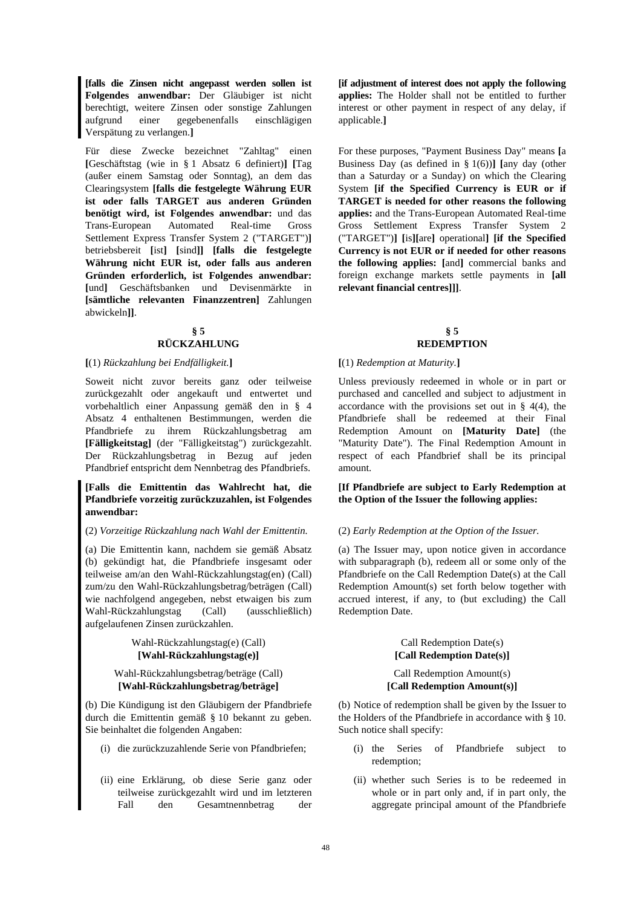**[falls die Zinsen nicht angepasst werden sollen ist Folgendes anwendbar:** Der Gläubiger ist nicht berechtigt, weitere Zinsen oder sonstige Zahlungen aufgrund einer gegebenenfalls einschlägigen Verspätung zu verlangen.**]**

Für diese Zwecke bezeichnet "Zahltag" einen **[**Geschäftstag (wie in § 1 Absatz 6 definiert)**] [**Tag (außer einem Samstag oder Sonntag), an dem das Clearingsystem **[falls die festgelegte Währung EUR ist oder falls TARGET aus anderen Gründen benötigt wird, ist Folgendes anwendbar:** und das Trans-European Automated Real-time Gross Settlement Express Transfer System 2 ("TARGET")**]** betriebsbereit **[**ist**] [**sind**]] [falls die festgelegte Währung nicht EUR ist, oder falls aus anderen Gründen erforderlich, ist Folgendes anwendbar: [**und**]** Geschäftsbanken und Devisenmärkte in **[sämtliche relevanten Finanzzentren]** Zahlungen abwickeln**]]**.

**§ 5**
**RÜCKZAHLUNG**

**[**(1) *Rückzahlung bei Endfälligkeit.***]**

Soweit nicht zuvor bereits ganz oder teilweise zurückgezahlt oder angekauft und entwertet und vorbehaltlich einer Anpassung gemäß den in § 4 Absatz 4 enthaltenen Bestimmungen, werden die Pfandbriefe zu ihrem Rückzahlungsbetrag am **[Fälligkeitstag]** (der "Fälligkeitstag") zurückgezahlt. Der Rückzahlungsbetrag in Bezug auf jeden Pfandbrief entspricht dem Nennbetrag des Pfandbriefs.

**[Falls die Emittentin das Wahlrecht hat, die Pfandbriefe vorzeitig zurückzuzahlen, ist Folgendes anwendbar:**

(2) *Vorzeitige Rückzahlung nach Wahl der Emittentin.*

(a) Die Emittentin kann, nachdem sie gemäß Absatz (b) gekündigt hat, die Pfandbriefe insgesamt oder teilweise am/an den Wahl-Rückzahlungstag(en) (Call) zum/zu den Wahl-Rückzahlungsbetrag/beträgen (Call) wie nachfolgend angegeben, nebst etwaigen bis zum Wahl-Rückzahlungstag (Call) (ausschließlich) aufgelaufenen Zinsen zurückzahlen.

Wahl-Rückzahlungstag(e) (Call)
**[Wahl-Rückzahlungstag(e)]**

Wahl-Rückzahlungsbetrag/beträge (Call)
**[Wahl-Rückzahlungsbetrag/beträge]**

(b) Die Kündigung ist den Gläubigern der Pfandbriefe durch die Emittentin gemäß § 10 bekannt zu geben. Sie beinhaltet die folgenden Angaben:

(i) die zurückzuzahlende Serie von Pfandbriefen;

(ii) eine Erklärung, ob diese Serie ganz oder teilweise zurückgezahlt wird und im letzteren Fall den Gesamtnennbetrag der

---

**[if adjustment of interest does not apply the following applies:** The Holder shall not be entitled to further interest or other payment in respect of any delay, if applicable.**]**

For these purposes, "Payment Business Day" means **[**a Business Day (as defined in § 1(6))**] [**any day (other than a Saturday or a Sunday) on which the Clearing System **[if the Specified Currency is EUR or if TARGET is needed for other reasons the following applies:** and the Trans-European Automated Real-time Gross Settlement Express Transfer System 2 ("TARGET")**] [**is**][**are**]** operational**] [if the Specified Currency is not EUR or if needed for other reasons the following applies: [**and**]** commercial banks and foreign exchange markets settle payments in **[all relevant financial centres]]]**.

**§ 5**
**REDEMPTION**

**[**(1) *Redemption at Maturity.***]**

Unless previously redeemed in whole or in part or purchased and cancelled and subject to adjustment in accordance with the provisions set out in § 4(4), the Pfandbriefe shall be redeemed at their Final Redemption Amount on **[Maturity Date]** (the "Maturity Date"). The Final Redemption Amount in respect of each Pfandbrief shall be its principal amount.

**[If Pfandbriefe are subject to Early Redemption at the Option of the Issuer the following applies:**

(2) *Early Redemption at the Option of the Issuer.*

(a) The Issuer may, upon notice given in accordance with subparagraph (b), redeem all or some only of the Pfandbriefe on the Call Redemption Date(s) at the Call Redemption Amount(s) set forth below together with accrued interest, if any, to (but excluding) the Call Redemption Date.

Call Redemption Date(s)
**[Call Redemption Date(s)]**

Call Redemption Amount(s)
**[Call Redemption Amount(s)]**

(b) Notice of redemption shall be given by the Issuer to the Holders of the Pfandbriefe in accordance with § 10. Such notice shall specify:

(i) the Series of Pfandbriefe subject to redemption;

(ii) whether such Series is to be redeemed in whole or in part only and, if in part only, the aggregate principal amount of the Pfandbriefe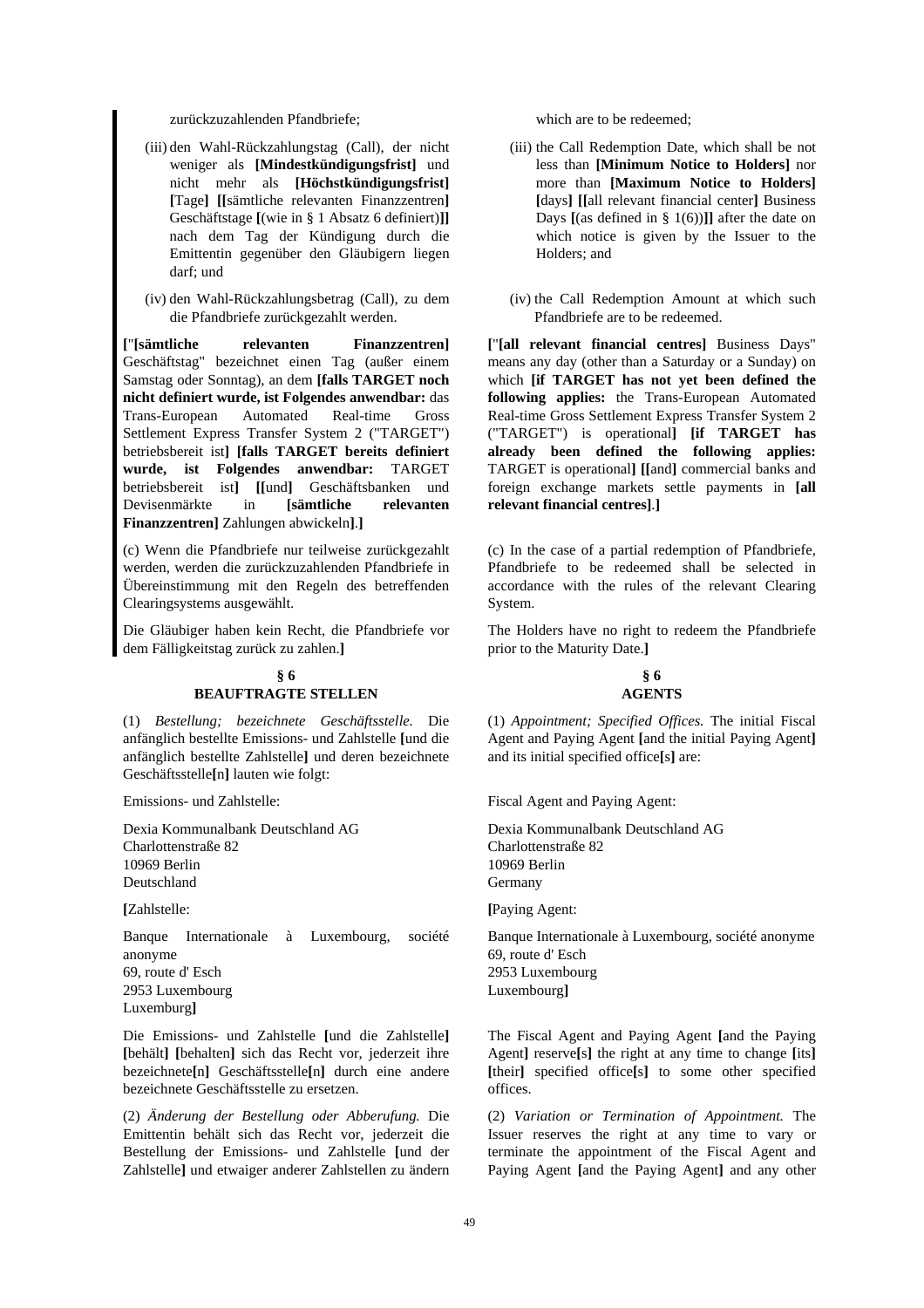zurückzuzahlenden Pfandbriefe;

(iii) den Wahl-Rückzahlungstag (Call), der nicht weniger als **[Mindestkündigungsfrist]** und nicht mehr als **[Höchstkündigungsfrist]** **[**Tage**]** **[[**sämtliche relevanten Finanzzentren**]** Geschäftstage **[**(wie in § 1 Absatz 6 definiert)**]]** nach dem Tag der Kündigung durch die Emittentin gegenüber den Gläubigern liegen darf; und

(iv) den Wahl-Rückzahlungsbetrag (Call), zu dem die Pfandbriefe zurückgezahlt werden.

**[**"**[sämtliche relevanten Finanzzentren]** Geschäftstag" bezeichnet einen Tag (außer einem Samstag oder Sonntag), an dem **[falls TARGET noch nicht definiert wurde, ist Folgendes anwendbar:** das Trans-European Automated Real-time Gross Settlement Express Transfer System 2 ("TARGET") betriebsbereit ist**]** **[falls TARGET bereits definiert wurde, ist Folgendes anwendbar:** TARGET betriebsbereit ist**]** **[[**und**]** Geschäftsbanken und Devisenmärkte in **[sämtliche relevanten Finanzzentren]** Zahlungen abwickeln**]**.**]**

(c) Wenn die Pfandbriefe nur teilweise zurückgezahlt werden, werden die zurückzuzahlenden Pfandbriefe in Übereinstimmung mit den Regeln des betreffenden Clearingsystems ausgewählt.

Die Gläubiger haben kein Recht, die Pfandbriefe vor dem Fälligkeitstag zurück zu zahlen.**]**

which are to be redeemed;

(iii) the Call Redemption Date, which shall be not less than **[Minimum Notice to Holders]** nor more than **[Maximum Notice to Holders]** **[**days**]** **[[**all relevant financial center**]** Business Days **[**(as defined in § 1(6))**]]** after the date on which notice is given by the Issuer to the Holders; and

(iv) the Call Redemption Amount at which such Pfandbriefe are to be redeemed.

**[**"**[all relevant financial centres]** Business Days" means any day (other than a Saturday or a Sunday) on which **[if TARGET has not yet been defined the following applies:** the Trans-European Automated Real-time Gross Settlement Express Transfer System 2 ("TARGET") is operational**]** **[if TARGET has already been defined the following applies:** TARGET is operational**]** **[[**and**]** commercial banks and foreign exchange markets settle payments in **[all relevant financial centres]**.**]**

(c) In the case of a partial redemption of Pfandbriefe, Pfandbriefe to be redeemed shall be selected in accordance with the rules of the relevant Clearing System.

The Holders have no right to redeem the Pfandbriefe prior to the Maturity Date.**]**

## § 6 BEAUFTRAGTE STELLEN

(1) *Bestellung; bezeichnete Geschäftsstelle.* Die anfänglich bestellte Emissions- und Zahlstelle **[**und die anfänglich bestellte Zahlstelle**]** und deren bezeichnete Geschäftsstelle**[**n**]** lauten wie folgt:

Emissions- und Zahlstelle:

Dexia Kommunalbank Deutschland AG
Charlottenstraße 82
10969 Berlin
Deutschland

**[**Zahlstelle:

Banque Internationale à Luxembourg, société anonyme
69, route d' Esch
2953 Luxembourg
Luxemburg**]**

Die Emissions- und Zahlstelle **[**und die Zahlstelle**]** **[**behält**]** **[**behalten**]** sich das Recht vor, jederzeit ihre bezeichnete**[**n**]** Geschäftsstelle**[**n**]** durch eine andere bezeichnete Geschäftsstelle zu ersetzen.

(2) *Änderung der Bestellung oder Abberufung.* Die Emittentin behält sich das Recht vor, jederzeit die Bestellung der Emissions- und Zahlstelle **[**und der Zahlstelle**]** und etwaiger anderer Zahlstellen zu ändern

## § 6 AGENTS

(1) *Appointment; Specified Offices.* The initial Fiscal Agent and Paying Agent **[**and the initial Paying Agent**]** and its initial specified office**[**s**]** are:

Fiscal Agent and Paying Agent:

Dexia Kommunalbank Deutschland AG
Charlottenstraße 82
10969 Berlin
Germany

**[**Paying Agent:

Banque Internationale à Luxembourg, société anonyme
69, route d' Esch
2953 Luxembourg
Luxembourg**]**

The Fiscal Agent and Paying Agent **[**and the Paying Agent**]** reserve**[**s**]** the right at any time to change **[**its**]** **[**their**]** specified office**[**s**]** to some other specified offices.

(2) *Variation or Termination of Appointment.* The Issuer reserves the right at any time to vary or terminate the appointment of the Fiscal Agent and Paying Agent **[**and the Paying Agent**]** and any other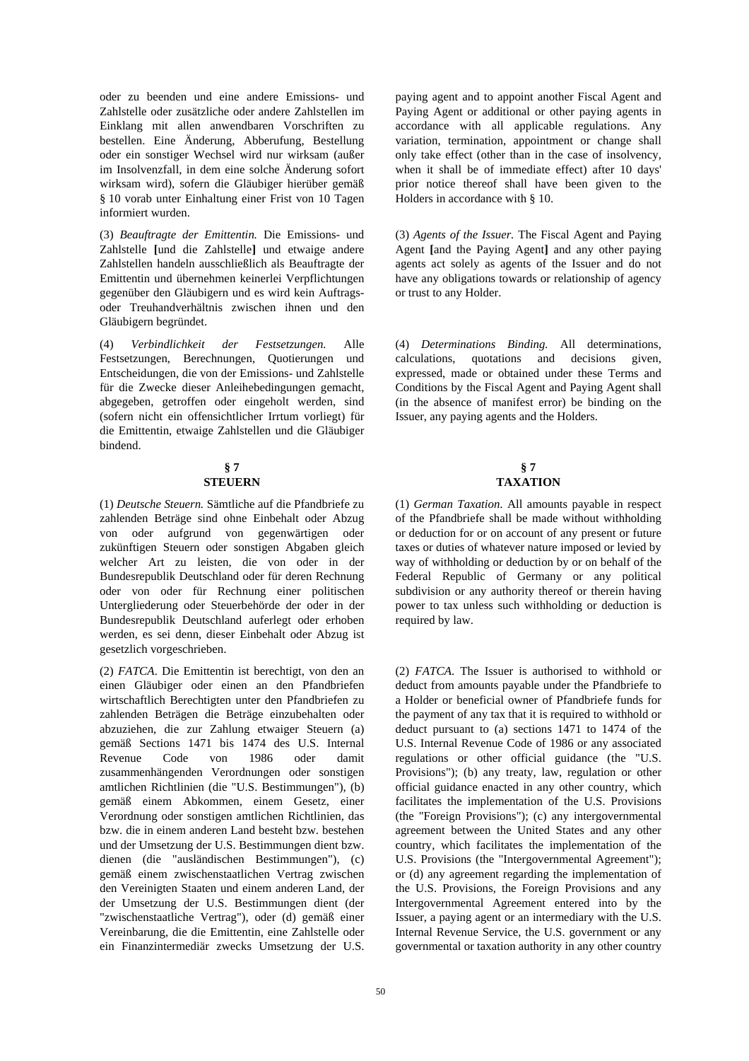oder zu beenden und eine andere Emissions- und Zahlstelle oder zusätzliche oder andere Zahlstellen im Einklang mit allen anwendbaren Vorschriften zu bestellen. Eine Änderung, Abberufung, Bestellung oder ein sonstiger Wechsel wird nur wirksam (außer im Insolvenzfall, in dem eine solche Änderung sofort wirksam wird), sofern die Gläubiger hierüber gemäß § 10 vorab unter Einhaltung einer Frist von 10 Tagen informiert wurden.

(3) *Beauftragte der Emittentin.* Die Emissions- und Zahlstelle **[**und die Zahlstelle**]** und etwaige andere Zahlstellen handeln ausschließlich als Beauftragte der Emittentin und übernehmen keinerlei Verpflichtungen gegenüber den Gläubigern und es wird kein Auftrags- oder Treuhandverhältnis zwischen ihnen und den Gläubigern begründet.

(4) *Verbindlichkeit der Festsetzungen.* Alle Festsetzungen, Berechnungen, Quotierungen und Entscheidungen, die von der Emissions- und Zahlstelle für die Zwecke dieser Anleihebedingungen gemacht, abgegeben, getroffen oder eingeholt werden, sind (sofern nicht ein offensichtlicher Irrtum vorliegt) für die Emittentin, etwaige Zahlstellen und die Gläubiger bindend.

## § 7 STEUERN

(1) *Deutsche Steuern.* Sämtliche auf die Pfandbriefe zu zahlenden Beträge sind ohne Einbehalt oder Abzug von oder aufgrund von gegenwärtigen oder zukünftigen Steuern oder sonstigen Abgaben gleich welcher Art zu leisten, die von oder in der Bundesrepublik Deutschland oder für deren Rechnung oder von oder für Rechnung einer politischen Untergliederung oder Steuerbehörde der oder in der Bundesrepublik Deutschland auferlegt oder erhoben werden, es sei denn, dieser Einbehalt oder Abzug ist gesetzlich vorgeschrieben.

(2) *FATCA.* Die Emittentin ist berechtigt, von den an einen Gläubiger oder einen an den Pfandbriefen wirtschaftlich Berechtigten unter den Pfandbriefen zu zahlenden Beträgen die Beträge einzubehalten oder abzuziehen, die zur Zahlung etwaiger Steuern (a) gemäß Sections 1471 bis 1474 des U.S. Internal Revenue Code von 1986 oder damit zusammenhängenden Verordnungen oder sonstigen amtlichen Richtlinien (die "U.S. Bestimmungen"), (b) gemäß einem Abkommen, einem Gesetz, einer Verordnung oder sonstigen amtlichen Richtlinien, das bzw. die in einem anderen Land besteht bzw. bestehen und der Umsetzung der U.S. Bestimmungen dient bzw. dienen (die "ausländischen Bestimmungen"), (c) gemäß einem zwischenstaatlichen Vertrag zwischen den Vereinigten Staaten und einem anderen Land, der der Umsetzung der U.S. Bestimmungen dient (der "zwischenstaatliche Vertrag"), oder (d) gemäß einer Vereinbarung, die die Emittentin, eine Zahlstelle oder ein Finanzintermediär zwecks Umsetzung der U.S.

---

paying agent and to appoint another Fiscal Agent and Paying Agent or additional or other paying agents in accordance with all applicable regulations. Any variation, termination, appointment or change shall only take effect (other than in the case of insolvency, when it shall be of immediate effect) after 10 days' prior notice thereof shall have been given to the Holders in accordance with § 10.

(3) *Agents of the Issuer.* The Fiscal Agent and Paying Agent **[**and the Paying Agent**]** and any other paying agents act solely as agents of the Issuer and do not have any obligations towards or relationship of agency or trust to any Holder.

(4) *Determinations Binding.* All determinations, calculations, quotations and decisions given, expressed, made or obtained under these Terms and Conditions by the Fiscal Agent and Paying Agent shall (in the absence of manifest error) be binding on the Issuer, any paying agents and the Holders.

## § 7 TAXATION

(1) *German Taxation.* All amounts payable in respect of the Pfandbriefe shall be made without withholding or deduction for or on account of any present or future taxes or duties of whatever nature imposed or levied by way of withholding or deduction by or on behalf of the Federal Republic of Germany or any political subdivision or any authority thereof or therein having power to tax unless such withholding or deduction is required by law.

(2) *FATCA.* The Issuer is authorised to withhold or deduct from amounts payable under the Pfandbriefe to a Holder or beneficial owner of Pfandbriefe funds for the payment of any tax that it is required to withhold or deduct pursuant to (a) sections 1471 to 1474 of the U.S. Internal Revenue Code of 1986 or any associated regulations or other official guidance (the "U.S. Provisions"); (b) any treaty, law, regulation or other official guidance enacted in any other country, which facilitates the implementation of the U.S. Provisions (the "Foreign Provisions"); (c) any intergovernmental agreement between the United States and any other country, which facilitates the implementation of the U.S. Provisions (the "Intergovernmental Agreement"); or (d) any agreement regarding the implementation of the U.S. Provisions, the Foreign Provisions and any Intergovernmental Agreement entered into by the Issuer, a paying agent or an intermediary with the U.S. Internal Revenue Service, the U.S. government or any governmental or taxation authority in any other country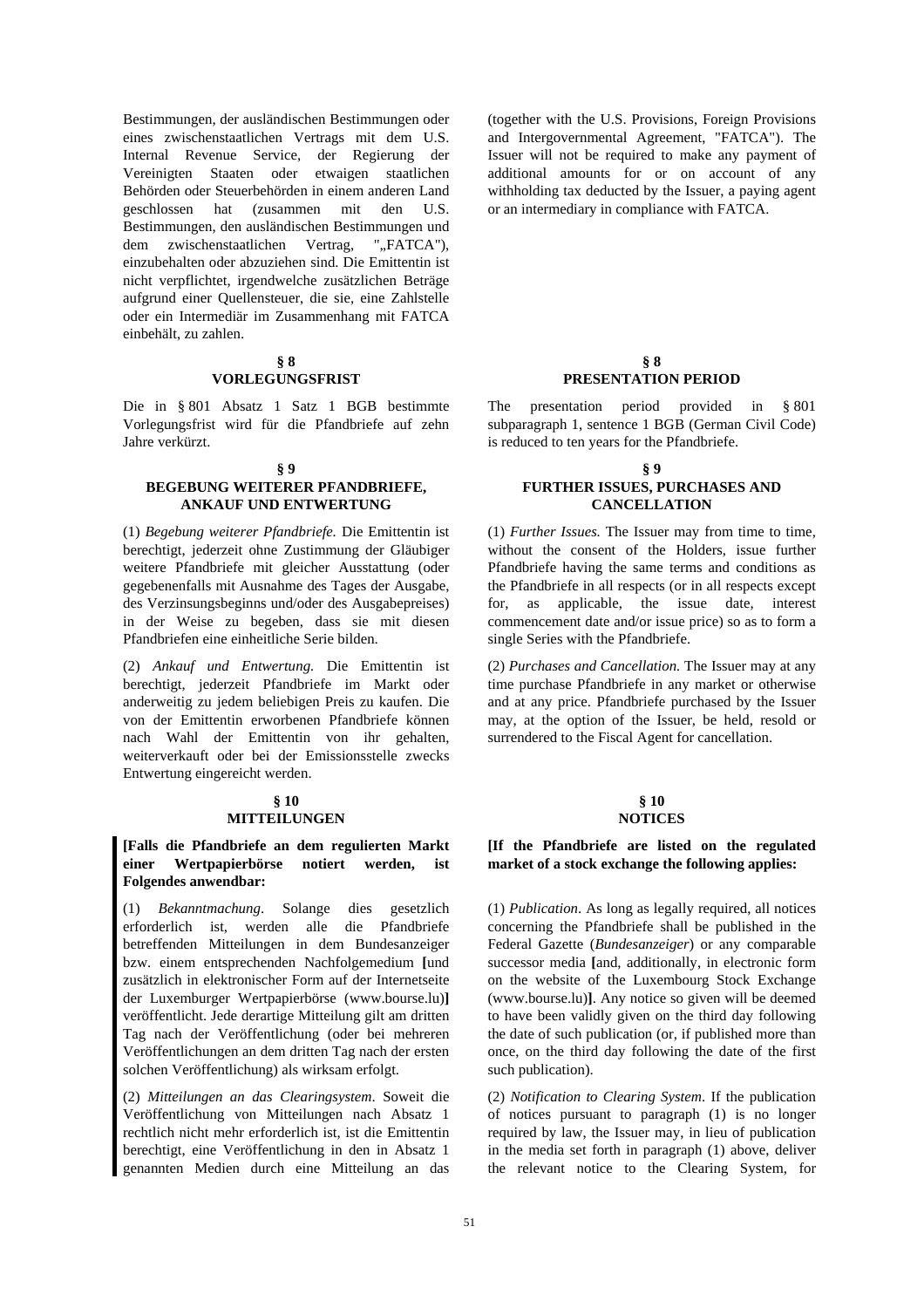Bestimmungen, der ausländischen Bestimmungen oder eines zwischenstaatlichen Vertrags mit dem U.S. Internal Revenue Service, der Regierung der Vereinigten Staaten oder etwaigen staatlichen Behörden oder Steuerbehörden in einem anderen Land geschlossen hat (zusammen mit den U.S. Bestimmungen, den ausländischen Bestimmungen und dem zwischenstaatlichen Vertrag, "„FATCA"), einzubehalten oder abzuziehen sind. Die Emittentin ist nicht verpflichtet, irgendwelche zusätzlichen Beträge aufgrund einer Quellensteuer, die sie, eine Zahlstelle oder ein Intermediär im Zusammenhang mit FATCA einbehält, zu zahlen.

(together with the U.S. Provisions, Foreign Provisions and Intergovernmental Agreement, "FATCA"). The Issuer will not be required to make any payment of additional amounts for or on account of any withholding tax deducted by the Issuer, a paying agent or an intermediary in compliance with FATCA.

## § 8
## VORLEGUNGSFRIST

Die in § 801 Absatz 1 Satz 1 BGB bestimmte Vorlegungsfrist wird für die Pfandbriefe auf zehn Jahre verkürzt.

## § 8
## PRESENTATION PERIOD

The presentation period provided in § 801 subparagraph 1, sentence 1 BGB (German Civil Code) is reduced to ten years for the Pfandbriefe.

## § 9
## BEGEBUNG WEITERER PFANDBRIEFE, ANKAUF UND ENTWERTUNG

(1) *Begebung weiterer Pfandbriefe.* Die Emittentin ist berechtigt, jederzeit ohne Zustimmung der Gläubiger weitere Pfandbriefe mit gleicher Ausstattung (oder gegebenenfalls mit Ausnahme des Tages der Ausgabe, des Verzinsungsbeginns und/oder des Ausgabepreises) in der Weise zu begeben, dass sie mit diesen Pfandbriefen eine einheitliche Serie bilden.

(2) *Ankauf und Entwertung.* Die Emittentin ist berechtigt, jederzeit Pfandbriefe im Markt oder anderweitig zu jedem beliebigen Preis zu kaufen. Die von der Emittentin erworbenen Pfandbriefe können nach Wahl der Emittentin von ihr gehalten, weiterverkauft oder bei der Emissionsstelle zwecks Entwertung eingereicht werden.

## § 9
## FURTHER ISSUES, PURCHASES AND CANCELLATION

(1) *Further Issues.* The Issuer may from time to time, without the consent of the Holders, issue further Pfandbriefe having the same terms and conditions as the Pfandbriefe in all respects (or in all respects except for, as applicable, the issue date, interest commencement date and/or issue price) so as to form a single Series with the Pfandbriefe.

(2) *Purchases and Cancellation.* The Issuer may at any time purchase Pfandbriefe in any market or otherwise and at any price. Pfandbriefe purchased by the Issuer may, at the option of the Issuer, be held, resold or surrendered to the Fiscal Agent for cancellation.

## § 10
## MITTEILUNGEN

**[Falls die Pfandbriefe an dem regulierten Markt einer Wertpapierbörse notiert werden, ist Folgendes anwendbar:**

(1) *Bekanntmachung*. Solange dies gesetzlich erforderlich ist, werden alle die Pfandbriefe betreffenden Mitteilungen in dem Bundesanzeiger bzw. einem entsprechenden Nachfolgemedium **[**und zusätzlich in elektronischer Form auf der Internetseite der Luxemburger Wertpapierbörse (www.bourse.lu)**]** veröffentlicht. Jede derartige Mitteilung gilt am dritten Tag nach der Veröffentlichung (oder bei mehreren Veröffentlichungen an dem dritten Tag nach der ersten solchen Veröffentlichung) als wirksam erfolgt.

(2) *Mitteilungen an das Clearingsystem*. Soweit die Veröffentlichung von Mitteilungen nach Absatz 1 rechtlich nicht mehr erforderlich ist, ist die Emittentin berechtigt, eine Veröffentlichung in den in Absatz 1 genannten Medien durch eine Mitteilung an das

## § 10
## NOTICES

**[If the Pfandbriefe are listed on the regulated market of a stock exchange the following applies:**

(1) *Publication*. As long as legally required, all notices concerning the Pfandbriefe shall be published in the Federal Gazette (*Bundesanzeiger*) or any comparable successor media **[**and, additionally, in electronic form on the website of the Luxembourg Stock Exchange (www.bourse.lu)**]**. Any notice so given will be deemed to have been validly given on the third day following the date of such publication (or, if published more than once, on the third day following the date of the first such publication).

(2) *Notification to Clearing System*. If the publication of notices pursuant to paragraph (1) is no longer required by law, the Issuer may, in lieu of publication in the media set forth in paragraph (1) above, deliver the relevant notice to the Clearing System, for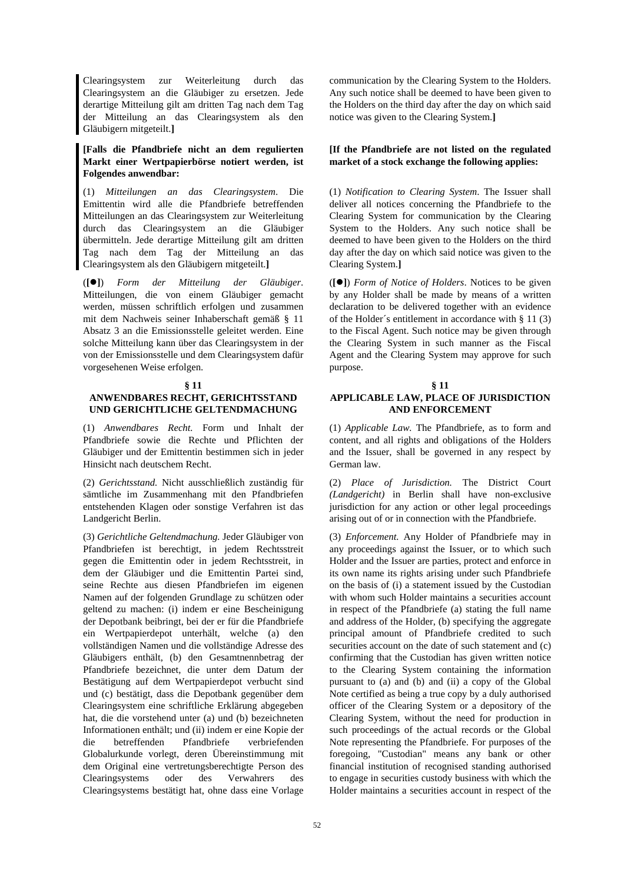Clearingsystem zur Weiterleitung durch das Clearingsystem an die Gläubiger zu ersetzen. Jede derartige Mitteilung gilt am dritten Tag nach dem Tag der Mitteilung an das Clearingsystem als den Gläubigern mitgeteilt.**]**

**[Falls die Pfandbriefe nicht an dem regulierten Markt einer Wertpapierbörse notiert werden, ist Folgendes anwendbar:**

(1) *Mitteilungen an das Clearingsystem*. Die Emittentin wird alle die Pfandbriefe betreffenden Mitteilungen an das Clearingsystem zur Weiterleitung durch das Clearingsystem an die Gläubiger übermitteln. Jede derartige Mitteilung gilt am dritten Tag nach dem Tag der Mitteilung an das Clearingsystem als den Gläubigern mitgeteilt.**]**

(**[●]**) *Form der Mitteilung der Gläubiger*. Mitteilungen, die von einem Gläubiger gemacht werden, müssen schriftlich erfolgen und zusammen mit dem Nachweis seiner Inhaberschaft gemäß § 11 Absatz 3 an die Emissionsstelle geleitet werden. Eine solche Mitteilung kann über das Clearingsystem in der von der Emissionsstelle und dem Clearingsystem dafür vorgesehenen Weise erfolgen.

## § 11
## ANWENDBARES RECHT, GERICHTSSTAND UND GERICHTLICHE GELTENDMACHUNG

(1) *Anwendbares Recht.* Form und Inhalt der Pfandbriefe sowie die Rechte und Pflichten der Gläubiger und der Emittentin bestimmen sich in jeder Hinsicht nach deutschem Recht.

(2) *Gerichtsstand.* Nicht ausschließlich zuständig für sämtliche im Zusammenhang mit den Pfandbriefen entstehenden Klagen oder sonstige Verfahren ist das Landgericht Berlin.

(3) *Gerichtliche Geltendmachung.* Jeder Gläubiger von Pfandbriefen ist berechtigt, in jedem Rechtsstreit gegen die Emittentin oder in jedem Rechtsstreit, in dem der Gläubiger und die Emittentin Partei sind, seine Rechte aus diesen Pfandbriefen im eigenen Namen auf der folgenden Grundlage zu schützen oder geltend zu machen: (i) indem er eine Bescheinigung der Depotbank beibringt, bei der er für die Pfandbriefe ein Wertpapierdepot unterhält, welche (a) den vollständigen Namen und die vollständige Adresse des Gläubigers enthält, (b) den Gesamtnennbetrag der Pfandbriefe bezeichnet, die unter dem Datum der Bestätigung auf dem Wertpapierdepot verbucht sind und (c) bestätigt, dass die Depotbank gegenüber dem Clearingsystem eine schriftliche Erklärung abgegeben hat, die die vorstehend unter (a) und (b) bezeichneten Informationen enthält; und (ii) indem er eine Kopie der die betreffenden Pfandbriefe verbriefenden Globalurkunde vorlegt, deren Übereinstimmung mit dem Original eine vertretungsberechtigte Person des Clearingsystems oder des Verwahrers des Clearingsystems bestätigt hat, ohne dass eine Vorlage

communication by the Clearing System to the Holders. Any such notice shall be deemed to have been given to the Holders on the third day after the day on which said notice was given to the Clearing System.**]**

**[If the Pfandbriefe are not listed on the regulated market of a stock exchange the following applies:**

(1) *Notification to Clearing System*. The Issuer shall deliver all notices concerning the Pfandbriefe to the Clearing System for communication by the Clearing System to the Holders. Any such notice shall be deemed to have been given to the Holders on the third day after the day on which said notice was given to the Clearing System.**]**

(**[●]**) *Form of Notice of Holders*. Notices to be given by any Holder shall be made by means of a written declaration to be delivered together with an evidence of the Holder´s entitlement in accordance with § 11 (3) to the Fiscal Agent. Such notice may be given through the Clearing System in such manner as the Fiscal Agent and the Clearing System may approve for such purpose.

## § 11
## APPLICABLE LAW, PLACE OF JURISDICTION AND ENFORCEMENT

(1) *Applicable Law.* The Pfandbriefe, as to form and content, and all rights and obligations of the Holders and the Issuer, shall be governed in any respect by German law.

(2) *Place of Jurisdiction.* The District Court *(Landgericht)* in Berlin shall have non-exclusive jurisdiction for any action or other legal proceedings arising out of or in connection with the Pfandbriefe.

(3) *Enforcement.* Any Holder of Pfandbriefe may in any proceedings against the Issuer, or to which such Holder and the Issuer are parties, protect and enforce in its own name its rights arising under such Pfandbriefe on the basis of (i) a statement issued by the Custodian with whom such Holder maintains a securities account in respect of the Pfandbriefe (a) stating the full name and address of the Holder, (b) specifying the aggregate principal amount of Pfandbriefe credited to such securities account on the date of such statement and (c) confirming that the Custodian has given written notice to the Clearing System containing the information pursuant to (a) and (b) and (ii) a copy of the Global Note certified as being a true copy by a duly authorised officer of the Clearing System or a depository of the Clearing System, without the need for production in such proceedings of the actual records or the Global Note representing the Pfandbriefe. For purposes of the foregoing, "Custodian" means any bank or other financial institution of recognised standing authorised to engage in securities custody business with which the Holder maintains a securities account in respect of the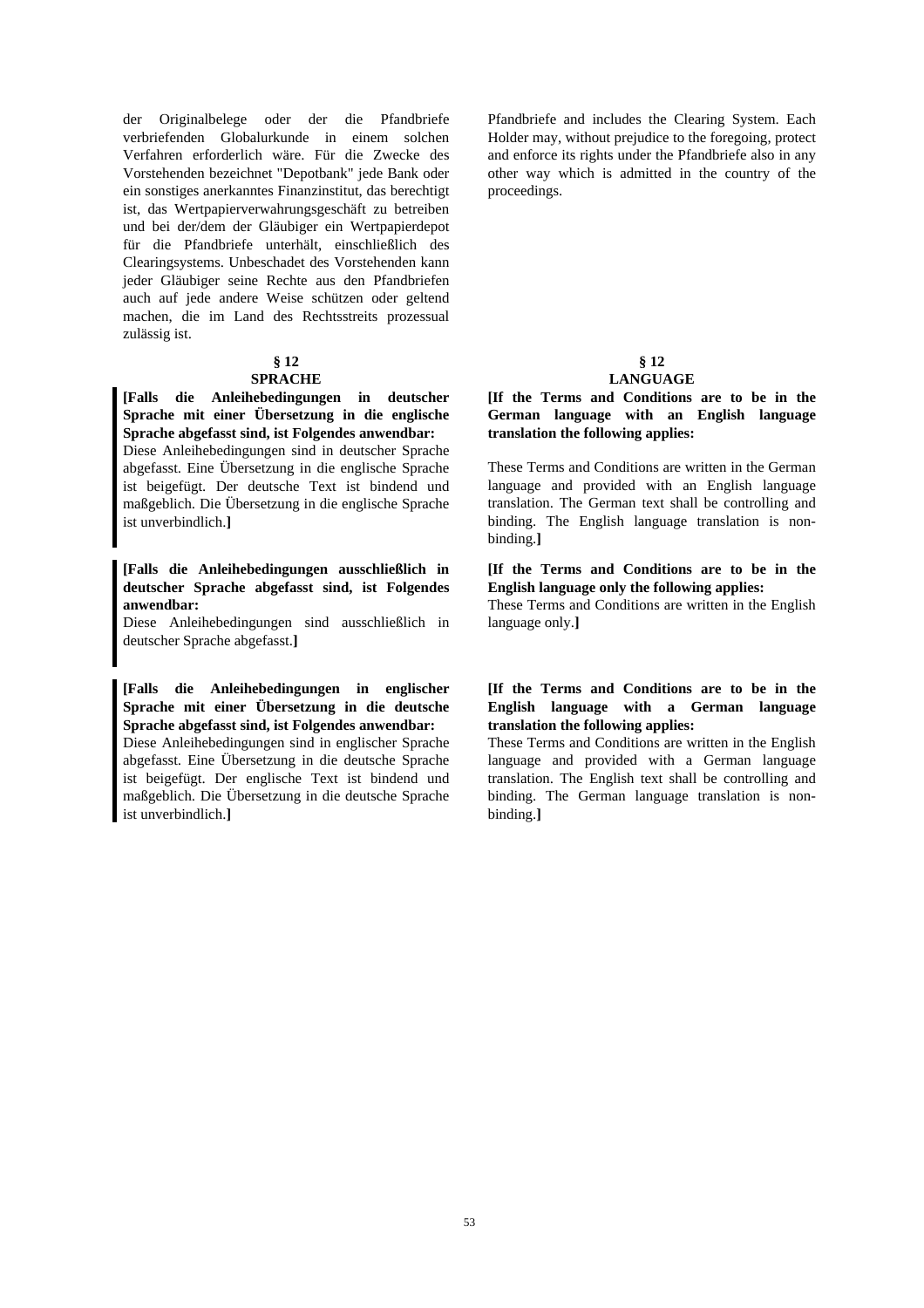der Originalbelege oder der die Pfandbriefe verbriefenden Globalurkunde in einem solchen Verfahren erforderlich wäre. Für die Zwecke des Vorstehenden bezeichnet "Depotbank" jede Bank oder ein sonstiges anerkanntes Finanzinstitut, das berechtigt ist, das Wertpapierverwahrungsgeschäft zu betreiben und bei der/dem der Gläubiger ein Wertpapierdepot für die Pfandbriefe unterhält, einschließlich des Clearingsystems. Unbeschadet des Vorstehenden kann jeder Gläubiger seine Rechte aus den Pfandbriefen auch auf jede andere Weise schützen oder geltend machen, die im Land des Rechtsstreits prozessual zulässig ist.

Pfandbriefe and includes the Clearing System. Each Holder may, without prejudice to the foregoing, protect and enforce its rights under the Pfandbriefe also in any other way which is admitted in the country of the proceedings.

## § 12
## SPRACHE

**[Falls die Anleihebedingungen in deutscher Sprache mit einer Übersetzung in die englische Sprache abgefasst sind, ist Folgendes anwendbar:**
Diese Anleihebedingungen sind in deutscher Sprache abgefasst. Eine Übersetzung in die englische Sprache ist beigefügt. Der deutsche Text ist bindend und maßgeblich. Die Übersetzung in die englische Sprache ist unverbindlich.**]**

**[Falls die Anleihebedingungen ausschließlich in deutscher Sprache abgefasst sind, ist Folgendes anwendbar:**
Diese Anleihebedingungen sind ausschließlich in deutscher Sprache abgefasst.**]**

**[Falls die Anleihebedingungen in englischer Sprache mit einer Übersetzung in die deutsche Sprache abgefasst sind, ist Folgendes anwendbar:**
Diese Anleihebedingungen sind in englischer Sprache abgefasst. Eine Übersetzung in die deutsche Sprache ist beigefügt. Der englische Text ist bindend und maßgeblich. Die Übersetzung in die deutsche Sprache ist unverbindlich.**]**

## § 12
## LANGUAGE

**[If the Terms and Conditions are to be in the German language with an English language translation the following applies:**

These Terms and Conditions are written in the German language and provided with an English language translation. The German text shall be controlling and binding. The English language translation is non-binding.**]**

**[If the Terms and Conditions are to be in the English language only the following applies:**
These Terms and Conditions are written in the English language only.**]**

**[If the Terms and Conditions are to be in the English language with a German language translation the following applies:**
These Terms and Conditions are written in the English language and provided with a German language translation. The English text shall be controlling and binding. The German language translation is non-binding.**]**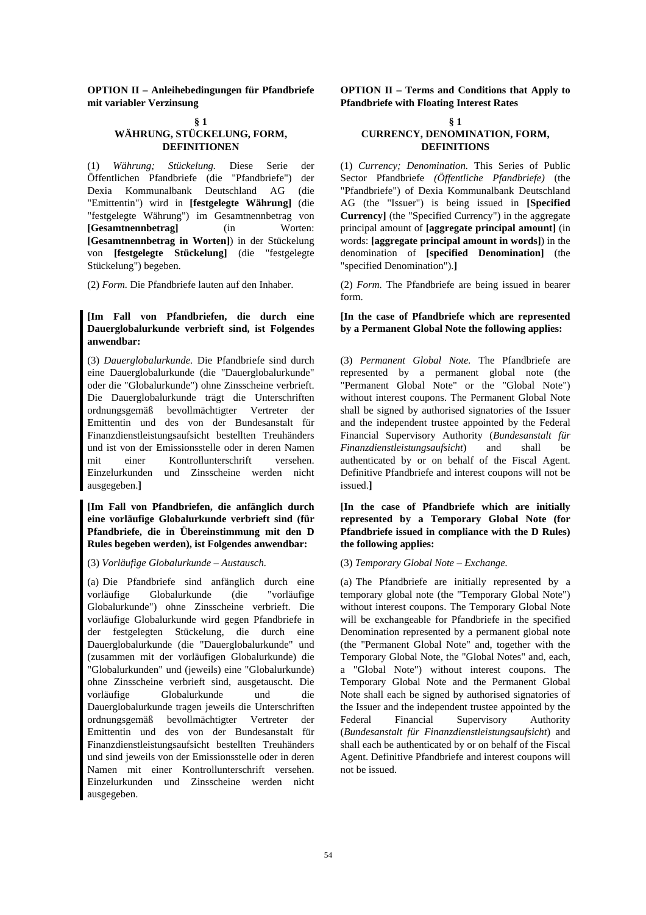**OPTION II – Anleihebedingungen für Pfandbriefe mit variabler Verzinsung**

**§ 1**
**WÄHRUNG, STÜCKELUNG, FORM, DEFINITIONEN**

(1) *Währung; Stückelung.* Diese Serie der Öffentlichen Pfandbriefe (die "Pfandbriefe") der Dexia Kommunalbank Deutschland AG (die "Emittentin") wird in **[festgelegte Währung]** (die "festgelegte Währung") im Gesamtnennbetrag von **[Gesamtnennbetrag]** (in Worten: **[Gesamtnennbetrag in Worten]**) in der Stückelung von **[festgelegte Stückelung]** (die "festgelegte Stückelung") begeben.

(2) *Form.* Die Pfandbriefe lauten auf den Inhaber.

**[Im Fall von Pfandbriefen, die durch eine Dauerglobalurkunde verbrieft sind, ist Folgendes anwendbar:**

(3) *Dauerglobalurkunde.* Die Pfandbriefe sind durch eine Dauerglobalurkunde (die "Dauerglobalurkunde" oder die "Globalurkunde") ohne Zinsscheine verbrieft. Die Dauerglobalurkunde trägt die Unterschriften ordnungsgemäß bevollmächtigter Vertreter der Emittentin und des von der Bundesanstalt für Finanzdienstleistungsaufsicht bestellten Treuhänders und ist von der Emissionsstelle oder in deren Namen mit einer Kontrollunterschrift versehen. Einzelurkunden und Zinsscheine werden nicht ausgegeben.**]**

**[Im Fall von Pfandbriefen, die anfänglich durch eine vorläufige Globalurkunde verbrieft sind (für Pfandbriefe, die in Übereinstimmung mit den D Rules begeben werden), ist Folgendes anwendbar:**

(3) *Vorläufige Globalurkunde – Austausch.*

(a) Die Pfandbriefe sind anfänglich durch eine vorläufige Globalurkunde (die "vorläufige Globalurkunde") ohne Zinsscheine verbrieft. Die vorläufige Globalurkunde wird gegen Pfandbriefe in der festgelegten Stückelung, die durch eine Dauerglobalurkunde (die "Dauerglobalurkunde" und (zusammen mit der vorläufigen Globalurkunde) die "Globalurkunden" und (jeweils) eine "Globalurkunde) ohne Zinsscheine verbrieft sind, ausgetauscht. Die vorläufige Globalurkunde und die Dauerglobalurkunde tragen jeweils die Unterschriften ordnungsgemäß bevollmächtigter Vertreter der Emittentin und des von der Bundesanstalt für Finanzdienstleistungsaufsicht bestellten Treuhänders und sind jeweils von der Emissionsstelle oder in deren Namen mit einer Kontrollunterschrift versehen. Einzelurkunden und Zinsscheine werden nicht ausgegeben.

**OPTION II – Terms and Conditions that Apply to Pfandbriefe with Floating Interest Rates**

**§ 1**
**CURRENCY, DENOMINATION, FORM, DEFINITIONS**

(1) *Currency; Denomination.* This Series of Public Sector Pfandbriefe *(Öffentliche Pfandbriefe)* (the "Pfandbriefe") of Dexia Kommunalbank Deutschland AG (the "Issuer") is being issued in **[Specified Currency]** (the "Specified Currency") in the aggregate principal amount of **[aggregate principal amount]** (in words: **[aggregate principal amount in words]**) in the denomination of **[specified Denomination]** (the "specified Denomination").**]**

(2) *Form.* The Pfandbriefe are being issued in bearer form.

**[In the case of Pfandbriefe which are represented by a Permanent Global Note the following applies:**

(3) *Permanent Global Note.* The Pfandbriefe are represented by a permanent global note (the "Permanent Global Note" or the "Global Note") without interest coupons. The Permanent Global Note shall be signed by authorised signatories of the Issuer and the independent trustee appointed by the Federal Financial Supervisory Authority (*Bundesanstalt für Finanzdienstleistungsaufsicht*) and shall be authenticated by or on behalf of the Fiscal Agent. Definitive Pfandbriefe and interest coupons will not be issued.**]**

**[In the case of Pfandbriefe which are initially represented by a Temporary Global Note (for Pfandbriefe issued in compliance with the D Rules) the following applies:**

(3) *Temporary Global Note – Exchange.*

(a) The Pfandbriefe are initially represented by a temporary global note (the "Temporary Global Note") without interest coupons. The Temporary Global Note will be exchangeable for Pfandbriefe in the specified Denomination represented by a permanent global note (the "Permanent Global Note" and, together with the Temporary Global Note, the "Global Notes" and, each, a "Global Note") without interest coupons. The Temporary Global Note and the Permanent Global Note shall each be signed by authorised signatories of the Issuer and the independent trustee appointed by the Federal Financial Supervisory Authority (*Bundesanstalt für Finanzdienstleistungsaufsicht*) and shall each be authenticated by or on behalf of the Fiscal Agent. Definitive Pfandbriefe and interest coupons will not be issued.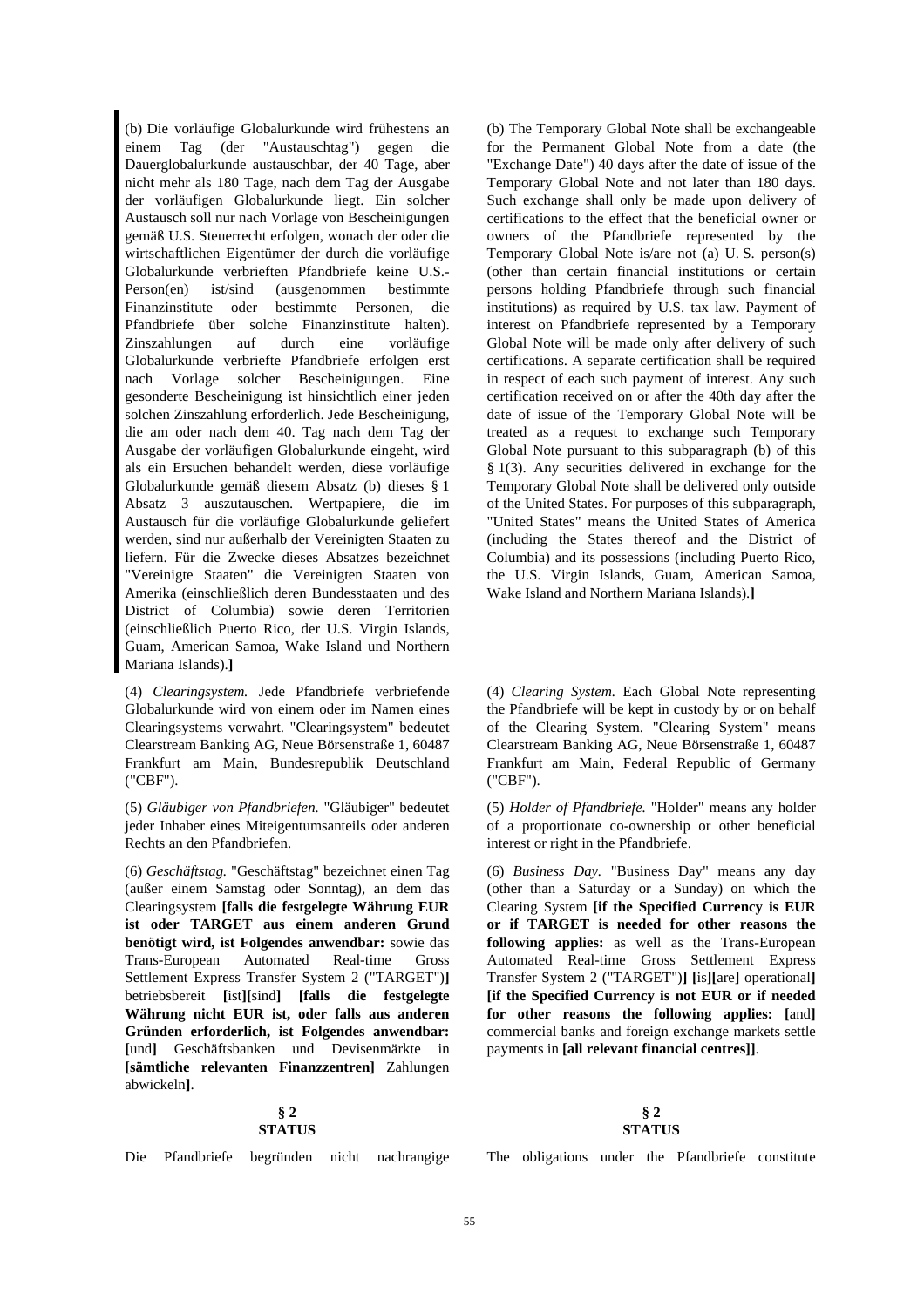(b) Die vorläufige Globalurkunde wird frühestens an einem Tag (der "Austauschtag") gegen die Dauerglobalurkunde austauschbar, der 40 Tage, aber nicht mehr als 180 Tage, nach dem Tag der Ausgabe der vorläufigen Globalurkunde liegt. Ein solcher Austausch soll nur nach Vorlage von Bescheinigungen gemäß U.S. Steuerrecht erfolgen, wonach der oder die wirtschaftlichen Eigentümer der durch die vorläufige Globalurkunde verbrieften Pfandbriefe keine U.S.-Person(en) ist/sind (ausgenommen bestimmte Finanzinstitute oder bestimmte Personen, die Pfandbriefe über solche Finanzinstitute halten). Zinszahlungen auf durch eine vorläufige Globalurkunde verbriefte Pfandbriefe erfolgen erst nach Vorlage solcher Bescheinigungen. Eine gesonderte Bescheinigung ist hinsichtlich einer jeden solchen Zinszahlung erforderlich. Jede Bescheinigung, die am oder nach dem 40. Tag nach dem Tag der Ausgabe der vorläufigen Globalurkunde eingeht, wird als ein Ersuchen behandelt werden, diese vorläufige Globalurkunde gemäß diesem Absatz (b) dieses § 1 Absatz 3 auszutauschen. Wertpapiere, die im Austausch für die vorläufige Globalurkunde geliefert werden, sind nur außerhalb der Vereinigten Staaten zu liefern. Für die Zwecke dieses Absatzes bezeichnet "Vereinigte Staaten" die Vereinigten Staaten von Amerika (einschließlich deren Bundesstaaten und des District of Columbia) sowie deren Territorien (einschließlich Puerto Rico, der U.S. Virgin Islands, Guam, American Samoa, Wake Island und Northern Mariana Islands).**]**

(b) The Temporary Global Note shall be exchangeable for the Permanent Global Note from a date (the "Exchange Date") 40 days after the date of issue of the Temporary Global Note and not later than 180 days. Such exchange shall only be made upon delivery of certifications to the effect that the beneficial owner or owners of the Pfandbriefe represented by the Temporary Global Note is/are not (a) U. S. person(s) (other than certain financial institutions or certain persons holding Pfandbriefe through such financial institutions) as required by U.S. tax law. Payment of interest on Pfandbriefe represented by a Temporary Global Note will be made only after delivery of such certifications. A separate certification shall be required in respect of each such payment of interest. Any such certification received on or after the 40th day after the date of issue of the Temporary Global Note will be treated as a request to exchange such Temporary Global Note pursuant to this subparagraph (b) of this § 1(3). Any securities delivered in exchange for the Temporary Global Note shall be delivered only outside of the United States. For purposes of this subparagraph, "United States" means the United States of America (including the States thereof and the District of Columbia) and its possessions (including Puerto Rico, the U.S. Virgin Islands, Guam, American Samoa, Wake Island and Northern Mariana Islands).**]**

(4) *Clearingsystem.* Jede Pfandbriefe verbriefende Globalurkunde wird von einem oder im Namen eines Clearingsystems verwahrt. "Clearingsystem" bedeutet Clearstream Banking AG, Neue Börsenstraße 1, 60487 Frankfurt am Main, Bundesrepublik Deutschland ("CBF").

(4) *Clearing System.* Each Global Note representing the Pfandbriefe will be kept in custody by or on behalf of the Clearing System. "Clearing System" means Clearstream Banking AG, Neue Börsenstraße 1, 60487 Frankfurt am Main, Federal Republic of Germany ("CBF").

(5) *Gläubiger von Pfandbriefen.* "Gläubiger" bedeutet jeder Inhaber eines Miteigentumsanteils oder anderen Rechts an den Pfandbriefen.

(5) *Holder of Pfandbriefe.* "Holder" means any holder of a proportionate co-ownership or other beneficial interest or right in the Pfandbriefe.

(6) *Geschäftstag.* "Geschäftstag" bezeichnet einen Tag (außer einem Samstag oder Sonntag), an dem das Clearingsystem **[falls die festgelegte Währung EUR ist oder TARGET aus einem anderen Grund benötigt wird, ist Folgendes anwendbar:** sowie das Trans-European Automated Real-time Gross Settlement Express Transfer System 2 ("TARGET")**]** betriebsbereit **[**ist**][**sind**]** **[falls die festgelegte Währung nicht EUR ist, oder falls aus anderen Gründen erforderlich, ist Folgendes anwendbar: [**und**]** Geschäftsbanken und Devisenmärkte in **[sämtliche relevanten Finanzzentren]** Zahlungen abwickeln**]**.

(6) *Business Day.* "Business Day" means any day (other than a Saturday or a Sunday) on which the Clearing System **[if the Specified Currency is EUR or if TARGET is needed for other reasons the following applies:** as well as the Trans-European Automated Real-time Gross Settlement Express Transfer System 2 ("TARGET")**] [**is**][**are**]** operational**]** **[if the Specified Currency is not EUR or if needed for other reasons the following applies: [**and**]** commercial banks and foreign exchange markets settle payments in **[all relevant financial centres]]**.

## § 2
## STATUS

Die Pfandbriefe begründen nicht nachrangige

## § 2
## STATUS

The obligations under the Pfandbriefe constitute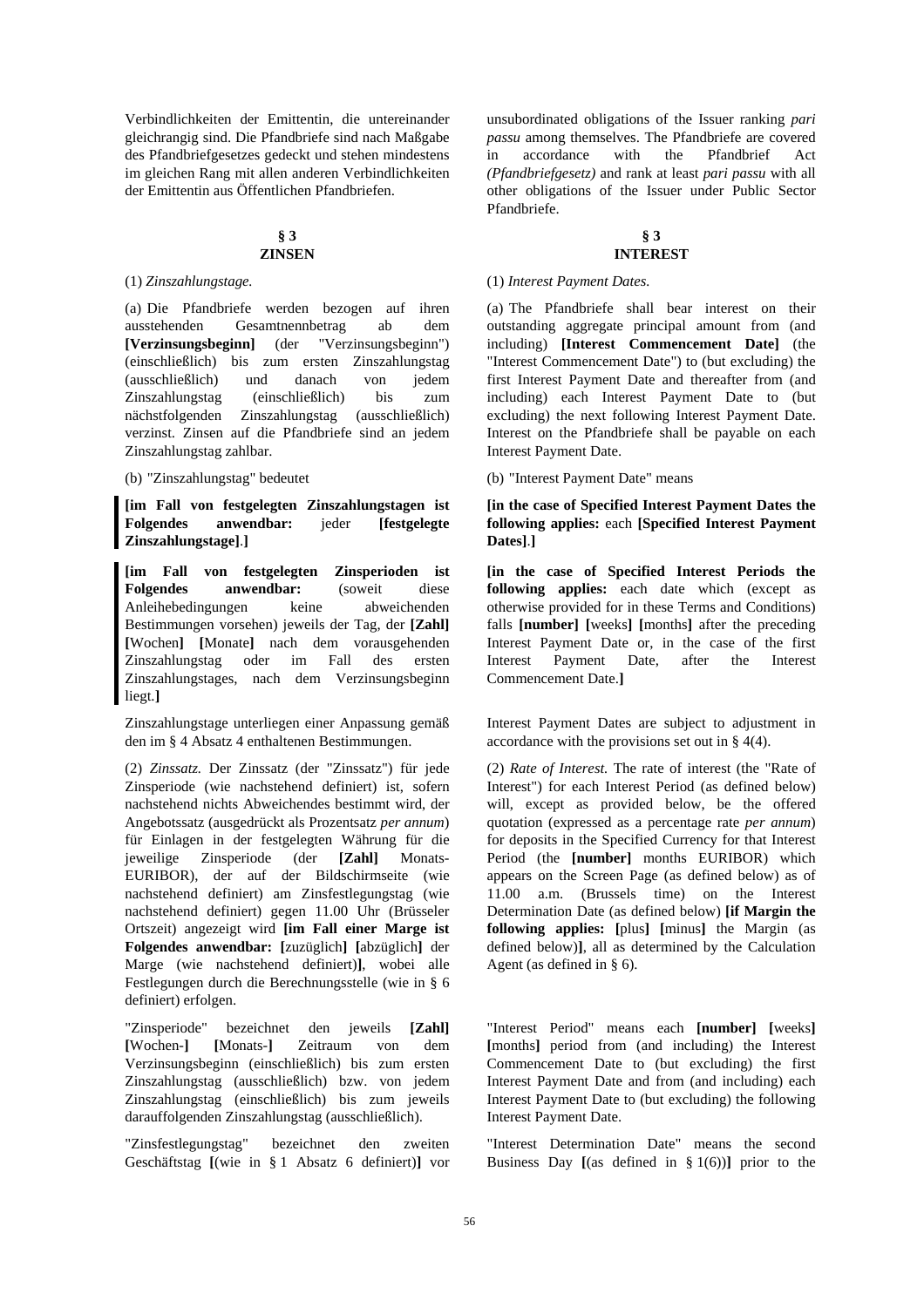Verbindlichkeiten der Emittentin, die untereinander gleichrangig sind. Die Pfandbriefe sind nach Maßgabe des Pfandbriefgesetzes gedeckt und stehen mindestens im gleichen Rang mit allen anderen Verbindlichkeiten der Emittentin aus Öffentlichen Pfandbriefen.

unsubordinated obligations of the Issuer ranking *pari passu* among themselves. The Pfandbriefe are covered in accordance with the Pfandbrief Act *(Pfandbriefgesetz)* and rank at least *pari passu* with all other obligations of the Issuer under Public Sector Pfandbriefe.

## § 3 ZINSEN

## § 3 INTEREST

(1) *Zinszahlungstage.*

(a) Die Pfandbriefe werden bezogen auf ihren ausstehenden Gesamtnennbetrag ab dem **[Verzinsungsbeginn]** (der "Verzinsungsbeginn") (einschließlich) bis zum ersten Zinszahlungstag (ausschließlich) und danach von jedem Zinszahlungstag (einschließlich) bis zum nächstfolgenden Zinszahlungstag (ausschließlich) verzinst. Zinsen auf die Pfandbriefe sind an jedem Zinszahlungstag zahlbar.

(b) "Zinszahlungstag" bedeutet

**[im Fall von festgelegten Zinszahlungstagen ist Folgendes anwendbar:** jeder **[festgelegte Zinszahlungstage]**.**]**

**[im Fall von festgelegten Zinsperioden ist Folgendes anwendbar:** (soweit diese Anleihebedingungen keine abweichenden Bestimmungen vorsehen) jeweils der Tag, der **[Zahl] [**Wochen**] [**Monate**]** nach dem vorausgehenden Zinszahlungstag oder im Fall des ersten Zinszahlungstages, nach dem Verzinsungsbeginn liegt.**]**

Zinszahlungstage unterliegen einer Anpassung gemäß den im § 4 Absatz 4 enthaltenen Bestimmungen.

(2) *Zinssatz.* Der Zinssatz (der "Zinssatz") für jede Zinsperiode (wie nachstehend definiert) ist, sofern nachstehend nichts Abweichendes bestimmt wird, der Angebotssatz (ausgedrückt als Prozentsatz *per annum*) für Einlagen in der festgelegten Währung für die jeweilige Zinsperiode (der **[Zahl]** Monats-EURIBOR), der auf der Bildschirmseite (wie nachstehend definiert) am Zinsfestlegungstag (wie nachstehend definiert) gegen 11.00 Uhr (Brüsseler Ortszeit) angezeigt wird **[im Fall einer Marge ist Folgendes anwendbar: [**zuzüglich**] [**abzüglich**]** der Marge (wie nachstehend definiert)**]**, wobei alle Festlegungen durch die Berechnungsstelle (wie in § 6 definiert) erfolgen.

"Zinsperiode" bezeichnet den jeweils **[Zahl] [**Wochen-**] [**Monats-**]** Zeitraum von dem Verzinsungsbeginn (einschließlich) bis zum ersten Zinszahlungstag (ausschließlich) bzw. von jedem Zinszahlungstag (einschließlich) bis zum jeweils darauffolgenden Zinszahlungstag (ausschließlich).

"Zinsfestlegungstag" bezeichnet den zweiten Geschäftstag **[**(wie in § 1 Absatz 6 definiert)**]** vor

(1) *Interest Payment Dates.*

(a) The Pfandbriefe shall bear interest on their outstanding aggregate principal amount from (and including) **[Interest Commencement Date]** (the "Interest Commencement Date") to (but excluding) the first Interest Payment Date and thereafter from (and including) each Interest Payment Date to (but excluding) the next following Interest Payment Date. Interest on the Pfandbriefe shall be payable on each Interest Payment Date.

(b) "Interest Payment Date" means

**[in the case of Specified Interest Payment Dates the following applies:** each **[Specified Interest Payment Dates]**.**]**

**[in the case of Specified Interest Periods the following applies:** each date which (except as otherwise provided for in these Terms and Conditions) falls **[number] [**weeks**] [**months**]** after the preceding Interest Payment Date or, in the case of the first Interest Payment Date, after the Interest Commencement Date.**]**

Interest Payment Dates are subject to adjustment in accordance with the provisions set out in § 4(4).

(2) *Rate of Interest.* The rate of interest (the "Rate of Interest") for each Interest Period (as defined below) will, except as provided below, be the offered quotation (expressed as a percentage rate *per annum*) for deposits in the Specified Currency for that Interest Period (the **[number]** months EURIBOR) which appears on the Screen Page (as defined below) as of 11.00 a.m. (Brussels time) on the Interest Determination Date (as defined below) **[if Margin the following applies: [**plus**] [**minus**]** the Margin (as defined below)**]**, all as determined by the Calculation Agent (as defined in § 6).

"Interest Period" means each **[number] [**weeks**] [**months**]** period from (and including) the Interest Commencement Date to (but excluding) the first Interest Payment Date and from (and including) each Interest Payment Date to (but excluding) the following Interest Payment Date.

"Interest Determination Date" means the second Business Day **[**(as defined in § 1(6))**]** prior to the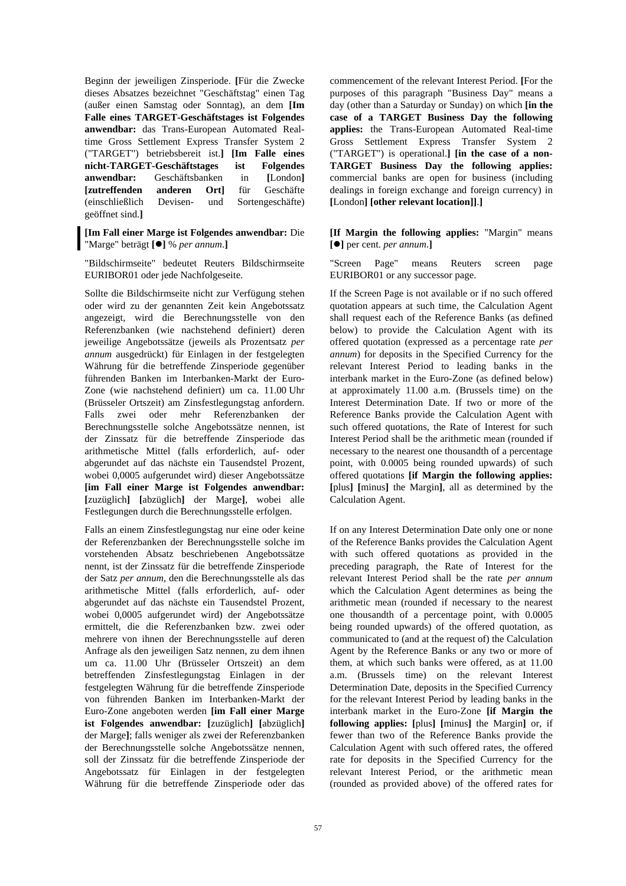Beginn der jeweiligen Zinsperiode. **[**Für die Zwecke dieses Absatzes bezeichnet "Geschäftstag" einen Tag (außer einen Samstag oder Sonntag), an dem **[Im Falle eines TARGET-Geschäftstages ist Folgendes anwendbar:** das Trans-European Automated Real-time Gross Settlement Express Transfer System 2 ("TARGET") betriebsbereit ist.**] [Im Falle eines nicht-TARGET-Geschäftstages ist Folgendes anwendbar:** Geschäftsbanken in **[**London**] [zutreffenden anderen Ort]** für Geschäfte (einschließlich Devisen- und Sortengeschäfte) geöffnet sind.**]**

**[Im Fall einer Marge ist Folgendes anwendbar:** Die "Marge" beträgt **[●]** % *per annum*.**]**

"Bildschirmseite" bedeutet Reuters Bildschirmseite EURIBOR01 oder jede Nachfolgeseite.

Sollte die Bildschirmseite nicht zur Verfügung stehen oder wird zu der genannten Zeit kein Angebotssatz angezeigt, wird die Berechnungsstelle von den Referenzbanken (wie nachstehend definiert) deren jeweilige Angebotssätze (jeweils als Prozentsatz *per annum* ausgedrückt) für Einlagen in der festgelegten Währung für die betreffende Zinsperiode gegenüber führenden Banken im Interbanken-Markt der Euro-Zone (wie nachstehend definiert) um ca. 11.00 Uhr (Brüsseler Ortszeit) am Zinsfestlegungstag anfordern. Falls zwei oder mehr Referenzbanken der Berechnungsstelle solche Angebotssätze nennen, ist der Zinssatz für die betreffende Zinsperiode das arithmetische Mittel (falls erforderlich, auf- oder abgerundet auf das nächste ein Tausendstel Prozent, wobei 0,0005 aufgerundet wird) dieser Angebotssätze **[im Fall einer Marge ist Folgendes anwendbar: [**zuzüglich**] [**abzüglich**]** der Marge**]**, wobei alle Festlegungen durch die Berechnungsstelle erfolgen.

Falls an einem Zinsfestlegungstag nur eine oder keine der Referenzbanken der Berechnungsstelle solche im vorstehenden Absatz beschriebenen Angebotssätze nennt, ist der Zinssatz für die betreffende Zinsperiode der Satz *per annum*, den die Berechnungsstelle als das arithmetische Mittel (falls erforderlich, auf- oder abgerundet auf das nächste ein Tausendstel Prozent, wobei 0,0005 aufgerundet wird) der Angebotssätze ermittelt, die die Referenzbanken bzw. zwei oder mehrere von ihnen der Berechnungsstelle auf deren Anfrage als den jeweiligen Satz nennen, zu dem ihnen um ca. 11.00 Uhr (Brüsseler Ortszeit) an dem betreffenden Zinsfestlegungstag Einlagen in der festgelegten Währung für die betreffende Zinsperiode von führenden Banken im Interbanken-Markt der Euro-Zone angeboten werden **[im Fall einer Marge ist Folgendes anwendbar: [**zuzüglich**] [**abzüglich**]** der Marge**]**; falls weniger als zwei der Referenzbanken der Berechnungsstelle solche Angebotssätze nennen, soll der Zinssatz für die betreffende Zinsperiode der Angebotssatz für Einlagen in der festgelegten Währung für die betreffende Zinsperiode oder das

commencement of the relevant Interest Period. **[**For the purposes of this paragraph "Business Day" means a day (other than a Saturday or Sunday) on which **[in the case of a TARGET Business Day the following applies:** the Trans-European Automated Real-time Gross Settlement Express Transfer System 2 ("TARGET") is operational.**] [in the case of a non-TARGET Business Day the following applies:** commercial banks are open for business (including dealings in foreign exchange and foreign currency) in **[**London**] [other relevant location]]**.**]**

**[If Margin the following applies:** "Margin" means **[●]** per cent. *per annum*.**]**

"Screen Page" means Reuters screen page EURIBOR01 or any successor page.

If the Screen Page is not available or if no such offered quotation appears at such time, the Calculation Agent shall request each of the Reference Banks (as defined below) to provide the Calculation Agent with its offered quotation (expressed as a percentage rate *per annum*) for deposits in the Specified Currency for the relevant Interest Period to leading banks in the interbank market in the Euro-Zone (as defined below) at approximately 11.00 a.m. (Brussels time) on the Interest Determination Date. If two or more of the Reference Banks provide the Calculation Agent with such offered quotations, the Rate of Interest for such Interest Period shall be the arithmetic mean (rounded if necessary to the nearest one thousandth of a percentage point, with 0.0005 being rounded upwards) of such offered quotations **[if Margin the following applies: [**plus**] [**minus**]** the Margin**]**, all as determined by the Calculation Agent.

If on any Interest Determination Date only one or none of the Reference Banks provides the Calculation Agent with such offered quotations as provided in the preceding paragraph, the Rate of Interest for the relevant Interest Period shall be the rate *per annum* which the Calculation Agent determines as being the arithmetic mean (rounded if necessary to the nearest one thousandth of a percentage point, with 0.0005 being rounded upwards) of the offered quotation, as communicated to (and at the request of) the Calculation Agent by the Reference Banks or any two or more of them, at which such banks were offered, as at 11.00 a.m. (Brussels time) on the relevant Interest Determination Date, deposits in the Specified Currency for the relevant Interest Period by leading banks in the interbank market in the Euro-Zone **[if Margin the following applies: [**plus**] [**minus**]** the Margin**]** or, if fewer than two of the Reference Banks provide the Calculation Agent with such offered rates, the offered rate for deposits in the Specified Currency for the relevant Interest Period, or the arithmetic mean (rounded as provided above) of the offered rates for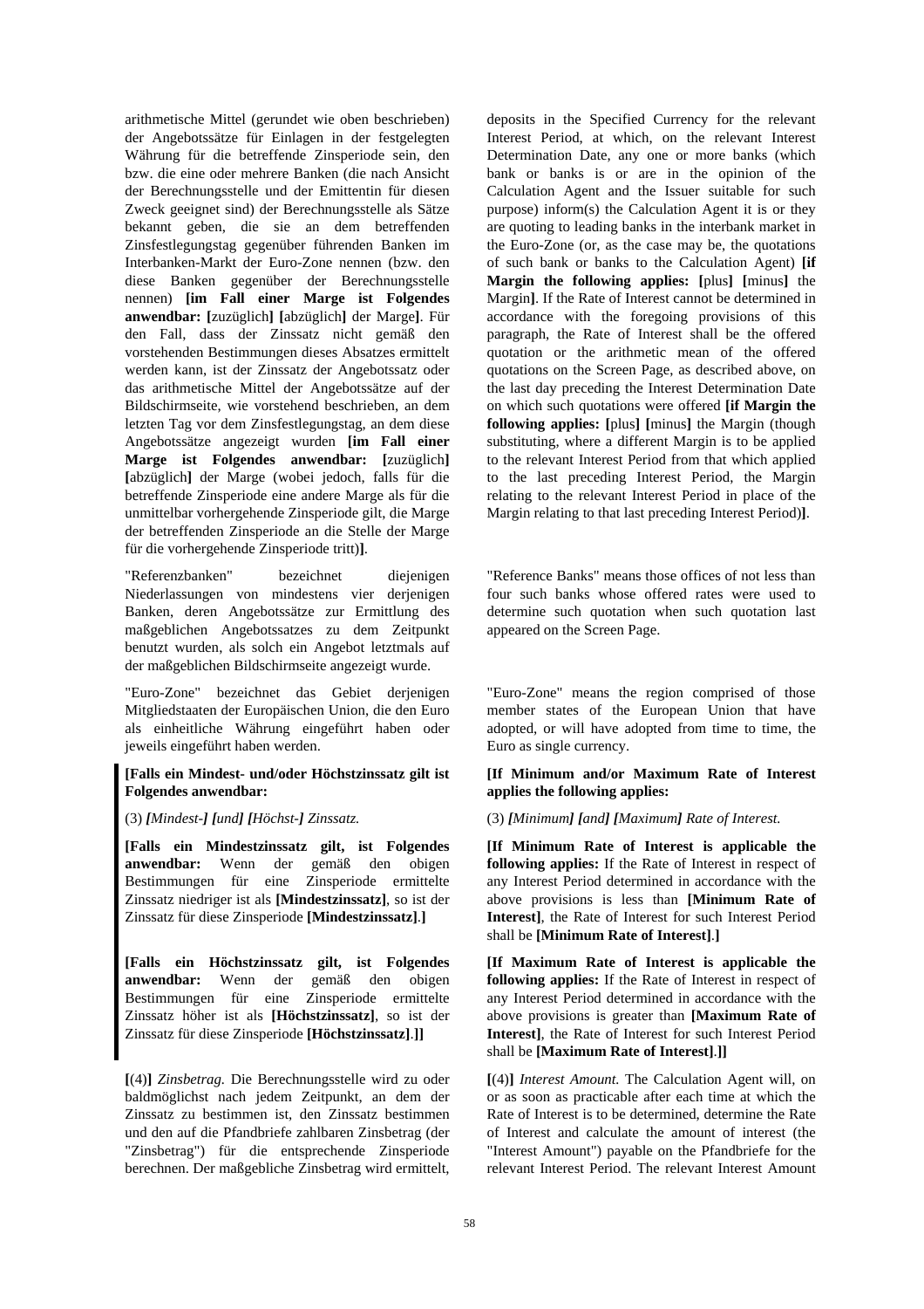arithmetische Mittel (gerundet wie oben beschrieben) der Angebotssätze für Einlagen in der festgelegten Währung für die betreffende Zinsperiode sein, den bzw. die eine oder mehrere Banken (die nach Ansicht der Berechnungsstelle und der Emittentin für diesen Zweck geeignet sind) der Berechnungsstelle als Sätze bekannt geben, die sie an dem betreffenden Zinsfestlegungstag gegenüber führenden Banken im Interbanken-Markt der Euro-Zone nennen (bzw. den diese Banken gegenüber der Berechnungsstelle nennen) **[im Fall einer Marge ist Folgendes anwendbar: [**zuzüglich**] [**abzüglich**]** der Marge**]**. Für den Fall, dass der Zinssatz nicht gemäß den vorstehenden Bestimmungen dieses Absatzes ermittelt werden kann, ist der Zinssatz der Angebotssatz oder das arithmetische Mittel der Angebotssätze auf der Bildschirmseite, wie vorstehend beschrieben, an dem letzten Tag vor dem Zinsfestlegungstag, an dem diese Angebotssätze angezeigt wurden **[im Fall einer Marge ist Folgendes anwendbar: [**zuzüglich**] [**abzüglich**]** der Marge (wobei jedoch, falls für die betreffende Zinsperiode eine andere Marge als für die unmittelbar vorhergehende Zinsperiode gilt, die Marge der betreffenden Zinsperiode an die Stelle der Marge für die vorhergehende Zinsperiode tritt)**]**.

"Referenzbanken" bezeichnet diejenigen Niederlassungen von mindestens vier derjenigen Banken, deren Angebotssätze zur Ermittlung des maßgeblichen Angebotssatzes zu dem Zeitpunkt benutzt wurden, als solch ein Angebot letztmals auf der maßgeblichen Bildschirmseite angezeigt wurde.

"Euro-Zone" bezeichnet das Gebiet derjenigen Mitgliedstaaten der Europäischen Union, die den Euro als einheitliche Währung eingeführt haben oder jeweils eingeführt haben werden.

**[Falls ein Mindest- und/oder Höchstzinssatz gilt ist Folgendes anwendbar:**

(3) ***[****Mindest-****]*** ***[****und****]*** ***[****Höchst-****]*** *Zinssatz.*

**[Falls ein Mindestzinssatz gilt, ist Folgendes anwendbar:** Wenn der gemäß den obigen Bestimmungen für eine Zinsperiode ermittelte Zinssatz niedriger ist als **[Mindestzinssatz]**, so ist der Zinssatz für diese Zinsperiode **[Mindestzinssatz]**.**]**

**[Falls ein Höchstzinssatz gilt, ist Folgendes anwendbar:** Wenn der gemäß den obigen Bestimmungen für eine Zinsperiode ermittelte Zinssatz höher ist als **[Höchstzinssatz]**, so ist der Zinssatz für diese Zinsperiode **[Höchstzinssatz]**.**]]**

**[**(4)**]** *Zinsbetrag.* Die Berechnungsstelle wird zu oder baldmöglichst nach jedem Zeitpunkt, an dem der Zinssatz zu bestimmen ist, den Zinssatz bestimmen und den auf die Pfandbriefe zahlbaren Zinsbetrag (der "Zinsbetrag") für die entsprechende Zinsperiode berechnen. Der maßgebliche Zinsbetrag wird ermittelt,

deposits in the Specified Currency for the relevant Interest Period, at which, on the relevant Interest Determination Date, any one or more banks (which bank or banks is or are in the opinion of the Calculation Agent and the Issuer suitable for such purpose) inform(s) the Calculation Agent it is or they are quoting to leading banks in the interbank market in the Euro-Zone (or, as the case may be, the quotations of such bank or banks to the Calculation Agent) **[if Margin the following applies: [**plus**] [**minus**]** the Margin**]**. If the Rate of Interest cannot be determined in accordance with the foregoing provisions of this paragraph, the Rate of Interest shall be the offered quotation or the arithmetic mean of the offered quotations on the Screen Page, as described above, on the last day preceding the Interest Determination Date on which such quotations were offered **[if Margin the following applies: [**plus**] [**minus**]** the Margin (though substituting, where a different Margin is to be applied to the relevant Interest Period from that which applied to the last preceding Interest Period, the Margin relating to the relevant Interest Period in place of the Margin relating to that last preceding Interest Period)**]**.

"Reference Banks" means those offices of not less than four such banks whose offered rates were used to determine such quotation when such quotation last appeared on the Screen Page.

"Euro-Zone" means the region comprised of those member states of the European Union that have adopted, or will have adopted from time to time, the Euro as single currency.

**[If Minimum and/or Maximum Rate of Interest applies the following applies:**

(3) ***[****Minimum****]*** ***[****and****]*** ***[****Maximum****]*** *Rate of Interest.*

**[If Minimum Rate of Interest is applicable the following applies:** If the Rate of Interest in respect of any Interest Period determined in accordance with the above provisions is less than **[Minimum Rate of Interest]**, the Rate of Interest for such Interest Period shall be **[Minimum Rate of Interest]**.**]**

**[If Maximum Rate of Interest is applicable the following applies:** If the Rate of Interest in respect of any Interest Period determined in accordance with the above provisions is greater than **[Maximum Rate of Interest]**, the Rate of Interest for such Interest Period shall be **[Maximum Rate of Interest]**.**]]**

**[**(4)**]** *Interest Amount.* The Calculation Agent will, on or as soon as practicable after each time at which the Rate of Interest is to be determined, determine the Rate of Interest and calculate the amount of interest (the "Interest Amount") payable on the Pfandbriefe for the relevant Interest Period. The relevant Interest Amount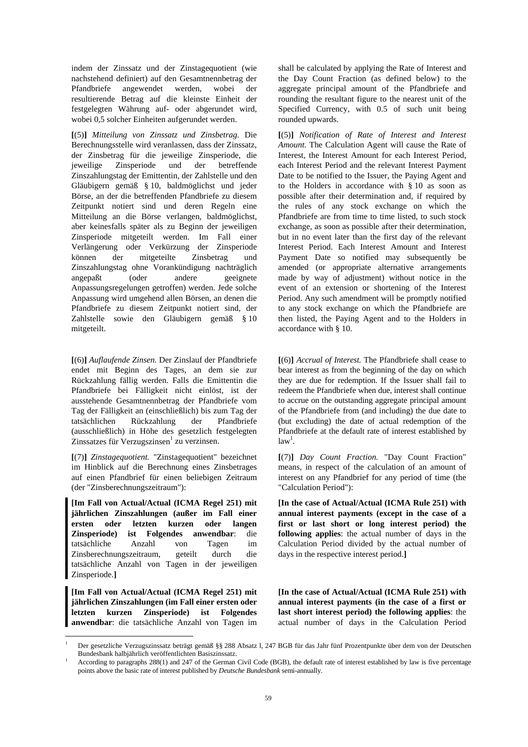indem der Zinssatz und der Zinstagequotient (wie nachstehend definiert) auf den Gesamtnennbetrag der Pfandbriefe angewendet werden, wobei der resultierende Betrag auf die kleinste Einheit der festgelegten Währung auf- oder abgerundet wird, wobei 0,5 solcher Einheiten aufgerundet werden.

**[**(5)**]** *Mitteilung von Zinssatz und Zinsbetrag.* Die Berechnungsstelle wird veranlassen, dass der Zinssatz, der Zinsbetrag für die jeweilige Zinsperiode, die jeweilige Zinsperiode und der betreffende Zinszahlungstag der Emittentin, der Zahlstelle und den Gläubigern gemäß § 10, baldmöglichst und jeder Börse, an der die betreffenden Pfandbriefe zu diesem Zeitpunkt notiert sind und deren Regeln eine Mitteilung an die Börse verlangen, baldmöglichst, aber keinesfalls später als zu Beginn der jeweiligen Zinsperiode mitgeteilt werden. Im Fall einer Verlängerung oder Verkürzung der Zinsperiode können der mitgeteilte Zinsbetrag und Zinszahlungstag ohne Vorankündigung nachträglich angepaßt (oder andere geeignete Anpassungsregelungen getroffen) werden. Jede solche Anpassung wird umgehend allen Börsen, an denen die Pfandbriefe zu diesem Zeitpunkt notiert sind, der Zahlstelle sowie den Gläubigern gemäß § 10 mitgeteilt.

**[**(6)**]** *Auflaufende Zinsen.* Der Zinslauf der Pfandbriefe endet mit Beginn des Tages, an dem sie zur Rückzahlung fällig werden. Falls die Emittentin die Pfandbriefe bei Fälligkeit nicht einlöst, ist der ausstehende Gesamtnennbetrag der Pfandbriefe vom Tag der Fälligkeit an (einschließlich) bis zum Tag der tatsächlichen Rückzahlung der Pfandbriefe (ausschließlich) in Höhe des gesetzlich festgelegten Zinssatzes für Verzugszinsen[1] zu verzinsen.

**[**(7)**]** *Zinstagequotient.* "Zinstagequotient" bezeichnet im Hinblick auf die Berechnung eines Zinsbetrages auf einen Pfandbrief für einen beliebigen Zeitraum (der "Zinsberechnungszeitraum"):

**[Im Fall von Actual/Actual (ICMA Regel 251) mit jährlichen Zinszahlungen (außer im Fall einer ersten oder letzten kurzen oder langen Zinsperiode) ist Folgendes anwendbar**: die tatsächliche Anzahl von Tagen im Zinsberechnungszeitraum, geteilt durch die tatsächliche Anzahl von Tagen in der jeweiligen Zinsperiode.**]**

**[Im Fall von Actual/Actual (ICMA Regel 251) mit jährlichen Zinszahlungen (im Fall einer ersten oder letzten kurzen Zinsperiode) ist Folgendes anwendbar**: die tatsächliche Anzahl von Tagen im

shall be calculated by applying the Rate of Interest and the Day Count Fraction (as defined below) to the aggregate principal amount of the Pfandbriefe and rounding the resultant figure to the nearest unit of the Specified Currency, with 0.5 of such unit being rounded upwards.

**[**(5)**]** *Notification of Rate of Interest and Interest Amount.* The Calculation Agent will cause the Rate of Interest, the Interest Amount for each Interest Period, each Interest Period and the relevant Interest Payment Date to be notified to the Issuer, the Paying Agent and to the Holders in accordance with § 10 as soon as possible after their determination and, if required by the rules of any stock exchange on which the Pfandbriefe are from time to time listed, to such stock exchange, as soon as possible after their determination, but in no event later than the first day of the relevant Interest Period. Each Interest Amount and Interest Payment Date so notified may subsequently be amended (or appropriate alternative arrangements made by way of adjustment) without notice in the event of an extension or shortening of the Interest Period. Any such amendment will be promptly notified to any stock exchange on which the Pfandbriefe are then listed, the Paying Agent and to the Holders in accordance with § 10.

**[**(6)**]** *Accrual of Interest.* The Pfandbriefe shall cease to bear interest as from the beginning of the day on which they are due for redemption. If the Issuer shall fail to redeem the Pfandbriefe when due, interest shall continue to accrue on the outstanding aggregate principal amount of the Pfandbriefe from (and including) the due date to (but excluding) the date of actual redemption of the Pfandbriefe at the default rate of interest established by law[1].

**[**(7)**]** *Day Count Fraction.* "Day Count Fraction" means, in respect of the calculation of an amount of interest on any Pfandbrief for any period of time (the "Calculation Period"):

**[In the case of Actual/Actual (ICMA Rule 251) with annual interest payments (except in the case of a first or last short or long interest period) the following applies**: the actual number of days in the Calculation Period divided by the actual number of days in the respective interest period.**]**

**[In the case of Actual/Actual (ICMA Rule 251) with annual interest payments (in the case of a first or last short interest period) the following applies**: the actual number of days in the Calculation Period

---

[1] Der gesetzliche Verzugszinssatz beträgt gemäß §§ 288 Absatz l, 247 BGB für das Jahr fünf Prozentpunkte über dem von der Deutschen Bundesbank halbjährlich veröffentlichten Basiszinssatz.

[1] According to paragraphs 288(1) and 247 of the German Civil Code (BGB), the default rate of interest established by law is five percentage points above the basic rate of interest published by *Deutsche Bundesbank* semi-annually.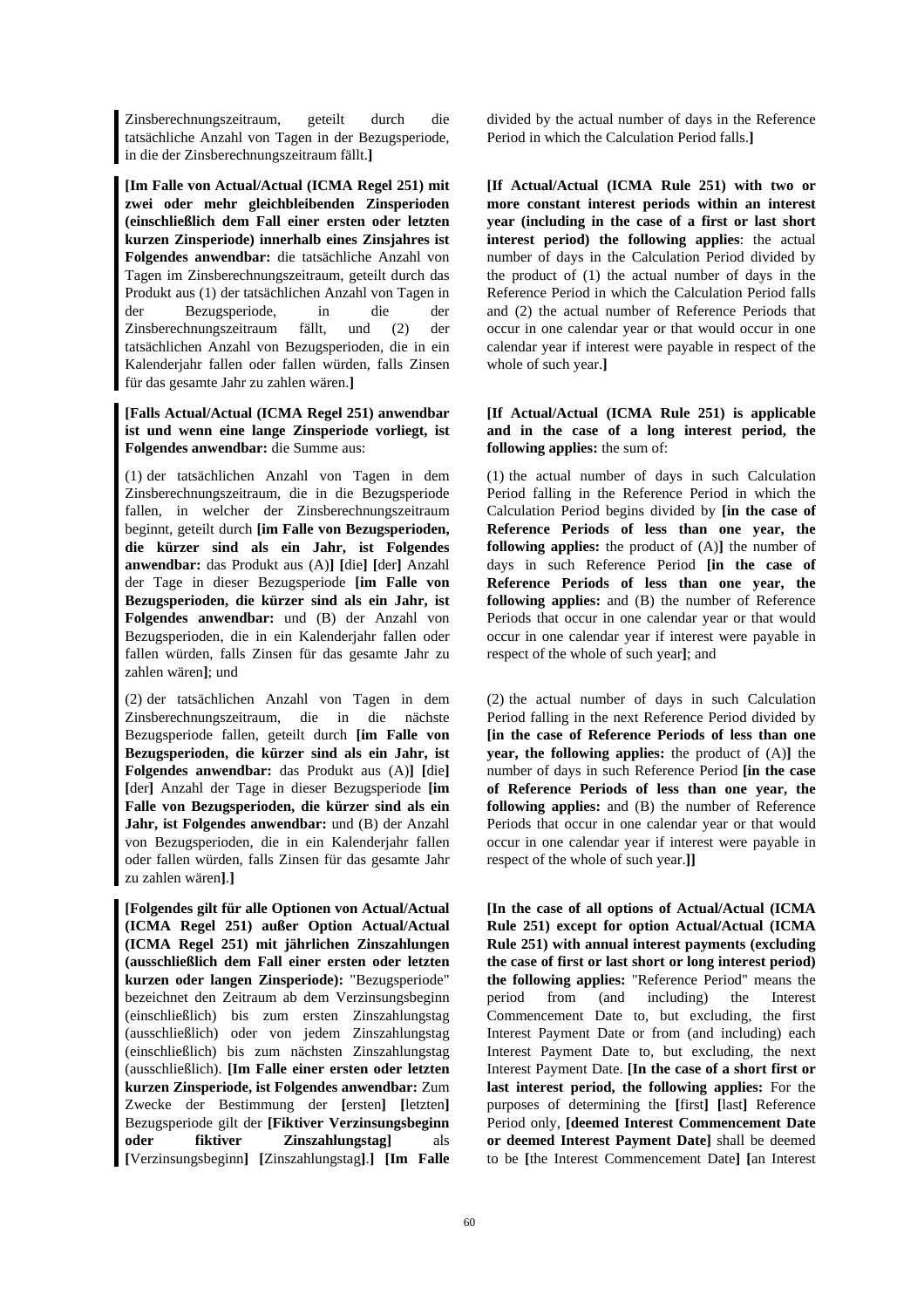Zinsberechnungszeitraum, geteilt durch die tatsächliche Anzahl von Tagen in der Bezugsperiode, in die der Zinsberechnungszeitraum fällt.**]**

**[Im Falle von Actual/Actual (ICMA Regel 251) mit zwei oder mehr gleichbleibenden Zinsperioden (einschließlich dem Fall einer ersten oder letzten kurzen Zinsperiode) innerhalb eines Zinsjahres ist Folgendes anwendbar:** die tatsächliche Anzahl von Tagen im Zinsberechnungszeitraum, geteilt durch das Produkt aus (1) der tatsächlichen Anzahl von Tagen in der Bezugsperiode, in die der Zinsberechnungszeitraum fällt, und (2) der tatsächlichen Anzahl von Bezugsperioden, die in ein Kalenderjahr fallen oder fallen würden, falls Zinsen für das gesamte Jahr zu zahlen wären.**]**

**[Falls Actual/Actual (ICMA Regel 251) anwendbar ist und wenn eine lange Zinsperiode vorliegt, ist Folgendes anwendbar:** die Summe aus:

(1) der tatsächlichen Anzahl von Tagen in dem Zinsberechnungszeitraum, die in die Bezugsperiode fallen, in welcher der Zinsberechnungszeitraum beginnt, geteilt durch **[im Falle von Bezugsperioden, die kürzer sind als ein Jahr, ist Folgendes anwendbar:** das Produkt aus (A)**]** **[**die**]** **[**der**]** Anzahl der Tage in dieser Bezugsperiode **[im Falle von Bezugsperioden, die kürzer sind als ein Jahr, ist Folgendes anwendbar:** und (B) der Anzahl von Bezugsperioden, die in ein Kalenderjahr fallen oder fallen würden, falls Zinsen für das gesamte Jahr zu zahlen wären**]**; und

(2) der tatsächlichen Anzahl von Tagen in dem Zinsberechnungszeitraum, die in die nächste Bezugsperiode fallen, geteilt durch **[im Falle von Bezugsperioden, die kürzer sind als ein Jahr, ist Folgendes anwendbar:** das Produkt aus (A)**]** **[**die**]** **[**der**]** Anzahl der Tage in dieser Bezugsperiode **[im Falle von Bezugsperioden, die kürzer sind als ein Jahr, ist Folgendes anwendbar:** und (B) der Anzahl von Bezugsperioden, die in ein Kalenderjahr fallen oder fallen würden, falls Zinsen für das gesamte Jahr zu zahlen wären**]**.**]**

**[Folgendes gilt für alle Optionen von Actual/Actual (ICMA Regel 251) außer Option Actual/Actual (ICMA Regel 251) mit jährlichen Zinszahlungen (ausschließlich dem Fall einer ersten oder letzten kurzen oder langen Zinsperiode):** "Bezugsperiode" bezeichnet den Zeitraum ab dem Verzinsungsbeginn (einschließlich) bis zum ersten Zinszahlungstag (ausschließlich) oder von jedem Zinszahlungstag (einschließlich) bis zum nächsten Zinszahlungstag (ausschließlich). **[Im Falle einer ersten oder letzten kurzen Zinsperiode, ist Folgendes anwendbar:** Zum Zwecke der Bestimmung der **[**ersten**]** **[**letzten**]** Bezugsperiode gilt der **[Fiktiver Verzinsungsbeginn oder fiktiver Zinszahlungstag]** als **[**Verzinsungsbeginn**]** **[**Zinszahlungstag**]**.**]** **[Im Falle**

divided by the actual number of days in the Reference Period in which the Calculation Period falls.**]**

**[If Actual/Actual (ICMA Rule 251) with two or more constant interest periods within an interest year (including in the case of a first or last short interest period) the following applies**: the actual number of days in the Calculation Period divided by the product of (1) the actual number of days in the Reference Period in which the Calculation Period falls and (2) the actual number of Reference Periods that occur in one calendar year or that would occur in one calendar year if interest were payable in respect of the whole of such year.**]**

**[If Actual/Actual (ICMA Rule 251) is applicable and in the case of a long interest period, the following applies:** the sum of:

(1) the actual number of days in such Calculation Period falling in the Reference Period in which the Calculation Period begins divided by **[in the case of Reference Periods of less than one year, the following applies:** the product of (A)**]** the number of days in such Reference Period **[in the case of Reference Periods of less than one year, the following applies:** and (B) the number of Reference Periods that occur in one calendar year or that would occur in one calendar year if interest were payable in respect of the whole of such year**]**; and

(2) the actual number of days in such Calculation Period falling in the next Reference Period divided by **[in the case of Reference Periods of less than one year, the following applies:** the product of (A)**]** the number of days in such Reference Period **[in the case of Reference Periods of less than one year, the following applies:** and (B) the number of Reference Periods that occur in one calendar year or that would occur in one calendar year if interest were payable in respect of the whole of such year.**]]**

**[In the case of all options of Actual/Actual (ICMA Rule 251) except for option Actual/Actual (ICMA Rule 251) with annual interest payments (excluding the case of first or last short or long interest period) the following applies:** "Reference Period" means the period from (and including) the Interest Commencement Date to, but excluding, the first Interest Payment Date or from (and including) each Interest Payment Date to, but excluding, the next Interest Payment Date. **[In the case of a short first or last interest period, the following applies:** For the purposes of determining the **[**first**]** **[**last**]** Reference Period only, **[deemed Interest Commencement Date or deemed Interest Payment Date]** shall be deemed to be **[**the Interest Commencement Date**]** **[**an Interest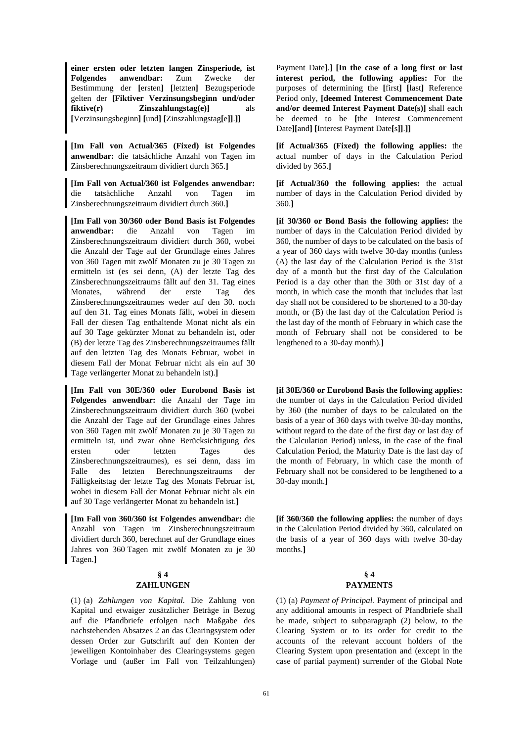**einer ersten oder letzten langen Zinsperiode, ist Folgendes anwendbar:** Zum Zwecke der Bestimmung der **[**ersten**]** **[**letzten**]** Bezugsperiode gelten der **[Fiktiver Verzinsungsbeginn und/oder fiktive(r) Zinszahlungstag(e)]** als **[**Verzinsungsbeginn**]** **[**und**]** **[**Zinszahlungstag**[**e**]]**.**]]**

**[Im Fall von Actual/365 (Fixed) ist Folgendes anwendbar:** die tatsächliche Anzahl von Tagen im Zinsberechnungszeitraum dividiert durch 365.**]**

**[Im Fall von Actual/360 ist Folgendes anwendbar:** die tatsächliche Anzahl von Tagen im Zinsberechnungszeitraum dividiert durch 360.**]**

**[Im Fall von 30/360 oder Bond Basis ist Folgendes anwendbar:** die Anzahl von Tagen im Zinsberechnungszeitraum dividiert durch 360, wobei die Anzahl der Tage auf der Grundlage eines Jahres von 360 Tagen mit zwölf Monaten zu je 30 Tagen zu ermitteln ist (es sei denn, (A) der letzte Tag des Zinsberechnungszeitraums fällt auf den 31. Tag eines Monates, während der erste Tag des Zinsberechnungszeitraumes weder auf den 30. noch auf den 31. Tag eines Monats fällt, wobei in diesem Fall der diesen Tag enthaltende Monat nicht als ein auf 30 Tage gekürzter Monat zu behandeln ist, oder (B) der letzte Tag des Zinsberechnungszeitraumes fällt auf den letzten Tag des Monats Februar, wobei in diesem Fall der Monat Februar nicht als ein auf 30 Tage verlängerter Monat zu behandeln ist).**]**

**[Im Fall von 30E/360 oder Eurobond Basis ist Folgendes anwendbar:** die Anzahl der Tage im Zinsberechnungszeitraum dividiert durch 360 (wobei die Anzahl der Tage auf der Grundlage eines Jahres von 360 Tagen mit zwölf Monaten zu je 30 Tagen zu ermitteln ist, und zwar ohne Berücksichtigung des ersten oder letzten Tages des Zinsberechnungszeitraumes), es sei denn, dass im Falle des letzten Berechnungszeitraums der Fälligkeitstag der letzte Tag des Monats Februar ist, wobei in diesem Fall der Monat Februar nicht als ein auf 30 Tage verlängerter Monat zu behandeln ist.**]**

**[Im Fall von 360/360 ist Folgendes anwendbar:** die Anzahl von Tagen im Zinsberechnungszeitraum dividiert durch 360, berechnet auf der Grundlage eines Jahres von 360 Tagen mit zwölf Monaten zu je 30 Tagen.**]**

## § 4
## ZAHLUNGEN

(1) (a) *Zahlungen von Kapital.* Die Zahlung von Kapital und etwaiger zusätzlicher Beträge in Bezug auf die Pfandbriefe erfolgen nach Maßgabe des nachstehenden Absatzes 2 an das Clearingsystem oder dessen Order zur Gutschrift auf den Konten der jeweiligen Kontoinhaber des Clearingsystems gegen Vorlage und (außer im Fall von Teilzahlungen)

Payment Date**]**.**]** **[In the case of a long first or last interest period, the following applies:** For the purposes of determining the **[**first**]** **[**last**]** Reference Period only, **[deemed Interest Commencement Date and/or deemed Interest Payment Date(s)]** shall each be deemed to be **[**the Interest Commencement Date**][**and**]** **[**Interest Payment Date**[**s**]]**.**]]**

**[if Actual/365 (Fixed) the following applies:** the actual number of days in the Calculation Period divided by 365.**]**

**[if Actual/360 the following applies:** the actual number of days in the Calculation Period divided by 360.**]**

**[if 30/360 or Bond Basis the following applies:** the number of days in the Calculation Period divided by 360, the number of days to be calculated on the basis of a year of 360 days with twelve 30-day months (unless (A) the last day of the Calculation Period is the 31st day of a month but the first day of the Calculation Period is a day other than the 30th or 31st day of a month, in which case the month that includes that last day shall not be considered to be shortened to a 30-day month, or (B) the last day of the Calculation Period is the last day of the month of February in which case the month of February shall not be considered to be lengthened to a 30-day month).**]**

**[if 30E/360 or Eurobond Basis the following applies:** the number of days in the Calculation Period divided by 360 (the number of days to be calculated on the basis of a year of 360 days with twelve 30-day months, without regard to the date of the first day or last day of the Calculation Period) unless, in the case of the final Calculation Period, the Maturity Date is the last day of the month of February, in which case the month of February shall not be considered to be lengthened to a 30-day month.**]**

**[if 360/360 the following applies:** the number of days in the Calculation Period divided by 360, calculated on the basis of a year of 360 days with twelve 30-day months.**]**

## § 4
## PAYMENTS

(1) (a) *Payment of Principal.* Payment of principal and any additional amounts in respect of Pfandbriefe shall be made, subject to subparagraph (2) below, to the Clearing System or to its order for credit to the accounts of the relevant account holders of the Clearing System upon presentation and (except in the case of partial payment) surrender of the Global Note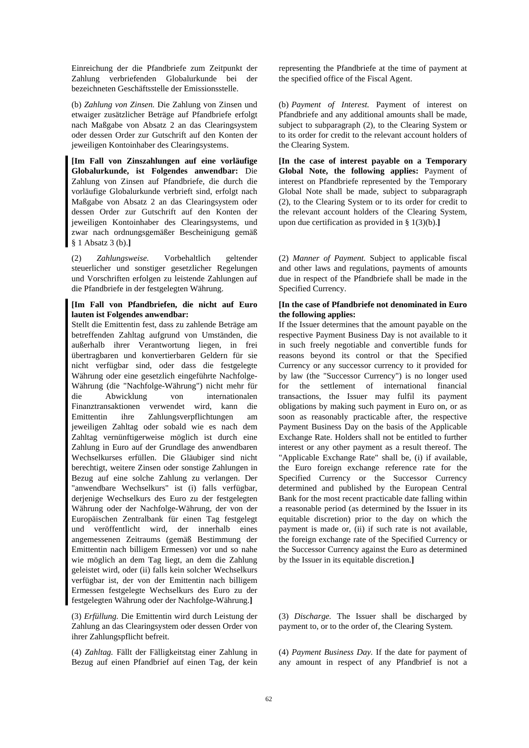Einreichung der die Pfandbriefe zum Zeitpunkt der Zahlung verbriefenden Globalurkunde bei der bezeichneten Geschäftsstelle der Emissionsstelle.

(b) *Zahlung von Zinsen.* Die Zahlung von Zinsen und etwaiger zusätzlicher Beträge auf Pfandbriefe erfolgt nach Maßgabe von Absatz 2 an das Clearingsystem oder dessen Order zur Gutschrift auf den Konten der jeweiligen Kontoinhaber des Clearingsystems.

**[Im Fall von Zinszahlungen auf eine vorläufige Globalurkunde, ist Folgendes anwendbar:** Die Zahlung von Zinsen auf Pfandbriefe, die durch die vorläufige Globalurkunde verbrieft sind, erfolgt nach Maßgabe von Absatz 2 an das Clearingsystem oder dessen Order zur Gutschrift auf den Konten der jeweiligen Kontoinhaber des Clearingsystems, und zwar nach ordnungsgemäßer Bescheinigung gemäß § 1 Absatz 3 (b).**]**

(2) *Zahlungsweise.* Vorbehaltlich geltender steuerlicher und sonstiger gesetzlicher Regelungen und Vorschriften erfolgen zu leistende Zahlungen auf die Pfandbriefe in der festgelegten Währung.

**[Im Fall von Pfandbriefen, die nicht auf Euro lauten ist Folgendes anwendbar:**
Stellt die Emittentin fest, dass zu zahlende Beträge am betreffenden Zahltag aufgrund von Umständen, die außerhalb ihrer Verantwortung liegen, in frei übertragbaren und konvertierbaren Geldern für sie nicht verfügbar sind, oder dass die festgelegte Währung oder eine gesetzlich eingeführte Nachfolge-Währung (die "Nachfolge-Währung") nicht mehr für die Abwicklung von internationalen Finanztransaktionen verwendet wird, kann die Emittentin ihre Zahlungsverpflichtungen am jeweiligen Zahltag oder sobald wie es nach dem Zahltag vernünftigerweise möglich ist durch eine Zahlung in Euro auf der Grundlage des anwendbaren Wechselkurses erfüllen. Die Gläubiger sind nicht berechtigt, weitere Zinsen oder sonstige Zahlungen in Bezug auf eine solche Zahlung zu verlangen. Der "anwendbare Wechselkurs" ist (i) falls verfügbar, derjenige Wechselkurs des Euro zu der festgelegten Währung oder der Nachfolge-Währung, der von der Europäischen Zentralbank für einen Tag festgelegt und veröffentlicht wird, der innerhalb eines angemessenen Zeitraums (gemäß Bestimmung der Emittentin nach billigem Ermessen) vor und so nahe wie möglich an dem Tag liegt, an dem die Zahlung geleistet wird, oder (ii) falls kein solcher Wechselkurs verfügbar ist, der von der Emittentin nach billigem Ermessen festgelegte Wechselkurs des Euro zu der festgelegten Währung oder der Nachfolge-Währung.**]**

(3) *Erfüllung.* Die Emittentin wird durch Leistung der Zahlung an das Clearingsystem oder dessen Order von ihrer Zahlungspflicht befreit.

(4) *Zahltag.* Fällt der Fälligkeitstag einer Zahlung in Bezug auf einen Pfandbrief auf einen Tag, der kein

representing the Pfandbriefe at the time of payment at the specified office of the Fiscal Agent.

(b) *Payment of Interest.* Payment of interest on Pfandbriefe and any additional amounts shall be made, subject to subparagraph (2), to the Clearing System or to its order for credit to the relevant account holders of the Clearing System.

**[In the case of interest payable on a Temporary Global Note, the following applies:** Payment of interest on Pfandbriefe represented by the Temporary Global Note shall be made, subject to subparagraph (2), to the Clearing System or to its order for credit to the relevant account holders of the Clearing System, upon due certification as provided in § 1(3)(b).**]**

(2) *Manner of Payment.* Subject to applicable fiscal and other laws and regulations, payments of amounts due in respect of the Pfandbriefe shall be made in the Specified Currency.

**[In the case of Pfandbriefe not denominated in Euro the following applies:**
If the Issuer determines that the amount payable on the respective Payment Business Day is not available to it in such freely negotiable and convertible funds for reasons beyond its control or that the Specified Currency or any successor currency to it provided for by law (the "Successor Currency") is no longer used for the settlement of international financial transactions, the Issuer may fulfil its payment obligations by making such payment in Euro on, or as soon as reasonably practicable after, the respective Payment Business Day on the basis of the Applicable Exchange Rate. Holders shall not be entitled to further interest or any other payment as a result thereof. The "Applicable Exchange Rate" shall be, (i) if available, the Euro foreign exchange reference rate for the Specified Currency or the Successor Currency determined and published by the European Central Bank for the most recent practicable date falling within a reasonable period (as determined by the Issuer in its equitable discretion) prior to the day on which the payment is made or, (ii) if such rate is not available, the foreign exchange rate of the Specified Currency or the Successor Currency against the Euro as determined by the Issuer in its equitable discretion.**]**

(3) *Discharge.* The Issuer shall be discharged by payment to, or to the order of, the Clearing System.

(4) *Payment Business Day.* If the date for payment of any amount in respect of any Pfandbrief is not a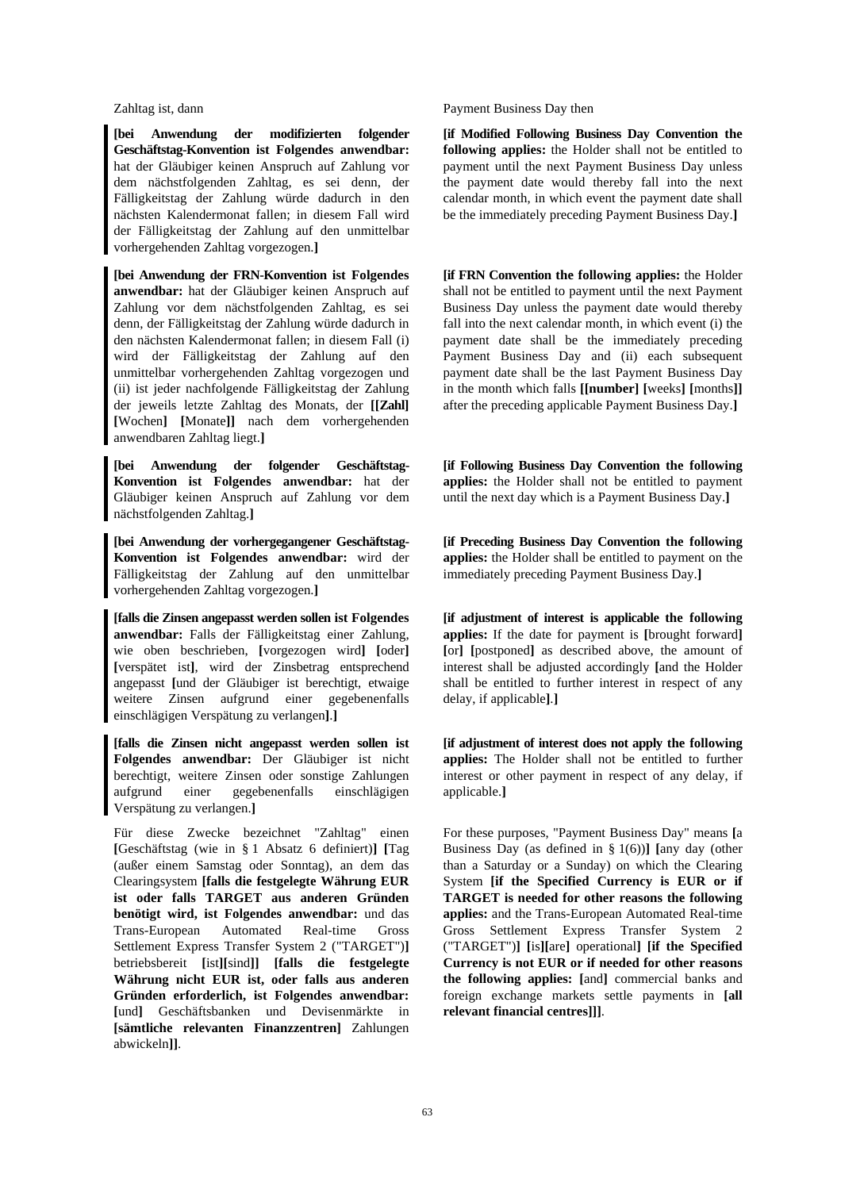Zahltag ist, dann

**[bei Anwendung der modifizierten folgender Geschäftstag-Konvention ist Folgendes anwendbar:** hat der Gläubiger keinen Anspruch auf Zahlung vor dem nächstfolgenden Zahltag, es sei denn, der Fälligkeitstag der Zahlung würde dadurch in den nächsten Kalendermonat fallen; in diesem Fall wird der Fälligkeitstag der Zahlung auf den unmittelbar vorhergehenden Zahltag vorgezogen.**]**

**[bei Anwendung der FRN-Konvention ist Folgendes anwendbar:** hat der Gläubiger keinen Anspruch auf Zahlung vor dem nächstfolgenden Zahltag, es sei denn, der Fälligkeitstag der Zahlung würde dadurch in den nächsten Kalendermonat fallen; in diesem Fall (i) wird der Fälligkeitstag der Zahlung auf den unmittelbar vorhergehenden Zahltag vorgezogen und (ii) ist jeder nachfolgende Fälligkeitstag der Zahlung der jeweils letzte Zahltag des Monats, der **[[Zahl] [**Wochen**] [**Monate**]]** nach dem vorhergehenden anwendbaren Zahltag liegt.**]**

**[bei Anwendung der folgender Geschäftstag-Konvention ist Folgendes anwendbar:** hat der Gläubiger keinen Anspruch auf Zahlung vor dem nächstfolgenden Zahltag.**]**

**[bei Anwendung der vorhergegangener Geschäftstag-Konvention ist Folgendes anwendbar:** wird der Fälligkeitstag der Zahlung auf den unmittelbar vorhergehenden Zahltag vorgezogen.**]**

**[falls die Zinsen angepasst werden sollen ist Folgendes anwendbar:** Falls der Fälligkeitstag einer Zahlung, wie oben beschrieben, **[**vorgezogen wird**] [**oder**] [**verspätet ist**]**, wird der Zinsbetrag entsprechend angepasst **[**und der Gläubiger ist berechtigt, etwaige weitere Zinsen aufgrund einer gegebenenfalls einschlägigen Verspätung zu verlangen**]**.**]**

**[falls die Zinsen nicht angepasst werden sollen ist Folgendes anwendbar:** Der Gläubiger ist nicht berechtigt, weitere Zinsen oder sonstige Zahlungen aufgrund einer gegebenenfalls einschlägigen Verspätung zu verlangen.**]**

Für diese Zwecke bezeichnet "Zahltag" einen **[**Geschäftstag (wie in § 1 Absatz 6 definiert)**] [**Tag (außer einem Samstag oder Sonntag), an dem das Clearingsystem **[falls die festgelegte Währung EUR ist oder falls TARGET aus anderen Gründen benötigt wird, ist Folgendes anwendbar:** und das Trans-European Automated Real-time Gross Settlement Express Transfer System 2 ("TARGET")**]** betriebsbereit **[**ist**][**sind**]] [falls die festgelegte Währung nicht EUR ist, oder falls aus anderen Gründen erforderlich, ist Folgendes anwendbar: [**und**]** Geschäftsbanken und Devisenmärkte in **[sämtliche relevanten Finanzzentren]** Zahlungen abwickeln**]]**.

Payment Business Day then

**[if Modified Following Business Day Convention the following applies:** the Holder shall not be entitled to payment until the next Payment Business Day unless the payment date would thereby fall into the next calendar month, in which event the payment date shall be the immediately preceding Payment Business Day.**]**

**[if FRN Convention the following applies:** the Holder shall not be entitled to payment until the next Payment Business Day unless the payment date would thereby fall into the next calendar month, in which event (i) the payment date shall be the immediately preceding Payment Business Day and (ii) each subsequent payment date shall be the last Payment Business Day in the month which falls **[[number] [**weeks**] [**months**]]** after the preceding applicable Payment Business Day.**]**

**[if Following Business Day Convention the following applies:** the Holder shall not be entitled to payment until the next day which is a Payment Business Day.**]**

**[if Preceding Business Day Convention the following applies:** the Holder shall be entitled to payment on the immediately preceding Payment Business Day.**]**

**[if adjustment of interest is applicable the following applies:** If the date for payment is **[**brought forward**] [**or**] [**postponed**]** as described above, the amount of interest shall be adjusted accordingly **[**and the Holder shall be entitled to further interest in respect of any delay, if applicable**]**.**]**

**[if adjustment of interest does not apply the following applies:** The Holder shall not be entitled to further interest or other payment in respect of any delay, if applicable.**]**

For these purposes, "Payment Business Day" means **[**a Business Day (as defined in § 1(6))**] [**any day (other than a Saturday or a Sunday) on which the Clearing System **[if the Specified Currency is EUR or if TARGET is needed for other reasons the following applies:** and the Trans-European Automated Real-time Gross Settlement Express Transfer System 2 ("TARGET")**] [**is**][**are**]** operational**] [if the Specified Currency is not EUR or if needed for other reasons the following applies: [**and**]** commercial banks and foreign exchange markets settle payments in **[all relevant financial centres]]]**.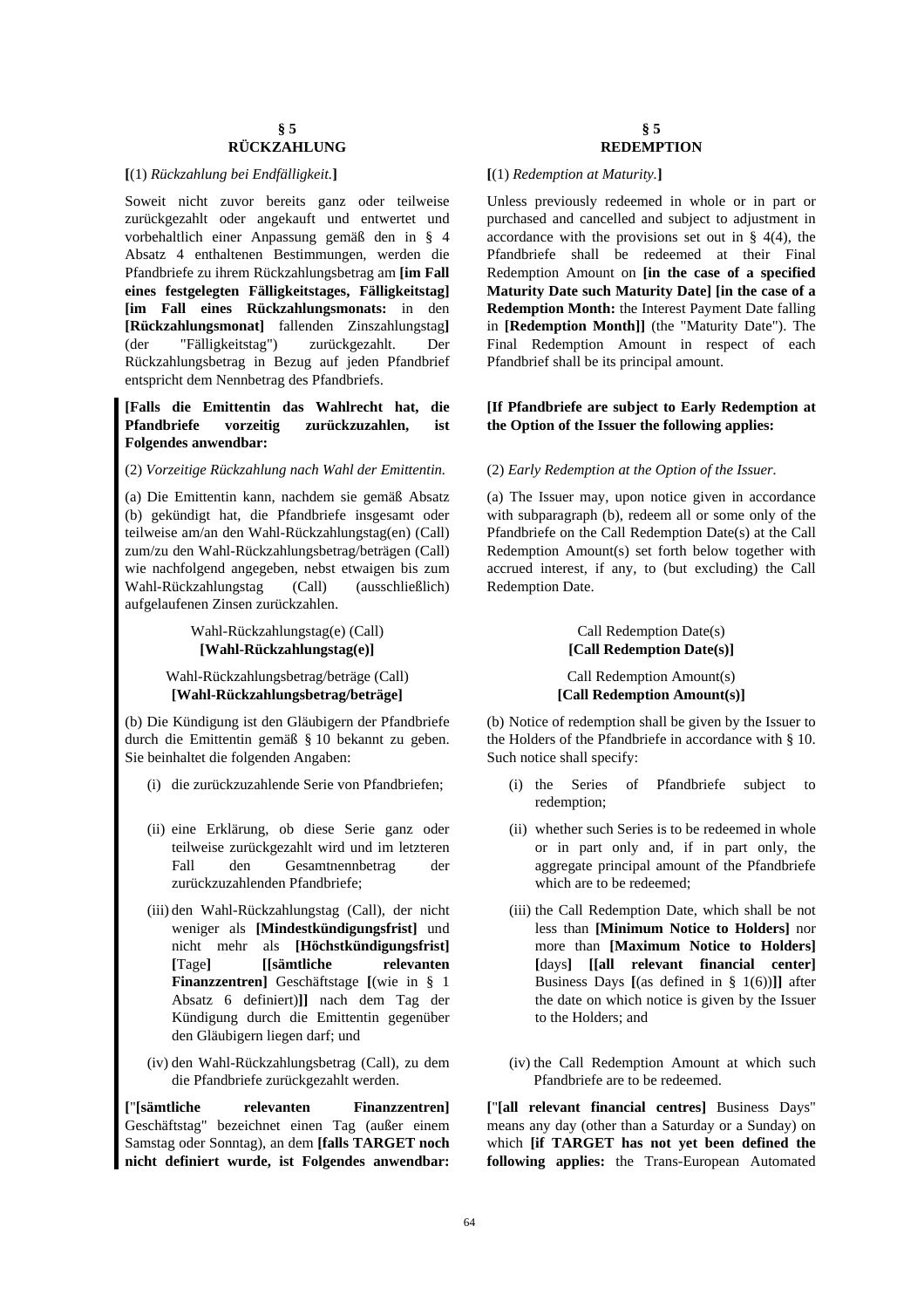## § 5
## RÜCKZAHLUNG

**[**(1) *Rückzahlung bei Endfälligkeit.***]**

Soweit nicht zuvor bereits ganz oder teilweise zurückgezahlt oder angekauft und entwertet und vorbehaltlich einer Anpassung gemäß den in § 4 Absatz 4 enthaltenen Bestimmungen, werden die Pfandbriefe zu ihrem Rückzahlungsbetrag am **[im Fall eines festgelegten Fälligkeitstages, Fälligkeitstag] [im Fall eines Rückzahlungsmonats:** in den **[Rückzahlungsmonat]** fallenden Zinszahlungstag**]** (der "Fälligkeitstag") zurückgezahlt. Der Rückzahlungsbetrag in Bezug auf jeden Pfandbrief entspricht dem Nennbetrag des Pfandbriefs.

**[Falls die Emittentin das Wahlrecht hat, die Pfandbriefe vorzeitig zurückzuzahlen, ist Folgendes anwendbar:**

(2) *Vorzeitige Rückzahlung nach Wahl der Emittentin.*

(a) Die Emittentin kann, nachdem sie gemäß Absatz (b) gekündigt hat, die Pfandbriefe insgesamt oder teilweise am/an den Wahl-Rückzahlungstag(en) (Call) zum/zu den Wahl-Rückzahlungsbetrag/beträgen (Call) wie nachfolgend angegeben, nebst etwaigen bis zum Wahl-Rückzahlungstag (Call) (ausschließlich) aufgelaufenen Zinsen zurückzahlen.

Wahl-Rückzahlungstag(e) (Call)
**[Wahl-Rückzahlungstag(e)]**

Wahl-Rückzahlungsbetrag/beträge (Call)
**[Wahl-Rückzahlungsbetrag/beträge]**

(b) Die Kündigung ist den Gläubigern der Pfandbriefe durch die Emittentin gemäß § 10 bekannt zu geben. Sie beinhaltet die folgenden Angaben:

(i) die zurückzuzahlende Serie von Pfandbriefen;

(ii) eine Erklärung, ob diese Serie ganz oder teilweise zurückgezahlt wird und im letzteren Fall den Gesamtnennbetrag der zurückzuzahlenden Pfandbriefe;

(iii) den Wahl-Rückzahlungstag (Call), der nicht weniger als **[Mindestkündigungsfrist]** und nicht mehr als **[Höchstkündigungsfrist] [**Tage**] [[sämtliche relevanten Finanzzentren]** Geschäftstage **[**(wie in § 1 Absatz 6 definiert)**]]** nach dem Tag der Kündigung durch die Emittentin gegenüber den Gläubigern liegen darf; und

(iv) den Wahl-Rückzahlungsbetrag (Call), zu dem die Pfandbriefe zurückgezahlt werden.

**[**"**[sämtliche relevanten Finanzzentren]** Geschäftstag" bezeichnet einen Tag (außer einem Samstag oder Sonntag), an dem **[falls TARGET noch nicht definiert wurde, ist Folgendes anwendbar:**

## § 5
## REDEMPTION

**[**(1) *Redemption at Maturity.***]**

Unless previously redeemed in whole or in part or purchased and cancelled and subject to adjustment in accordance with the provisions set out in § 4(4), the Pfandbriefe shall be redeemed at their Final Redemption Amount on **[in the case of a specified Maturity Date such Maturity Date] [in the case of a Redemption Month:** the Interest Payment Date falling in **[Redemption Month]]** (the "Maturity Date"). The Final Redemption Amount in respect of each Pfandbrief shall be its principal amount.

**[If Pfandbriefe are subject to Early Redemption at the Option of the Issuer the following applies:**

(2) *Early Redemption at the Option of the Issuer.*

(a) The Issuer may, upon notice given in accordance with subparagraph (b), redeem all or some only of the Pfandbriefe on the Call Redemption Date(s) at the Call Redemption Amount(s) set forth below together with accrued interest, if any, to (but excluding) the Call Redemption Date.

Call Redemption Date(s)
**[Call Redemption Date(s)]**

Call Redemption Amount(s)
**[Call Redemption Amount(s)]**

(b) Notice of redemption shall be given by the Issuer to the Holders of the Pfandbriefe in accordance with § 10. Such notice shall specify:

(i) the Series of Pfandbriefe subject to redemption;

(ii) whether such Series is to be redeemed in whole or in part only and, if in part only, the aggregate principal amount of the Pfandbriefe which are to be redeemed;

(iii) the Call Redemption Date, which shall be not less than **[Minimum Notice to Holders]** nor more than **[Maximum Notice to Holders] [**days**] [[all relevant financial center]** Business Days **[**(as defined in § 1(6))**]]** after the date on which notice is given by the Issuer to the Holders; and

(iv) the Call Redemption Amount at which such Pfandbriefe are to be redeemed.

**[**"**[all relevant financial centres]** Business Days" means any day (other than a Saturday or a Sunday) on which **[if TARGET has not yet been defined the following applies:** the Trans-European Automated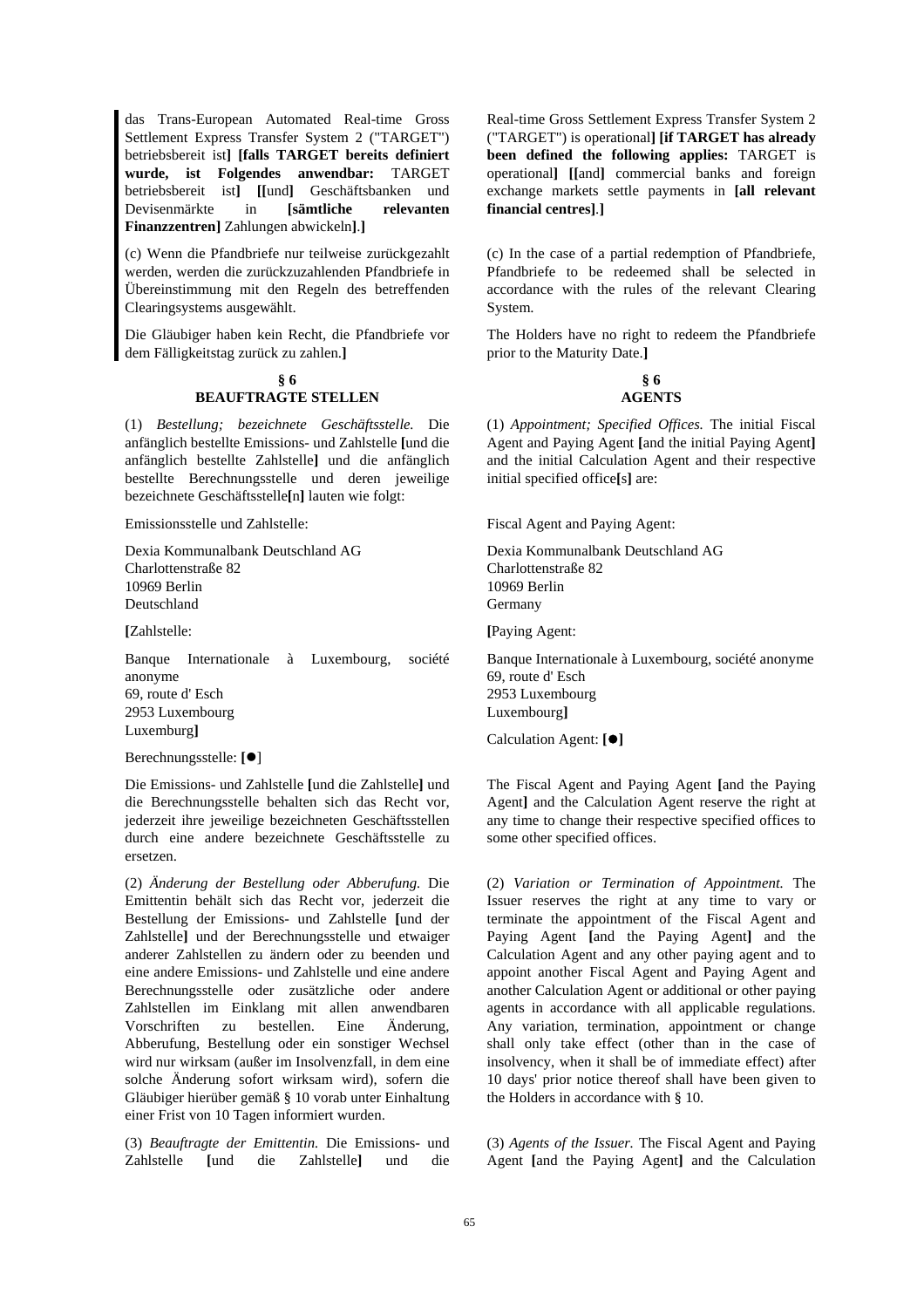das Trans-European Automated Real-time Gross Settlement Express Transfer System 2 ("TARGET") betriebsbereit ist**]** **[falls TARGET bereits definiert wurde, ist Folgendes anwendbar:** TARGET betriebsbereit ist**]** **[[**und**]** Geschäftsbanken und Devisenmärkte in **[sämtliche relevanten Finanzzentren]** Zahlungen abwickeln**]**.**]**

(c) Wenn die Pfandbriefe nur teilweise zurückgezahlt werden, werden die zurückzuzahlenden Pfandbriefe in Übereinstimmung mit den Regeln des betreffenden Clearingsystems ausgewählt.

Die Gläubiger haben kein Recht, die Pfandbriefe vor dem Fälligkeitstag zurück zu zahlen.**]**

## § 6 BEAUFTRAGTE STELLEN

(1) *Bestellung; bezeichnete Geschäftsstelle.* Die anfänglich bestellte Emissions- und Zahlstelle **[**und die anfänglich bestellte Zahlstelle**]** und die anfänglich bestellte Berechnungsstelle und deren jeweilige bezeichnete Geschäftsstelle**[**n**]** lauten wie folgt:

Emissionsstelle und Zahlstelle:

Dexia Kommunalbank Deutschland AG
Charlottenstraße 82
10969 Berlin
Deutschland

**[**Zahlstelle:

Banque Internationale à Luxembourg, société anonyme
69, route d' Esch
2953 Luxembourg
Luxemburg**]**

Berechnungsstelle: **[●**]

Die Emissions- und Zahlstelle **[**und die Zahlstelle**]** und die Berechnungsstelle behalten sich das Recht vor, jederzeit ihre jeweilige bezeichneten Geschäftsstellen durch eine andere bezeichnete Geschäftsstelle zu ersetzen.

(2) *Änderung der Bestellung oder Abberufung.* Die Emittentin behält sich das Recht vor, jederzeit die Bestellung der Emissions- und Zahlstelle **[**und der Zahlstelle**]** und der Berechnungsstelle und etwaiger anderer Zahlstellen zu ändern oder zu beenden und eine andere Emissions- und Zahlstelle und eine andere Berechnungsstelle oder zusätzliche oder andere Zahlstellen im Einklang mit allen anwendbaren Vorschriften zu bestellen. Eine Änderung, Abberufung, Bestellung oder ein sonstiger Wechsel wird nur wirksam (außer im Insolvenzfall, in dem eine solche Änderung sofort wirksam wird), sofern die Gläubiger hierüber gemäß § 10 vorab unter Einhaltung einer Frist von 10 Tagen informiert wurden.

(3) *Beauftragte der Emittentin.* Die Emissions- und Zahlstelle **[**und die Zahlstelle**]** und die

Real-time Gross Settlement Express Transfer System 2 ("TARGET") is operational**]** **[if TARGET has already been defined the following applies:** TARGET is operational**]** **[[**and**]** commercial banks and foreign exchange markets settle payments in **[all relevant financial centres]**.**]**

(c) In the case of a partial redemption of Pfandbriefe, Pfandbriefe to be redeemed shall be selected in accordance with the rules of the relevant Clearing System.

The Holders have no right to redeem the Pfandbriefe prior to the Maturity Date.**]**

## § 6 AGENTS

(1) *Appointment; Specified Offices.* The initial Fiscal Agent and Paying Agent **[**and the initial Paying Agent**]** and the initial Calculation Agent and their respective initial specified office**[**s**]** are:

Fiscal Agent and Paying Agent:

Dexia Kommunalbank Deutschland AG
Charlottenstraße 82
10969 Berlin
Germany

**[**Paying Agent:

Banque Internationale à Luxembourg, société anonyme
69, route d' Esch
2953 Luxembourg
Luxembourg**]**

Calculation Agent: **[●]**

The Fiscal Agent and Paying Agent **[**and the Paying Agent**]** and the Calculation Agent reserve the right at any time to change their respective specified offices to some other specified offices.

(2) *Variation or Termination of Appointment.* The Issuer reserves the right at any time to vary or terminate the appointment of the Fiscal Agent and Paying Agent **[**and the Paying Agent**]** and the Calculation Agent and any other paying agent and to appoint another Fiscal Agent and Paying Agent and another Calculation Agent or additional or other paying agents in accordance with all applicable regulations. Any variation, termination, appointment or change shall only take effect (other than in the case of insolvency, when it shall be of immediate effect) after 10 days' prior notice thereof shall have been given to the Holders in accordance with § 10.

(3) *Agents of the Issuer.* The Fiscal Agent and Paying Agent **[**and the Paying Agent**]** and the Calculation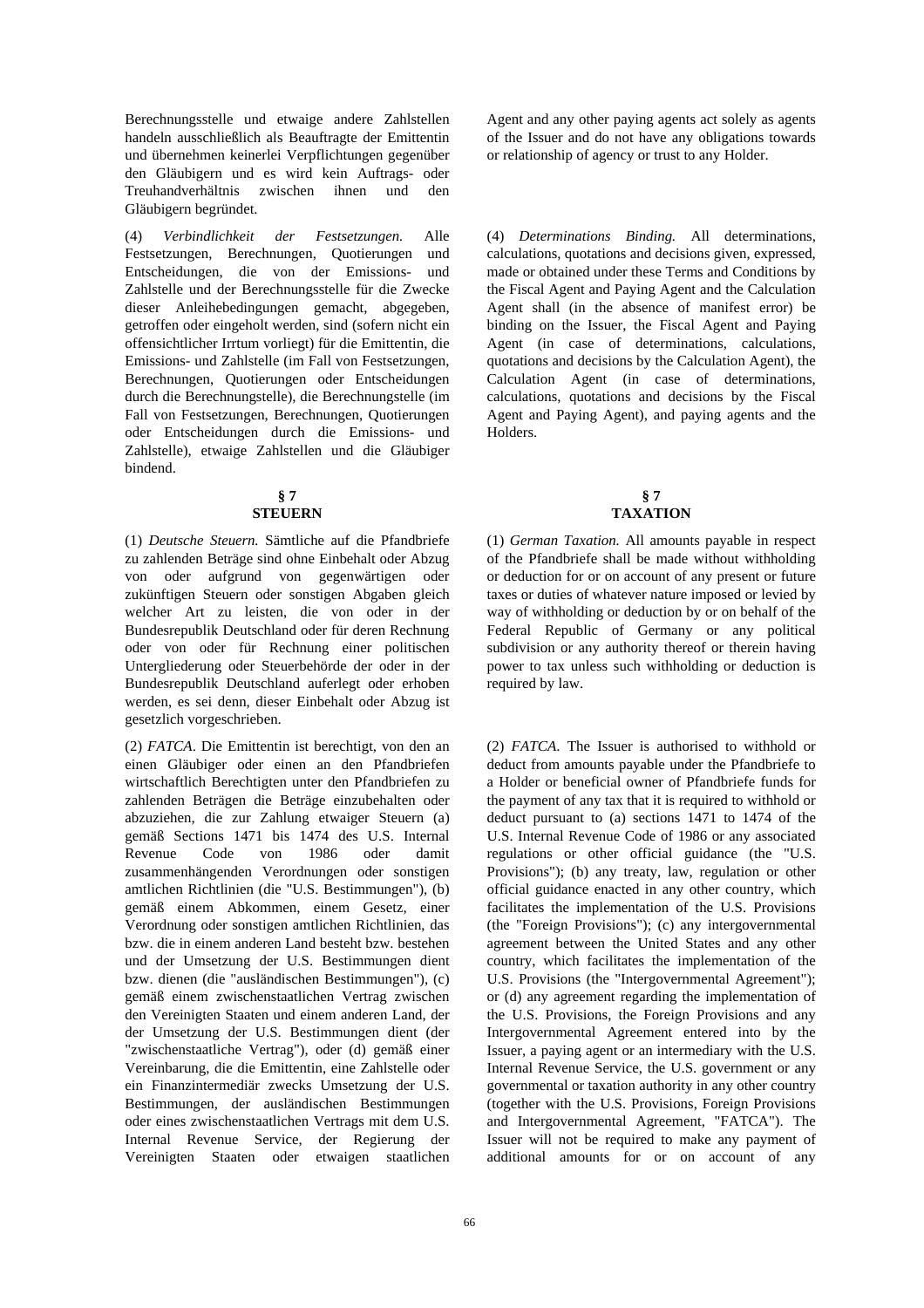Berechnungsstelle und etwaige andere Zahlstellen handeln ausschließlich als Beauftragte der Emittentin und übernehmen keinerlei Verpflichtungen gegenüber den Gläubigern und es wird kein Auftrags- oder Treuhandverhältnis zwischen ihnen und den Gläubigern begründet.

(4) *Verbindlichkeit der Festsetzungen.* Alle Festsetzungen, Berechnungen, Quotierungen und Entscheidungen, die von der Emissions- und Zahlstelle und der Berechnungsstelle für die Zwecke dieser Anleihebedingungen gemacht, abgegeben, getroffen oder eingeholt werden, sind (sofern nicht ein offensichtlicher Irrtum vorliegt) für die Emittentin, die Emissions- und Zahlstelle (im Fall von Festsetzungen, Berechnungen, Quotierungen oder Entscheidungen durch die Berechnungsstelle), die Berechnungsstelle (im Fall von Festsetzungen, Berechnungen, Quotierungen oder Entscheidungen durch die Emissions- und Zahlstelle), etwaige Zahlstellen und die Gläubiger bindend.

## § 7 STEUERN

(1) *Deutsche Steuern.* Sämtliche auf die Pfandbriefe zu zahlenden Beträge sind ohne Einbehalt oder Abzug von oder aufgrund von gegenwärtigen oder zukünftigen Steuern oder sonstigen Abgaben gleich welcher Art zu leisten, die von oder in der Bundesrepublik Deutschland oder für deren Rechnung oder von oder für Rechnung einer politischen Untergliederung oder Steuerbehörde der oder in der Bundesrepublik Deutschland auferlegt oder erhoben werden, es sei denn, dieser Einbehalt oder Abzug ist gesetzlich vorgeschrieben.

(2) *FATCA.* Die Emittentin ist berechtigt, von den an einen Gläubiger oder einen an den Pfandbriefen wirtschaftlich Berechtigten unter den Pfandbriefen zu zahlenden Beträgen die Beträge einzubehalten oder abzuziehen, die zur Zahlung etwaiger Steuern (a) gemäß Sections 1471 bis 1474 des U.S. Internal Revenue Code von 1986 oder damit zusammenhängenden Verordnungen oder sonstigen amtlichen Richtlinien (die "U.S. Bestimmungen"), (b) gemäß einem Abkommen, einem Gesetz, einer Verordnung oder sonstigen amtlichen Richtlinien, das bzw. die in einem anderen Land besteht bzw. bestehen und der Umsetzung der U.S. Bestimmungen dient bzw. dienen (die "ausländischen Bestimmungen"), (c) gemäß einem zwischenstaatlichen Vertrag zwischen den Vereinigten Staaten und einem anderen Land, der der Umsetzung der U.S. Bestimmungen dient (der "zwischenstaatliche Vertrag"), oder (d) gemäß einer Vereinbarung, die die Emittentin, eine Zahlstelle oder ein Finanzintermediär zwecks Umsetzung der U.S. Bestimmungen, der ausländischen Bestimmungen oder eines zwischenstaatlichen Vertrags mit dem U.S. Internal Revenue Service, der Regierung der Vereinigten Staaten oder etwaigen staatlichen

Agent and any other paying agents act solely as agents of the Issuer and do not have any obligations towards or relationship of agency or trust to any Holder.

(4) *Determinations Binding.* All determinations, calculations, quotations and decisions given, expressed, made or obtained under these Terms and Conditions by the Fiscal Agent and Paying Agent and the Calculation Agent shall (in the absence of manifest error) be binding on the Issuer, the Fiscal Agent and Paying Agent (in case of determinations, calculations, quotations and decisions by the Calculation Agent), the Calculation Agent (in case of determinations, calculations, quotations and decisions by the Fiscal Agent and Paying Agent), and paying agents and the Holders.

## § 7 TAXATION

(1) *German Taxation.* All amounts payable in respect of the Pfandbriefe shall be made without withholding or deduction for or on account of any present or future taxes or duties of whatever nature imposed or levied by way of withholding or deduction by or on behalf of the Federal Republic of Germany or any political subdivision or any authority thereof or therein having power to tax unless such withholding or deduction is required by law.

(2) *FATCA.* The Issuer is authorised to withhold or deduct from amounts payable under the Pfandbriefe to a Holder or beneficial owner of Pfandbriefe funds for the payment of any tax that it is required to withhold or deduct pursuant to (a) sections 1471 to 1474 of the U.S. Internal Revenue Code of 1986 or any associated regulations or other official guidance (the "U.S. Provisions"); (b) any treaty, law, regulation or other official guidance enacted in any other country, which facilitates the implementation of the U.S. Provisions (the "Foreign Provisions"); (c) any intergovernmental agreement between the United States and any other country, which facilitates the implementation of the U.S. Provisions (the "Intergovernmental Agreement"); or (d) any agreement regarding the implementation of the U.S. Provisions, the Foreign Provisions and any Intergovernmental Agreement entered into by the Issuer, a paying agent or an intermediary with the U.S. Internal Revenue Service, the U.S. government or any governmental or taxation authority in any other country (together with the U.S. Provisions, Foreign Provisions and Intergovernmental Agreement, "FATCA"). The Issuer will not be required to make any payment of additional amounts for or on account of any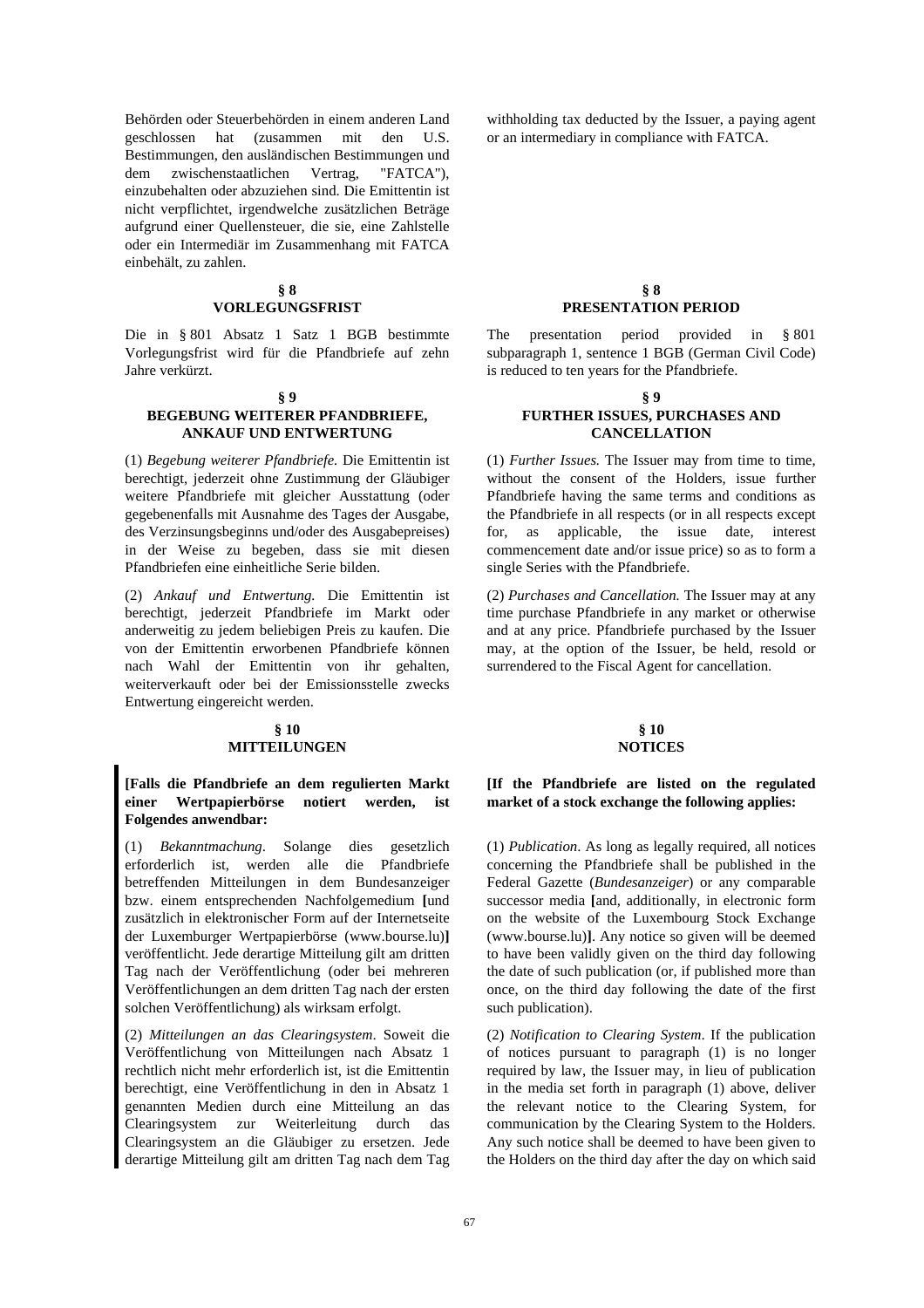Behörden oder Steuerbehörden in einem anderen Land geschlossen hat (zusammen mit den U.S. Bestimmungen, den ausländischen Bestimmungen und dem zwischenstaatlichen Vertrag, "FATCA"), einzubehalten oder abzuziehen sind. Die Emittentin ist nicht verpflichtet, irgendwelche zusätzlichen Beträge aufgrund einer Quellensteuer, die sie, eine Zahlstelle oder ein Intermediär im Zusammenhang mit FATCA einbehält, zu zahlen.

withholding tax deducted by the Issuer, a paying agent or an intermediary in compliance with FATCA.

## § 8 VORLEGUNGSFRIST

Die in § 801 Absatz 1 Satz 1 BGB bestimmte Vorlegungsfrist wird für die Pfandbriefe auf zehn Jahre verkürzt.

## § 8 PRESENTATION PERIOD

The presentation period provided in § 801 subparagraph 1, sentence 1 BGB (German Civil Code) is reduced to ten years for the Pfandbriefe.

## § 9 BEGEBUNG WEITERER PFANDBRIEFE, ANKAUF UND ENTWERTUNG

(1) *Begebung weiterer Pfandbriefe.* Die Emittentin ist berechtigt, jederzeit ohne Zustimmung der Gläubiger weitere Pfandbriefe mit gleicher Ausstattung (oder gegebenenfalls mit Ausnahme des Tages der Ausgabe, des Verzinsungsbeginns und/oder des Ausgabepreises) in der Weise zu begeben, dass sie mit diesen Pfandbriefen eine einheitliche Serie bilden.

(2) *Ankauf und Entwertung.* Die Emittentin ist berechtigt, jederzeit Pfandbriefe im Markt oder anderweitig zu jedem beliebigen Preis zu kaufen. Die von der Emittentin erworbenen Pfandbriefe können nach Wahl der Emittentin von ihr gehalten, weiterverkauft oder bei der Emissionsstelle zwecks Entwertung eingereicht werden.

## § 9 FURTHER ISSUES, PURCHASES AND CANCELLATION

(1) *Further Issues.* The Issuer may from time to time, without the consent of the Holders, issue further Pfandbriefe having the same terms and conditions as the Pfandbriefe in all respects (or in all respects except for, as applicable, the issue date, interest commencement date and/or issue price) so as to form a single Series with the Pfandbriefe.

(2) *Purchases and Cancellation.* The Issuer may at any time purchase Pfandbriefe in any market or otherwise and at any price. Pfandbriefe purchased by the Issuer may, at the option of the Issuer, be held, resold or surrendered to the Fiscal Agent for cancellation.

## § 10 MITTEILUNGEN

**[Falls die Pfandbriefe an dem regulierten Markt einer Wertpapierbörse notiert werden, ist Folgendes anwendbar:**

(1) *Bekanntmachung*. Solange dies gesetzlich erforderlich ist, werden alle die Pfandbriefe betreffenden Mitteilungen in dem Bundesanzeiger bzw. einem entsprechenden Nachfolgemedium **[**und zusätzlich in elektronischer Form auf der Internetseite der Luxemburger Wertpapierbörse (www.bourse.lu)**]** veröffentlicht. Jede derartige Mitteilung gilt am dritten Tag nach der Veröffentlichung (oder bei mehreren Veröffentlichungen an dem dritten Tag nach der ersten solchen Veröffentlichung) als wirksam erfolgt.

(2) *Mitteilungen an das Clearingsystem*. Soweit die Veröffentlichung von Mitteilungen nach Absatz 1 rechtlich nicht mehr erforderlich ist, ist die Emittentin berechtigt, eine Veröffentlichung in den in Absatz 1 genannten Medien durch eine Mitteilung an das Clearingsystem zur Weiterleitung durch das Clearingsystem an die Gläubiger zu ersetzen. Jede derartige Mitteilung gilt am dritten Tag nach dem Tag

## § 10 NOTICES

**[If the Pfandbriefe are listed on the regulated market of a stock exchange the following applies:**

(1) *Publication*. As long as legally required, all notices concerning the Pfandbriefe shall be published in the Federal Gazette (*Bundesanzeiger*) or any comparable successor media **[**and, additionally, in electronic form on the website of the Luxembourg Stock Exchange (www.bourse.lu)**]**. Any notice so given will be deemed to have been validly given on the third day following the date of such publication (or, if published more than once, on the third day following the date of the first such publication).

(2) *Notification to Clearing System*. If the publication of notices pursuant to paragraph (1) is no longer required by law, the Issuer may, in lieu of publication in the media set forth in paragraph (1) above, deliver the relevant notice to the Clearing System, for communication by the Clearing System to the Holders. Any such notice shall be deemed to have been given to the Holders on the third day after the day on which said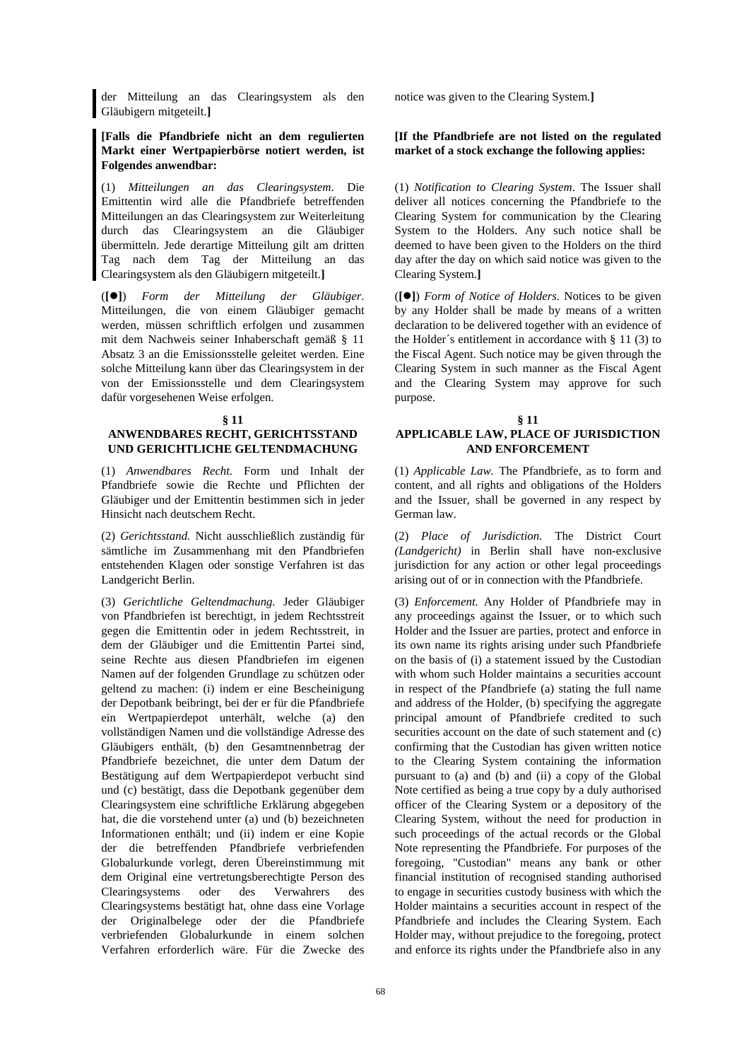der Mitteilung an das Clearingsystem als den Gläubigern mitgeteilt.**]**

**[Falls die Pfandbriefe nicht an dem regulierten Markt einer Wertpapierbörse notiert werden, ist Folgendes anwendbar:**

(1) *Mitteilungen an das Clearingsystem*. Die Emittentin wird alle die Pfandbriefe betreffenden Mitteilungen an das Clearingsystem zur Weiterleitung durch das Clearingsystem an die Gläubiger übermitteln. Jede derartige Mitteilung gilt am dritten Tag nach dem Tag der Mitteilung an das Clearingsystem als den Gläubigern mitgeteilt.**]**

(**[●]**) *Form der Mitteilung der Gläubiger*. Mitteilungen, die von einem Gläubiger gemacht werden, müssen schriftlich erfolgen und zusammen mit dem Nachweis seiner Inhaberschaft gemäß § 11 Absatz 3 an die Emissionsstelle geleitet werden. Eine solche Mitteilung kann über das Clearingsystem in der von der Emissionsstelle und dem Clearingsystem dafür vorgesehenen Weise erfolgen.

## § 11
## ANWENDBARES RECHT, GERICHTSSTAND UND GERICHTLICHE GELTENDMACHUNG

(1) *Anwendbares Recht.* Form und Inhalt der Pfandbriefe sowie die Rechte und Pflichten der Gläubiger und der Emittentin bestimmen sich in jeder Hinsicht nach deutschem Recht.

(2) *Gerichtsstand.* Nicht ausschließlich zuständig für sämtliche im Zusammenhang mit den Pfandbriefen entstehenden Klagen oder sonstige Verfahren ist das Landgericht Berlin.

(3) *Gerichtliche Geltendmachung.* Jeder Gläubiger von Pfandbriefen ist berechtigt, in jedem Rechtsstreit gegen die Emittentin oder in jedem Rechtsstreit, in dem der Gläubiger und die Emittentin Partei sind, seine Rechte aus diesen Pfandbriefen im eigenen Namen auf der folgenden Grundlage zu schützen oder geltend zu machen: (i) indem er eine Bescheinigung der Depotbank beibringt, bei der er für die Pfandbriefe ein Wertpapierdepot unterhält, welche (a) den vollständigen Namen und die vollständige Adresse des Gläubigers enthält, (b) den Gesamtnennbetrag der Pfandbriefe bezeichnet, die unter dem Datum der Bestätigung auf dem Wertpapierdepot verbucht sind und (c) bestätigt, dass die Depotbank gegenüber dem Clearingsystem eine schriftliche Erklärung abgegeben hat, die die vorstehend unter (a) und (b) bezeichneten Informationen enthält; und (ii) indem er eine Kopie der die betreffenden Pfandbriefe verbriefenden Globalurkunde vorlegt, deren Übereinstimmung mit dem Original eine vertretungsberechtigte Person des Clearingsystems oder des Verwahrers des Clearingsystems bestätigt hat, ohne dass eine Vorlage der Originalbelege oder der die Pfandbriefe verbriefenden Globalurkunde in einem solchen Verfahren erforderlich wäre. Für die Zwecke des

notice was given to the Clearing System.**]**

**[If the Pfandbriefe are not listed on the regulated market of a stock exchange the following applies:**

(1) *Notification to Clearing System*. The Issuer shall deliver all notices concerning the Pfandbriefe to the Clearing System for communication by the Clearing System to the Holders. Any such notice shall be deemed to have been given to the Holders on the third day after the day on which said notice was given to the Clearing System.**]**

(**[●]**) *Form of Notice of Holders*. Notices to be given by any Holder shall be made by means of a written declaration to be delivered together with an evidence of the Holder´s entitlement in accordance with § 11 (3) to the Fiscal Agent. Such notice may be given through the Clearing System in such manner as the Fiscal Agent and the Clearing System may approve for such purpose.

## § 11
## APPLICABLE LAW, PLACE OF JURISDICTION AND ENFORCEMENT

(1) *Applicable Law.* The Pfandbriefe, as to form and content, and all rights and obligations of the Holders and the Issuer, shall be governed in any respect by German law.

(2) *Place of Jurisdiction.* The District Court *(Landgericht)* in Berlin shall have non-exclusive jurisdiction for any action or other legal proceedings arising out of or in connection with the Pfandbriefe.

(3) *Enforcement.* Any Holder of Pfandbriefe may in any proceedings against the Issuer, or to which such Holder and the Issuer are parties, protect and enforce in its own name its rights arising under such Pfandbriefe on the basis of (i) a statement issued by the Custodian with whom such Holder maintains a securities account in respect of the Pfandbriefe (a) stating the full name and address of the Holder, (b) specifying the aggregate principal amount of Pfandbriefe credited to such securities account on the date of such statement and (c) confirming that the Custodian has given written notice to the Clearing System containing the information pursuant to (a) and (b) and (ii) a copy of the Global Note certified as being a true copy by a duly authorised officer of the Clearing System or a depository of the Clearing System, without the need for production in such proceedings of the actual records or the Global Note representing the Pfandbriefe. For purposes of the foregoing, "Custodian" means any bank or other financial institution of recognised standing authorised to engage in securities custody business with which the Holder maintains a securities account in respect of the Pfandbriefe and includes the Clearing System. Each Holder may, without prejudice to the foregoing, protect and enforce its rights under the Pfandbriefe also in any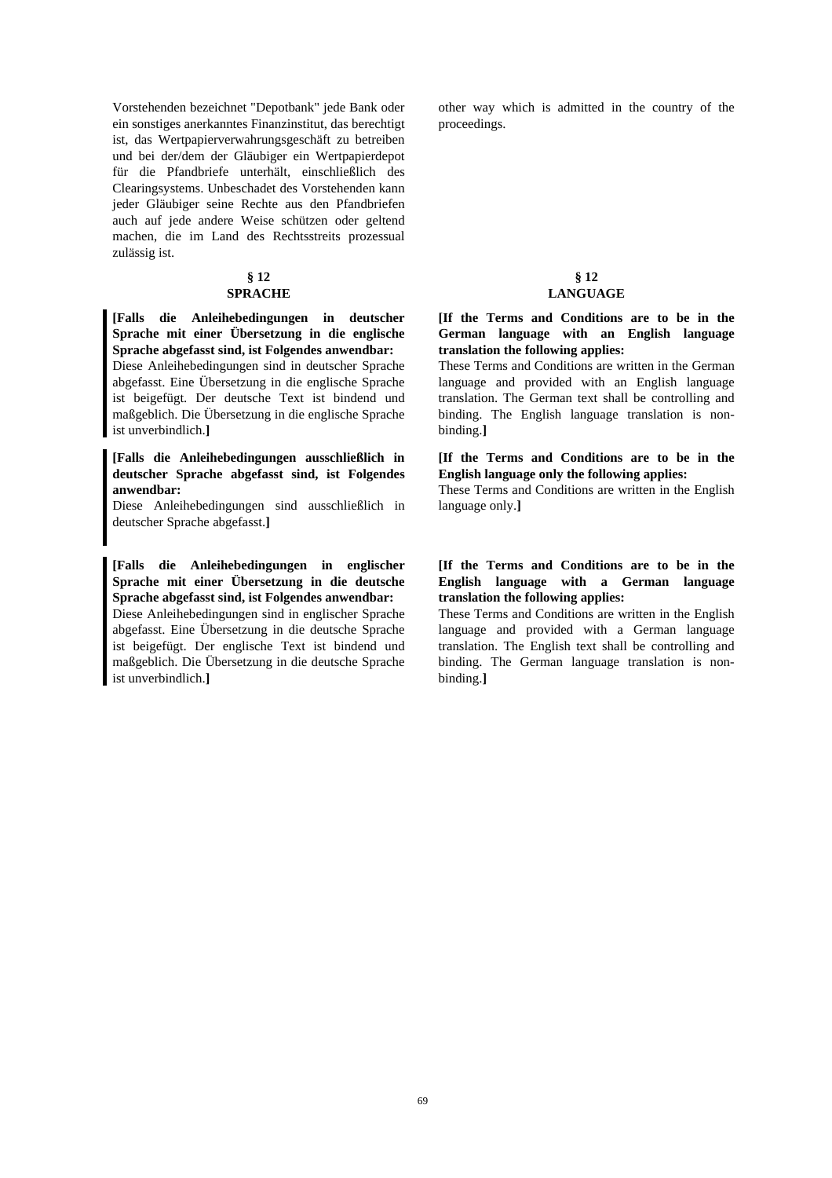Vorstehenden bezeichnet "Depotbank" jede Bank oder ein sonstiges anerkanntes Finanzinstitut, das berechtigt ist, das Wertpapierverwahrungsgeschäft zu betreiben und bei der/dem der Gläubiger ein Wertpapierdepot für die Pfandbriefe unterhält, einschließlich des Clearingsystems. Unbeschadet des Vorstehenden kann jeder Gläubiger seine Rechte aus den Pfandbriefen auch auf jede andere Weise schützen oder geltend machen, die im Land des Rechtsstreits prozessual zulässig ist.

### § 12
### SPRACHE

**[Falls die Anleihebedingungen in deutscher Sprache mit einer Übersetzung in die englische Sprache abgefasst sind, ist Folgendes anwendbar:**
Diese Anleihebedingungen sind in deutscher Sprache abgefasst. Eine Übersetzung in die englische Sprache ist beigefügt. Der deutsche Text ist bindend und maßgeblich. Die Übersetzung in die englische Sprache ist unverbindlich.**]**

**[Falls die Anleihebedingungen ausschließlich in deutscher Sprache abgefasst sind, ist Folgendes anwendbar:**
Diese Anleihebedingungen sind ausschließlich in deutscher Sprache abgefasst.**]**

**[Falls die Anleihebedingungen in englischer Sprache mit einer Übersetzung in die deutsche Sprache abgefasst sind, ist Folgendes anwendbar:**
Diese Anleihebedingungen sind in englischer Sprache abgefasst. Eine Übersetzung in die deutsche Sprache ist beigefügt. Der englische Text ist bindend und maßgeblich. Die Übersetzung in die deutsche Sprache ist unverbindlich.**]**

other way which is admitted in the country of the proceedings.

### § 12
### LANGUAGE

**[If the Terms and Conditions are to be in the German language with an English language translation the following applies:**
These Terms and Conditions are written in the German language and provided with an English language translation. The German text shall be controlling and binding. The English language translation is non-binding.**]**

**[If the Terms and Conditions are to be in the English language only the following applies:**
These Terms and Conditions are written in the English language only.**]**

**[If the Terms and Conditions are to be in the English language with a German language translation the following applies:**
These Terms and Conditions are written in the English language and provided with a German language translation. The English text shall be controlling and binding. The German language translation is non-binding.**]**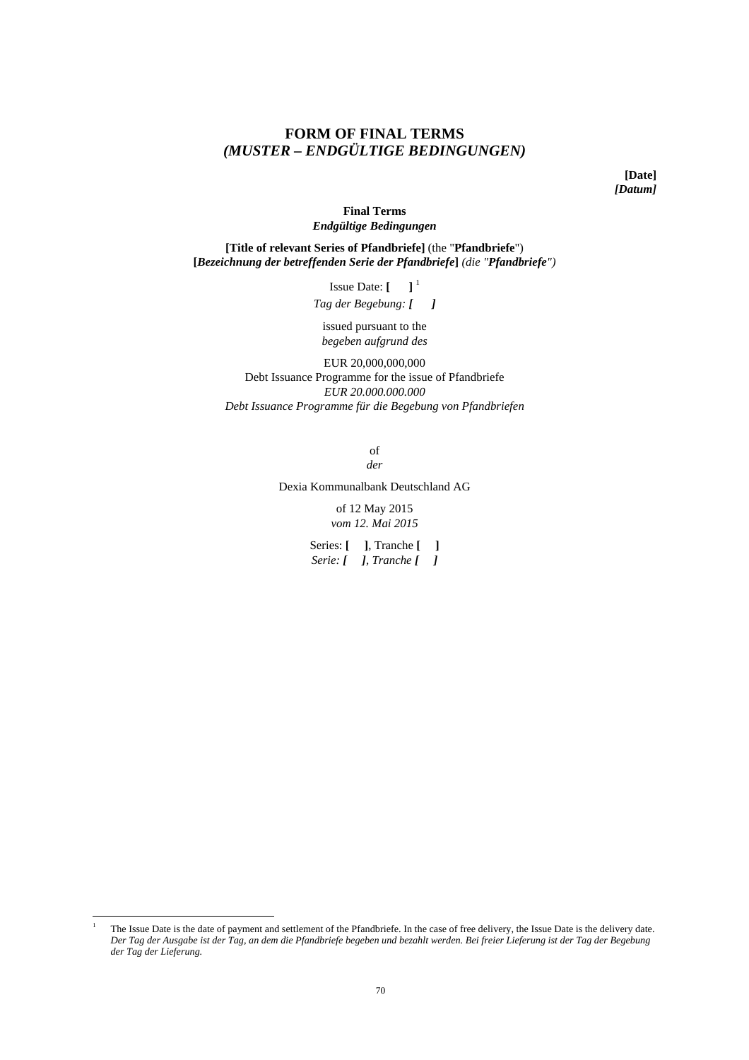# FORM OF FINAL TERMS
# *(MUSTER – ENDGÜLTIGE BEDINGUNGEN)*

**[Date]**
***[Datum]***

**Final Terms**
***Endgültige Bedingungen***

**[Title of relevant Series of Pfandbriefe]** (the "**Pfandbriefe**")
**[*Bezeichnung der betreffenden Serie der Pfandbriefe*]** *(die "**Pfandbriefe**")*

Issue Date: **[ ]** [1]
*Tag der Begebung:* ***[ ]***

issued pursuant to the
*begeben aufgrund des*

EUR 20,000,000,000
Debt Issuance Programme for the issue of Pfandbriefe
*EUR 20.000.000.000*
*Debt Issuance Programme für die Begebung von Pfandbriefen*

of
*der*

Dexia Kommunalbank Deutschland AG

of 12 May 2015
*vom 12. Mai 2015*

Series: **[ ]**, Tranche **[ ]**
*Serie:* ***[ ]****, Tranche* ***[ ]***

---

[1] The Issue Date is the date of payment and settlement of the Pfandbriefe. In the case of free delivery, the Issue Date is the delivery date. *Der Tag der Ausgabe ist der Tag, an dem die Pfandbriefe begeben und bezahlt werden. Bei freier Lieferung ist der Tag der Begebung der Tag der Lieferung.*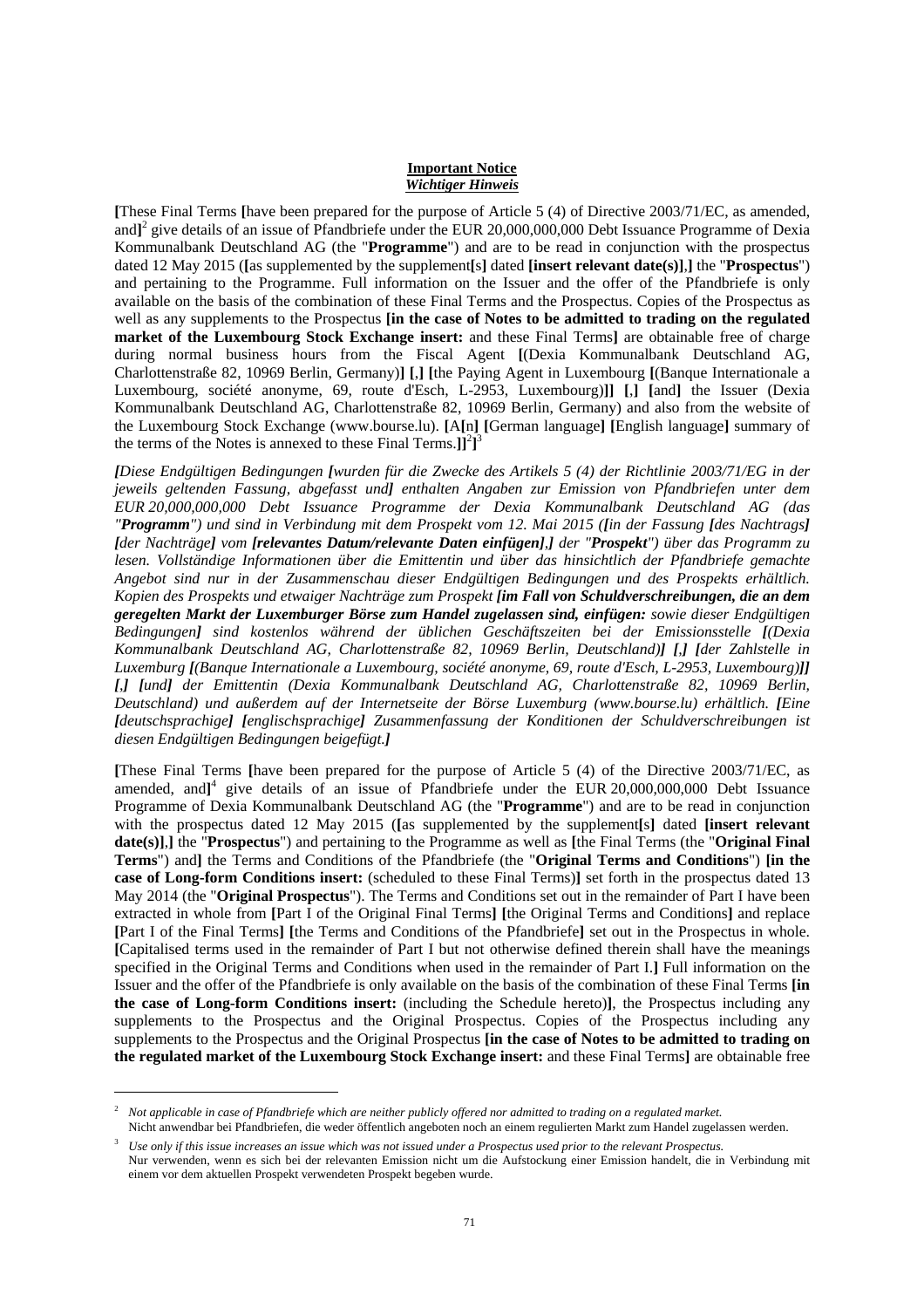**Important Notice**
***Wichtiger Hinweis***

**[**These Final Terms **[**have been prepared for the purpose of Article 5 (4) of Directive 2003/71/EC, as amended, and**]**[2] give details of an issue of Pfandbriefe under the EUR 20,000,000,000 Debt Issuance Programme of Dexia Kommunalbank Deutschland AG (the "**Programme**") and are to be read in conjunction with the prospectus dated 12 May 2015 (**[**as supplemented by the supplement**[**s**]** dated **[insert relevant date(s)]**,**]** the "**Prospectus**") and pertaining to the Programme. Full information on the Issuer and the offer of the Pfandbriefe is only available on the basis of the combination of these Final Terms and the Prospectus. Copies of the Prospectus as well as any supplements to the Prospectus **[in the case of Notes to be admitted to trading on the regulated market of the Luxembourg Stock Exchange insert:** and these Final Terms**]** are obtainable free of charge during normal business hours from the Fiscal Agent **[**(Dexia Kommunalbank Deutschland AG, Charlottenstraße 82, 10969 Berlin, Germany)**]** **[**,**]** **[**the Paying Agent in Luxembourg **[**(Banque Internationale a Luxembourg, société anonyme, 69, route d'Esch, L-2953, Luxembourg)**]]** **[**,**]** **[**and**]** the Issuer (Dexia Kommunalbank Deutschland AG, Charlottenstraße 82, 10969 Berlin, Germany) and also from the website of the Luxembourg Stock Exchange (www.bourse.lu). **[**A**[**n**]** **[**German language**]** **[**English language**]** summary of the terms of the Notes is annexed to these Final Terms.**]]**[2]**]**[3]

***[****Diese Endgültigen Bedingungen* ***[****wurden für die Zwecke des Artikels 5 (4) der Richtlinie 2003/71/EG in der jeweils geltenden Fassung, abgefasst und****]*** *enthalten Angaben zur Emission von Pfandbriefen unter dem EUR 20,000,000,000 Debt Issuance Programme der Dexia Kommunalbank Deutschland AG (das "****Programm****") und sind in Verbindung mit dem Prospekt vom 12. Mai 2015 (****[****in der Fassung* ***[****des Nachtrags****]*** ***[****der Nachträge****]*** *vom* ***[relevantes Datum/relevante Daten einfügen]****,****]*** *der "****Prospekt****") über das Programm zu lesen. Vollständige Informationen über die Emittentin und über das hinsichtlich der Pfandbriefe gemachte Angebot sind nur in der Zusammenschau dieser Endgültigen Bedingungen und des Prospekts erhältlich. Kopien des Prospekts und etwaiger Nachträge zum Prospekt* ***[im Fall von Schuldverschreibungen, die an dem geregelten Markt der Luxemburger Börse zum Handel zugelassen sind, einfügen:*** *sowie dieser Endgültigen Bedingungen****]*** *sind kostenlos während der üblichen Geschäftszeiten bei der Emissionsstelle* ***[****(Dexia Kommunalbank Deutschland AG, Charlottenstraße 82, 10969 Berlin, Deutschland)****]*** ***[****,****]*** ***[****der Zahlstelle in Luxemburg* ***[****(Banque Internationale a Luxembourg, société anonyme, 69, route d'Esch, L-2953, Luxembourg)****]]*** ***[****,****]*** ***[****und****]*** *der Emittentin (Dexia Kommunalbank Deutschland AG, Charlottenstraße 82, 10969 Berlin, Deutschland) und außerdem auf der Internetseite der Börse Luxemburg (www.bourse.lu) erhältlich.* ***[****Eine* ***[****deutschsprachige****]*** ***[****englischsprachige****]*** *Zusammenfassung der Konditionen der Schuldverschreibungen ist diesen Endgültigen Bedingungen beigefügt.****]***

**[**These Final Terms **[**have been prepared for the purpose of Article 5 (4) of the Directive 2003/71/EC, as amended, and**]**[4] give details of an issue of Pfandbriefe under the EUR 20,000,000,000 Debt Issuance Programme of Dexia Kommunalbank Deutschland AG (the "**Programme**") and are to be read in conjunction with the prospectus dated 12 May 2015 (**[**as supplemented by the supplement**[**s**]** dated **[insert relevant date(s)]**,**]** the "**Prospectus**") and pertaining to the Programme as well as **[**the Final Terms (the "**Original Final Terms**") and**]** the Terms and Conditions of the Pfandbriefe (the "**Original Terms and Conditions**") **[in the case of Long-form Conditions insert:** (scheduled to these Final Terms)**]** set forth in the prospectus dated 13 May 2014 (the "**Original Prospectus**"). The Terms and Conditions set out in the remainder of Part I have been extracted in whole from **[**Part I of the Original Final Terms**]** **[**the Original Terms and Conditions**]** and replace **[**Part I of the Final Terms**]** **[**the Terms and Conditions of the Pfandbriefe**]** set out in the Prospectus in whole. **[**Capitalised terms used in the remainder of Part I but not otherwise defined therein shall have the meanings specified in the Original Terms and Conditions when used in the remainder of Part I.**]** Full information on the Issuer and the offer of the Pfandbriefe is only available on the basis of the combination of these Final Terms **[in the case of Long-form Conditions insert:** (including the Schedule hereto)**]**, the Prospectus including any supplements to the Prospectus and the Original Prospectus. Copies of the Prospectus including any supplements to the Prospectus and the Original Prospectus **[in the case of Notes to be admitted to trading on the regulated market of the Luxembourg Stock Exchange insert:** and these Final Terms**]** are obtainable free

---

[2] *Not applicable in case of Pfandbriefe which are neither publicly offered nor admitted to trading on a regulated market.*
Nicht anwendbar bei Pfandbriefen, die weder öffentlich angeboten noch an einem regulierten Markt zum Handel zugelassen werden.

[3] *Use only if this issue increases an issue which was not issued under a Prospectus used prior to the relevant Prospectus.*
Nur verwenden, wenn es sich bei der relevanten Emission nicht um die Aufstockung einer Emission handelt, die in Verbindung mit einem vor dem aktuellen Prospekt verwendeten Prospekt begeben wurde.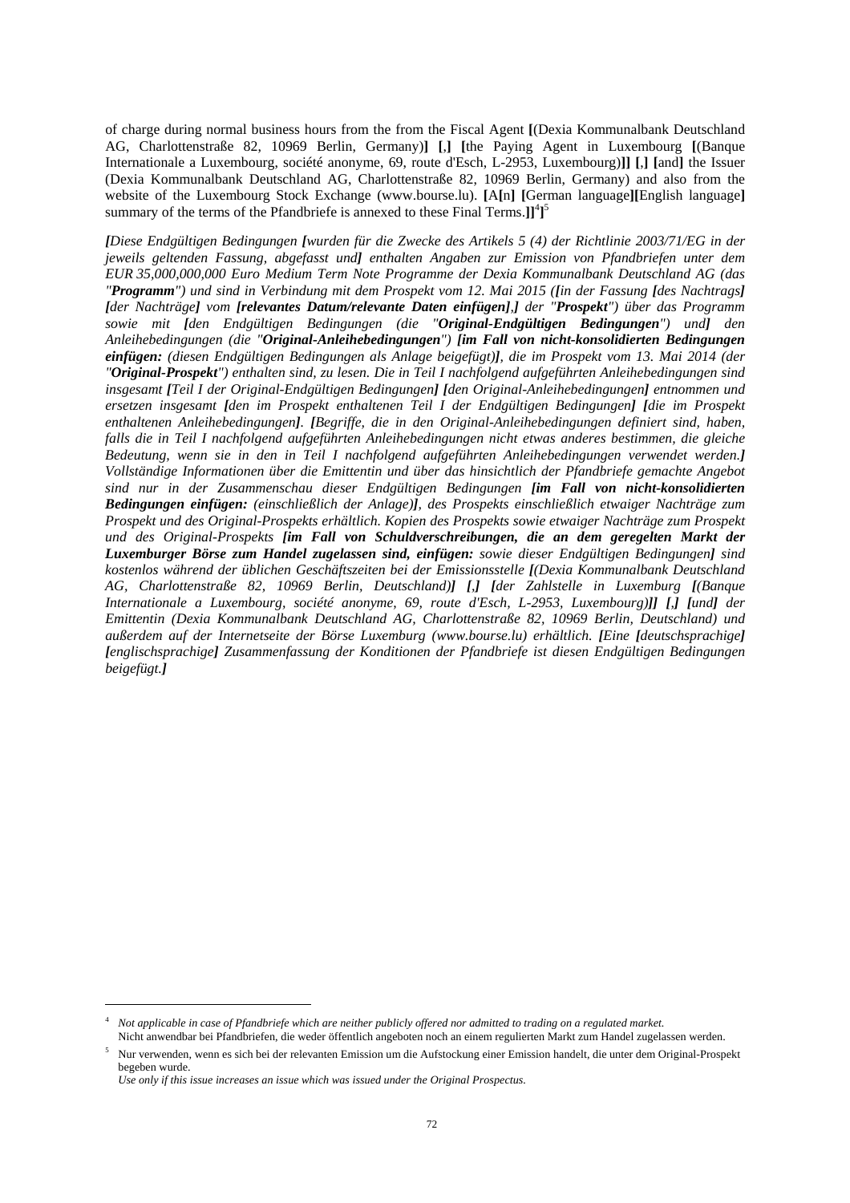of charge during normal business hours from the from the Fiscal Agent **[**(Dexia Kommunalbank Deutschland AG, Charlottenstraße 82, 10969 Berlin, Germany)**]** **[**,**]** **[**the Paying Agent in Luxembourg **[**(Banque Internationale a Luxembourg, société anonyme, 69, route d'Esch, L-2953, Luxembourg)**]]** **[**,**]** **[**and**]** the Issuer (Dexia Kommunalbank Deutschland AG, Charlottenstraße 82, 10969 Berlin, Germany) and also from the website of the Luxembourg Stock Exchange (www.bourse.lu). **[**A**[**n**]** **[**German language**][**English language**]** summary of the terms of the Pfandbriefe is annexed to these Final Terms.**]]**[4]**]**[5]

***[****Diese Endgültigen Bedingungen* ***[****wurden für die Zwecke des Artikels 5 (4) der Richtlinie 2003/71/EG in der jeweils geltenden Fassung, abgefasst und****]*** *enthalten Angaben zur Emission von Pfandbriefen unter dem EUR 35,000,000,000 Euro Medium Term Note Programme der Dexia Kommunalbank Deutschland AG (das "****Programm****") und sind in Verbindung mit dem Prospekt vom 12. Mai 2015 (****[****in der Fassung* ***[****des Nachtrags****]*** ***[****der Nachträge****]*** *vom* ***[relevantes Datum/relevante Daten einfügen]****,****]*** *der "****Prospekt****") über das Programm sowie mit* ***[****den Endgültigen Bedingungen (die "****Original-Endgültigen Bedingungen****") und****]*** *den Anleihebedingungen (die "****Original-Anleihebedingungen****")* ***[im Fall von nicht-konsolidierten Bedingungen einfügen:*** *(diesen Endgültigen Bedingungen als Anlage beigefügt)****]****, die im Prospekt vom 13. Mai 2014 (der "****Original-Prospekt****") enthalten sind, zu lesen. Die in Teil I nachfolgend aufgeführten Anleihebedingungen sind insgesamt* ***[****Teil I der Original-Endgültigen Bedingungen****]*** ***[****den Original-Anleihebedingungen****]*** *entnommen und ersetzen insgesamt* ***[****den im Prospekt enthaltenen Teil I der Endgültigen Bedingungen****]*** ***[****die im Prospekt enthaltenen Anleihebedingungen****]****.* ***[****Begriffe, die in den Original-Anleihebedingungen definiert sind, haben, falls die in Teil I nachfolgend aufgeführten Anleihebedingungen nicht etwas anderes bestimmen, die gleiche Bedeutung, wenn sie in den in Teil I nachfolgend aufgeführten Anleihebedingungen verwendet werden.****]*** *Vollständige Informationen über die Emittentin und über das hinsichtlich der Pfandbriefe gemachte Angebot sind nur in der Zusammenschau dieser Endgültigen Bedingungen* ***[im Fall von nicht-konsolidierten Bedingungen einfügen:*** *(einschließlich der Anlage)****]****, des Prospekts einschließlich etwaiger Nachträge zum Prospekt und des Original-Prospekts erhältlich. Kopien des Prospekts sowie etwaiger Nachträge zum Prospekt und des Original-Prospekts* ***[im Fall von Schuldverschreibungen, die an dem geregelten Markt der Luxemburger Börse zum Handel zugelassen sind, einfügen:*** *sowie dieser Endgültigen Bedingungen****]*** *sind kostenlos während der üblichen Geschäftszeiten bei der Emissionsstelle* ***[****(Dexia Kommunalbank Deutschland AG, Charlottenstraße 82, 10969 Berlin, Deutschland)****]*** ***[****,****]*** ***[****der Zahlstelle in Luxemburg* ***[****(Banque Internationale a Luxembourg, société anonyme, 69, route d'Esch, L-2953, Luxembourg)****]]*** ***[****,****]*** ***[****und****]*** *der Emittentin (Dexia Kommunalbank Deutschland AG, Charlottenstraße 82, 10969 Berlin, Deutschland) und außerdem auf der Internetseite der Börse Luxemburg (www.bourse.lu) erhältlich.* ***[****Eine* ***[****deutschsprachige****]*** ***[****englischsprachige****]*** *Zusammenfassung der Konditionen der Pfandbriefe ist diesen Endgültigen Bedingungen beigefügt.****]***

---

[4] *Not applicable in case of Pfandbriefe which are neither publicly offered nor admitted to trading on a regulated market.*
Nicht anwendbar bei Pfandbriefen, die weder öffentlich angeboten noch an einem regulierten Markt zum Handel zugelassen werden.

[5] Nur verwenden, wenn es sich bei der relevanten Emission um die Aufstockung einer Emission handelt, die unter dem Original-Prospekt begeben wurde.
*Use only if this issue increases an issue which was issued under the Original Prospectus.*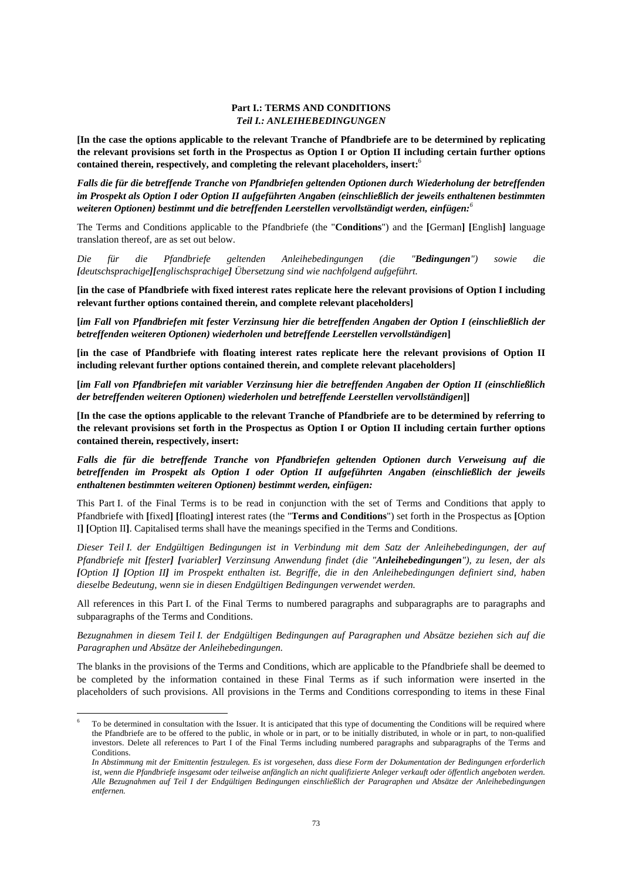**Part I.: TERMS AND CONDITIONS**
***Teil I.: ANLEIHEBEDINGUNGEN***

**[In the case the options applicable to the relevant Tranche of Pfandbriefe are to be determined by replicating the relevant provisions set forth in the Prospectus as Option I or Option II including certain further options contained therein, respectively, and completing the relevant placeholders, insert:**[6]

***Falls die für die betreffende Tranche von Pfandbriefen geltenden Optionen durch Wiederholung der betreffenden im Prospekt als Option I oder Option II aufgeführten Angaben (einschließlich der jeweils enthaltenen bestimmten weiteren Optionen) bestimmt und die betreffenden Leerstellen vervollständigt werden, einfügen:***[6]

The Terms and Conditions applicable to the Pfandbriefe (the "**Conditions**") and the **[**German**] [**English**]** language translation thereof, are as set out below.

*Die für die Pfandbriefe geltenden Anleihebedingungen (die "**Bedingungen**") sowie die **[**deutschsprachige**][**englischsprachige**]** Übersetzung sind wie nachfolgend aufgeführt.*

**[in the case of Pfandbriefe with fixed interest rates replicate here the relevant provisions of Option I including relevant further options contained therein, and complete relevant placeholders]**

**[*im Fall von Pfandbriefen mit fester Verzinsung hier die betreffenden Angaben der Option I (einschließlich der betreffenden weiteren Optionen) wiederholen und betreffende Leerstellen vervollständigen*]**

**[in the case of Pfandbriefe with floating interest rates replicate here the relevant provisions of Option II including relevant further options contained therein, and complete relevant placeholders]**

**[*im Fall von Pfandbriefen mit variabler Verzinsung hier die betreffenden Angaben der Option II (einschließlich der betreffenden weiteren Optionen) wiederholen und betreffende Leerstellen vervollständigen*]]**

**[In the case the options applicable to the relevant Tranche of Pfandbriefe are to be determined by referring to the relevant provisions set forth in the Prospectus as Option I or Option II including certain further options contained therein, respectively, insert:**

***Falls die für die betreffende Tranche von Pfandbriefen geltenden Optionen durch Verweisung auf die betreffenden im Prospekt als Option I oder Option II aufgeführten Angaben (einschließlich der jeweils enthaltenen bestimmten weiteren Optionen) bestimmt werden, einfügen:***

This Part I. of the Final Terms is to be read in conjunction with the set of Terms and Conditions that apply to Pfandbriefe with **[**fixed**] [**floating**]** interest rates (the "**Terms and Conditions**") set forth in the Prospectus as **[**Option I**] [**Option II**]**. Capitalised terms shall have the meanings specified in the Terms and Conditions.

*Dieser Teil I. der Endgültigen Bedingungen ist in Verbindung mit dem Satz der Anleihebedingungen, der auf Pfandbriefe mit **[**fester**] [**variabler**]** Verzinsung Anwendung findet (die "**Anleihebedingungen**"), zu lesen, der als **[**Option I**] [**Option II**]** im Prospekt enthalten ist. Begriffe, die in den Anleihebedingungen definiert sind, haben dieselbe Bedeutung, wenn sie in diesen Endgültigen Bedingungen verwendet werden.*

All references in this Part I. of the Final Terms to numbered paragraphs and subparagraphs are to paragraphs and subparagraphs of the Terms and Conditions.

*Bezugnahmen in diesem Teil I. der Endgültigen Bedingungen auf Paragraphen und Absätze beziehen sich auf die Paragraphen und Absätze der Anleihebedingungen.*

The blanks in the provisions of the Terms and Conditions, which are applicable to the Pfandbriefe shall be deemed to be completed by the information contained in these Final Terms as if such information were inserted in the placeholders of such provisions. All provisions in the Terms and Conditions corresponding to items in these Final

---

[6] To be determined in consultation with the Issuer. It is anticipated that this type of documenting the Conditions will be required where the Pfandbriefe are to be offered to the public, in whole or in part, or to be initially distributed, in whole or in part, to non-qualified investors. Delete all references to Part I of the Final Terms including numbered paragraphs and subparagraphs of the Terms and Conditions.
*In Abstimmung mit der Emittentin festzulegen. Es ist vorgesehen, dass diese Form der Dokumentation der Bedingungen erforderlich ist, wenn die Pfandbriefe insgesamt oder teilweise anfänglich an nicht qualifizierte Anleger verkauft oder öffentlich angeboten werden. Alle Bezugnahmen auf Teil I der Endgültigen Bedingungen einschließlich der Paragraphen und Absätze der Anleihebedingungen entfernen.*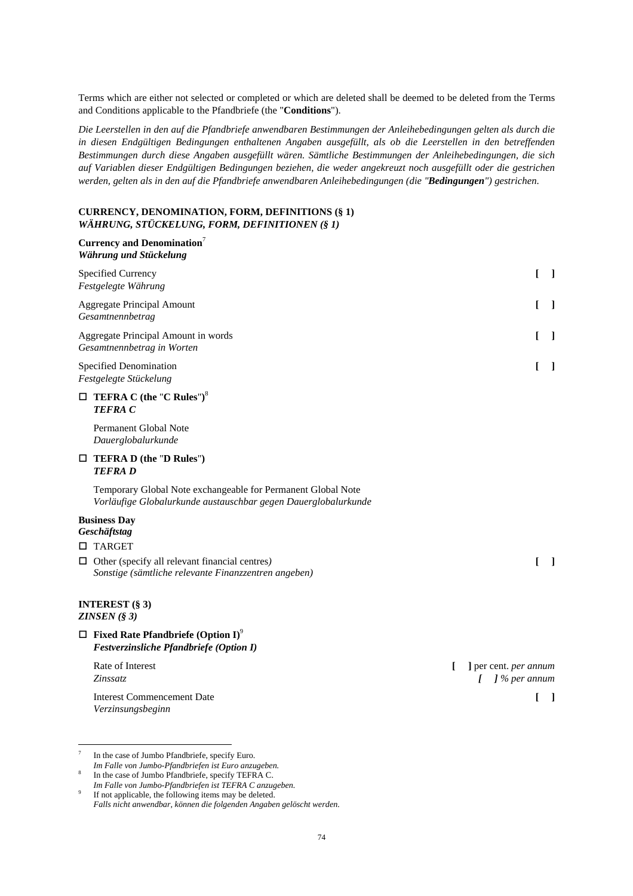Terms which are either not selected or completed or which are deleted shall be deemed to be deleted from the Terms and Conditions applicable to the Pfandbriefe (the "**Conditions**").

*Die Leerstellen in den auf die Pfandbriefe anwendbaren Bestimmungen der Anleihebedingungen gelten als durch die in diesen Endgültigen Bedingungen enthaltenen Angaben ausgefüllt, als ob die Leerstellen in den betreffenden Bestimmungen durch diese Angaben ausgefüllt wären. Sämtliche Bestimmungen der Anleihebedingungen, die sich auf Variablen dieser Endgültigen Bedingungen beziehen, die weder angekreuzt noch ausgefüllt oder die gestrichen werden, gelten als in den auf die Pfandbriefe anwendbaren Anleihebedingungen (die "**Bedingungen**") gestrichen.*

**CURRENCY, DENOMINATION, FORM, DEFINITIONS (§ 1)**
***WÄHRUNG, STÜCKELUNG, FORM, DEFINITIONEN (§ 1)***

**Currency and Denomination**[7]
***Währung und Stückelung***

| | |
|---|---|
| Specified Currency<br>*Festgelegte Währung* | [ ] |
| Aggregate Principal Amount<br>*Gesamtnennbetrag* | [ ] |
| Aggregate Principal Amount in words<br>*Gesamtnennbetrag in Worten* | [ ] |
| Specified Denomination<br>*Festgelegte Stückelung* | [ ] |

☐ **TEFRA C (the "C Rules")**[8]
***TEFRA C***

Permanent Global Note
*Dauerglobalurkunde*

☐ **TEFRA D (the "D Rules")**
***TEFRA D***

Temporary Global Note exchangeable for Permanent Global Note
*Vorläufige Globalurkunde austauschbar gegen Dauerglobalurkunde*

**Business Day**
***Geschäftstag***

☐ TARGET

☐ Other (specify all relevant financial centres) [ ]
*Sonstige (sämtliche relevante Finanzzentren angeben)*

**INTEREST (§ 3)**
***ZINSEN (§ 3)***

☐ **Fixed Rate Pfandbriefe (Option I)**[9]
***Festverzinsliche Pfandbriefe (Option I)***

| | |
|---|---|
| Rate of Interest<br>*Zinssatz* | [ ] per cent. *per annum*<br>*[ ] % per annum* |
| Interest Commencement Date<br>*Verzinsungsbeginn* | [ ] |

---

[7] In the case of Jumbo Pfandbriefe, specify Euro.
*Im Falle von Jumbo-Pfandbriefen ist Euro anzugeben.*

[8] In the case of Jumbo Pfandbriefe, specify TEFRA C.
*Im Falle von Jumbo-Pfandbriefen ist TEFRA C anzugeben.*

[9] If not applicable, the following items may be deleted.
*Falls nicht anwendbar, können die folgenden Angaben gelöscht werden.*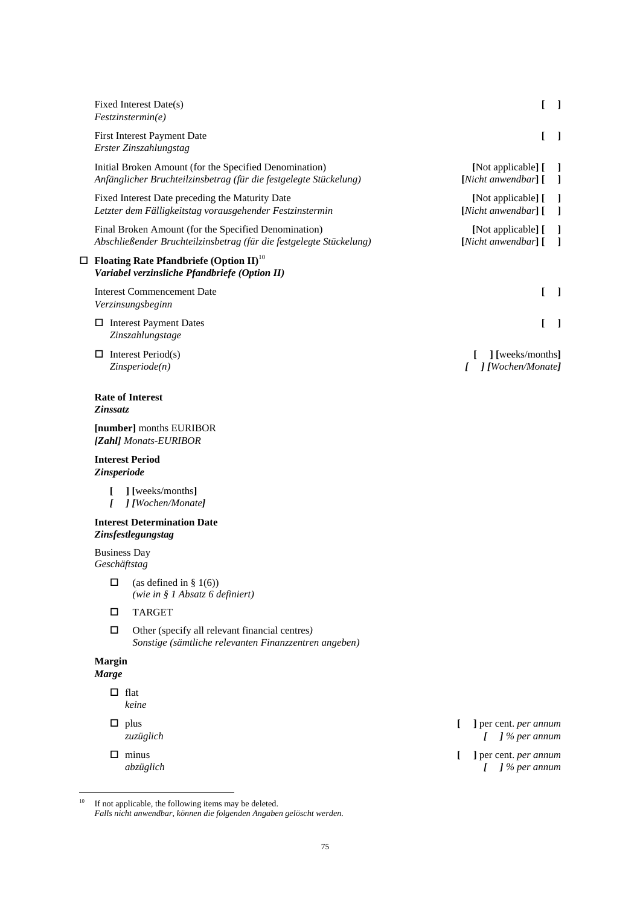| | |
|---|---|
| Fixed Interest Date(s)<br>*Festzinstermin(e)* | **[ ]** |
| First Interest Payment Date<br>*Erster Zinszahlungstag* | **[ ]** |
| Initial Broken Amount (for the Specified Denomination)<br>*Anfänglicher Bruchteilzinsbetrag (für die festgelegte Stückelung)* | **[**Not applicable**] [ ]**<br>**[***Nicht anwendbar***] [ ]** |
| Fixed Interest Date preceding the Maturity Date<br>*Letzter dem Fälligkeitstag vorausgehender Festzinstermin* | **[**Not applicable**] [ ]**<br>**[***Nicht anwendbar***] [ ]** |
| Final Broken Amount (for the Specified Denomination)<br>*Abschließender Bruchteilzinsbetrag (für die festgelegte Stückelung)* | **[**Not applicable**] [ ]**<br>**[***Nicht anwendbar***] [ ]** |

☐ **Floating Rate Pfandbriefe (Option II)**[10]
***Variabel verzinsliche Pfandbriefe (Option II)***

| | |
|---|---|
| Interest Commencement Date<br>*Verzinsungsbeginn* | **[ ]** |
| ☐ Interest Payment Dates<br>*Zinszahlungstage* | **[ ]** |
| ☐ Interest Period(s)<br>*Zinsperiode(n)* | **[ ] [**weeks/months**]**<br>***[ ] [Wochen/Monate]*** |

**Rate of Interest**
***Zinssatz***

**[number]** months EURIBOR
***[Zahl]*** *Monats-EURIBOR*

**Interest Period**
***Zinsperiode***

**[ ] [**weeks/months**]**
***[ ] [Wochen/Monate]***

**Interest Determination Date**
***Zinsfestlegungstag***

Business Day
*Geschäftstag*

- ☐ (as defined in § 1(6))
  *(wie in § 1 Absatz 6 definiert)*
- ☐ TARGET
- ☐ Other (specify all relevant financial centres*)*
  *Sonstige (sämtliche relevanten Finanzzentren angeben)*

**Margin**
***Marge***

| | |
|---|---|
| ☐ flat<br>*keine* | |
| ☐ plus<br>*zuzüglich* | **[ ]** per cent. *per annum*<br>***[ ]*** *% per annum* |
| ☐ minus<br>*abzüglich* | **[ ]** per cent. *per annum*<br>***[ ]*** *% per annum* |

---

[10] If not applicable, the following items may be deleted.
*Falls nicht anwendbar, können die folgenden Angaben gelöscht werden.*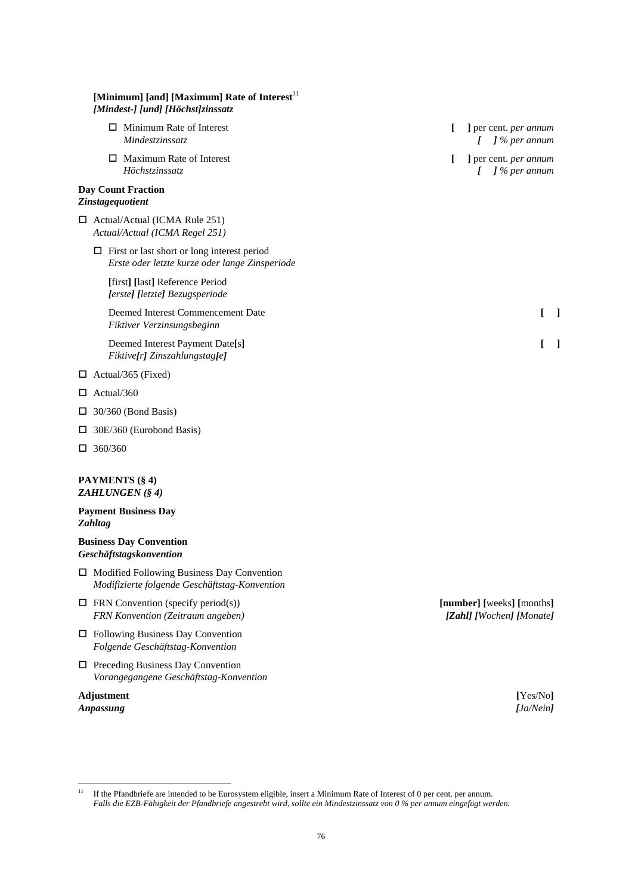**[Minimum] [and] [Maximum] Rate of Interest**[11]
***[Mindest-] [und] [Höchst]zinssatz***

| | |
|---|---|
| ☐ Minimum Rate of Interest<br>*Mindestzinssatz* | **[ ]** per cent. *per annum*<br>*[ ] % per annum* |
| ☐ Maximum Rate of Interest<br>*Höchstzinssatz* | **[ ]** per cent. *per annum*<br>*[ ] % per annum* |

**Day Count Fraction**
***Zinstagequotient***

☐ Actual/Actual (ICMA Rule 251)
*Actual/Actual (ICMA Regel 251)*

☐ First or last short or long interest period
*Erste oder letzte kurze oder lange Zinsperiode*

**[**first**] [**last**]** Reference Period
***[****erste****] [****letzte****]*** *Bezugsperiode*

| | |
|---|---|
| Deemed Interest Commencement Date<br>*Fiktiver Verzinsungsbeginn* | **[ ]** |
| Deemed Interest Payment Date**[**s**]**<br>*Fiktive**[**r**]** Zinszahlungstag**[**e**]*** | **[ ]** |

☐ Actual/365 (Fixed)

☐ Actual/360

☐ 30/360 (Bond Basis)

☐ 30E/360 (Eurobond Basis)

☐ 360/360

**PAYMENTS (§ 4)**
***ZAHLUNGEN (§ 4)***

**Payment Business Day**
***Zahltag***

**Business Day Convention**
***Geschäftstagskonvention***

| | |
|---|---|
| ☐ Modified Following Business Day Convention<br>*Modifizierte folgende Geschäftstag-Konvention* | |
| ☐ FRN Convention (specify period(s))<br>*FRN Konvention (Zeitraum angeben)* | **[number] [**weeks**] [**months**]**<br>***[Zahl] [****Wochen****] [****Monate****]*** |
| ☐ Following Business Day Convention<br>*Folgende Geschäftstag-Konvention* | |
| ☐ Preceding Business Day Convention<br>*Vorangegangene Geschäftstag-Konvention* | |

| | |
|---|---|
| **Adjustment**<br>***Anpassung*** | **[**Yes/No**]**<br>***[****Ja/Nein****]*** |

---

[11] If the Pfandbriefe are intended to be Eurosystem eligible, insert a Minimum Rate of Interest of 0 per cent. per annum.
*Falls die EZB-Fähigkeit der Pfandbriefe angestrebt wird, sollte ein Mindestzinssatz von 0 % per annum eingefügt werden.*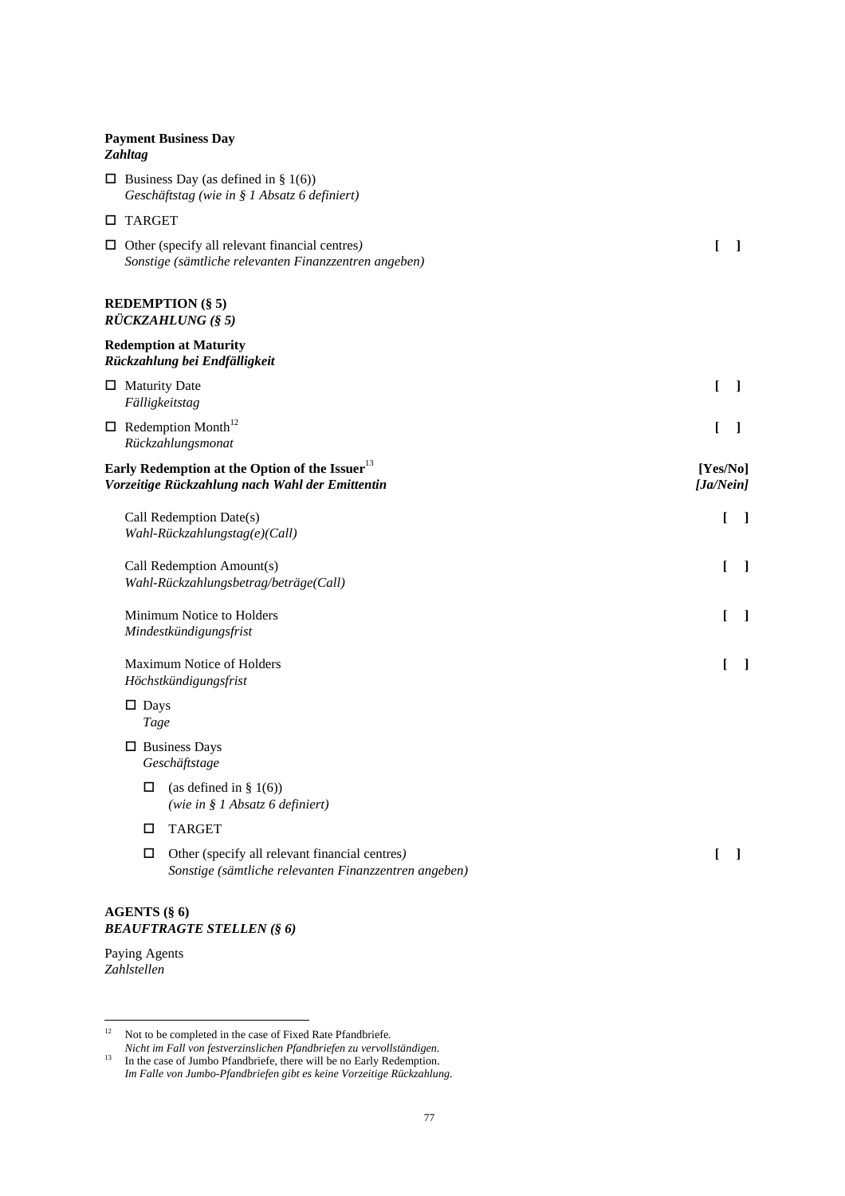**Payment Business Day**
***Zahltag***

☐ Business Day (as defined in § 1(6))
*Geschäftstag (wie in § 1 Absatz 6 definiert)*

☐ TARGET

☐ Other (specify all relevant financial centres) [ ]
*Sonstige (sämtliche relevanten Finanzzentren angeben)*

**REDEMPTION (§ 5)**
***RÜCKZAHLUNG (§ 5)***

**Redemption at Maturity**
***Rückzahlung bei Endfälligkeit***

☐ Maturity Date [ ]
*Fälligkeitstag*

☐ Redemption Month[12] [ ]
*Rückzahlungsmonat*

**Early Redemption at the Option of the Issuer**[13] **[Yes/No]**
***Vorzeitige Rückzahlung nach Wahl der Emittentin*** ***[Ja/Nein]***

Call Redemption Date(s) [ ]
*Wahl-Rückzahlungstag(e)(Call)*

Call Redemption Amount(s) [ ]
*Wahl-Rückzahlungsbetrag/beträge(Call)*

Minimum Notice to Holders [ ]
*Mindestkündigungsfrist*

Maximum Notice of Holders [ ]
*Höchstkündigungsfrist*

☐ Days
*Tage*

☐ Business Days
*Geschäftstage*

☐ (as defined in § 1(6))
*(wie in § 1 Absatz 6 definiert)*

☐ TARGET

☐ Other (specify all relevant financial centres) [ ]
*Sonstige (sämtliche relevanten Finanzzentren angeben)*

**AGENTS (§ 6)**
***BEAUFTRAGTE STELLEN (§ 6)***

Paying Agents
*Zahlstellen*

---

[12] Not to be completed in the case of Fixed Rate Pfandbriefe.
*Nicht im Fall von festverzinslichen Pfandbriefen zu vervollständigen.*

[13] In the case of Jumbo Pfandbriefe, there will be no Early Redemption.
*Im Falle von Jumbo-Pfandbriefen gibt es keine Vorzeitige Rückzahlung.*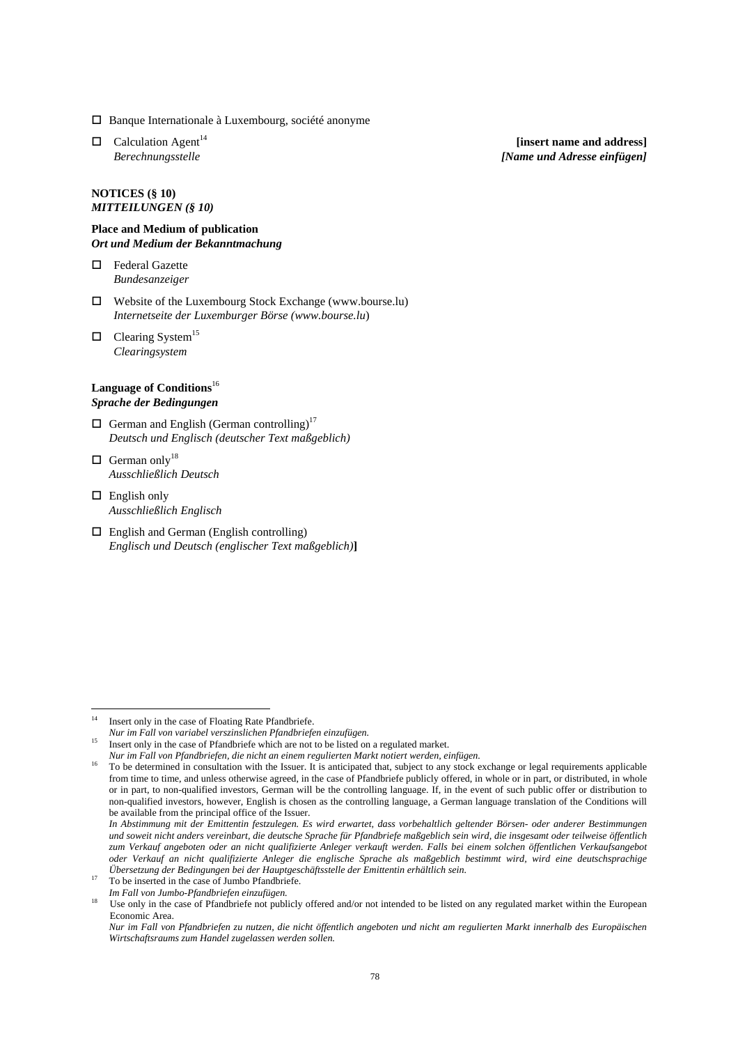☐ Banque Internationale à Luxembourg, société anonyme

☐ Calculation Agent[14] **[insert name and address]**
*Berechnungsstelle* ***[Name und Adresse einfügen]***

**NOTICES (§ 10)**
***MITTEILUNGEN (§ 10)***

**Place and Medium of publication**
***Ort und Medium der Bekanntmachung***

☐ Federal Gazette
*Bundesanzeiger*

☐ Website of the Luxembourg Stock Exchange (www.bourse.lu)
*Internetseite der Luxemburger Börse (www.bourse.lu)*

☐ Clearing System[15]
*Clearingsystem*

**Language of Conditions**[16]
***Sprache der Bedingungen***

☐ German and English (German controlling)[17]
*Deutsch und Englisch (deutscher Text maßgeblich)*

☐ German only[18]
*Ausschließlich Deutsch*

☐ English only
*Ausschließlich Englisch*

☐ English and German (English controlling)
*Englisch und Deutsch (englischer Text maßgeblich)***]**

---

[14] Insert only in the case of Floating Rate Pfandbriefe.
*Nur im Fall von variabel verzinslichen Pfandbriefen einzufügen.*

[15] Insert only in the case of Pfandbriefe which are not to be listed on a regulated market.
*Nur im Fall von Pfandbriefen, die nicht an einem regulierten Markt notiert werden, einfügen.*

[16] To be determined in consultation with the Issuer. It is anticipated that, subject to any stock exchange or legal requirements applicable from time to time, and unless otherwise agreed, in the case of Pfandbriefe publicly offered, in whole or in part, or distributed, in whole or in part, to non-qualified investors, German will be the controlling language. If, in the event of such public offer or distribution to non-qualified investors, however, English is chosen as the controlling language, a German language translation of the Conditions will be available from the principal office of the Issuer.
*In Abstimmung mit der Emittentin festzulegen. Es wird erwartet, dass vorbehaltlich geltender Börsen- oder anderer Bestimmungen und soweit nicht anders vereinbart, die deutsche Sprache für Pfandbriefe maßgeblich sein wird, die insgesamt oder teilweise öffentlich zum Verkauf angeboten oder an nicht qualifizierte Anleger verkauft werden. Falls bei einem solchen öffentlichen Verkaufsangebot oder Verkauf an nicht qualifizierte Anleger die englische Sprache als maßgeblich bestimmt wird, wird eine deutschsprachige Übersetzung der Bedingungen bei der Hauptgeschäftsstelle der Emittentin erhältlich sein.*

[17] To be inserted in the case of Jumbo Pfandbriefe.
*Im Fall von Jumbo-Pfandbriefen einzufügen.*

[18] Use only in the case of Pfandbriefe not publicly offered and/or not intended to be listed on any regulated market within the European Economic Area.
*Nur im Fall von Pfandbriefen zu nutzen, die nicht öffentlich angeboten und nicht am regulierten Markt innerhalb des Europäischen Wirtschaftsraums zum Handel zugelassen werden sollen.*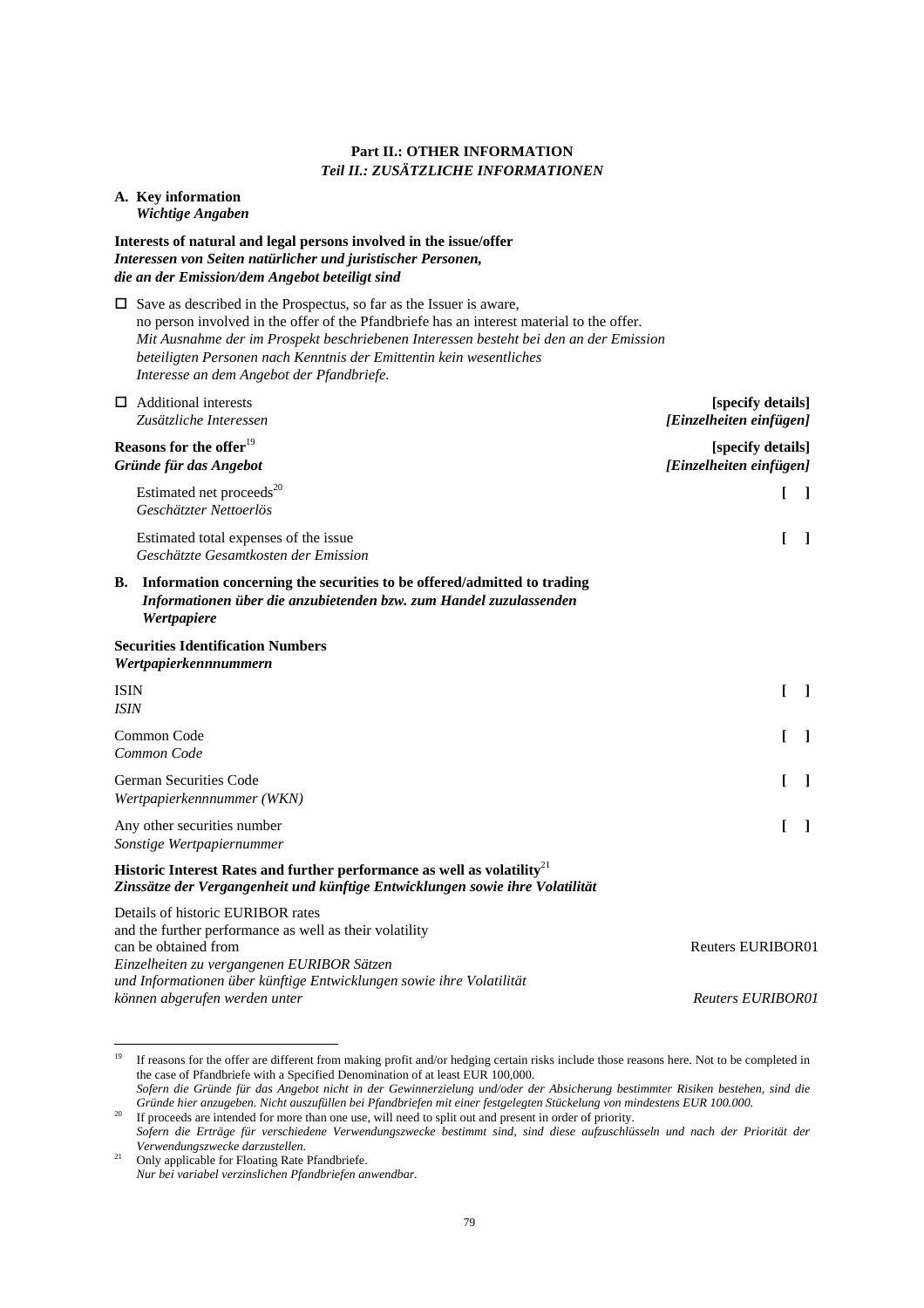**Part II.: OTHER INFORMATION**
***Teil II.: ZUSÄTZLICHE INFORMATIONEN***

**A. Key information**
***Wichtige Angaben***

**Interests of natural and legal persons involved in the issue/offer**
***Interessen von Seiten natürlicher und juristischer Personen, die an der Emission/dem Angebot beteiligt sind***

☐ Save as described in the Prospectus, so far as the Issuer is aware, no person involved in the offer of the Pfandbriefe has an interest material to the offer.
*Mit Ausnahme der im Prospekt beschriebenen Interessen besteht bei den an der Emission beteiligten Personen nach Kenntnis der Emittentin kein wesentliches Interesse an dem Angebot der Pfandbriefe.*

| | |
|---|---|
| ☐ Additional interests<br>*Zusätzliche Interessen* | **[specify details]**<br>***[Einzelheiten einfügen]*** |
| **Reasons for the offer**[19]<br>***Gründe für das Angebot*** | **[specify details]**<br>***[Einzelheiten einfügen]*** |
| Estimated net proceeds[20]<br>*Geschätzter Nettoerlös* | **[ ]** |
| Estimated total expenses of the issue<br>*Geschätzte Gesamtkosten der Emission* | **[ ]** |

**B. Information concerning the securities to be offered/admitted to trading**
***Informationen über die anzubietenden bzw. zum Handel zuzulassenden Wertpapiere***

**Securities Identification Numbers**
***Wertpapierkennnummern***

| | |
|---|---|
| ISIN<br>*ISIN* | **[ ]** |
| Common Code<br>*Common Code* | **[ ]** |
| German Securities Code<br>*Wertpapierkennnummer (WKN)* | **[ ]** |
| Any other securities number<br>*Sonstige Wertpapiernummer* | **[ ]** |

**Historic Interest Rates and further performance as well as volatility**[21]
***Zinssätze der Vergangenheit und künftige Entwicklungen sowie ihre Volatilität***

| | |
|---|---|
| Details of historic EURIBOR rates and the further performance as well as their volatility can be obtained from | Reuters EURIBOR01 |
| *Einzelheiten zu vergangenen EURIBOR Sätzen und Informationen über künftige Entwicklungen sowie ihre Volatilität können abgerufen werden unter* | *Reuters EURIBOR01* |

---

[19] If reasons for the offer are different from making profit and/or hedging certain risks include those reasons here. Not to be completed in the case of Pfandbriefe with a Specified Denomination of at least EUR 100,000.
*Sofern die Gründe für das Angebot nicht in der Gewinnerzielung und/oder der Absicherung bestimmter Risiken bestehen, sind die Gründe hier anzugeben. Nicht auszufüllen bei Pfandbriefen mit einer festgelegten Stückelung von mindestens EUR 100.000.*

[20] If proceeds are intended for more than one use, will need to split out and present in order of priority.
*Sofern die Erträge für verschiedene Verwendungszwecke bestimmt sind, sind diese aufzuschlüsseln und nach der Priorität der Verwendungszwecke darzustellen.*

[21] Only applicable for Floating Rate Pfandbriefe.
*Nur bei variabel verzinslichen Pfandbriefen anwendbar.*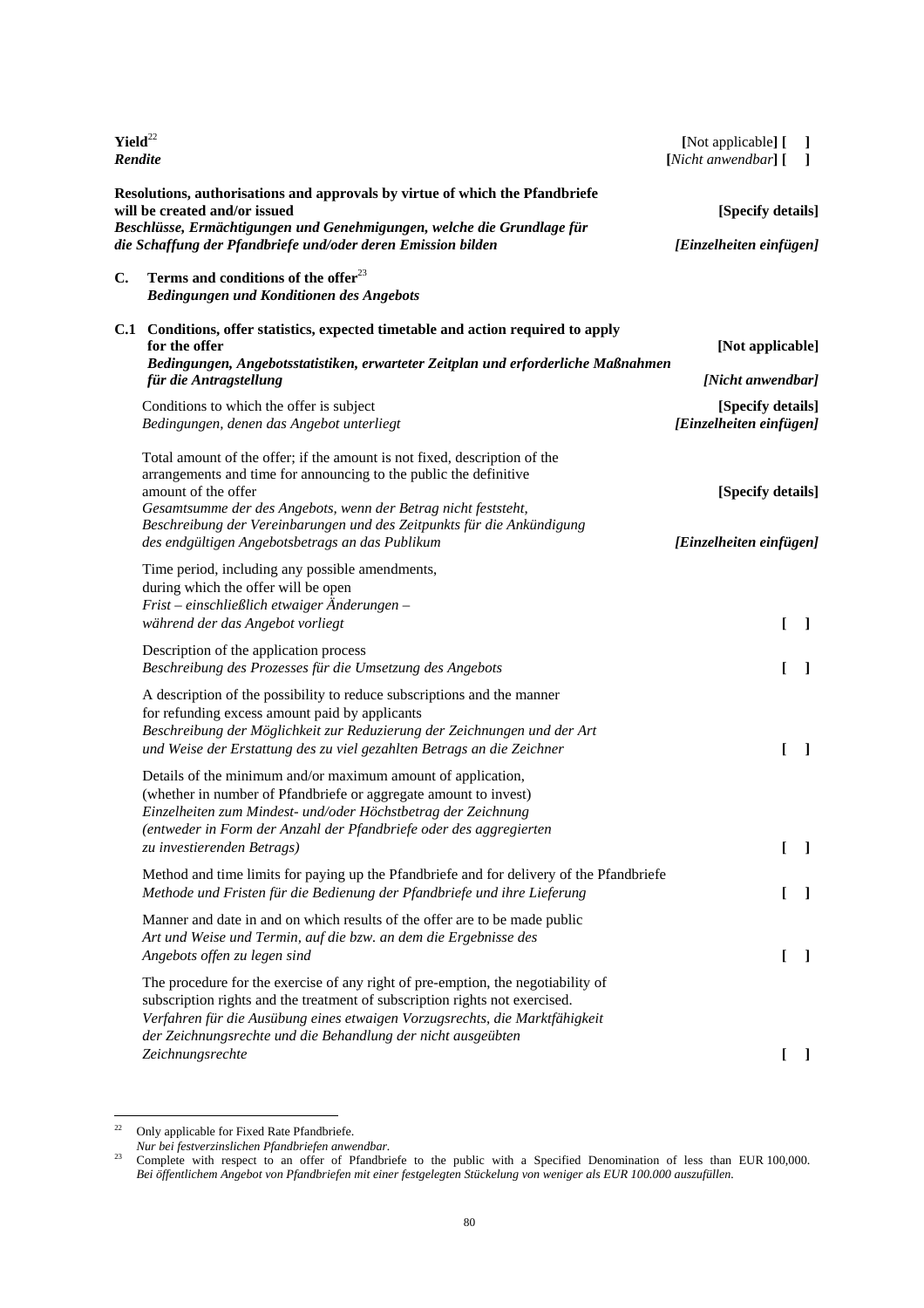| | |
|---|---|
| **Yield**[22]<br>***Rendite*** | **[**Not applicable**] [ ]**<br>**[***Nicht anwendbar***] [ ]** |
| **Resolutions, authorisations and approvals by virtue of which the Pfandbriefe will be created and/or issued**<br>***Beschlüsse, Ermächtigungen und Genehmigungen, welche die Grundlage für die Schaffung der Pfandbriefe und/oder deren Emission bilden*** | **[Specify details]**<br>***[Einzelheiten einfügen]*** |

**C. Terms and conditions of the offer**[23]
***Bedingungen und Konditionen des Angebots***

| | |
|---|---|
| **C.1 Conditions, offer statistics, expected timetable and action required to apply for the offer**<br>***Bedingungen, Angebotsstatistiken, erwarteter Zeitplan und erforderliche Maßnahmen für die Antragstellung*** | **[Not applicable]**<br>***[Nicht anwendbar]*** |
| Conditions to which the offer is subject<br>*Bedingungen, denen das Angebot unterliegt* | **[Specify details]**<br>***[Einzelheiten einfügen]*** |
| Total amount of the offer; if the amount is not fixed, description of the arrangements and time for announcing to the public the definitive amount of the offer<br>*Gesamtsumme der des Angebots, wenn der Betrag nicht feststeht, Beschreibung der Vereinbarungen und des Zeitpunkts für die Ankündigung des endgültigen Angebotsbetrags an das Publikum* | **[Specify details]**<br>***[Einzelheiten einfügen]*** |
| Time period, including any possible amendments, during which the offer will be open<br>*Frist – einschließlich etwaiger Änderungen – während der das Angebot vorliegt* | **[ ]** |
| Description of the application process<br>*Beschreibung des Prozesses für die Umsetzung des Angebots* | **[ ]** |
| A description of the possibility to reduce subscriptions and the manner for refunding excess amount paid by applicants<br>*Beschreibung der Möglichkeit zur Reduzierung der Zeichnungen und der Art und Weise der Erstattung des zu viel gezahlten Betrags an die Zeichner* | **[ ]** |
| Details of the minimum and/or maximum amount of application, (whether in number of Pfandbriefe or aggregate amount to invest)<br>*Einzelheiten zum Mindest- und/oder Höchstbetrag der Zeichnung (entweder in Form der Anzahl der Pfandbriefe oder des aggregierten zu investierenden Betrags)* | **[ ]** |
| Method and time limits for paying up the Pfandbriefe and for delivery of the Pfandbriefe<br>*Methode und Fristen für die Bedienung der Pfandbriefe und ihre Lieferung* | **[ ]** |
| Manner and date in and on which results of the offer are to be made public<br>*Art und Weise und Termin, auf die bzw. an dem die Ergebnisse des Angebots offen zu legen sind* | **[ ]** |
| The procedure for the exercise of any right of pre-emption, the negotiability of subscription rights and the treatment of subscription rights not exercised.<br>*Verfahren für die Ausübung eines etwaigen Vorzugsrechts, die Marktfähigkeit der Zeichnungsrechte und die Behandlung der nicht ausgeübten Zeichnungsrechte* | **[ ]** |

[22] Only applicable for Fixed Rate Pfandbriefe.
*Nur bei festverzinslichen Pfandbriefen anwendbar.*

[23] Complete with respect to an offer of Pfandbriefe to the public with a Specified Denomination of less than EUR 100,000.
*Bei öffentlichem Angebot von Pfandbriefen mit einer festgelegten Stückelung von weniger als EUR 100.000 auszufüllen.*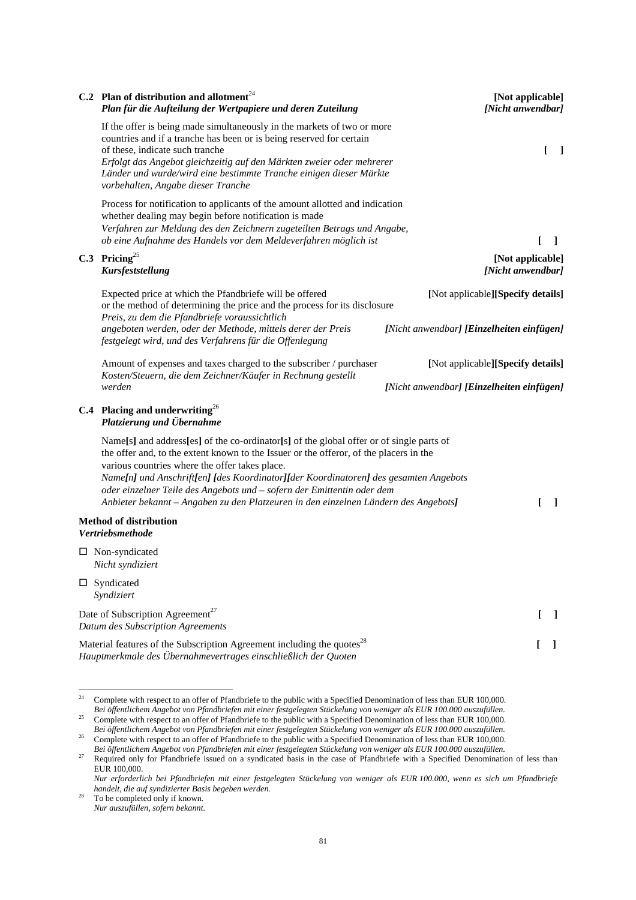**C.2 Plan of distribution and allotment**[24] **[Not applicable]**
***Plan für die Aufteilung der Wertpapiere und deren Zuteilung*** ***[Nicht anwendbar]***

If the offer is being made simultaneously in the markets of two or more countries and if a tranche has been or is being reserved for certain of these, indicate such tranche **[ ]**
*Erfolgt das Angebot gleichzeitig auf den Märkten zweier oder mehrerer Länder und wurde/wird eine bestimmte Tranche einigen dieser Märkte vorbehalten, Angabe dieser Tranche*

Process for notification to applicants of the amount allotted and indication whether dealing may begin before notification is made
*Verfahren zur Meldung des den Zeichnern zugeteilten Betrags und Angabe, ob eine Aufnahme des Handels vor dem Meldeverfahren möglich ist* **[ ]**

**C.3 Pricing**[25] **[Not applicable]**
***Kursfeststellung*** ***[Nicht anwendbar]***

Expected price at which the Pfandbriefe will be offered or the method of determining the price and the process for its disclosure **[**Not applicable**][Specify details]**
*Preis, zu dem die Pfandbriefe voraussichtlich angeboten werden, oder der Methode, mittels derer der Preis festgelegt wird, und des Verfahrens für die Offenlegung* ***[****Nicht anwendbar****] [Einzelheiten einfügen]***

Amount of expenses and taxes charged to the subscriber / purchaser **[**Not applicable**][Specify details]**
*Kosten/Steuern, die dem Zeichner/Käufer in Rechnung gestellt werden* ***[****Nicht anwendbar****] [Einzelheiten einfügen]***

**C.4 Placing and underwriting**[26]
***Platzierung und Übernahme***

Name**[**s**]** and address**[**es**]** of the co-ordinator**[**s**]** of the global offer or of single parts of the offer and, to the extent known to the Issuer or the offeror, of the placers in the various countries where the offer takes place.
*Name****[****n****]*** *und Anschrift****[****en****] [****des Koordinator****][****der Koordinatoren****]*** *des gesamten Angebots oder einzelner Teile des Angebots und – sofern der Emittentin oder dem Anbieter bekannt – Angaben zu den Platzeuren in den einzelnen Ländern des Angebots****]*** **[ ]**

**Method of distribution**
***Vertriebsmethode***

☐ Non-syndicated
*Nicht syndiziert*

☐ Syndicated
*Syndiziert*

Date of Subscription Agreement[27] **[ ]**
*Datum des Subscription Agreements*

Material features of the Subscription Agreement including the quotes[28] **[ ]**
*Hauptmerkmale des Übernahmevertrages einschließlich der Quoten*

---

[24] Complete with respect to an offer of Pfandbriefe to the public with a Specified Denomination of less than EUR 100,000.
*Bei öffentlichem Angebot von Pfandbriefen mit einer festgelegten Stückelung von weniger als EUR 100.000 auszufüllen.*

[25] Complete with respect to an offer of Pfandbriefe to the public with a Specified Denomination of less than EUR 100,000.
*Bei öffentlichem Angebot von Pfandbriefen mit einer festgelegten Stückelung von weniger als EUR 100.000 auszufüllen.*

[26] Complete with respect to an offer of Pfandbriefe to the public with a Specified Denomination of less than EUR 100,000.
*Bei öffentlichem Angebot von Pfandbriefen mit einer festgelegten Stückelung von weniger als EUR 100.000 auszufüllen.*

[27] Required only for Pfandbriefe issued on a syndicated basis in the case of Pfandbriefe with a Specified Denomination of less than EUR 100,000.
*Nur erforderlich bei Pfandbriefen mit einer festgelegten Stückelung von weniger als EUR 100.000, wenn es sich um Pfandbriefe handelt, die auf syndizierter Basis begeben werden.*

[28] To be completed only if known.
*Nur auszufüllen, sofern bekannt.*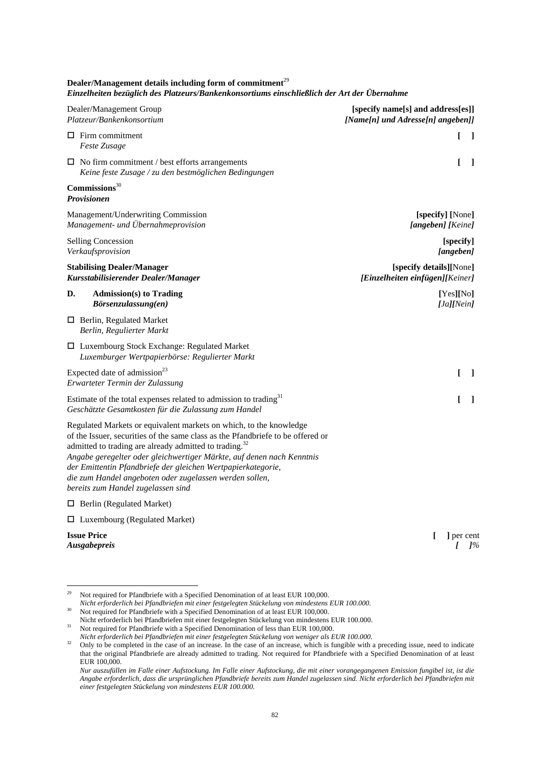**Dealer/Management details including form of commitment**[29]
***Einzelheiten bezüglich des Platzeurs/Bankenkonsortiums einschließlich der Art der Übernahme***

| | |
|---|---|
| Dealer/Management Group<br>*Platzeur/Bankenkonsortium* | **[specify name[s] and address[es]]**<br>***[Name[n] und Adresse[n] angeben]*** |
| ☐ Firm commitment<br>*Feste Zusage* | **[ ]** |
| ☐ No firm commitment / best efforts arrangements<br>*Keine feste Zusage / zu den bestmöglichen Bedingungen* | **[ ]** |

**Commissions**[30]
***Provisionen***

| | |
|---|---|
| Management/Underwriting Commission<br>*Management- und Übernahmeprovision* | **[specify] [**None**]**<br>***[angeben] [****Keine****]*** |
| Selling Concession<br>*Verkaufsprovision* | **[specify]**<br>***[angeben]*** |
| **Stabilising Dealer/Manager**<br>***Kursstabilisierender Dealer/Manager*** | **[specify details][**None**]**<br>***[Einzelheiten einfügen][****Keiner****]*** |

**D. Admission(s) to Trading** — **[**Yes**][**No**]**
***Börsenzulassung(en)*** — ***[****Ja****][****Nein****]***

☐ Berlin, Regulated Market
*Berlin, Regulierter Markt*

☐ Luxembourg Stock Exchange: Regulated Market
*Luxemburger Wertpapierbörse: Regulierter Markt*

| | |
|---|---|
| Expected date of admission[23]<br>*Erwarteter Termin der Zulassung* | **[ ]** |
| Estimate of the total expenses related to admission to trading[31]<br>*Geschätzte Gesamtkosten für die Zulassung zum Handel* | **[ ]** |

Regulated Markets or equivalent markets on which, to the knowledge of the Issuer, securities of the same class as the Pfandbriefe to be offered or admitted to trading are already admitted to trading.[32]
*Angabe geregelter oder gleichwertiger Märkte, auf denen nach Kenntnis der Emittentin Pfandbriefe der gleichen Wertpapierkategorie, die zum Handel angeboten oder zugelassen werden sollen, bereits zum Handel zugelassen sind*

☐ Berlin (Regulated Market)

☐ Luxembourg (Regulated Market)

| | |
|---|---|
| **Issue Price**<br>***Ausgabepreis*** | **[ ]** per cent<br>***[ ]%*** |

---

[29] Not required for Pfandbriefe with a Specified Denomination of at least EUR 100,000.
*Nicht erforderlich bei Pfandbriefen mit einer festgelegten Stückelung von mindestens EUR 100.000.*

[30] Not required for Pfandbriefe with a Specified Denomination of at least EUR 100,000.
Nicht erforderlich bei Pfandbriefen mit einer festgelegten Stückelung von mindestens EUR 100.000.

[31] Not required for Pfandbriefe with a Specified Denomination of less than EUR 100,000.
*Nicht erforderlich bei Pfandbriefen mit einer festgelegten Stückelung von weniger als EUR 100.000.*

[32] Only to be completed in the case of an increase. In the case of an increase, which is fungible with a preceding issue, need to indicate that the original Pfandbriefe are already admitted to trading. Not required for Pfandbriefe with a Specified Denomination of at least EUR 100,000.
*Nur auszufüllen im Falle einer Aufstockung. Im Falle einer Aufstockung, die mit einer vorangegangenen Emission fungibel ist, ist die Angabe erforderlich, dass die ursprünglichen Pfandbriefe bereits zum Handel zugelassen sind. Nicht erforderlich bei Pfandbriefen mit einer festgelegten Stückelung von mindestens EUR 100.000.*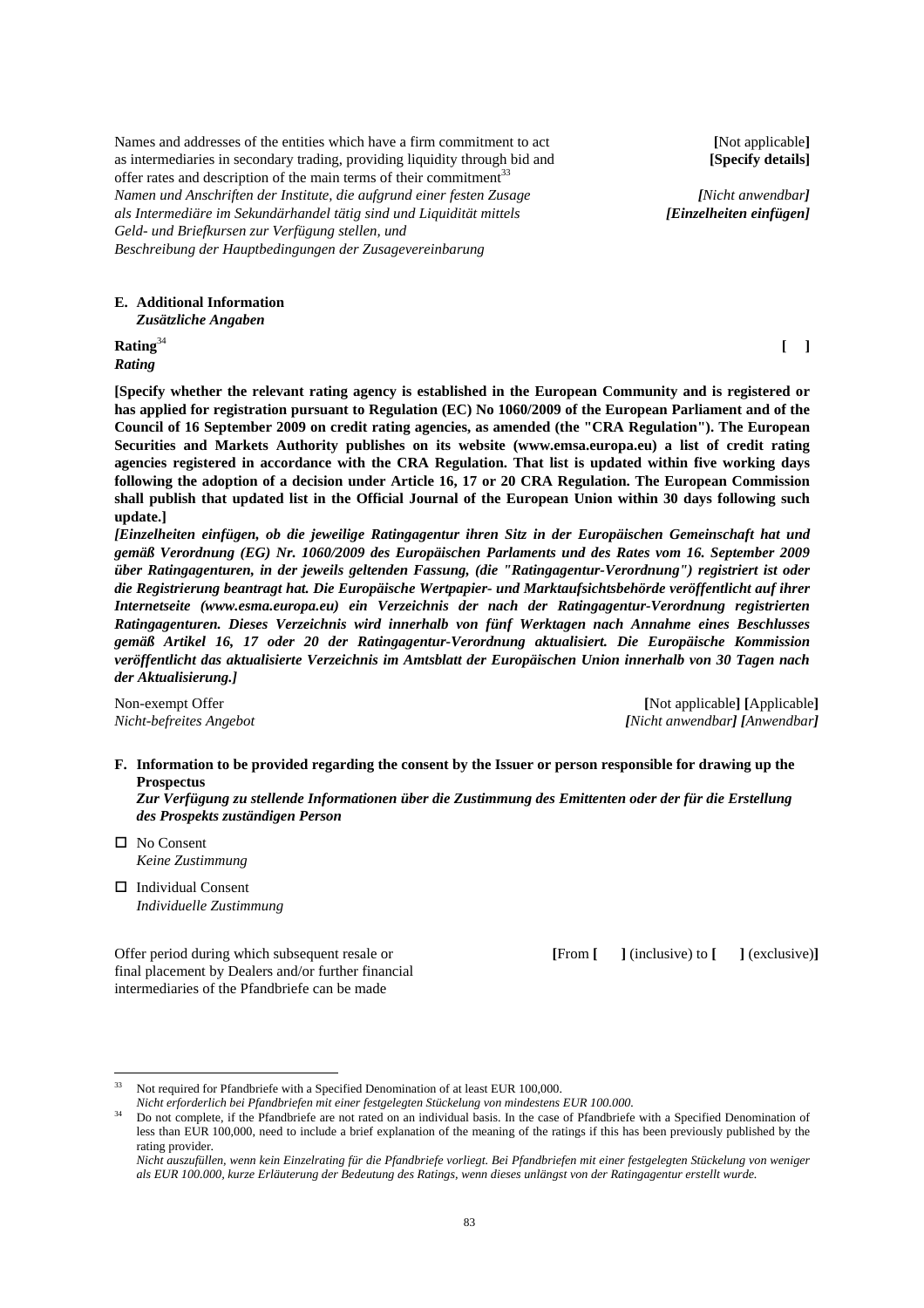Names and addresses of the entities which have a firm commitment to act as intermediaries in secondary trading, providing liquidity through bid and offer rates and description of the main terms of their commitment[33]
*Namen und Anschriften der Institute, die aufgrund einer festen Zusage als Intermediäre im Sekundärhandel tätig sind und Liquidität mittels Geld- und Briefkursen zur Verfügung stellen, und Beschreibung der Hauptbedingungen der Zusagevereinbarung*

**[**Not applicable**]**
**[Specify details]**
***[****Nicht anwendbar****]***
***[Einzelheiten einfügen]***

**E. Additional Information**
***Zusätzliche Angaben***

**Rating**[34] **[ ]**
***Rating***

**[Specify whether the relevant rating agency is established in the European Community and is registered or has applied for registration pursuant to Regulation (EC) No 1060/2009 of the European Parliament and of the Council of 16 September 2009 on credit rating agencies, as amended (the "CRA Regulation"). The European Securities and Markets Authority publishes on its website (www.emsa.europa.eu) a list of credit rating agencies registered in accordance with the CRA Regulation. That list is updated within five working days following the adoption of a decision under Article 16, 17 or 20 CRA Regulation. The European Commission shall publish that updated list in the Official Journal of the European Union within 30 days following such update.]**
***[Einzelheiten einfügen, ob die jeweilige Ratingagentur ihren Sitz in der Europäischen Gemeinschaft hat und gemäß Verordnung (EG) Nr. 1060/2009 des Europäischen Parlaments und des Rates vom 16. September 2009 über Ratingagenturen, in der jeweils geltenden Fassung, (die "Ratingagentur-Verordnung") registriert ist oder die Registrierung beantragt hat. Die Europäische Wertpapier- und Marktaufsichtsbehörde veröffentlicht auf ihrer Internetseite (www.esma.europa.eu) ein Verzeichnis der nach der Ratingagentur-Verordnung registrierten Ratingagenturen. Dieses Verzeichnis wird innerhalb von fünf Werktagen nach Annahme eines Beschlusses gemäß Artikel 16, 17 oder 20 der Ratingagentur-Verordnung aktualisiert. Die Europäische Kommission veröffentlicht das aktualisierte Verzeichnis im Amtsblatt der Europäischen Union innerhalb von 30 Tagen nach der Aktualisierung.]***

Non-exempt Offer **[**Not applicable**] [**Applicable**]**
*Nicht-befreites Angebot* ***[****Nicht anwendbar****] [****Anwendbar****]***

**F. Information to be provided regarding the consent by the Issuer or person responsible for drawing up the Prospectus**
***Zur Verfügung zu stellende Informationen über die Zustimmung des Emittenten oder der für die Erstellung des Prospekts zuständigen Person***

☐ No Consent
*Keine Zustimmung*

☐ Individual Consent
*Individuelle Zustimmung*

Offer period during which subsequent resale or final placement by Dealers and/or further financial intermediaries of the Pfandbriefe can be made **[**From **[ ]** (inclusive) to **[ ]** (exclusive)**]**

---

[33] Not required for Pfandbriefe with a Specified Denomination of at least EUR 100,000.
*Nicht erforderlich bei Pfandbriefen mit einer festgelegten Stückelung von mindestens EUR 100.000.*

[34] Do not complete, if the Pfandbriefe are not rated on an individual basis. In the case of Pfandbriefe with a Specified Denomination of less than EUR 100,000, need to include a brief explanation of the meaning of the ratings if this has been previously published by the rating provider.
*Nicht auszufüllen, wenn kein Einzelrating für die Pfandbriefe vorliegt. Bei Pfandbriefen mit einer festgelegten Stückelung von weniger als EUR 100.000, kurze Erläuterung der Bedeutung des Ratings, wenn dieses unlängst von der Ratingagentur erstellt wurde.*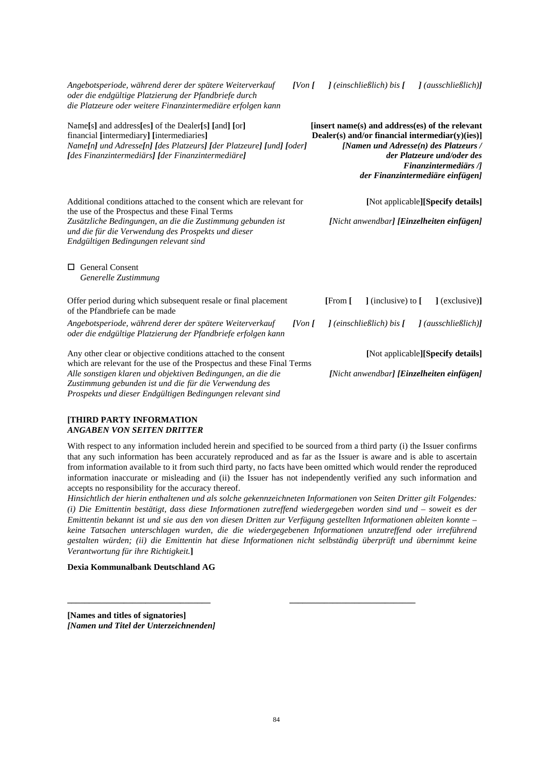| | |
|---|---|
| *Angebotsperiode, während derer der spätere Weiterverkauf oder die endgültige Platzierung der Pfandbriefe durch die Platzeure oder weitere Finanzintermediäre erfolgen kann* | *[Von [ ] (einschließlich) bis [ ] (ausschließlich)]* |
| Name[s] and address[es] of the Dealer[s] [and] [or] financial [intermediary] [intermediaries]<br>*Name[n] und Adresse[n] [des Platzeurs] [der Platzeure] [und] [oder] [des Finanzintermediärs] [der Finanzintermediäre]* | **[insert name(s) and address(es) of the relevant Dealer(s) and/or financial intermediar(y)(ies)]**<br>***[Namen und Adresse(n) des Platzeurs / der Platzeure und/oder des Finanzintermediärs /] der Finanzintermediäre einfügen]*** |
| Additional conditions attached to the consent which are relevant for the use of the Prospectus and these Final Terms<br>*Zusätzliche Bedingungen, an die die Zustimmung gebunden ist und die für die Verwendung des Prospekts und dieser Endgültigen Bedingungen relevant sind* | [Not applicable][**Specify details**]<br>*[Nicht anwendbar] [**Einzelheiten einfügen**]* |

☐ General Consent
*Generelle Zustimmung*

| | |
|---|---|
| Offer period during which subsequent resale or final placement of the Pfandbriefe can be made<br>*Angebotsperiode, während derer der spätere Weiterverkauf oder die endgültige Platzierung der Pfandbriefe erfolgen kann* | [From [ ] (inclusive) to [ ] (exclusive)]<br>*[Von [ ] (einschließlich) bis [ ] (ausschließlich)]* |
| Any other clear or objective conditions attached to the consent which are relevant for the use of the Prospectus and these Final Terms<br>*Alle sonstigen klaren und objektiven Bedingungen, an die die Zustimmung gebunden ist und die für die Verwendung des Prospekts und dieser Endgültigen Bedingungen relevant sind* | [Not applicable][**Specify details**]<br>*[Nicht anwendbar] [**Einzelheiten einfügen**]* |

**[THIRD PARTY INFORMATION**
***ANGABEN VON SEITEN DRITTER***

With respect to any information included herein and specified to be sourced from a third party (i) the Issuer confirms that any such information has been accurately reproduced and as far as the Issuer is aware and is able to ascertain from information available to it from such third party, no facts have been omitted which would render the reproduced information inaccurate or misleading and (ii) the Issuer has not independently verified any such information and accepts no responsibility for the accuracy thereof.
*Hinsichtlich der hierin enthaltenen und als solche gekennzeichneten Informationen von Seiten Dritter gilt Folgendes: (i) Die Emittentin bestätigt, dass diese Informationen zutreffend wiedergegeben worden sind und – soweit es der Emittentin bekannt ist und sie aus den von diesen Dritten zur Verfügung gestellten Informationen ableiten konnte – keine Tatsachen unterschlagen wurden, die die wiedergegebenen Informationen unzutreffend oder irreführend gestalten würden; (ii) die Emittentin hat diese Informationen nicht selbständig überprüft und übernimmt keine Verantwortung für ihre Richtigkeit.***]**

**Dexia Kommunalbank Deutschland AG**

_______________________________ _______________________________

**[Names and titles of signatories]**
***[Namen und Titel der Unterzeichnenden]***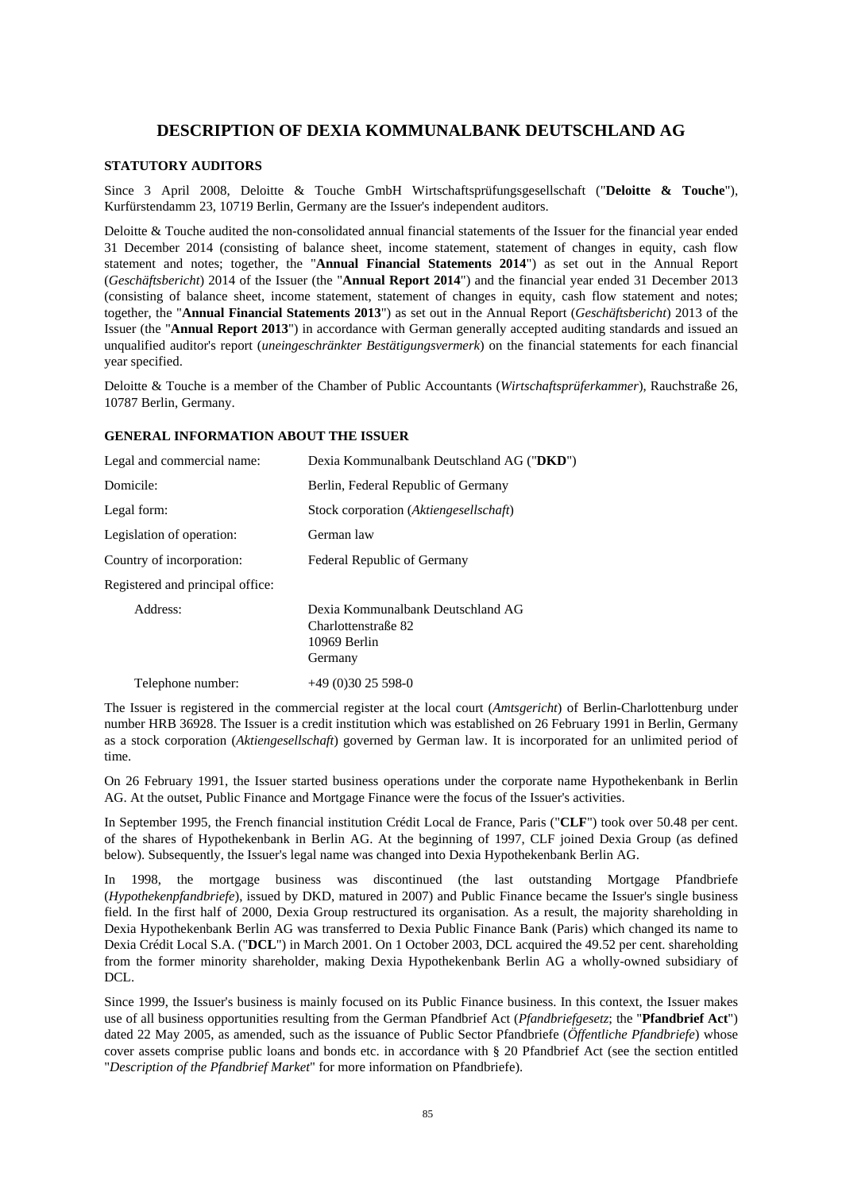# DESCRIPTION OF DEXIA KOMMUNALBANK DEUTSCHLAND AG

### STATUTORY AUDITORS

Since 3 April 2008, Deloitte & Touche GmbH Wirtschaftsprüfungsgesellschaft ("**Deloitte & Touche**"), Kurfürstendamm 23, 10719 Berlin, Germany are the Issuer's independent auditors.

Deloitte & Touche audited the non-consolidated annual financial statements of the Issuer for the financial year ended 31 December 2014 (consisting of balance sheet, income statement, statement of changes in equity, cash flow statement and notes; together, the "**Annual Financial Statements 2014**") as set out in the Annual Report (*Geschäftsbericht*) 2014 of the Issuer (the "**Annual Report 2014**") and the financial year ended 31 December 2013 (consisting of balance sheet, income statement, statement of changes in equity, cash flow statement and notes; together, the "**Annual Financial Statements 2013**") as set out in the Annual Report (*Geschäftsbericht*) 2013 of the Issuer (the "**Annual Report 2013**") in accordance with German generally accepted auditing standards and issued an unqualified auditor's report (*uneingeschränkter Bestätigungsvermerk*) on the financial statements for each financial year specified.

Deloitte & Touche is a member of the Chamber of Public Accountants (*Wirtschaftsprüferkammer*), Rauchstraße 26, 10787 Berlin, Germany.

### GENERAL INFORMATION ABOUT THE ISSUER

| | |
|---|---|
| Legal and commercial name: | Dexia Kommunalbank Deutschland AG ("**DKD**") |
| Domicile: | Berlin, Federal Republic of Germany |
| Legal form: | Stock corporation (*Aktiengesellschaft*) |
| Legislation of operation: | German law |
| Country of incorporation: | Federal Republic of Germany |
| Registered and principal office: | |
| Address: | Dexia Kommunalbank Deutschland AG<br>Charlottenstraße 82<br>10969 Berlin<br>Germany |
| Telephone number: | +49 (0)30 25 598-0 |

The Issuer is registered in the commercial register at the local court (*Amtsgericht*) of Berlin-Charlottenburg under number HRB 36928. The Issuer is a credit institution which was established on 26 February 1991 in Berlin, Germany as a stock corporation (*Aktiengesellschaft*) governed by German law. It is incorporated for an unlimited period of time.

On 26 February 1991, the Issuer started business operations under the corporate name Hypothekenbank in Berlin AG. At the outset, Public Finance and Mortgage Finance were the focus of the Issuer's activities.

In September 1995, the French financial institution Crédit Local de France, Paris ("**CLF**") took over 50.48 per cent. of the shares of Hypothekenbank in Berlin AG. At the beginning of 1997, CLF joined Dexia Group (as defined below). Subsequently, the Issuer's legal name was changed into Dexia Hypothekenbank Berlin AG.

In 1998, the mortgage business was discontinued (the last outstanding Mortgage Pfandbriefe (*Hypothekenpfandbriefe*), issued by DKD, matured in 2007) and Public Finance became the Issuer's single business field. In the first half of 2000, Dexia Group restructured its organisation. As a result, the majority shareholding in Dexia Hypothekenbank Berlin AG was transferred to Dexia Public Finance Bank (Paris) which changed its name to Dexia Crédit Local S.A. ("**DCL**") in March 2001. On 1 October 2003, DCL acquired the 49.52 per cent. shareholding from the former minority shareholder, making Dexia Hypothekenbank Berlin AG a wholly-owned subsidiary of DCL.

Since 1999, the Issuer's business is mainly focused on its Public Finance business. In this context, the Issuer makes use of all business opportunities resulting from the German Pfandbrief Act (*Pfandbriefgesetz*; the "**Pfandbrief Act**") dated 22 May 2005, as amended, such as the issuance of Public Sector Pfandbriefe (*Öffentliche Pfandbriefe*) whose cover assets comprise public loans and bonds etc. in accordance with § 20 Pfandbrief Act (see the section entitled "*Description of the Pfandbrief Market*" for more information on Pfandbriefe).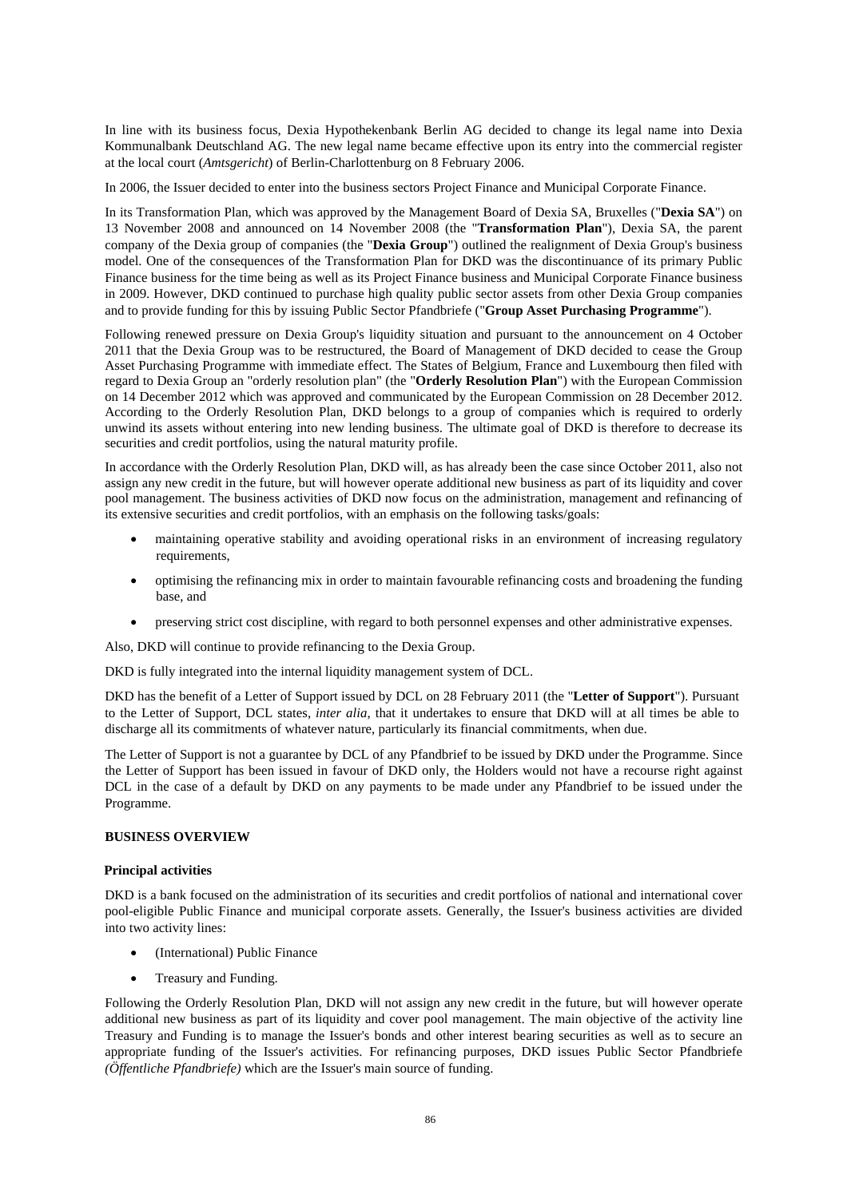In line with its business focus, Dexia Hypothekenbank Berlin AG decided to change its legal name into Dexia Kommunalbank Deutschland AG. The new legal name became effective upon its entry into the commercial register at the local court (*Amtsgericht*) of Berlin-Charlottenburg on 8 February 2006.

In 2006, the Issuer decided to enter into the business sectors Project Finance and Municipal Corporate Finance.

In its Transformation Plan, which was approved by the Management Board of Dexia SA, Bruxelles ("**Dexia SA**") on 13 November 2008 and announced on 14 November 2008 (the "**Transformation Plan**"), Dexia SA, the parent company of the Dexia group of companies (the "**Dexia Group**") outlined the realignment of Dexia Group's business model. One of the consequences of the Transformation Plan for DKD was the discontinuance of its primary Public Finance business for the time being as well as its Project Finance business and Municipal Corporate Finance business in 2009. However, DKD continued to purchase high quality public sector assets from other Dexia Group companies and to provide funding for this by issuing Public Sector Pfandbriefe ("**Group Asset Purchasing Programme**").

Following renewed pressure on Dexia Group's liquidity situation and pursuant to the announcement on 4 October 2011 that the Dexia Group was to be restructured, the Board of Management of DKD decided to cease the Group Asset Purchasing Programme with immediate effect. The States of Belgium, France and Luxembourg then filed with regard to Dexia Group an "orderly resolution plan" (the "**Orderly Resolution Plan**") with the European Commission on 14 December 2012 which was approved and communicated by the European Commission on 28 December 2012. According to the Orderly Resolution Plan, DKD belongs to a group of companies which is required to orderly unwind its assets without entering into new lending business. The ultimate goal of DKD is therefore to decrease its securities and credit portfolios, using the natural maturity profile.

In accordance with the Orderly Resolution Plan, DKD will, as has already been the case since October 2011, also not assign any new credit in the future, but will however operate additional new business as part of its liquidity and cover pool management. The business activities of DKD now focus on the administration, management and refinancing of its extensive securities and credit portfolios, with an emphasis on the following tasks/goals:

- maintaining operative stability and avoiding operational risks in an environment of increasing regulatory requirements,
- optimising the refinancing mix in order to maintain favourable refinancing costs and broadening the funding base, and
- preserving strict cost discipline, with regard to both personnel expenses and other administrative expenses.

Also, DKD will continue to provide refinancing to the Dexia Group.

DKD is fully integrated into the internal liquidity management system of DCL.

DKD has the benefit of a Letter of Support issued by DCL on 28 February 2011 (the "**Letter of Support**"). Pursuant to the Letter of Support, DCL states, *inter alia*, that it undertakes to ensure that DKD will at all times be able to discharge all its commitments of whatever nature, particularly its financial commitments, when due.

The Letter of Support is not a guarantee by DCL of any Pfandbrief to be issued by DKD under the Programme. Since the Letter of Support has been issued in favour of DKD only, the Holders would not have a recourse right against DCL in the case of a default by DKD on any payments to be made under any Pfandbrief to be issued under the Programme.

## BUSINESS OVERVIEW

### Principal activities

DKD is a bank focused on the administration of its securities and credit portfolios of national and international cover pool-eligible Public Finance and municipal corporate assets. Generally, the Issuer's business activities are divided into two activity lines:

- (International) Public Finance
- Treasury and Funding.

Following the Orderly Resolution Plan, DKD will not assign any new credit in the future, but will however operate additional new business as part of its liquidity and cover pool management. The main objective of the activity line Treasury and Funding is to manage the Issuer's bonds and other interest bearing securities as well as to secure an appropriate funding of the Issuer's activities. For refinancing purposes, DKD issues Public Sector Pfandbriefe *(Öffentliche Pfandbriefe)* which are the Issuer's main source of funding.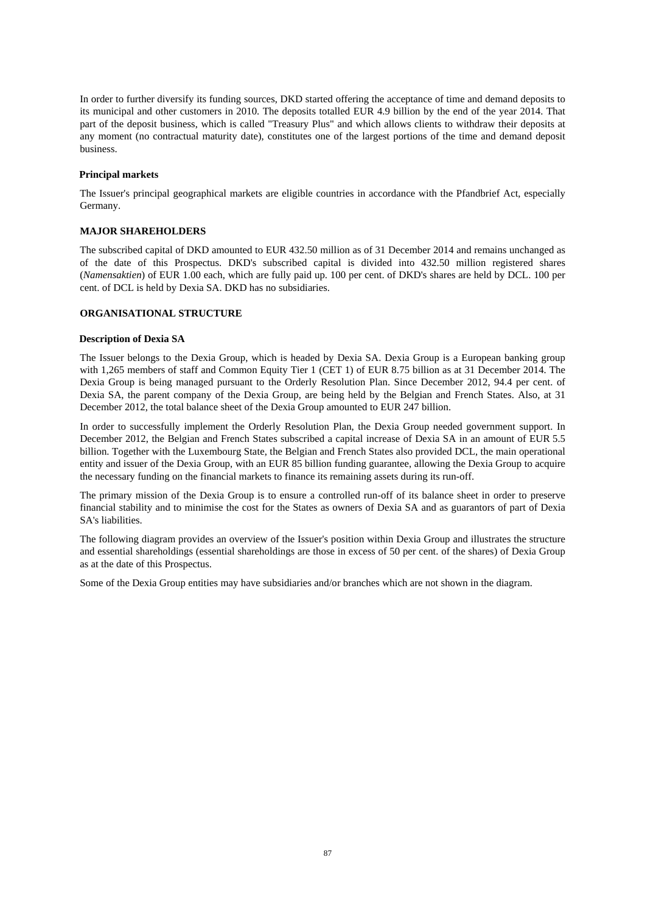In order to further diversify its funding sources, DKD started offering the acceptance of time and demand deposits to its municipal and other customers in 2010. The deposits totalled EUR 4.9 billion by the end of the year 2014. That part of the deposit business, which is called "Treasury Plus" and which allows clients to withdraw their deposits at any moment (no contractual maturity date), constitutes one of the largest portions of the time and demand deposit business.

**Principal markets**

The Issuer's principal geographical markets are eligible countries in accordance with the Pfandbrief Act, especially Germany.

## MAJOR SHAREHOLDERS

The subscribed capital of DKD amounted to EUR 432.50 million as of 31 December 2014 and remains unchanged as of the date of this Prospectus. DKD's subscribed capital is divided into 432.50 million registered shares (*Namensaktien*) of EUR 1.00 each, which are fully paid up. 100 per cent. of DKD's shares are held by DCL. 100 per cent. of DCL is held by Dexia SA. DKD has no subsidiaries.

## ORGANISATIONAL STRUCTURE

**Description of Dexia SA**

The Issuer belongs to the Dexia Group, which is headed by Dexia SA. Dexia Group is a European banking group with 1,265 members of staff and Common Equity Tier 1 (CET 1) of EUR 8.75 billion as at 31 December 2014. The Dexia Group is being managed pursuant to the Orderly Resolution Plan. Since December 2012, 94.4 per cent. of Dexia SA, the parent company of the Dexia Group, are being held by the Belgian and French States. Also, at 31 December 2012, the total balance sheet of the Dexia Group amounted to EUR 247 billion.

In order to successfully implement the Orderly Resolution Plan, the Dexia Group needed government support. In December 2012, the Belgian and French States subscribed a capital increase of Dexia SA in an amount of EUR 5.5 billion. Together with the Luxembourg State, the Belgian and French States also provided DCL, the main operational entity and issuer of the Dexia Group, with an EUR 85 billion funding guarantee, allowing the Dexia Group to acquire the necessary funding on the financial markets to finance its remaining assets during its run-off.

The primary mission of the Dexia Group is to ensure a controlled run-off of its balance sheet in order to preserve financial stability and to minimise the cost for the States as owners of Dexia SA and as guarantors of part of Dexia SA's liabilities.

The following diagram provides an overview of the Issuer's position within Dexia Group and illustrates the structure and essential shareholdings (essential shareholdings are those in excess of 50 per cent. of the shares) of Dexia Group as at the date of this Prospectus.

Some of the Dexia Group entities may have subsidiaries and/or branches which are not shown in the diagram.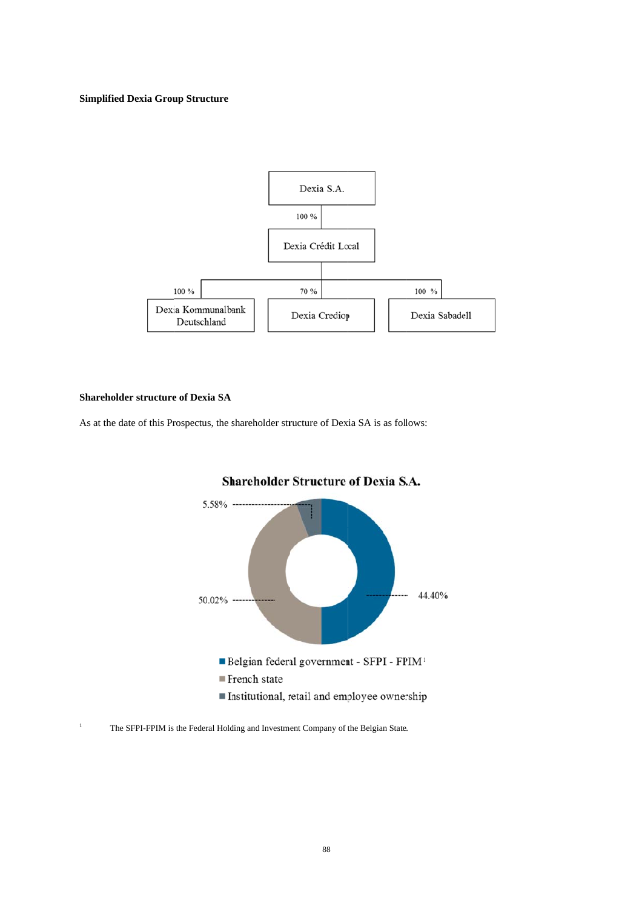**Simplified Dexia Group Structure**

Dexia S.A.

100 %

Dexia Crédit Local

100 % — Dexia Kommunalbank Deutschland

70 % — Dexia Crediop

100 % — Dexia Sabadell

**Shareholder structure of Dexia SA**

As at the date of this Prospectus, the shareholder structure of Dexia SA is as follows:

**Shareholder Structure of Dexia S.A.**

| Shareholder | % |
|---|---|
| Belgian federal government - SFPI - FPIM[1] | 44.40% |
| French state | 50.02% |
| Institutional, retail and employee ownership | 5.58% |

[1] The SFPI-FPIM is the Federal Holding and Investment Company of the Belgian State.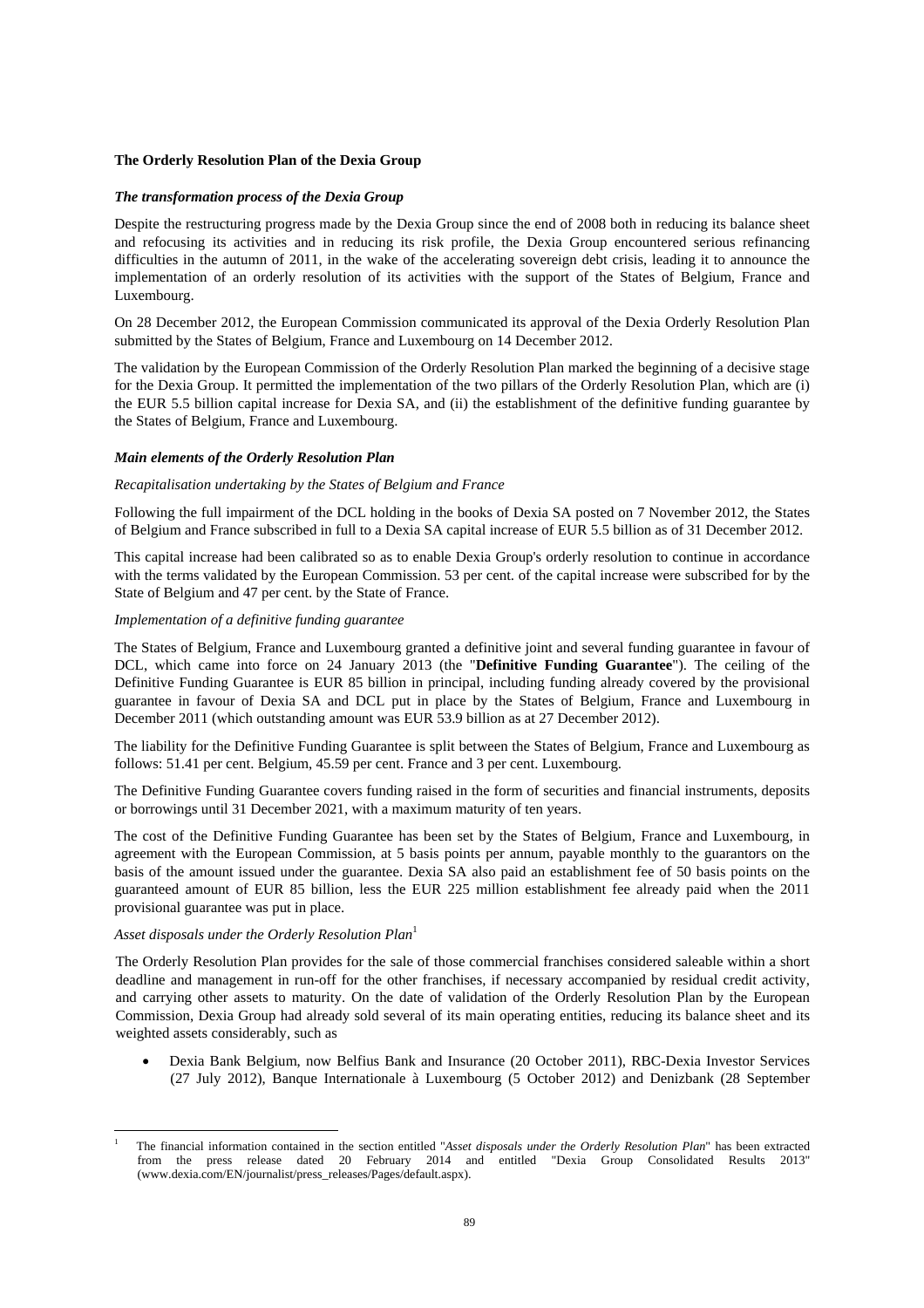**The Orderly Resolution Plan of the Dexia Group**

***The transformation process of the Dexia Group***

Despite the restructuring progress made by the Dexia Group since the end of 2008 both in reducing its balance sheet and refocusing its activities and in reducing its risk profile, the Dexia Group encountered serious refinancing difficulties in the autumn of 2011, in the wake of the accelerating sovereign debt crisis, leading it to announce the implementation of an orderly resolution of its activities with the support of the States of Belgium, France and Luxembourg.

On 28 December 2012, the European Commission communicated its approval of the Dexia Orderly Resolution Plan submitted by the States of Belgium, France and Luxembourg on 14 December 2012.

The validation by the European Commission of the Orderly Resolution Plan marked the beginning of a decisive stage for the Dexia Group. It permitted the implementation of the two pillars of the Orderly Resolution Plan, which are (i) the EUR 5.5 billion capital increase for Dexia SA, and (ii) the establishment of the definitive funding guarantee by the States of Belgium, France and Luxembourg.

***Main elements of the Orderly Resolution Plan***

*Recapitalisation undertaking by the States of Belgium and France*

Following the full impairment of the DCL holding in the books of Dexia SA posted on 7 November 2012, the States of Belgium and France subscribed in full to a Dexia SA capital increase of EUR 5.5 billion as of 31 December 2012.

This capital increase had been calibrated so as to enable Dexia Group's orderly resolution to continue in accordance with the terms validated by the European Commission. 53 per cent. of the capital increase were subscribed for by the State of Belgium and 47 per cent. by the State of France.

*Implementation of a definitive funding guarantee*

The States of Belgium, France and Luxembourg granted a definitive joint and several funding guarantee in favour of DCL, which came into force on 24 January 2013 (the "**Definitive Funding Guarantee**"). The ceiling of the Definitive Funding Guarantee is EUR 85 billion in principal, including funding already covered by the provisional guarantee in favour of Dexia SA and DCL put in place by the States of Belgium, France and Luxembourg in December 2011 (which outstanding amount was EUR 53.9 billion as at 27 December 2012).

The liability for the Definitive Funding Guarantee is split between the States of Belgium, France and Luxembourg as follows: 51.41 per cent. Belgium, 45.59 per cent. France and 3 per cent. Luxembourg.

The Definitive Funding Guarantee covers funding raised in the form of securities and financial instruments, deposits or borrowings until 31 December 2021, with a maximum maturity of ten years.

The cost of the Definitive Funding Guarantee has been set by the States of Belgium, France and Luxembourg, in agreement with the European Commission, at 5 basis points per annum, payable monthly to the guarantors on the basis of the amount issued under the guarantee. Dexia SA also paid an establishment fee of 50 basis points on the guaranteed amount of EUR 85 billion, less the EUR 225 million establishment fee already paid when the 2011 provisional guarantee was put in place.

*Asset disposals under the Orderly Resolution Plan*[1]

The Orderly Resolution Plan provides for the sale of those commercial franchises considered saleable within a short deadline and management in run-off for the other franchises, if necessary accompanied by residual credit activity, and carrying other assets to maturity. On the date of validation of the Orderly Resolution Plan by the European Commission, Dexia Group had already sold several of its main operating entities, reducing its balance sheet and its weighted assets considerably, such as

- Dexia Bank Belgium, now Belfius Bank and Insurance (20 October 2011), RBC-Dexia Investor Services (27 July 2012), Banque Internationale à Luxembourg (5 October 2012) and Denizbank (28 September

[1] The financial information contained in the section entitled "*Asset disposals under the Orderly Resolution Plan*" has been extracted from the press release dated 20 February 2014 and entitled "Dexia Group Consolidated Results 2013" (www.dexia.com/EN/journalist/press_releases/Pages/default.aspx).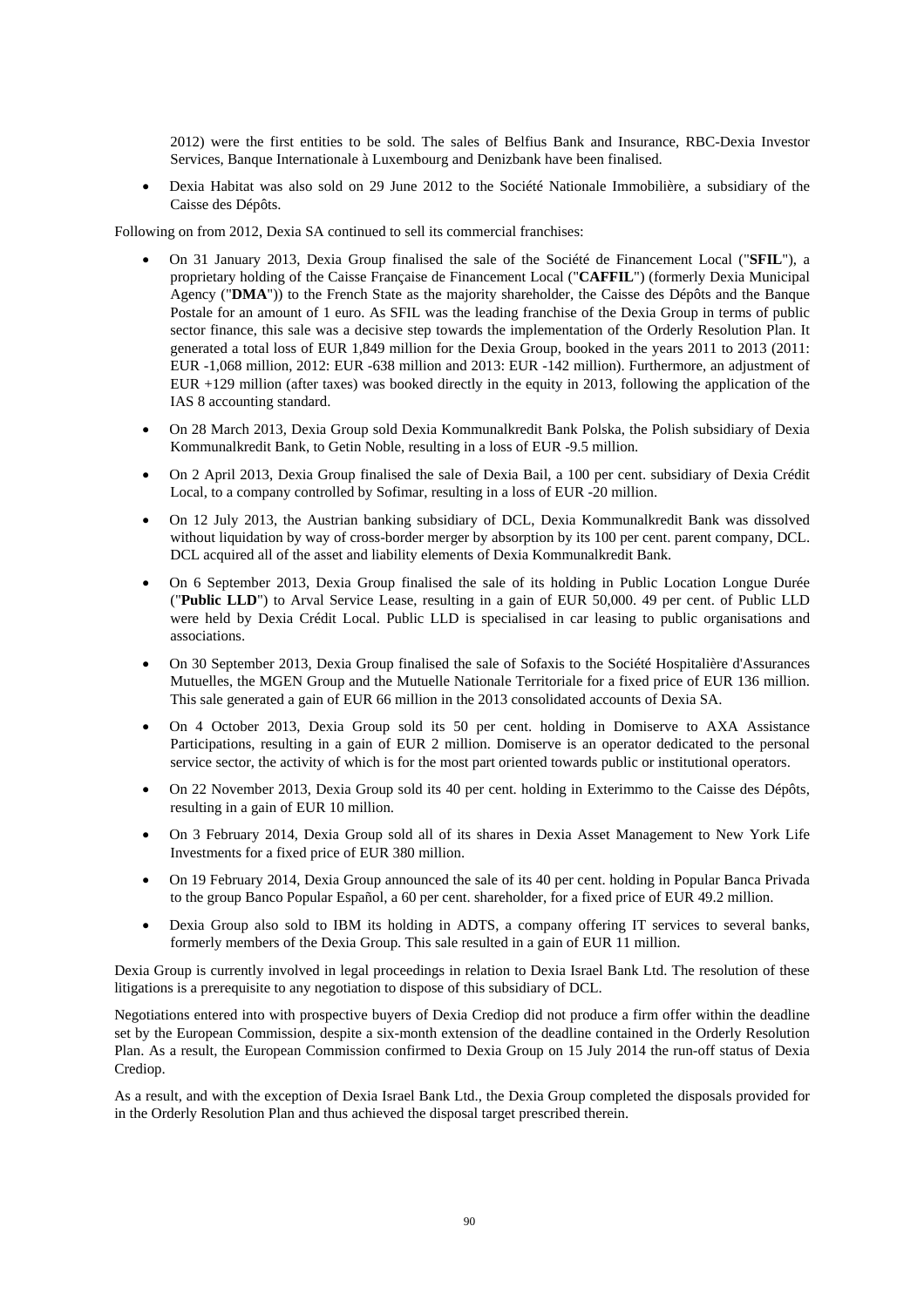2012) were the first entities to be sold. The sales of Belfius Bank and Insurance, RBC-Dexia Investor Services, Banque Internationale à Luxembourg and Denizbank have been finalised.

- Dexia Habitat was also sold on 29 June 2012 to the Société Nationale Immobilière, a subsidiary of the Caisse des Dépôts.

Following on from 2012, Dexia SA continued to sell its commercial franchises:

- On 31 January 2013, Dexia Group finalised the sale of the Société de Financement Local ("**SFIL**"), a proprietary holding of the Caisse Française de Financement Local ("**CAFFIL**") (formerly Dexia Municipal Agency ("**DMA**")) to the French State as the majority shareholder, the Caisse des Dépôts and the Banque Postale for an amount of 1 euro. As SFIL was the leading franchise of the Dexia Group in terms of public sector finance, this sale was a decisive step towards the implementation of the Orderly Resolution Plan. It generated a total loss of EUR 1,849 million for the Dexia Group, booked in the years 2011 to 2013 (2011: EUR -1,068 million, 2012: EUR -638 million and 2013: EUR -142 million). Furthermore, an adjustment of EUR +129 million (after taxes) was booked directly in the equity in 2013, following the application of the IAS 8 accounting standard.
- On 28 March 2013, Dexia Group sold Dexia Kommunalkredit Bank Polska, the Polish subsidiary of Dexia Kommunalkredit Bank, to Getin Noble, resulting in a loss of EUR -9.5 million.
- On 2 April 2013, Dexia Group finalised the sale of Dexia Bail, a 100 per cent. subsidiary of Dexia Crédit Local, to a company controlled by Sofimar, resulting in a loss of EUR -20 million.
- On 12 July 2013, the Austrian banking subsidiary of DCL, Dexia Kommunalkredit Bank was dissolved without liquidation by way of cross-border merger by absorption by its 100 per cent. parent company, DCL. DCL acquired all of the asset and liability elements of Dexia Kommunalkredit Bank.
- On 6 September 2013, Dexia Group finalised the sale of its holding in Public Location Longue Durée ("**Public LLD**") to Arval Service Lease, resulting in a gain of EUR 50,000. 49 per cent. of Public LLD were held by Dexia Crédit Local. Public LLD is specialised in car leasing to public organisations and associations.
- On 30 September 2013, Dexia Group finalised the sale of Sofaxis to the Société Hospitalière d'Assurances Mutuelles, the MGEN Group and the Mutuelle Nationale Territoriale for a fixed price of EUR 136 million. This sale generated a gain of EUR 66 million in the 2013 consolidated accounts of Dexia SA.
- On 4 October 2013, Dexia Group sold its 50 per cent. holding in Domiserve to AXA Assistance Participations, resulting in a gain of EUR 2 million. Domiserve is an operator dedicated to the personal service sector, the activity of which is for the most part oriented towards public or institutional operators.
- On 22 November 2013, Dexia Group sold its 40 per cent. holding in Exterimmo to the Caisse des Dépôts, resulting in a gain of EUR 10 million.
- On 3 February 2014, Dexia Group sold all of its shares in Dexia Asset Management to New York Life Investments for a fixed price of EUR 380 million.
- On 19 February 2014, Dexia Group announced the sale of its 40 per cent. holding in Popular Banca Privada to the group Banco Popular Español, a 60 per cent. shareholder, for a fixed price of EUR 49.2 million.
- Dexia Group also sold to IBM its holding in ADTS, a company offering IT services to several banks, formerly members of the Dexia Group. This sale resulted in a gain of EUR 11 million.

Dexia Group is currently involved in legal proceedings in relation to Dexia Israel Bank Ltd. The resolution of these litigations is a prerequisite to any negotiation to dispose of this subsidiary of DCL.

Negotiations entered into with prospective buyers of Dexia Crediop did not produce a firm offer within the deadline set by the European Commission, despite a six-month extension of the deadline contained in the Orderly Resolution Plan. As a result, the European Commission confirmed to Dexia Group on 15 July 2014 the run-off status of Dexia Crediop.

As a result, and with the exception of Dexia Israel Bank Ltd., the Dexia Group completed the disposals provided for in the Orderly Resolution Plan and thus achieved the disposal target prescribed therein.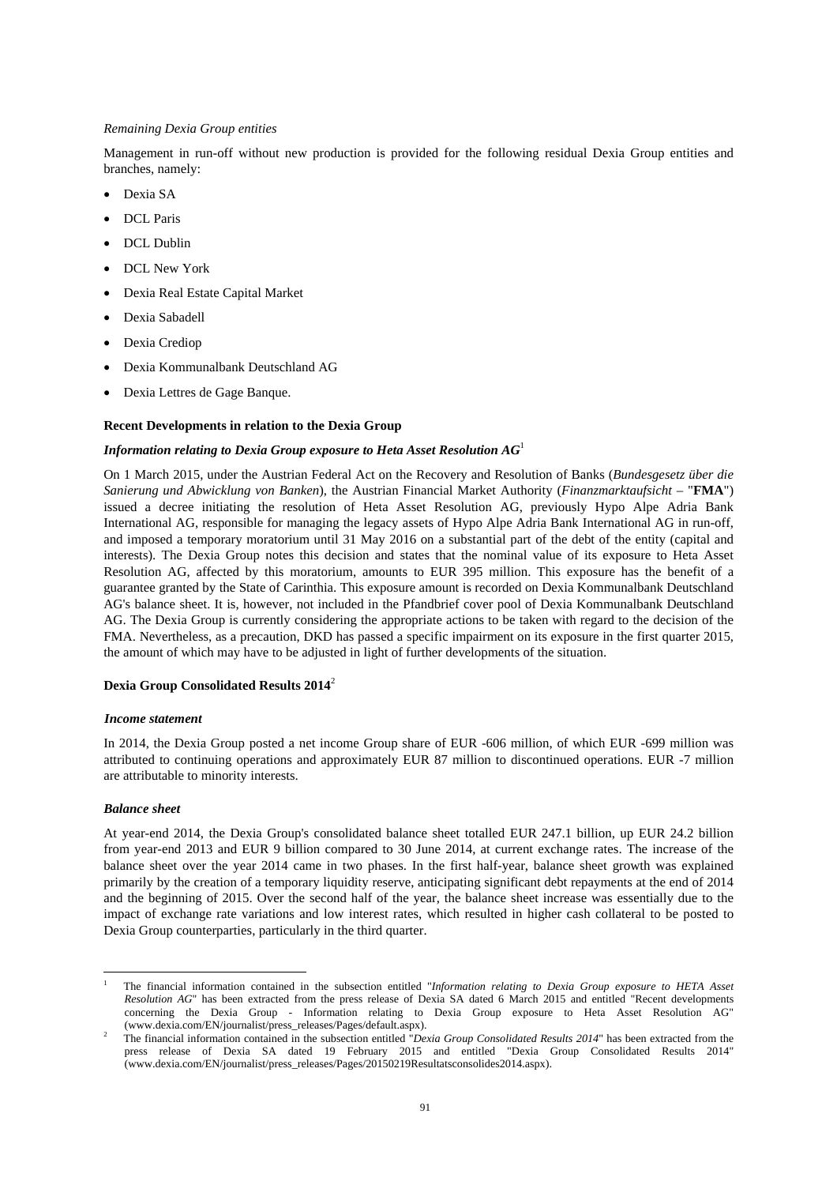*Remaining Dexia Group entities*

Management in run-off without new production is provided for the following residual Dexia Group entities and branches, namely:

- Dexia SA
- DCL Paris
- DCL Dublin
- DCL New York
- Dexia Real Estate Capital Market
- Dexia Sabadell
- Dexia Crediop
- Dexia Kommunalbank Deutschland AG
- Dexia Lettres de Gage Banque.

**Recent Developments in relation to the Dexia Group**

***Information relating to Dexia Group exposure to Heta Asset Resolution AG***[1]

On 1 March 2015, under the Austrian Federal Act on the Recovery and Resolution of Banks (*Bundesgesetz über die Sanierung und Abwicklung von Banken*), the Austrian Financial Market Authority (*Finanzmarktaufsicht* – "**FMA**") issued a decree initiating the resolution of Heta Asset Resolution AG, previously Hypo Alpe Adria Bank International AG, responsible for managing the legacy assets of Hypo Alpe Adria Bank International AG in run-off, and imposed a temporary moratorium until 31 May 2016 on a substantial part of the debt of the entity (capital and interests). The Dexia Group notes this decision and states that the nominal value of its exposure to Heta Asset Resolution AG, affected by this moratorium, amounts to EUR 395 million. This exposure has the benefit of a guarantee granted by the State of Carinthia. This exposure amount is recorded on Dexia Kommunalbank Deutschland AG's balance sheet. It is, however, not included in the Pfandbrief cover pool of Dexia Kommunalbank Deutschland AG. The Dexia Group is currently considering the appropriate actions to be taken with regard to the decision of the FMA. Nevertheless, as a precaution, DKD has passed a specific impairment on its exposure in the first quarter 2015, the amount of which may have to be adjusted in light of further developments of the situation.

**Dexia Group Consolidated Results 2014**[2]

***Income statement***

In 2014, the Dexia Group posted a net income Group share of EUR -606 million, of which EUR -699 million was attributed to continuing operations and approximately EUR 87 million to discontinued operations. EUR -7 million are attributable to minority interests.

***Balance sheet***

At year-end 2014, the Dexia Group's consolidated balance sheet totalled EUR 247.1 billion, up EUR 24.2 billion from year-end 2013 and EUR 9 billion compared to 30 June 2014, at current exchange rates. The increase of the balance sheet over the year 2014 came in two phases. In the first half-year, balance sheet growth was explained primarily by the creation of a temporary liquidity reserve, anticipating significant debt repayments at the end of 2014 and the beginning of 2015. Over the second half of the year, the balance sheet increase was essentially due to the impact of exchange rate variations and low interest rates, which resulted in higher cash collateral to be posted to Dexia Group counterparties, particularly in the third quarter.

---

[1] The financial information contained in the subsection entitled "*Information relating to Dexia Group exposure to HETA Asset Resolution AG*" has been extracted from the press release of Dexia SA dated 6 March 2015 and entitled "Recent developments concerning the Dexia Group - Information relating to Dexia Group exposure to Heta Asset Resolution AG" (www.dexia.com/EN/journalist/press_releases/Pages/default.aspx).

[2] The financial information contained in the subsection entitled "*Dexia Group Consolidated Results 2014*" has been extracted from the press release of Dexia SA dated 19 February 2015 and entitled "Dexia Group Consolidated Results 2014" (www.dexia.com/EN/journalist/press_releases/Pages/20150219Resultatsconsolides2014.aspx).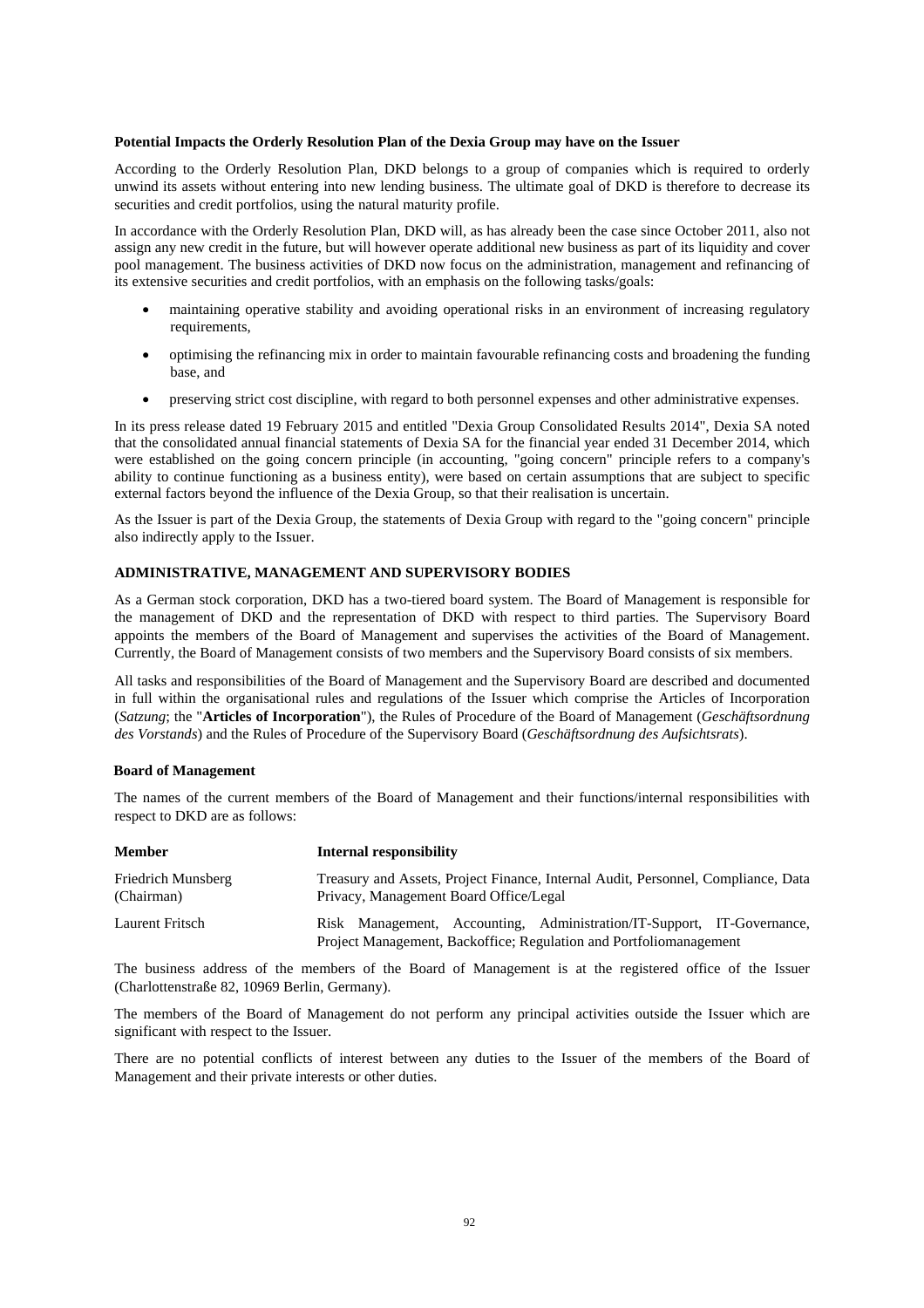**Potential Impacts the Orderly Resolution Plan of the Dexia Group may have on the Issuer**

According to the Orderly Resolution Plan, DKD belongs to a group of companies which is required to orderly unwind its assets without entering into new lending business. The ultimate goal of DKD is therefore to decrease its securities and credit portfolios, using the natural maturity profile.

In accordance with the Orderly Resolution Plan, DKD will, as has already been the case since October 2011, also not assign any new credit in the future, but will however operate additional new business as part of its liquidity and cover pool management. The business activities of DKD now focus on the administration, management and refinancing of its extensive securities and credit portfolios, with an emphasis on the following tasks/goals:

- maintaining operative stability and avoiding operational risks in an environment of increasing regulatory requirements,
- optimising the refinancing mix in order to maintain favourable refinancing costs and broadening the funding base, and
- preserving strict cost discipline, with regard to both personnel expenses and other administrative expenses.

In its press release dated 19 February 2015 and entitled "Dexia Group Consolidated Results 2014", Dexia SA noted that the consolidated annual financial statements of Dexia SA for the financial year ended 31 December 2014, which were established on the going concern principle (in accounting, "going concern" principle refers to a company's ability to continue functioning as a business entity), were based on certain assumptions that are subject to specific external factors beyond the influence of the Dexia Group, so that their realisation is uncertain.

As the Issuer is part of the Dexia Group, the statements of Dexia Group with regard to the "going concern" principle also indirectly apply to the Issuer.

## ADMINISTRATIVE, MANAGEMENT AND SUPERVISORY BODIES

As a German stock corporation, DKD has a two-tiered board system. The Board of Management is responsible for the management of DKD and the representation of DKD with respect to third parties. The Supervisory Board appoints the members of the Board of Management and supervises the activities of the Board of Management. Currently, the Board of Management consists of two members and the Supervisory Board consists of six members.

All tasks and responsibilities of the Board of Management and the Supervisory Board are described and documented in full within the organisational rules and regulations of the Issuer which comprise the Articles of Incorporation (*Satzung*; the "**Articles of Incorporation**"), the Rules of Procedure of the Board of Management (*Geschäftsordnung des Vorstands*) and the Rules of Procedure of the Supervisory Board (*Geschäftsordnung des Aufsichtsrats*).

### Board of Management

The names of the current members of the Board of Management and their functions/internal responsibilities with respect to DKD are as follows:

| Member | Internal responsibility |
|---|---|
| Friedrich Munsberg (Chairman) | Treasury and Assets, Project Finance, Internal Audit, Personnel, Compliance, Data Privacy, Management Board Office/Legal |
| Laurent Fritsch | Risk Management, Accounting, Administration/IT-Support, IT-Governance, Project Management, Backoffice; Regulation and Portfoliomanagement |

The business address of the members of the Board of Management is at the registered office of the Issuer (Charlottenstraße 82, 10969 Berlin, Germany).

The members of the Board of Management do not perform any principal activities outside the Issuer which are significant with respect to the Issuer.

There are no potential conflicts of interest between any duties to the Issuer of the members of the Board of Management and their private interests or other duties.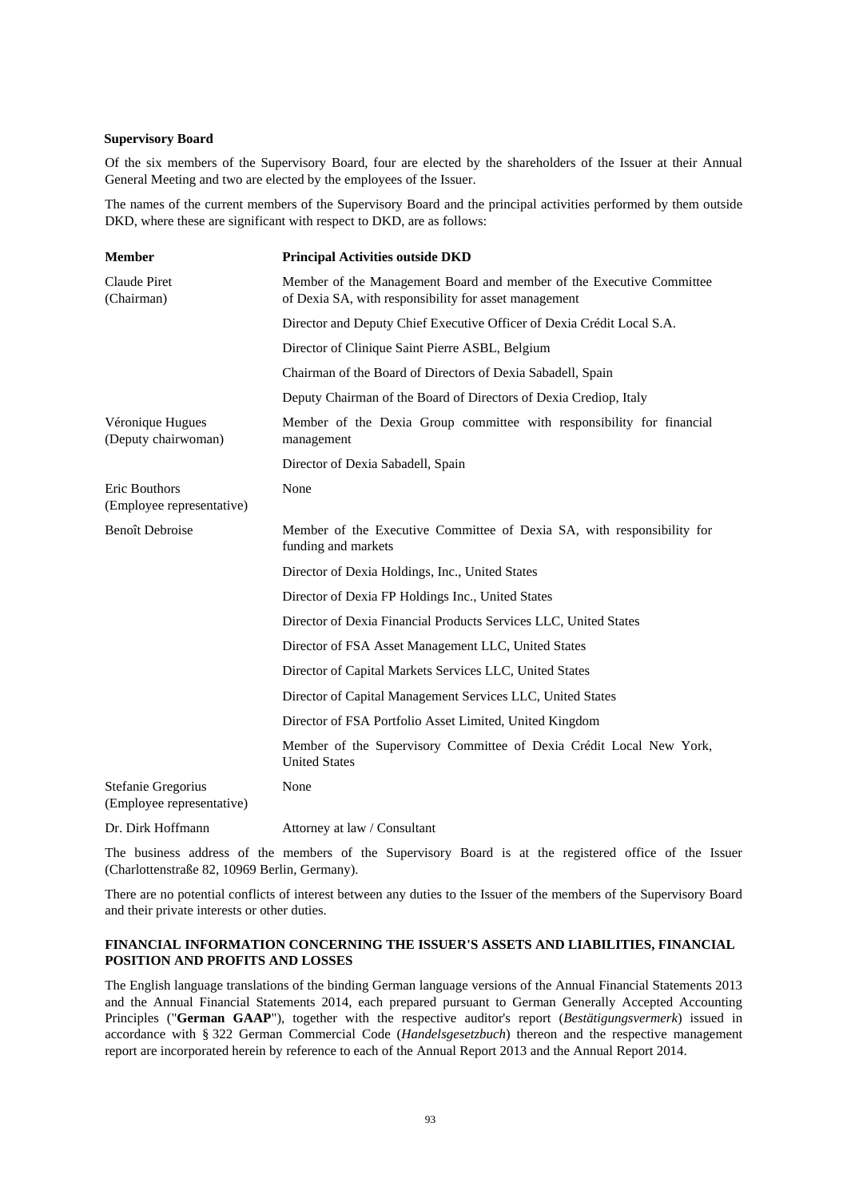**Supervisory Board**

Of the six members of the Supervisory Board, four are elected by the shareholders of the Issuer at their Annual General Meeting and two are elected by the employees of the Issuer.

The names of the current members of the Supervisory Board and the principal activities performed by them outside DKD, where these are significant with respect to DKD, are as follows:

| Member | Principal Activities outside DKD |
|---|---|
| Claude Piret (Chairman) | Member of the Management Board and member of the Executive Committee of Dexia SA, with responsibility for asset management |
| | Director and Deputy Chief Executive Officer of Dexia Crédit Local S.A. |
| | Director of Clinique Saint Pierre ASBL, Belgium |
| | Chairman of the Board of Directors of Dexia Sabadell, Spain |
| | Deputy Chairman of the Board of Directors of Dexia Crediop, Italy |
| Véronique Hugues (Deputy chairwoman) | Member of the Dexia Group committee with responsibility for financial management |
| | Director of Dexia Sabadell, Spain |
| Eric Bouthors (Employee representative) | None |
| Benoît Debroise | Member of the Executive Committee of Dexia SA, with responsibility for funding and markets |
| | Director of Dexia Holdings, Inc., United States |
| | Director of Dexia FP Holdings Inc., United States |
| | Director of Dexia Financial Products Services LLC, United States |
| | Director of FSA Asset Management LLC, United States |
| | Director of Capital Markets Services LLC, United States |
| | Director of Capital Management Services LLC, United States |
| | Director of FSA Portfolio Asset Limited, United Kingdom |
| | Member of the Supervisory Committee of Dexia Crédit Local New York, United States |
| Stefanie Gregorius (Employee representative) | None |
| Dr. Dirk Hoffmann | Attorney at law / Consultant |

The business address of the members of the Supervisory Board is at the registered office of the Issuer (Charlottenstraße 82, 10969 Berlin, Germany).

There are no potential conflicts of interest between any duties to the Issuer of the members of the Supervisory Board and their private interests or other duties.

## FINANCIAL INFORMATION CONCERNING THE ISSUER'S ASSETS AND LIABILITIES, FINANCIAL POSITION AND PROFITS AND LOSSES

The English language translations of the binding German language versions of the Annual Financial Statements 2013 and the Annual Financial Statements 2014, each prepared pursuant to German Generally Accepted Accounting Principles ("**German GAAP**"), together with the respective auditor's report (*Bestätigungsvermerk*) issued in accordance with § 322 German Commercial Code (*Handelsgesetzbuch*) thereon and the respective management report are incorporated herein by reference to each of the Annual Report 2013 and the Annual Report 2014.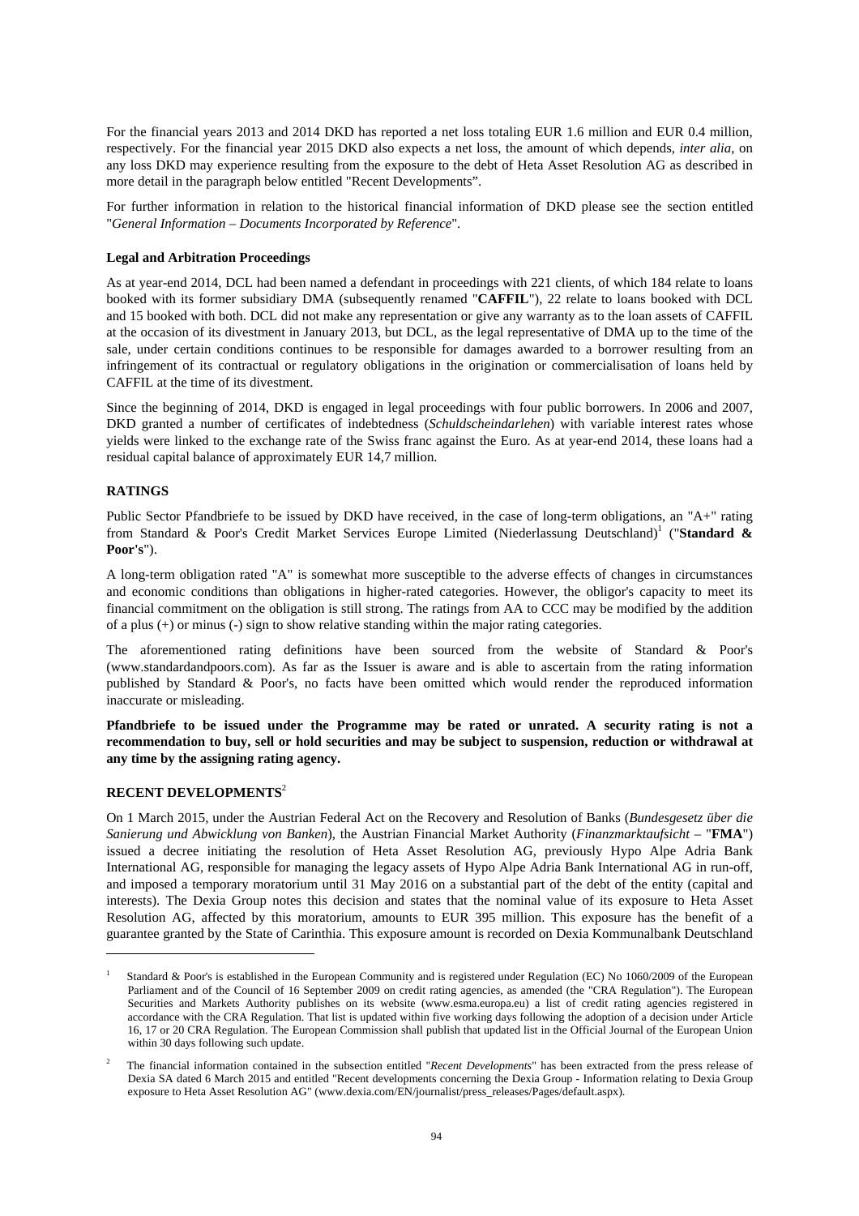For the financial years 2013 and 2014 DKD has reported a net loss totaling EUR 1.6 million and EUR 0.4 million, respectively. For the financial year 2015 DKD also expects a net loss, the amount of which depends, *inter alia*, on any loss DKD may experience resulting from the exposure to the debt of Heta Asset Resolution AG as described in more detail in the paragraph below entitled "Recent Developments".

For further information in relation to the historical financial information of DKD please see the section entitled "*General Information – Documents Incorporated by Reference*".

**Legal and Arbitration Proceedings**

As at year-end 2014, DCL had been named a defendant in proceedings with 221 clients, of which 184 relate to loans booked with its former subsidiary DMA (subsequently renamed "**CAFFIL**"), 22 relate to loans booked with DCL and 15 booked with both. DCL did not make any representation or give any warranty as to the loan assets of CAFFIL at the occasion of its divestment in January 2013, but DCL, as the legal representative of DMA up to the time of the sale, under certain conditions continues to be responsible for damages awarded to a borrower resulting from an infringement of its contractual or regulatory obligations in the origination or commercialisation of loans held by CAFFIL at the time of its divestment.

Since the beginning of 2014, DKD is engaged in legal proceedings with four public borrowers. In 2006 and 2007, DKD granted a number of certificates of indebtedness (*Schuldscheindarlehen*) with variable interest rates whose yields were linked to the exchange rate of the Swiss franc against the Euro. As at year-end 2014, these loans had a residual capital balance of approximately EUR 14,7 million.

## RATINGS

Public Sector Pfandbriefe to be issued by DKD have received, in the case of long-term obligations, an "A+" rating from Standard & Poor's Credit Market Services Europe Limited (Niederlassung Deutschland)[1] ("**Standard & Poor's**").

A long-term obligation rated "A" is somewhat more susceptible to the adverse effects of changes in circumstances and economic conditions than obligations in higher-rated categories. However, the obligor's capacity to meet its financial commitment on the obligation is still strong. The ratings from AA to CCC may be modified by the addition of a plus (+) or minus (-) sign to show relative standing within the major rating categories.

The aforementioned rating definitions have been sourced from the website of Standard & Poor's (www.standardandpoors.com). As far as the Issuer is aware and is able to ascertain from the rating information published by Standard & Poor's, no facts have been omitted which would render the reproduced information inaccurate or misleading.

**Pfandbriefe to be issued under the Programme may be rated or unrated. A security rating is not a recommendation to buy, sell or hold securities and may be subject to suspension, reduction or withdrawal at any time by the assigning rating agency.**

## RECENT DEVELOPMENTS[2]

On 1 March 2015, under the Austrian Federal Act on the Recovery and Resolution of Banks (*Bundesgesetz über die Sanierung und Abwicklung von Banken*), the Austrian Financial Market Authority (*Finanzmarktaufsicht* – "**FMA**") issued a decree initiating the resolution of Heta Asset Resolution AG, previously Hypo Alpe Adria Bank International AG, responsible for managing the legacy assets of Hypo Alpe Adria Bank International AG in run-off, and imposed a temporary moratorium until 31 May 2016 on a substantial part of the debt of the entity (capital and interests). The Dexia Group notes this decision and states that the nominal value of its exposure to Heta Asset Resolution AG, affected by this moratorium, amounts to EUR 395 million. This exposure has the benefit of a guarantee granted by the State of Carinthia. This exposure amount is recorded on Dexia Kommunalbank Deutschland

---

[1] Standard & Poor's is established in the European Community and is registered under Regulation (EC) No 1060/2009 of the European Parliament and of the Council of 16 September 2009 on credit rating agencies, as amended (the "CRA Regulation"). The European Securities and Markets Authority publishes on its website (www.esma.europa.eu) a list of credit rating agencies registered in accordance with the CRA Regulation. That list is updated within five working days following the adoption of a decision under Article 16, 17 or 20 CRA Regulation. The European Commission shall publish that updated list in the Official Journal of the European Union within 30 days following such update.

[2] The financial information contained in the subsection entitled "*Recent Developments*" has been extracted from the press release of Dexia SA dated 6 March 2015 and entitled "Recent developments concerning the Dexia Group - Information relating to Dexia Group exposure to Heta Asset Resolution AG" (www.dexia.com/EN/journalist/press_releases/Pages/default.aspx).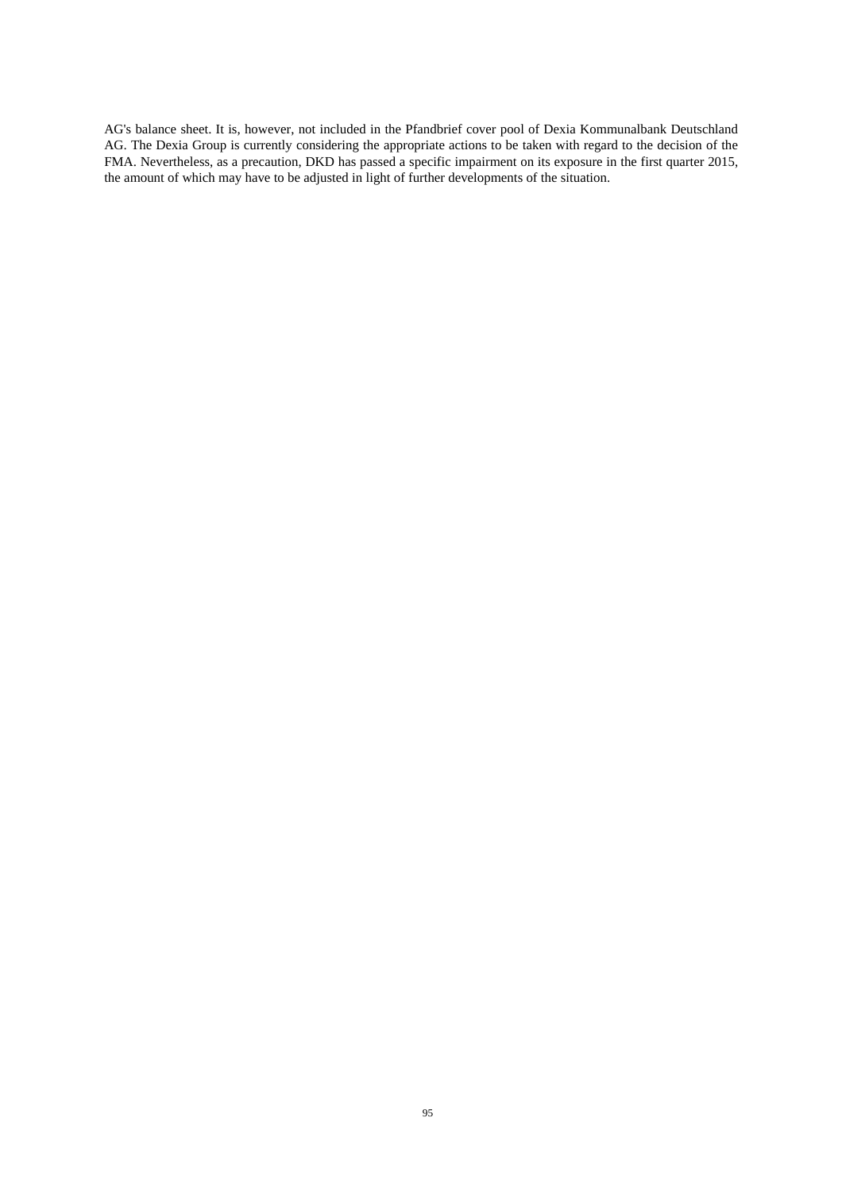AG's balance sheet. It is, however, not included in the Pfandbrief cover pool of Dexia Kommunalbank Deutschland AG. The Dexia Group is currently considering the appropriate actions to be taken with regard to the decision of the FMA. Nevertheless, as a precaution, DKD has passed a specific impairment on its exposure in the first quarter 2015, the amount of which may have to be adjusted in light of further developments of the situation.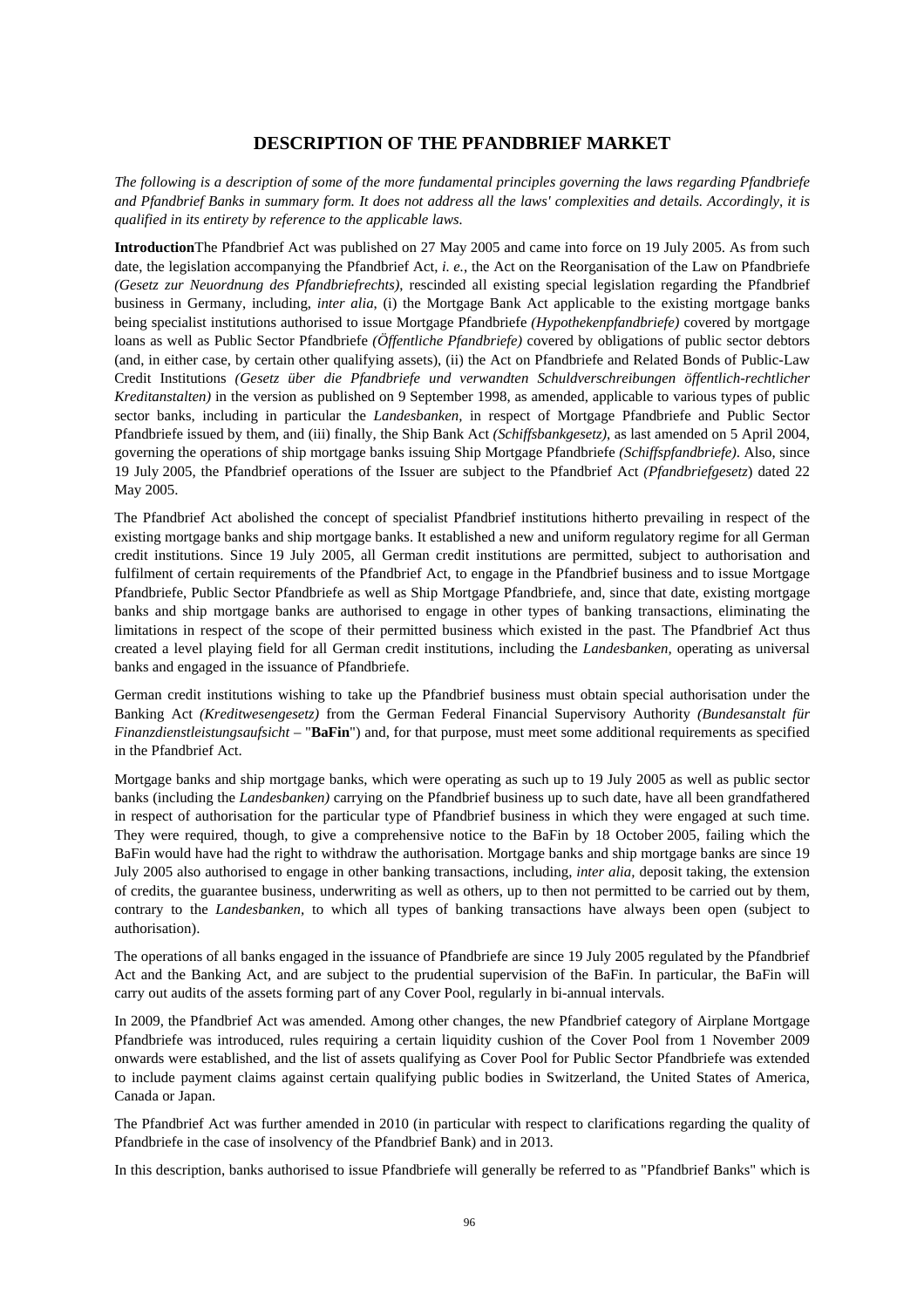# DESCRIPTION OF THE PFANDBRIEF MARKET

*The following is a description of some of the more fundamental principles governing the laws regarding Pfandbriefe and Pfandbrief Banks in summary form. It does not address all the laws' complexities and details. Accordingly, it is qualified in its entirety by reference to the applicable laws.*

**Introduction**The Pfandbrief Act was published on 27 May 2005 and came into force on 19 July 2005. As from such date, the legislation accompanying the Pfandbrief Act, *i. e.*, the Act on the Reorganisation of the Law on Pfandbriefe *(Gesetz zur Neuordnung des Pfandbriefrechts)*, rescinded all existing special legislation regarding the Pfandbrief business in Germany, including, *inter alia*, (i) the Mortgage Bank Act applicable to the existing mortgage banks being specialist institutions authorised to issue Mortgage Pfandbriefe *(Hypothekenpfandbriefe)* covered by mortgage loans as well as Public Sector Pfandbriefe *(Öffentliche Pfandbriefe)* covered by obligations of public sector debtors (and, in either case, by certain other qualifying assets), (ii) the Act on Pfandbriefe and Related Bonds of Public-Law Credit Institutions *(Gesetz über die Pfandbriefe und verwandten Schuldverschreibungen öffentlich-rechtlicher Kreditanstalten)* in the version as published on 9 September 1998, as amended, applicable to various types of public sector banks, including in particular the *Landesbanken,* in respect of Mortgage Pfandbriefe and Public Sector Pfandbriefe issued by them, and (iii) finally, the Ship Bank Act *(Schiffsbankgesetz)*, as last amended on 5 April 2004, governing the operations of ship mortgage banks issuing Ship Mortgage Pfandbriefe *(Schiffspfandbriefe)*. Also, since 19 July 2005, the Pfandbrief operations of the Issuer are subject to the Pfandbrief Act *(Pfandbriefgesetz*) dated 22 May 2005.

The Pfandbrief Act abolished the concept of specialist Pfandbrief institutions hitherto prevailing in respect of the existing mortgage banks and ship mortgage banks. It established a new and uniform regulatory regime for all German credit institutions. Since 19 July 2005, all German credit institutions are permitted, subject to authorisation and fulfilment of certain requirements of the Pfandbrief Act, to engage in the Pfandbrief business and to issue Mortgage Pfandbriefe, Public Sector Pfandbriefe as well as Ship Mortgage Pfandbriefe, and, since that date, existing mortgage banks and ship mortgage banks are authorised to engage in other types of banking transactions, eliminating the limitations in respect of the scope of their permitted business which existed in the past. The Pfandbrief Act thus created a level playing field for all German credit institutions, including the *Landesbanken,* operating as universal banks and engaged in the issuance of Pfandbriefe.

German credit institutions wishing to take up the Pfandbrief business must obtain special authorisation under the Banking Act *(Kreditwesengesetz)* from the German Federal Financial Supervisory Authority *(Bundesanstalt für Finanzdienstleistungsaufsicht* – "**BaFin**") and, for that purpose, must meet some additional requirements as specified in the Pfandbrief Act.

Mortgage banks and ship mortgage banks, which were operating as such up to 19 July 2005 as well as public sector banks (including the *Landesbanken)* carrying on the Pfandbrief business up to such date, have all been grandfathered in respect of authorisation for the particular type of Pfandbrief business in which they were engaged at such time. They were required, though, to give a comprehensive notice to the BaFin by 18 October 2005, failing which the BaFin would have had the right to withdraw the authorisation. Mortgage banks and ship mortgage banks are since 19 July 2005 also authorised to engage in other banking transactions, including, *inter alia,* deposit taking, the extension of credits, the guarantee business, underwriting as well as others, up to then not permitted to be carried out by them, contrary to the *Landesbanken*, to which all types of banking transactions have always been open (subject to authorisation).

The operations of all banks engaged in the issuance of Pfandbriefe are since 19 July 2005 regulated by the Pfandbrief Act and the Banking Act, and are subject to the prudential supervision of the BaFin. In particular, the BaFin will carry out audits of the assets forming part of any Cover Pool, regularly in bi-annual intervals.

In 2009, the Pfandbrief Act was amended. Among other changes, the new Pfandbrief category of Airplane Mortgage Pfandbriefe was introduced, rules requiring a certain liquidity cushion of the Cover Pool from 1 November 2009 onwards were established, and the list of assets qualifying as Cover Pool for Public Sector Pfandbriefe was extended to include payment claims against certain qualifying public bodies in Switzerland, the United States of America, Canada or Japan.

The Pfandbrief Act was further amended in 2010 (in particular with respect to clarifications regarding the quality of Pfandbriefe in the case of insolvency of the Pfandbrief Bank) and in 2013.

In this description, banks authorised to issue Pfandbriefe will generally be referred to as "Pfandbrief Banks" which is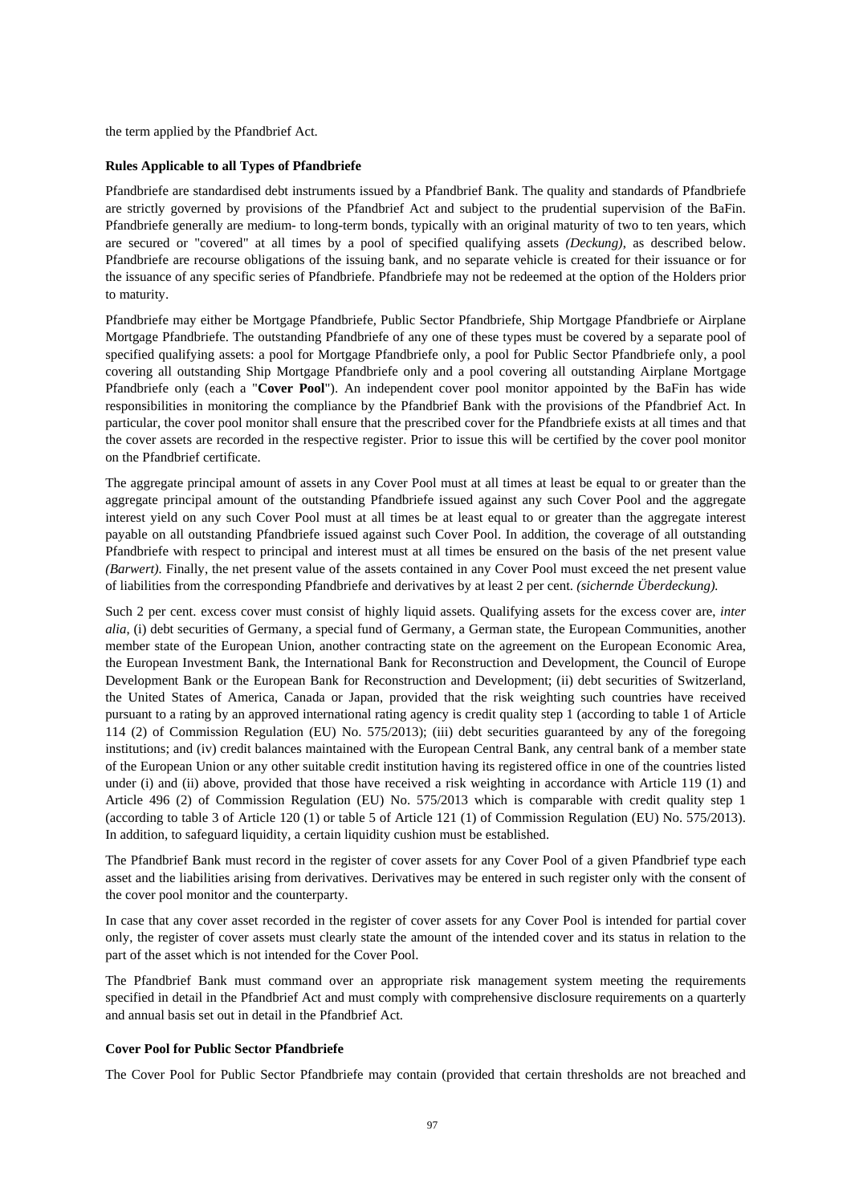the term applied by the Pfandbrief Act.

**Rules Applicable to all Types of Pfandbriefe**

Pfandbriefe are standardised debt instruments issued by a Pfandbrief Bank. The quality and standards of Pfandbriefe are strictly governed by provisions of the Pfandbrief Act and subject to the prudential supervision of the BaFin. Pfandbriefe generally are medium- to long-term bonds, typically with an original maturity of two to ten years, which are secured or "covered" at all times by a pool of specified qualifying assets *(Deckung)*, as described below. Pfandbriefe are recourse obligations of the issuing bank, and no separate vehicle is created for their issuance or for the issuance of any specific series of Pfandbriefe. Pfandbriefe may not be redeemed at the option of the Holders prior to maturity.

Pfandbriefe may either be Mortgage Pfandbriefe, Public Sector Pfandbriefe, Ship Mortgage Pfandbriefe or Airplane Mortgage Pfandbriefe. The outstanding Pfandbriefe of any one of these types must be covered by a separate pool of specified qualifying assets: a pool for Mortgage Pfandbriefe only, a pool for Public Sector Pfandbriefe only, a pool covering all outstanding Ship Mortgage Pfandbriefe only and a pool covering all outstanding Airplane Mortgage Pfandbriefe only (each a "**Cover Pool**"). An independent cover pool monitor appointed by the BaFin has wide responsibilities in monitoring the compliance by the Pfandbrief Bank with the provisions of the Pfandbrief Act. In particular, the cover pool monitor shall ensure that the prescribed cover for the Pfandbriefe exists at all times and that the cover assets are recorded in the respective register. Prior to issue this will be certified by the cover pool monitor on the Pfandbrief certificate.

The aggregate principal amount of assets in any Cover Pool must at all times at least be equal to or greater than the aggregate principal amount of the outstanding Pfandbriefe issued against any such Cover Pool and the aggregate interest yield on any such Cover Pool must at all times be at least equal to or greater than the aggregate interest payable on all outstanding Pfandbriefe issued against such Cover Pool. In addition, the coverage of all outstanding Pfandbriefe with respect to principal and interest must at all times be ensured on the basis of the net present value *(Barwert)*. Finally, the net present value of the assets contained in any Cover Pool must exceed the net present value of liabilities from the corresponding Pfandbriefe and derivatives by at least 2 per cent. *(sichernde Überdeckung)*.

Such 2 per cent. excess cover must consist of highly liquid assets. Qualifying assets for the excess cover are, *inter alia*, (i) debt securities of Germany, a special fund of Germany, a German state, the European Communities, another member state of the European Union, another contracting state on the agreement on the European Economic Area, the European Investment Bank, the International Bank for Reconstruction and Development, the Council of Europe Development Bank or the European Bank for Reconstruction and Development; (ii) debt securities of Switzerland, the United States of America, Canada or Japan, provided that the risk weighting such countries have received pursuant to a rating by an approved international rating agency is credit quality step 1 (according to table 1 of Article 114 (2) of Commission Regulation (EU) No. 575/2013); (iii) debt securities guaranteed by any of the foregoing institutions; and (iv) credit balances maintained with the European Central Bank, any central bank of a member state of the European Union or any other suitable credit institution having its registered office in one of the countries listed under (i) and (ii) above, provided that those have received a risk weighting in accordance with Article 119 (1) and Article 496 (2) of Commission Regulation (EU) No. 575/2013 which is comparable with credit quality step 1 (according to table 3 of Article 120 (1) or table 5 of Article 121 (1) of Commission Regulation (EU) No. 575/2013). In addition, to safeguard liquidity, a certain liquidity cushion must be established.

The Pfandbrief Bank must record in the register of cover assets for any Cover Pool of a given Pfandbrief type each asset and the liabilities arising from derivatives. Derivatives may be entered in such register only with the consent of the cover pool monitor and the counterparty.

In case that any cover asset recorded in the register of cover assets for any Cover Pool is intended for partial cover only, the register of cover assets must clearly state the amount of the intended cover and its status in relation to the part of the asset which is not intended for the Cover Pool.

The Pfandbrief Bank must command over an appropriate risk management system meeting the requirements specified in detail in the Pfandbrief Act and must comply with comprehensive disclosure requirements on a quarterly and annual basis set out in detail in the Pfandbrief Act.

**Cover Pool for Public Sector Pfandbriefe**

The Cover Pool for Public Sector Pfandbriefe may contain (provided that certain thresholds are not breached and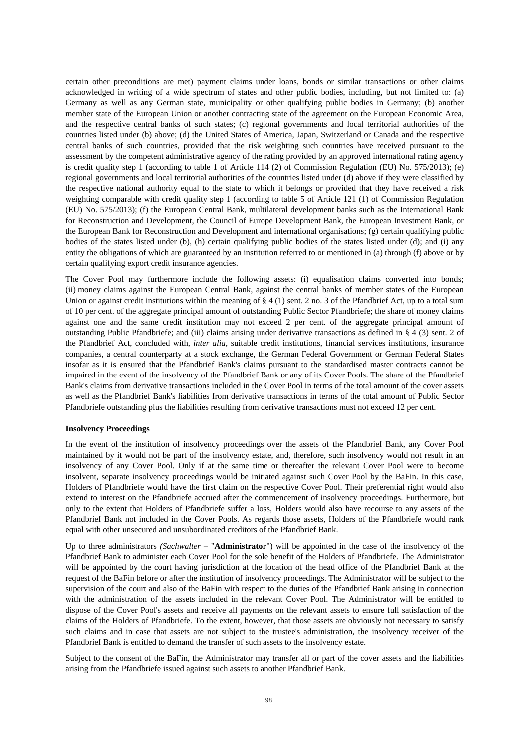certain other preconditions are met) payment claims under loans, bonds or similar transactions or other claims acknowledged in writing of a wide spectrum of states and other public bodies, including, but not limited to: (a) Germany as well as any German state, municipality or other qualifying public bodies in Germany; (b) another member state of the European Union or another contracting state of the agreement on the European Economic Area, and the respective central banks of such states; (c) regional governments and local territorial authorities of the countries listed under (b) above; (d) the United States of America, Japan, Switzerland or Canada and the respective central banks of such countries, provided that the risk weighting such countries have received pursuant to the assessment by the competent administrative agency of the rating provided by an approved international rating agency is credit quality step 1 (according to table 1 of Article 114 (2) of Commission Regulation (EU) No. 575/2013); (e) regional governments and local territorial authorities of the countries listed under (d) above if they were classified by the respective national authority equal to the state to which it belongs or provided that they have received a risk weighting comparable with credit quality step 1 (according to table 5 of Article 121 (1) of Commission Regulation (EU) No. 575/2013); (f) the European Central Bank, multilateral development banks such as the International Bank for Reconstruction and Development, the Council of Europe Development Bank, the European Investment Bank, or the European Bank for Reconstruction and Development and international organisations; (g) certain qualifying public bodies of the states listed under (b), (h) certain qualifying public bodies of the states listed under (d); and (i) any entity the obligations of which are guaranteed by an institution referred to or mentioned in (a) through (f) above or by certain qualifying export credit insurance agencies.

The Cover Pool may furthermore include the following assets: (i) equalisation claims converted into bonds; (ii) money claims against the European Central Bank, against the central banks of member states of the European Union or against credit institutions within the meaning of § 4 (1) sent. 2 no. 3 of the Pfandbrief Act, up to a total sum of 10 per cent. of the aggregate principal amount of outstanding Public Sector Pfandbriefe; the share of money claims against one and the same credit institution may not exceed 2 per cent. of the aggregate principal amount of outstanding Public Pfandbriefe; and (iii) claims arising under derivative transactions as defined in § 4 (3) sent. 2 of the Pfandbrief Act, concluded with, *inter alia*, suitable credit institutions, financial services institutions, insurance companies, a central counterparty at a stock exchange, the German Federal Government or German Federal States insofar as it is ensured that the Pfandbrief Bank's claims pursuant to the standardised master contracts cannot be impaired in the event of the insolvency of the Pfandbrief Bank or any of its Cover Pools. The share of the Pfandbrief Bank's claims from derivative transactions included in the Cover Pool in terms of the total amount of the cover assets as well as the Pfandbrief Bank's liabilities from derivative transactions in terms of the total amount of Public Sector Pfandbriefe outstanding plus the liabilities resulting from derivative transactions must not exceed 12 per cent.

**Insolvency Proceedings**

In the event of the institution of insolvency proceedings over the assets of the Pfandbrief Bank, any Cover Pool maintained by it would not be part of the insolvency estate, and, therefore, such insolvency would not result in an insolvency of any Cover Pool. Only if at the same time or thereafter the relevant Cover Pool were to become insolvent, separate insolvency proceedings would be initiated against such Cover Pool by the BaFin. In this case, Holders of Pfandbriefe would have the first claim on the respective Cover Pool. Their preferential right would also extend to interest on the Pfandbriefe accrued after the commencement of insolvency proceedings. Furthermore, but only to the extent that Holders of Pfandbriefe suffer a loss, Holders would also have recourse to any assets of the Pfandbrief Bank not included in the Cover Pools. As regards those assets, Holders of the Pfandbriefe would rank equal with other unsecured and unsubordinated creditors of the Pfandbrief Bank.

Up to three administrators *(Sachwalter* – "**Administrator**") will be appointed in the case of the insolvency of the Pfandbrief Bank to administer each Cover Pool for the sole benefit of the Holders of Pfandbriefe. The Administrator will be appointed by the court having jurisdiction at the location of the head office of the Pfandbrief Bank at the request of the BaFin before or after the institution of insolvency proceedings. The Administrator will be subject to the supervision of the court and also of the BaFin with respect to the duties of the Pfandbrief Bank arising in connection with the administration of the assets included in the relevant Cover Pool. The Administrator will be entitled to dispose of the Cover Pool's assets and receive all payments on the relevant assets to ensure full satisfaction of the claims of the Holders of Pfandbriefe. To the extent, however, that those assets are obviously not necessary to satisfy such claims and in case that assets are not subject to the trustee's administration, the insolvency receiver of the Pfandbrief Bank is entitled to demand the transfer of such assets to the insolvency estate.

Subject to the consent of the BaFin, the Administrator may transfer all or part of the cover assets and the liabilities arising from the Pfandbriefe issued against such assets to another Pfandbrief Bank.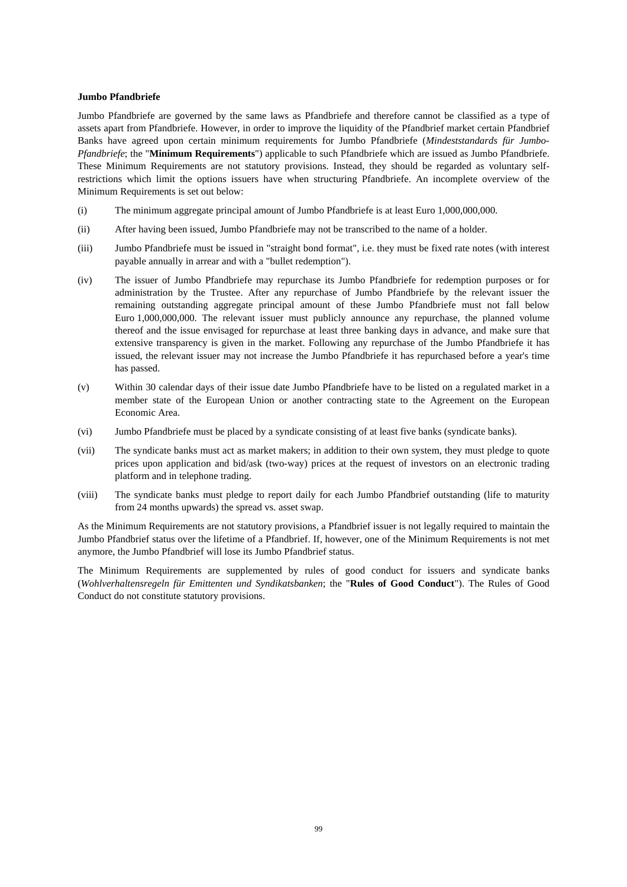**Jumbo Pfandbriefe**

Jumbo Pfandbriefe are governed by the same laws as Pfandbriefe and therefore cannot be classified as a type of assets apart from Pfandbriefe. However, in order to improve the liquidity of the Pfandbrief market certain Pfandbrief Banks have agreed upon certain minimum requirements for Jumbo Pfandbriefe (*Mindeststandards für Jumbo-Pfandbriefe*; the "**Minimum Requirements**") applicable to such Pfandbriefe which are issued as Jumbo Pfandbriefe. These Minimum Requirements are not statutory provisions. Instead, they should be regarded as voluntary self-restrictions which limit the options issuers have when structuring Pfandbriefe. An incomplete overview of the Minimum Requirements is set out below:

(i) The minimum aggregate principal amount of Jumbo Pfandbriefe is at least Euro 1,000,000,000.

(ii) After having been issued, Jumbo Pfandbriefe may not be transcribed to the name of a holder.

(iii) Jumbo Pfandbriefe must be issued in "straight bond format", i.e. they must be fixed rate notes (with interest payable annually in arrear and with a "bullet redemption").

(iv) The issuer of Jumbo Pfandbriefe may repurchase its Jumbo Pfandbriefe for redemption purposes or for administration by the Trustee. After any repurchase of Jumbo Pfandbriefe by the relevant issuer the remaining outstanding aggregate principal amount of these Jumbo Pfandbriefe must not fall below Euro 1,000,000,000. The relevant issuer must publicly announce any repurchase, the planned volume thereof and the issue envisaged for repurchase at least three banking days in advance, and make sure that extensive transparency is given in the market. Following any repurchase of the Jumbo Pfandbriefe it has issued, the relevant issuer may not increase the Jumbo Pfandbriefe it has repurchased before a year's time has passed.

(v) Within 30 calendar days of their issue date Jumbo Pfandbriefe have to be listed on a regulated market in a member state of the European Union or another contracting state to the Agreement on the European Economic Area.

(vi) Jumbo Pfandbriefe must be placed by a syndicate consisting of at least five banks (syndicate banks).

(vii) The syndicate banks must act as market makers; in addition to their own system, they must pledge to quote prices upon application and bid/ask (two-way) prices at the request of investors on an electronic trading platform and in telephone trading.

(viii) The syndicate banks must pledge to report daily for each Jumbo Pfandbrief outstanding (life to maturity from 24 months upwards) the spread vs. asset swap.

As the Minimum Requirements are not statutory provisions, a Pfandbrief issuer is not legally required to maintain the Jumbo Pfandbrief status over the lifetime of a Pfandbrief. If, however, one of the Minimum Requirements is not met anymore, the Jumbo Pfandbrief will lose its Jumbo Pfandbrief status.

The Minimum Requirements are supplemented by rules of good conduct for issuers and syndicate banks (*Wohlverhaltensregeln für Emittenten und Syndikatsbanken*; the "**Rules of Good Conduct**"). The Rules of Good Conduct do not constitute statutory provisions.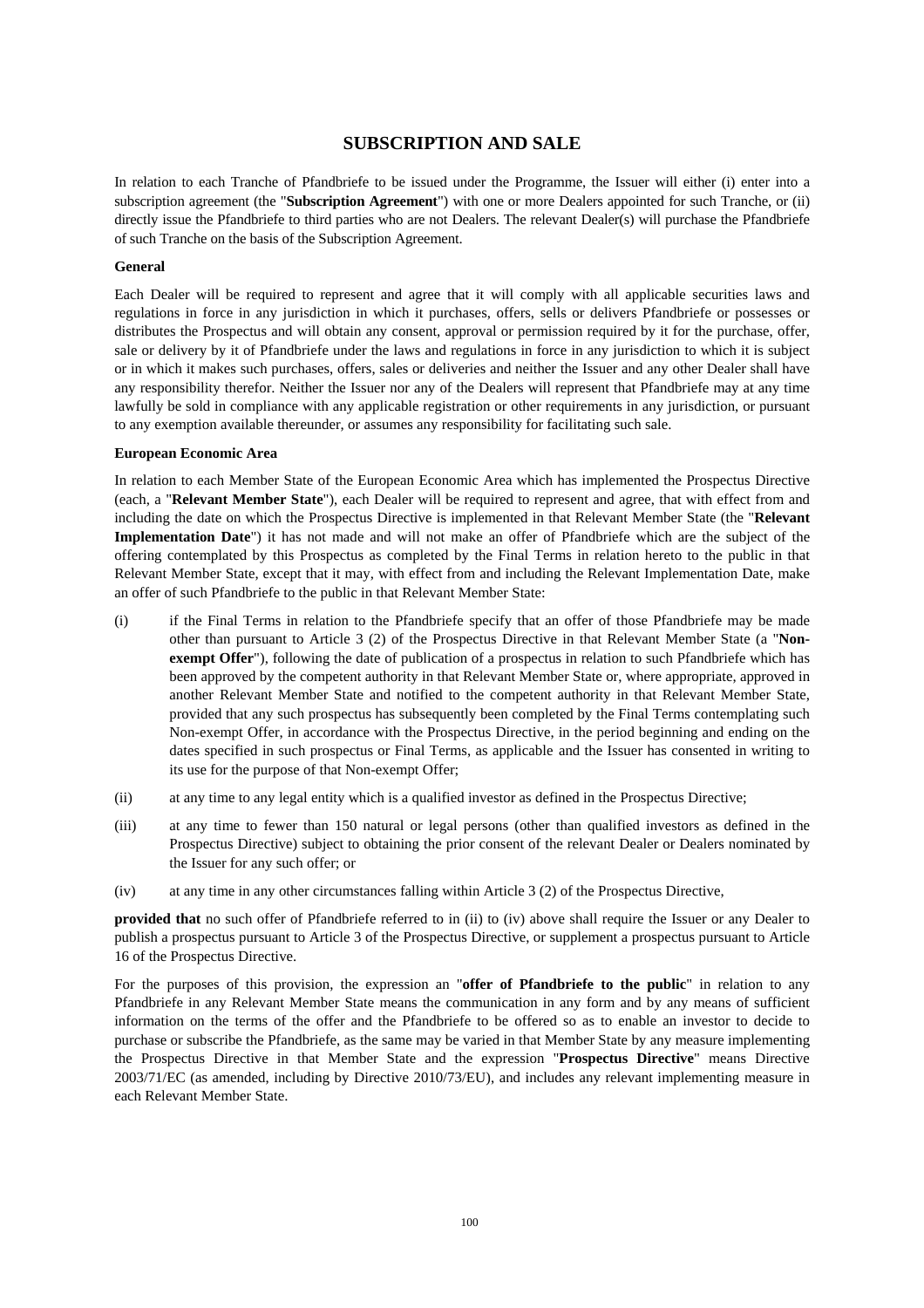# SUBSCRIPTION AND SALE

In relation to each Tranche of Pfandbriefe to be issued under the Programme, the Issuer will either (i) enter into a subscription agreement (the "**Subscription Agreement**") with one or more Dealers appointed for such Tranche, or (ii) directly issue the Pfandbriefe to third parties who are not Dealers. The relevant Dealer(s) will purchase the Pfandbriefe of such Tranche on the basis of the Subscription Agreement.

**General**

Each Dealer will be required to represent and agree that it will comply with all applicable securities laws and regulations in force in any jurisdiction in which it purchases, offers, sells or delivers Pfandbriefe or possesses or distributes the Prospectus and will obtain any consent, approval or permission required by it for the purchase, offer, sale or delivery by it of Pfandbriefe under the laws and regulations in force in any jurisdiction to which it is subject or in which it makes such purchases, offers, sales or deliveries and neither the Issuer and any other Dealer shall have any responsibility therefor. Neither the Issuer nor any of the Dealers will represent that Pfandbriefe may at any time lawfully be sold in compliance with any applicable registration or other requirements in any jurisdiction, or pursuant to any exemption available thereunder, or assumes any responsibility for facilitating such sale.

**European Economic Area**

In relation to each Member State of the European Economic Area which has implemented the Prospectus Directive (each, a "**Relevant Member State**"), each Dealer will be required to represent and agree, that with effect from and including the date on which the Prospectus Directive is implemented in that Relevant Member State (the "**Relevant Implementation Date**") it has not made and will not make an offer of Pfandbriefe which are the subject of the offering contemplated by this Prospectus as completed by the Final Terms in relation hereto to the public in that Relevant Member State, except that it may, with effect from and including the Relevant Implementation Date, make an offer of such Pfandbriefe to the public in that Relevant Member State:

(i) if the Final Terms in relation to the Pfandbriefe specify that an offer of those Pfandbriefe may be made other than pursuant to Article 3 (2) of the Prospectus Directive in that Relevant Member State (a "**Non-exempt Offer**"), following the date of publication of a prospectus in relation to such Pfandbriefe which has been approved by the competent authority in that Relevant Member State or, where appropriate, approved in another Relevant Member State and notified to the competent authority in that Relevant Member State, provided that any such prospectus has subsequently been completed by the Final Terms contemplating such Non-exempt Offer, in accordance with the Prospectus Directive, in the period beginning and ending on the dates specified in such prospectus or Final Terms, as applicable and the Issuer has consented in writing to its use for the purpose of that Non-exempt Offer;

(ii) at any time to any legal entity which is a qualified investor as defined in the Prospectus Directive;

(iii) at any time to fewer than 150 natural or legal persons (other than qualified investors as defined in the Prospectus Directive) subject to obtaining the prior consent of the relevant Dealer or Dealers nominated by the Issuer for any such offer; or

(iv) at any time in any other circumstances falling within Article 3 (2) of the Prospectus Directive,

**provided that** no such offer of Pfandbriefe referred to in (ii) to (iv) above shall require the Issuer or any Dealer to publish a prospectus pursuant to Article 3 of the Prospectus Directive, or supplement a prospectus pursuant to Article 16 of the Prospectus Directive.

For the purposes of this provision, the expression an "**offer of Pfandbriefe to the public**" in relation to any Pfandbriefe in any Relevant Member State means the communication in any form and by any means of sufficient information on the terms of the offer and the Pfandbriefe to be offered so as to enable an investor to decide to purchase or subscribe the Pfandbriefe, as the same may be varied in that Member State by any measure implementing the Prospectus Directive in that Member State and the expression "**Prospectus Directive**" means Directive 2003/71/EC (as amended, including by Directive 2010/73/EU), and includes any relevant implementing measure in each Relevant Member State.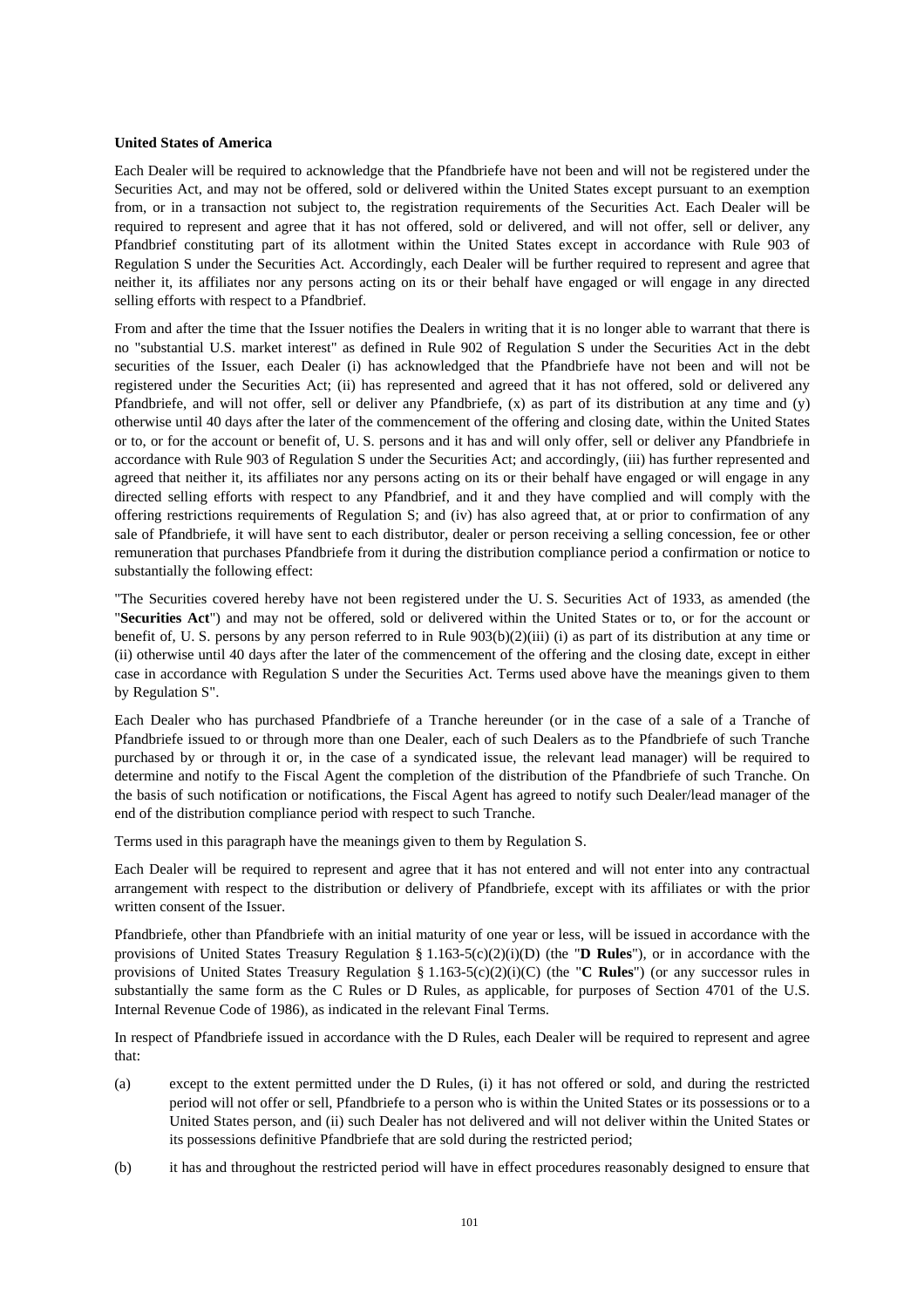**United States of America**

Each Dealer will be required to acknowledge that the Pfandbriefe have not been and will not be registered under the Securities Act, and may not be offered, sold or delivered within the United States except pursuant to an exemption from, or in a transaction not subject to, the registration requirements of the Securities Act. Each Dealer will be required to represent and agree that it has not offered, sold or delivered, and will not offer, sell or deliver, any Pfandbrief constituting part of its allotment within the United States except in accordance with Rule 903 of Regulation S under the Securities Act. Accordingly, each Dealer will be further required to represent and agree that neither it, its affiliates nor any persons acting on its or their behalf have engaged or will engage in any directed selling efforts with respect to a Pfandbrief.

From and after the time that the Issuer notifies the Dealers in writing that it is no longer able to warrant that there is no "substantial U.S. market interest" as defined in Rule 902 of Regulation S under the Securities Act in the debt securities of the Issuer, each Dealer (i) has acknowledged that the Pfandbriefe have not been and will not be registered under the Securities Act; (ii) has represented and agreed that it has not offered, sold or delivered any Pfandbriefe, and will not offer, sell or deliver any Pfandbriefe, (x) as part of its distribution at any time and (y) otherwise until 40 days after the later of the commencement of the offering and closing date, within the United States or to, or for the account or benefit of, U. S. persons and it has and will only offer, sell or deliver any Pfandbriefe in accordance with Rule 903 of Regulation S under the Securities Act; and accordingly, (iii) has further represented and agreed that neither it, its affiliates nor any persons acting on its or their behalf have engaged or will engage in any directed selling efforts with respect to any Pfandbrief, and it and they have complied and will comply with the offering restrictions requirements of Regulation S; and (iv) has also agreed that, at or prior to confirmation of any sale of Pfandbriefe, it will have sent to each distributor, dealer or person receiving a selling concession, fee or other remuneration that purchases Pfandbriefe from it during the distribution compliance period a confirmation or notice to substantially the following effect:

"The Securities covered hereby have not been registered under the U. S. Securities Act of 1933, as amended (the "**Securities Act**") and may not be offered, sold or delivered within the United States or to, or for the account or benefit of, U. S. persons by any person referred to in Rule 903(b)(2)(iii) (i) as part of its distribution at any time or (ii) otherwise until 40 days after the later of the commencement of the offering and the closing date, except in either case in accordance with Regulation S under the Securities Act. Terms used above have the meanings given to them by Regulation S".

Each Dealer who has purchased Pfandbriefe of a Tranche hereunder (or in the case of a sale of a Tranche of Pfandbriefe issued to or through more than one Dealer, each of such Dealers as to the Pfandbriefe of such Tranche purchased by or through it or, in the case of a syndicated issue, the relevant lead manager) will be required to determine and notify to the Fiscal Agent the completion of the distribution of the Pfandbriefe of such Tranche. On the basis of such notification or notifications, the Fiscal Agent has agreed to notify such Dealer/lead manager of the end of the distribution compliance period with respect to such Tranche.

Terms used in this paragraph have the meanings given to them by Regulation S.

Each Dealer will be required to represent and agree that it has not entered and will not enter into any contractual arrangement with respect to the distribution or delivery of Pfandbriefe, except with its affiliates or with the prior written consent of the Issuer.

Pfandbriefe, other than Pfandbriefe with an initial maturity of one year or less, will be issued in accordance with the provisions of United States Treasury Regulation § 1.163-5(c)(2)(i)(D) (the "**D Rules**"), or in accordance with the provisions of United States Treasury Regulation § 1.163-5(c)(2)(i)(C) (the "**C Rules**") (or any successor rules in substantially the same form as the C Rules or D Rules, as applicable, for purposes of Section 4701 of the U.S. Internal Revenue Code of 1986), as indicated in the relevant Final Terms.

In respect of Pfandbriefe issued in accordance with the D Rules, each Dealer will be required to represent and agree that:

(a) except to the extent permitted under the D Rules, (i) it has not offered or sold, and during the restricted period will not offer or sell, Pfandbriefe to a person who is within the United States or its possessions or to a United States person, and (ii) such Dealer has not delivered and will not deliver within the United States or its possessions definitive Pfandbriefe that are sold during the restricted period;

(b) it has and throughout the restricted period will have in effect procedures reasonably designed to ensure that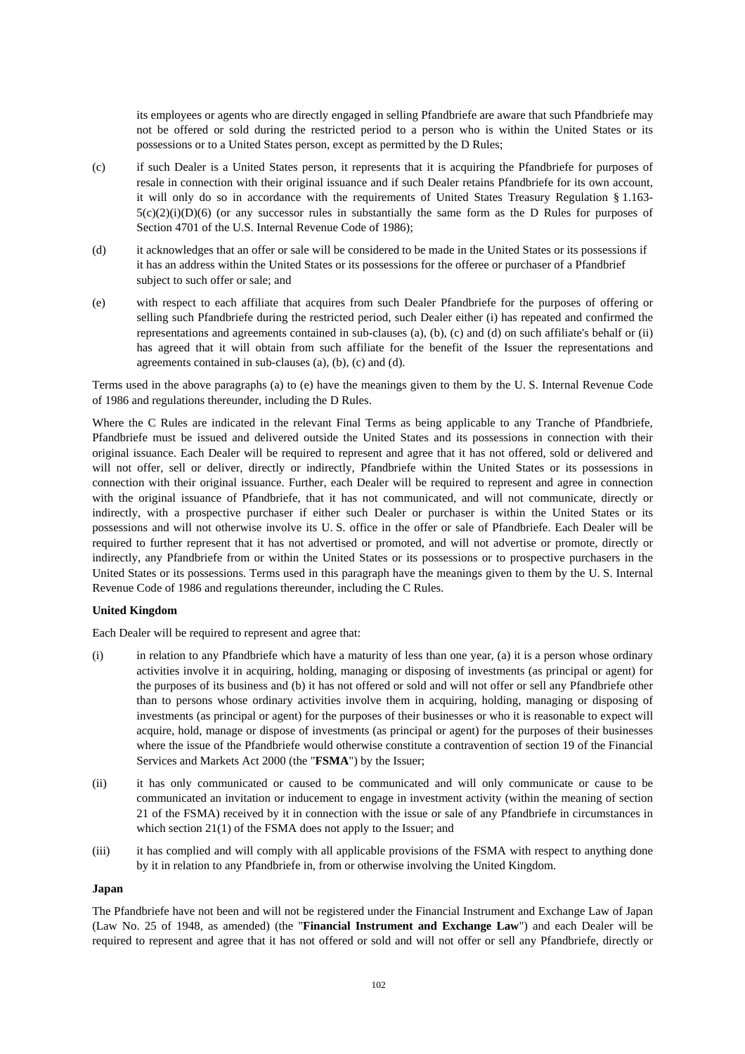its employees or agents who are directly engaged in selling Pfandbriefe are aware that such Pfandbriefe may not be offered or sold during the restricted period to a person who is within the United States or its possessions or to a United States person, except as permitted by the D Rules;

(c) if such Dealer is a United States person, it represents that it is acquiring the Pfandbriefe for purposes of resale in connection with their original issuance and if such Dealer retains Pfandbriefe for its own account, it will only do so in accordance with the requirements of United States Treasury Regulation § 1.163-5(c)(2)(i)(D)(6) (or any successor rules in substantially the same form as the D Rules for purposes of Section 4701 of the U.S. Internal Revenue Code of 1986);

(d) it acknowledges that an offer or sale will be considered to be made in the United States or its possessions if it has an address within the United States or its possessions for the offeree or purchaser of a Pfandbrief subject to such offer or sale; and

(e) with respect to each affiliate that acquires from such Dealer Pfandbriefe for the purposes of offering or selling such Pfandbriefe during the restricted period, such Dealer either (i) has repeated and confirmed the representations and agreements contained in sub-clauses (a), (b), (c) and (d) on such affiliate's behalf or (ii) has agreed that it will obtain from such affiliate for the benefit of the Issuer the representations and agreements contained in sub-clauses (a), (b), (c) and (d).

Terms used in the above paragraphs (a) to (e) have the meanings given to them by the U. S. Internal Revenue Code of 1986 and regulations thereunder, including the D Rules.

Where the C Rules are indicated in the relevant Final Terms as being applicable to any Tranche of Pfandbriefe, Pfandbriefe must be issued and delivered outside the United States and its possessions in connection with their original issuance. Each Dealer will be required to represent and agree that it has not offered, sold or delivered and will not offer, sell or deliver, directly or indirectly, Pfandbriefe within the United States or its possessions in connection with their original issuance. Further, each Dealer will be required to represent and agree in connection with the original issuance of Pfandbriefe, that it has not communicated, and will not communicate, directly or indirectly, with a prospective purchaser if either such Dealer or purchaser is within the United States or its possessions and will not otherwise involve its U. S. office in the offer or sale of Pfandbriefe. Each Dealer will be required to further represent that it has not advertised or promoted, and will not advertise or promote, directly or indirectly, any Pfandbriefe from or within the United States or its possessions or to prospective purchasers in the United States or its possessions. Terms used in this paragraph have the meanings given to them by the U. S. Internal Revenue Code of 1986 and regulations thereunder, including the C Rules.

**United Kingdom**

Each Dealer will be required to represent and agree that:

(i) in relation to any Pfandbriefe which have a maturity of less than one year, (a) it is a person whose ordinary activities involve it in acquiring, holding, managing or disposing of investments (as principal or agent) for the purposes of its business and (b) it has not offered or sold and will not offer or sell any Pfandbriefe other than to persons whose ordinary activities involve them in acquiring, holding, managing or disposing of investments (as principal or agent) for the purposes of their businesses or who it is reasonable to expect will acquire, hold, manage or dispose of investments (as principal or agent) for the purposes of their businesses where the issue of the Pfandbriefe would otherwise constitute a contravention of section 19 of the Financial Services and Markets Act 2000 (the "**FSMA**") by the Issuer;

(ii) it has only communicated or caused to be communicated and will only communicate or cause to be communicated an invitation or inducement to engage in investment activity (within the meaning of section 21 of the FSMA) received by it in connection with the issue or sale of any Pfandbriefe in circumstances in which section 21(1) of the FSMA does not apply to the Issuer; and

(iii) it has complied and will comply with all applicable provisions of the FSMA with respect to anything done by it in relation to any Pfandbriefe in, from or otherwise involving the United Kingdom.

**Japan**

The Pfandbriefe have not been and will not be registered under the Financial Instrument and Exchange Law of Japan (Law No. 25 of 1948, as amended) (the "**Financial Instrument and Exchange Law**") and each Dealer will be required to represent and agree that it has not offered or sold and will not offer or sell any Pfandbriefe, directly or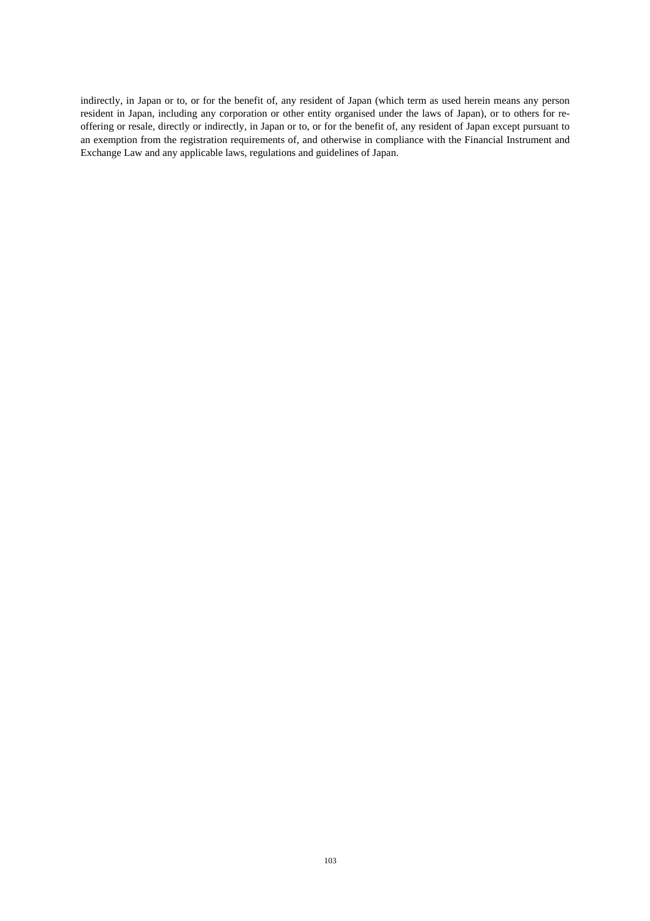indirectly, in Japan or to, or for the benefit of, any resident of Japan (which term as used herein means any person resident in Japan, including any corporation or other entity organised under the laws of Japan), or to others for re-offering or resale, directly or indirectly, in Japan or to, or for the benefit of, any resident of Japan except pursuant to an exemption from the registration requirements of, and otherwise in compliance with the Financial Instrument and Exchange Law and any applicable laws, regulations and guidelines of Japan.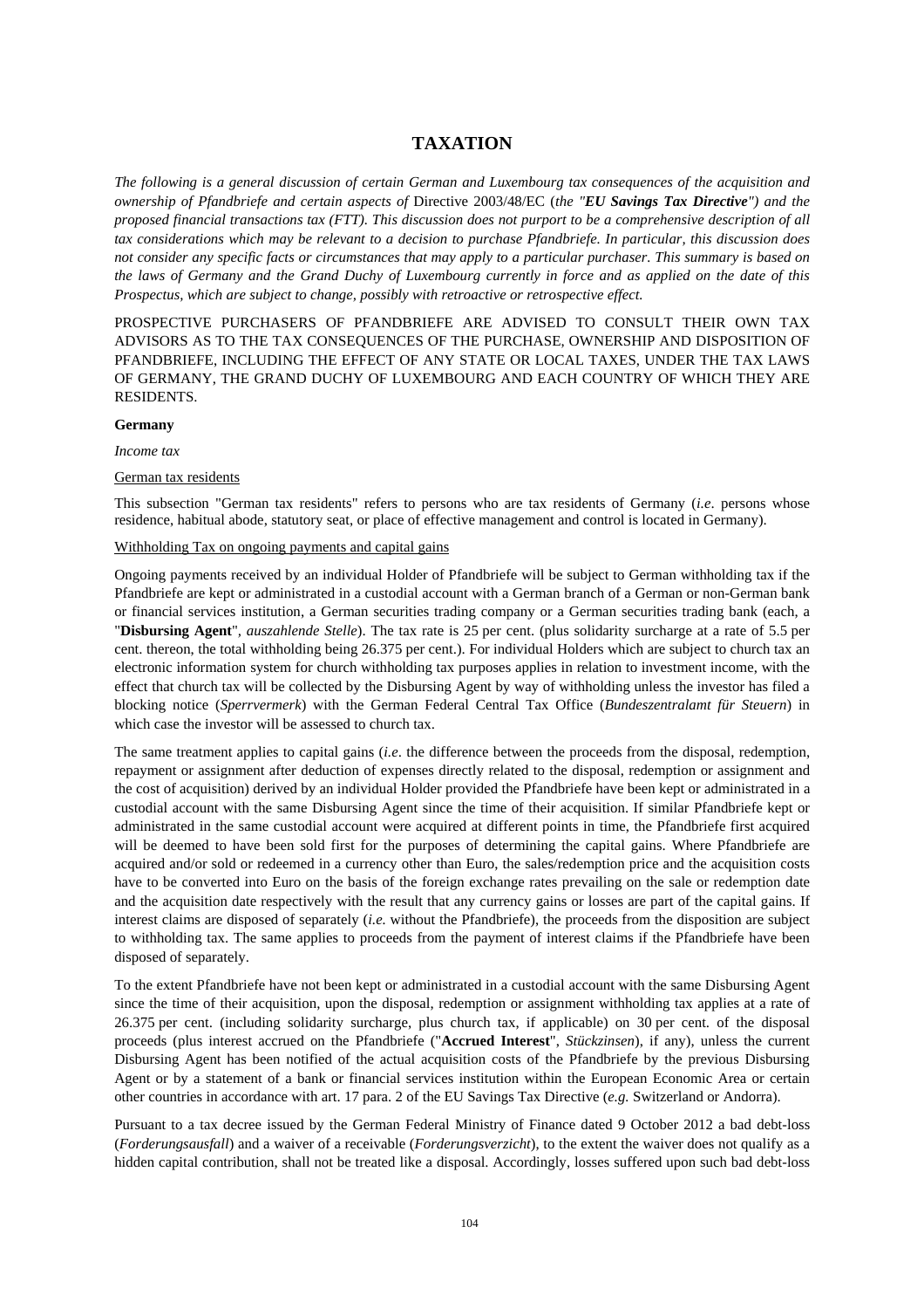# TAXATION

*The following is a general discussion of certain German and Luxembourg tax consequences of the acquisition and ownership of Pfandbriefe and certain aspects of* Directive 2003/48/EC (*the "**EU Savings Tax Directive**") and the proposed financial transactions tax (FTT). This discussion does not purport to be a comprehensive description of all tax considerations which may be relevant to a decision to purchase Pfandbriefe. In particular, this discussion does not consider any specific facts or circumstances that may apply to a particular purchaser. This summary is based on the laws of Germany and the Grand Duchy of Luxembourg currently in force and as applied on the date of this Prospectus, which are subject to change, possibly with retroactive or retrospective effect.*

PROSPECTIVE PURCHASERS OF PFANDBRIEFE ARE ADVISED TO CONSULT THEIR OWN TAX ADVISORS AS TO THE TAX CONSEQUENCES OF THE PURCHASE, OWNERSHIP AND DISPOSITION OF PFANDBRIEFE, INCLUDING THE EFFECT OF ANY STATE OR LOCAL TAXES, UNDER THE TAX LAWS OF GERMANY, THE GRAND DUCHY OF LUXEMBOURG AND EACH COUNTRY OF WHICH THEY ARE RESIDENTS.

**Germany**

*Income tax*

German tax residents

This subsection "German tax residents" refers to persons who are tax residents of Germany (*i.e*. persons whose residence, habitual abode, statutory seat, or place of effective management and control is located in Germany).

Withholding Tax on ongoing payments and capital gains

Ongoing payments received by an individual Holder of Pfandbriefe will be subject to German withholding tax if the Pfandbriefe are kept or administrated in a custodial account with a German branch of a German or non-German bank or financial services institution, a German securities trading company or a German securities trading bank (each, a "**Disbursing Agent**", *auszahlende Stelle*). The tax rate is 25 per cent. (plus solidarity surcharge at a rate of 5.5 per cent. thereon, the total withholding being 26.375 per cent.). For individual Holders which are subject to church tax an electronic information system for church withholding tax purposes applies in relation to investment income, with the effect that church tax will be collected by the Disbursing Agent by way of withholding unless the investor has filed a blocking notice (*Sperrvermerk*) with the German Federal Central Tax Office (*Bundeszentralamt für Steuern*) in which case the investor will be assessed to church tax.

The same treatment applies to capital gains (*i.e*. the difference between the proceeds from the disposal, redemption, repayment or assignment after deduction of expenses directly related to the disposal, redemption or assignment and the cost of acquisition) derived by an individual Holder provided the Pfandbriefe have been kept or administrated in a custodial account with the same Disbursing Agent since the time of their acquisition. If similar Pfandbriefe kept or administrated in the same custodial account were acquired at different points in time, the Pfandbriefe first acquired will be deemed to have been sold first for the purposes of determining the capital gains. Where Pfandbriefe are acquired and/or sold or redeemed in a currency other than Euro, the sales/redemption price and the acquisition costs have to be converted into Euro on the basis of the foreign exchange rates prevailing on the sale or redemption date and the acquisition date respectively with the result that any currency gains or losses are part of the capital gains. If interest claims are disposed of separately (*i.e.* without the Pfandbriefe), the proceeds from the disposition are subject to withholding tax. The same applies to proceeds from the payment of interest claims if the Pfandbriefe have been disposed of separately.

To the extent Pfandbriefe have not been kept or administrated in a custodial account with the same Disbursing Agent since the time of their acquisition, upon the disposal, redemption or assignment withholding tax applies at a rate of 26.375 per cent. (including solidarity surcharge, plus church tax, if applicable) on 30 per cent. of the disposal proceeds (plus interest accrued on the Pfandbriefe ("**Accrued Interest**", *Stückzinsen*), if any), unless the current Disbursing Agent has been notified of the actual acquisition costs of the Pfandbriefe by the previous Disbursing Agent or by a statement of a bank or financial services institution within the European Economic Area or certain other countries in accordance with art. 17 para. 2 of the EU Savings Tax Directive (*e.g.* Switzerland or Andorra).

Pursuant to a tax decree issued by the German Federal Ministry of Finance dated 9 October 2012 a bad debt-loss (*Forderungsausfall*) and a waiver of a receivable (*Forderungsverzicht*), to the extent the waiver does not qualify as a hidden capital contribution, shall not be treated like a disposal. Accordingly, losses suffered upon such bad debt-loss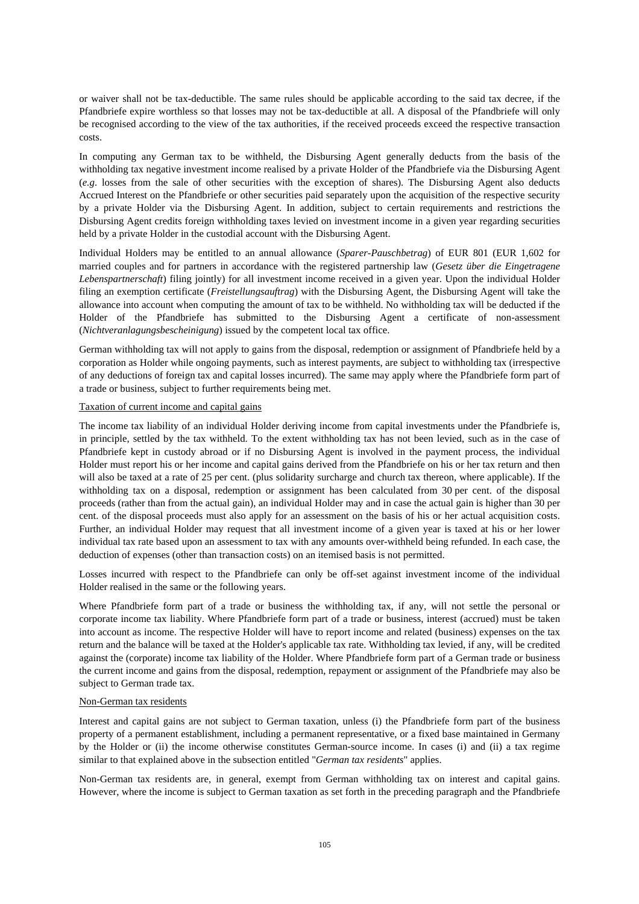or waiver shall not be tax-deductible. The same rules should be applicable according to the said tax decree, if the Pfandbriefe expire worthless so that losses may not be tax-deductible at all. A disposal of the Pfandbriefe will only be recognised according to the view of the tax authorities, if the received proceeds exceed the respective transaction costs.

In computing any German tax to be withheld, the Disbursing Agent generally deducts from the basis of the withholding tax negative investment income realised by a private Holder of the Pfandbriefe via the Disbursing Agent (*e.g*. losses from the sale of other securities with the exception of shares). The Disbursing Agent also deducts Accrued Interest on the Pfandbriefe or other securities paid separately upon the acquisition of the respective security by a private Holder via the Disbursing Agent. In addition, subject to certain requirements and restrictions the Disbursing Agent credits foreign withholding taxes levied on investment income in a given year regarding securities held by a private Holder in the custodial account with the Disbursing Agent.

Individual Holders may be entitled to an annual allowance (*Sparer-Pauschbetrag*) of EUR 801 (EUR 1,602 for married couples and for partners in accordance with the registered partnership law (*Gesetz über die Eingetragene Lebenspartnerschaft*) filing jointly) for all investment income received in a given year. Upon the individual Holder filing an exemption certificate (*Freistellungsauftrag*) with the Disbursing Agent, the Disbursing Agent will take the allowance into account when computing the amount of tax to be withheld. No withholding tax will be deducted if the Holder of the Pfandbriefe has submitted to the Disbursing Agent a certificate of non-assessment (*Nichtveranlagungsbescheinigung*) issued by the competent local tax office.

German withholding tax will not apply to gains from the disposal, redemption or assignment of Pfandbriefe held by a corporation as Holder while ongoing payments, such as interest payments, are subject to withholding tax (irrespective of any deductions of foreign tax and capital losses incurred). The same may apply where the Pfandbriefe form part of a trade or business, subject to further requirements being met.

Taxation of current income and capital gains

The income tax liability of an individual Holder deriving income from capital investments under the Pfandbriefe is, in principle, settled by the tax withheld. To the extent withholding tax has not been levied, such as in the case of Pfandbriefe kept in custody abroad or if no Disbursing Agent is involved in the payment process, the individual Holder must report his or her income and capital gains derived from the Pfandbriefe on his or her tax return and then will also be taxed at a rate of 25 per cent. (plus solidarity surcharge and church tax thereon, where applicable). If the withholding tax on a disposal, redemption or assignment has been calculated from 30 per cent. of the disposal proceeds (rather than from the actual gain), an individual Holder may and in case the actual gain is higher than 30 per cent. of the disposal proceeds must also apply for an assessment on the basis of his or her actual acquisition costs. Further, an individual Holder may request that all investment income of a given year is taxed at his or her lower individual tax rate based upon an assessment to tax with any amounts over-withheld being refunded. In each case, the deduction of expenses (other than transaction costs) on an itemised basis is not permitted.

Losses incurred with respect to the Pfandbriefe can only be off-set against investment income of the individual Holder realised in the same or the following years.

Where Pfandbriefe form part of a trade or business the withholding tax, if any, will not settle the personal or corporate income tax liability. Where Pfandbriefe form part of a trade or business, interest (accrued) must be taken into account as income. The respective Holder will have to report income and related (business) expenses on the tax return and the balance will be taxed at the Holder's applicable tax rate. Withholding tax levied, if any, will be credited against the (corporate) income tax liability of the Holder. Where Pfandbriefe form part of a German trade or business the current income and gains from the disposal, redemption, repayment or assignment of the Pfandbriefe may also be subject to German trade tax.

Non-German tax residents

Interest and capital gains are not subject to German taxation, unless (i) the Pfandbriefe form part of the business property of a permanent establishment, including a permanent representative, or a fixed base maintained in Germany by the Holder or (ii) the income otherwise constitutes German-source income. In cases (i) and (ii) a tax regime similar to that explained above in the subsection entitled "*German tax residents*" applies.

Non-German tax residents are, in general, exempt from German withholding tax on interest and capital gains. However, where the income is subject to German taxation as set forth in the preceding paragraph and the Pfandbriefe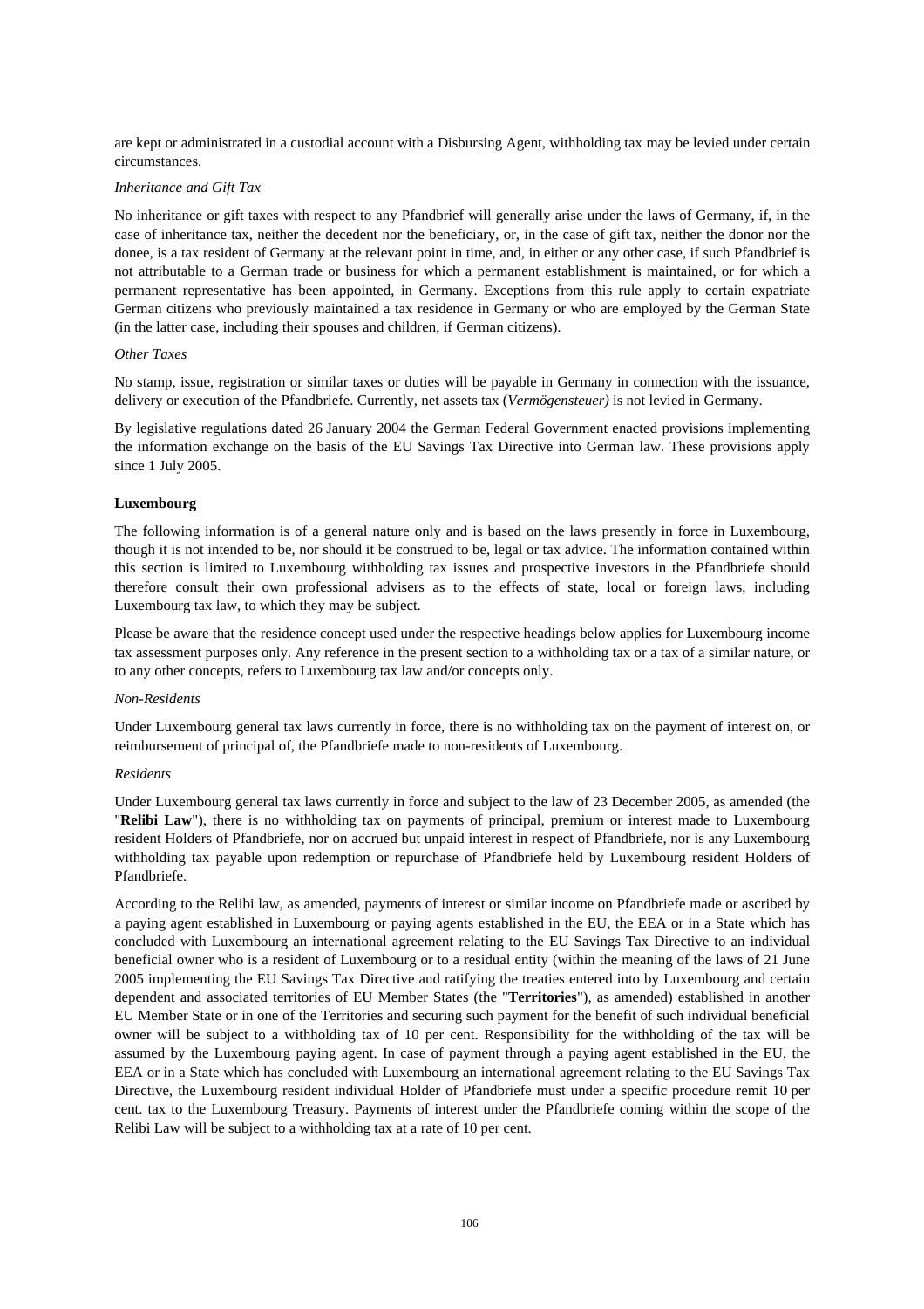are kept or administrated in a custodial account with a Disbursing Agent, withholding tax may be levied under certain circumstances.

*Inheritance and Gift Tax*

No inheritance or gift taxes with respect to any Pfandbrief will generally arise under the laws of Germany, if, in the case of inheritance tax, neither the decedent nor the beneficiary, or, in the case of gift tax, neither the donor nor the donee, is a tax resident of Germany at the relevant point in time, and, in either or any other case, if such Pfandbrief is not attributable to a German trade or business for which a permanent establishment is maintained, or for which a permanent representative has been appointed, in Germany. Exceptions from this rule apply to certain expatriate German citizens who previously maintained a tax residence in Germany or who are employed by the German State (in the latter case, including their spouses and children, if German citizens).

*Other Taxes*

No stamp, issue, registration or similar taxes or duties will be payable in Germany in connection with the issuance, delivery or execution of the Pfandbriefe. Currently, net assets tax (*Vermögensteuer)* is not levied in Germany.

By legislative regulations dated 26 January 2004 the German Federal Government enacted provisions implementing the information exchange on the basis of the EU Savings Tax Directive into German law. These provisions apply since 1 July 2005.

**Luxembourg**

The following information is of a general nature only and is based on the laws presently in force in Luxembourg, though it is not intended to be, nor should it be construed to be, legal or tax advice. The information contained within this section is limited to Luxembourg withholding tax issues and prospective investors in the Pfandbriefe should therefore consult their own professional advisers as to the effects of state, local or foreign laws, including Luxembourg tax law, to which they may be subject.

Please be aware that the residence concept used under the respective headings below applies for Luxembourg income tax assessment purposes only. Any reference in the present section to a withholding tax or a tax of a similar nature, or to any other concepts, refers to Luxembourg tax law and/or concepts only.

*Non-Residents*

Under Luxembourg general tax laws currently in force, there is no withholding tax on the payment of interest on, or reimbursement of principal of, the Pfandbriefe made to non-residents of Luxembourg.

*Residents*

Under Luxembourg general tax laws currently in force and subject to the law of 23 December 2005, as amended (the "**Relibi Law**"), there is no withholding tax on payments of principal, premium or interest made to Luxembourg resident Holders of Pfandbriefe, nor on accrued but unpaid interest in respect of Pfandbriefe, nor is any Luxembourg withholding tax payable upon redemption or repurchase of Pfandbriefe held by Luxembourg resident Holders of Pfandbriefe.

According to the Relibi law, as amended, payments of interest or similar income on Pfandbriefe made or ascribed by a paying agent established in Luxembourg or paying agents established in the EU, the EEA or in a State which has concluded with Luxembourg an international agreement relating to the EU Savings Tax Directive to an individual beneficial owner who is a resident of Luxembourg or to a residual entity (within the meaning of the laws of 21 June 2005 implementing the EU Savings Tax Directive and ratifying the treaties entered into by Luxembourg and certain dependent and associated territories of EU Member States (the "**Territories**"), as amended) established in another EU Member State or in one of the Territories and securing such payment for the benefit of such individual beneficial owner will be subject to a withholding tax of 10 per cent. Responsibility for the withholding of the tax will be assumed by the Luxembourg paying agent. In case of payment through a paying agent established in the EU, the EEA or in a State which has concluded with Luxembourg an international agreement relating to the EU Savings Tax Directive, the Luxembourg resident individual Holder of Pfandbriefe must under a specific procedure remit 10 per cent. tax to the Luxembourg Treasury. Payments of interest under the Pfandbriefe coming within the scope of the Relibi Law will be subject to a withholding tax at a rate of 10 per cent.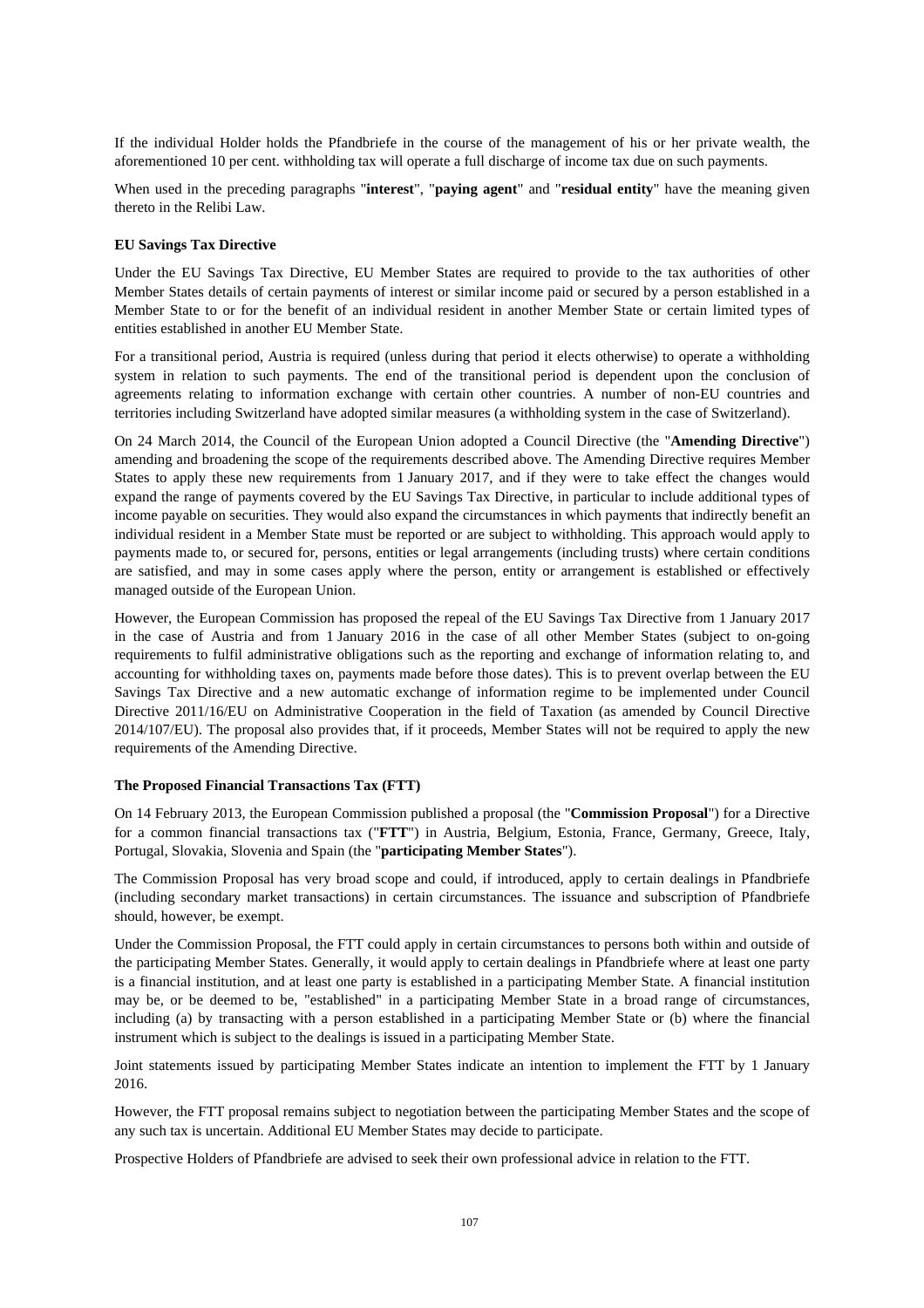If the individual Holder holds the Pfandbriefe in the course of the management of his or her private wealth, the aforementioned 10 per cent. withholding tax will operate a full discharge of income tax due on such payments.

When used in the preceding paragraphs "**interest**", "**paying agent**" and "**residual entity**" have the meaning given thereto in the Relibi Law.

**EU Savings Tax Directive**

Under the EU Savings Tax Directive, EU Member States are required to provide to the tax authorities of other Member States details of certain payments of interest or similar income paid or secured by a person established in a Member State to or for the benefit of an individual resident in another Member State or certain limited types of entities established in another EU Member State.

For a transitional period, Austria is required (unless during that period it elects otherwise) to operate a withholding system in relation to such payments. The end of the transitional period is dependent upon the conclusion of agreements relating to information exchange with certain other countries. A number of non-EU countries and territories including Switzerland have adopted similar measures (a withholding system in the case of Switzerland).

On 24 March 2014, the Council of the European Union adopted a Council Directive (the "**Amending Directive**") amending and broadening the scope of the requirements described above. The Amending Directive requires Member States to apply these new requirements from 1 January 2017, and if they were to take effect the changes would expand the range of payments covered by the EU Savings Tax Directive, in particular to include additional types of income payable on securities. They would also expand the circumstances in which payments that indirectly benefit an individual resident in a Member State must be reported or are subject to withholding. This approach would apply to payments made to, or secured for, persons, entities or legal arrangements (including trusts) where certain conditions are satisfied, and may in some cases apply where the person, entity or arrangement is established or effectively managed outside of the European Union.

However, the European Commission has proposed the repeal of the EU Savings Tax Directive from 1 January 2017 in the case of Austria and from 1 January 2016 in the case of all other Member States (subject to on-going requirements to fulfil administrative obligations such as the reporting and exchange of information relating to, and accounting for withholding taxes on, payments made before those dates). This is to prevent overlap between the EU Savings Tax Directive and a new automatic exchange of information regime to be implemented under Council Directive 2011/16/EU on Administrative Cooperation in the field of Taxation (as amended by Council Directive 2014/107/EU). The proposal also provides that, if it proceeds, Member States will not be required to apply the new requirements of the Amending Directive.

**The Proposed Financial Transactions Tax (FTT)**

On 14 February 2013, the European Commission published a proposal (the "**Commission Proposal**") for a Directive for a common financial transactions tax ("**FTT**") in Austria, Belgium, Estonia, France, Germany, Greece, Italy, Portugal, Slovakia, Slovenia and Spain (the "**participating Member States**").

The Commission Proposal has very broad scope and could, if introduced, apply to certain dealings in Pfandbriefe (including secondary market transactions) in certain circumstances. The issuance and subscription of Pfandbriefe should, however, be exempt.

Under the Commission Proposal, the FTT could apply in certain circumstances to persons both within and outside of the participating Member States. Generally, it would apply to certain dealings in Pfandbriefe where at least one party is a financial institution, and at least one party is established in a participating Member State. A financial institution may be, or be deemed to be, "established" in a participating Member State in a broad range of circumstances, including (a) by transacting with a person established in a participating Member State or (b) where the financial instrument which is subject to the dealings is issued in a participating Member State.

Joint statements issued by participating Member States indicate an intention to implement the FTT by 1 January 2016.

However, the FTT proposal remains subject to negotiation between the participating Member States and the scope of any such tax is uncertain. Additional EU Member States may decide to participate.

Prospective Holders of Pfandbriefe are advised to seek their own professional advice in relation to the FTT.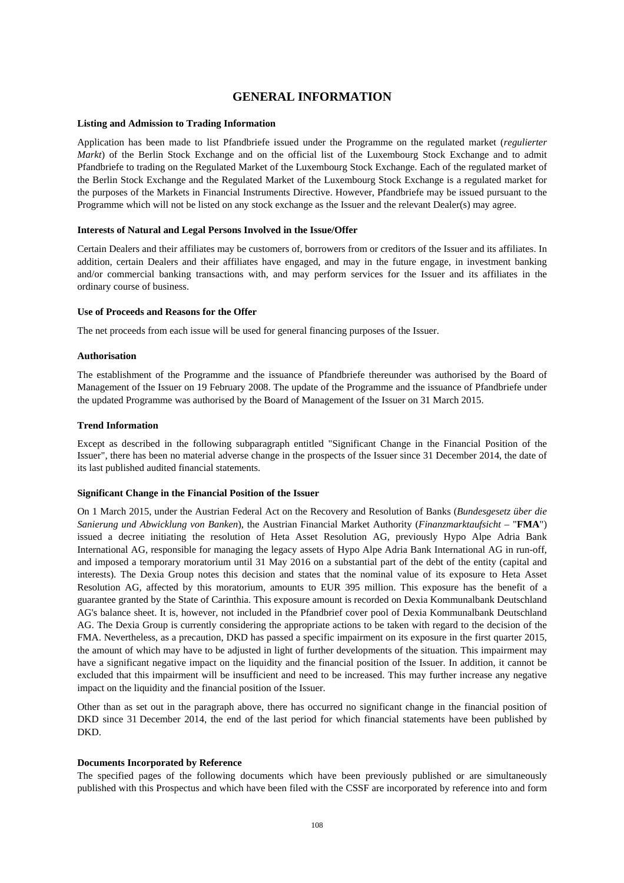# GENERAL INFORMATION

**Listing and Admission to Trading Information**

Application has been made to list Pfandbriefe issued under the Programme on the regulated market (*regulierter Markt*) of the Berlin Stock Exchange and on the official list of the Luxembourg Stock Exchange and to admit Pfandbriefe to trading on the Regulated Market of the Luxembourg Stock Exchange. Each of the regulated market of the Berlin Stock Exchange and the Regulated Market of the Luxembourg Stock Exchange is a regulated market for the purposes of the Markets in Financial Instruments Directive. However, Pfandbriefe may be issued pursuant to the Programme which will not be listed on any stock exchange as the Issuer and the relevant Dealer(s) may agree.

**Interests of Natural and Legal Persons Involved in the Issue/Offer**

Certain Dealers and their affiliates may be customers of, borrowers from or creditors of the Issuer and its affiliates. In addition, certain Dealers and their affiliates have engaged, and may in the future engage, in investment banking and/or commercial banking transactions with, and may perform services for the Issuer and its affiliates in the ordinary course of business.

**Use of Proceeds and Reasons for the Offer**

The net proceeds from each issue will be used for general financing purposes of the Issuer.

**Authorisation**

The establishment of the Programme and the issuance of Pfandbriefe thereunder was authorised by the Board of Management of the Issuer on 19 February 2008. The update of the Programme and the issuance of Pfandbriefe under the updated Programme was authorised by the Board of Management of the Issuer on 31 March 2015.

**Trend Information**

Except as described in the following subparagraph entitled "Significant Change in the Financial Position of the Issuer", there has been no material adverse change in the prospects of the Issuer since 31 December 2014, the date of its last published audited financial statements.

**Significant Change in the Financial Position of the Issuer**

On 1 March 2015, under the Austrian Federal Act on the Recovery and Resolution of Banks (*Bundesgesetz über die Sanierung und Abwicklung von Banken*), the Austrian Financial Market Authority (*Finanzmarktaufsicht* – "**FMA**") issued a decree initiating the resolution of Heta Asset Resolution AG, previously Hypo Alpe Adria Bank International AG, responsible for managing the legacy assets of Hypo Alpe Adria Bank International AG in run-off, and imposed a temporary moratorium until 31 May 2016 on a substantial part of the debt of the entity (capital and interests). The Dexia Group notes this decision and states that the nominal value of its exposure to Heta Asset Resolution AG, affected by this moratorium, amounts to EUR 395 million. This exposure has the benefit of a guarantee granted by the State of Carinthia. This exposure amount is recorded on Dexia Kommunalbank Deutschland AG's balance sheet. It is, however, not included in the Pfandbrief cover pool of Dexia Kommunalbank Deutschland AG. The Dexia Group is currently considering the appropriate actions to be taken with regard to the decision of the FMA. Nevertheless, as a precaution, DKD has passed a specific impairment on its exposure in the first quarter 2015, the amount of which may have to be adjusted in light of further developments of the situation. This impairment may have a significant negative impact on the liquidity and the financial position of the Issuer. In addition, it cannot be excluded that this impairment will be insufficient and need to be increased. This may further increase any negative impact on the liquidity and the financial position of the Issuer.

Other than as set out in the paragraph above, there has occurred no significant change in the financial position of DKD since 31 December 2014, the end of the last period for which financial statements have been published by DKD.

**Documents Incorporated by Reference**

The specified pages of the following documents which have been previously published or are simultaneously published with this Prospectus and which have been filed with the CSSF are incorporated by reference into and form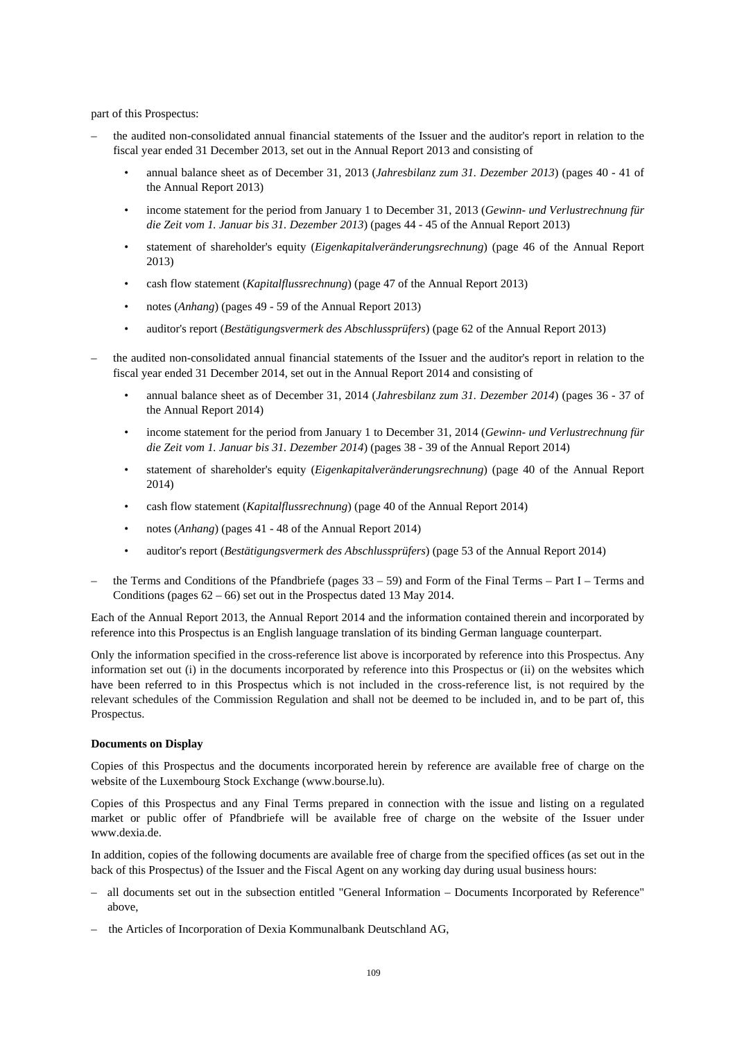part of this Prospectus:

– the audited non-consolidated annual financial statements of the Issuer and the auditor's report in relation to the fiscal year ended 31 December 2013, set out in the Annual Report 2013 and consisting of

  - annual balance sheet as of December 31, 2013 (*Jahresbilanz zum 31. Dezember 2013*) (pages 40 - 41 of the Annual Report 2013)
  - income statement for the period from January 1 to December 31, 2013 (*Gewinn- und Verlustrechnung für die Zeit vom 1. Januar bis 31. Dezember 2013*) (pages 44 - 45 of the Annual Report 2013)
  - statement of shareholder's equity (*Eigenkapitalveränderungsrechnung*) (page 46 of the Annual Report 2013)
  - cash flow statement (*Kapitalflussrechnung*) (page 47 of the Annual Report 2013)
  - notes (*Anhang*) (pages 49 - 59 of the Annual Report 2013)
  - auditor's report (*Bestätigungsvermerk des Abschlussprüfers*) (page 62 of the Annual Report 2013)

– the audited non-consolidated annual financial statements of the Issuer and the auditor's report in relation to the fiscal year ended 31 December 2014, set out in the Annual Report 2014 and consisting of

  - annual balance sheet as of December 31, 2014 (*Jahresbilanz zum 31. Dezember 2014*) (pages 36 - 37 of the Annual Report 2014)
  - income statement for the period from January 1 to December 31, 2014 (*Gewinn- und Verlustrechnung für die Zeit vom 1. Januar bis 31. Dezember 2014*) (pages 38 - 39 of the Annual Report 2014)
  - statement of shareholder's equity (*Eigenkapitalveränderungsrechnung*) (page 40 of the Annual Report 2014)
  - cash flow statement (*Kapitalflussrechnung*) (page 40 of the Annual Report 2014)
  - notes (*Anhang*) (pages 41 - 48 of the Annual Report 2014)
  - auditor's report (*Bestätigungsvermerk des Abschlussprüfers*) (page 53 of the Annual Report 2014)

– the Terms and Conditions of the Pfandbriefe (pages 33 – 59) and Form of the Final Terms – Part I – Terms and Conditions (pages 62 – 66) set out in the Prospectus dated 13 May 2014.

Each of the Annual Report 2013, the Annual Report 2014 and the information contained therein and incorporated by reference into this Prospectus is an English language translation of its binding German language counterpart.

Only the information specified in the cross-reference list above is incorporated by reference into this Prospectus. Any information set out (i) in the documents incorporated by reference into this Prospectus or (ii) on the websites which have been referred to in this Prospectus which is not included in the cross-reference list, is not required by the relevant schedules of the Commission Regulation and shall not be deemed to be included in, and to be part of, this Prospectus.

**Documents on Display**

Copies of this Prospectus and the documents incorporated herein by reference are available free of charge on the website of the Luxembourg Stock Exchange (www.bourse.lu).

Copies of this Prospectus and any Final Terms prepared in connection with the issue and listing on a regulated market or public offer of Pfandbriefe will be available free of charge on the website of the Issuer under www.dexia.de.

In addition, copies of the following documents are available free of charge from the specified offices (as set out in the back of this Prospectus) of the Issuer and the Fiscal Agent on any working day during usual business hours:

– all documents set out in the subsection entitled "General Information – Documents Incorporated by Reference" above,

– the Articles of Incorporation of Dexia Kommunalbank Deutschland AG,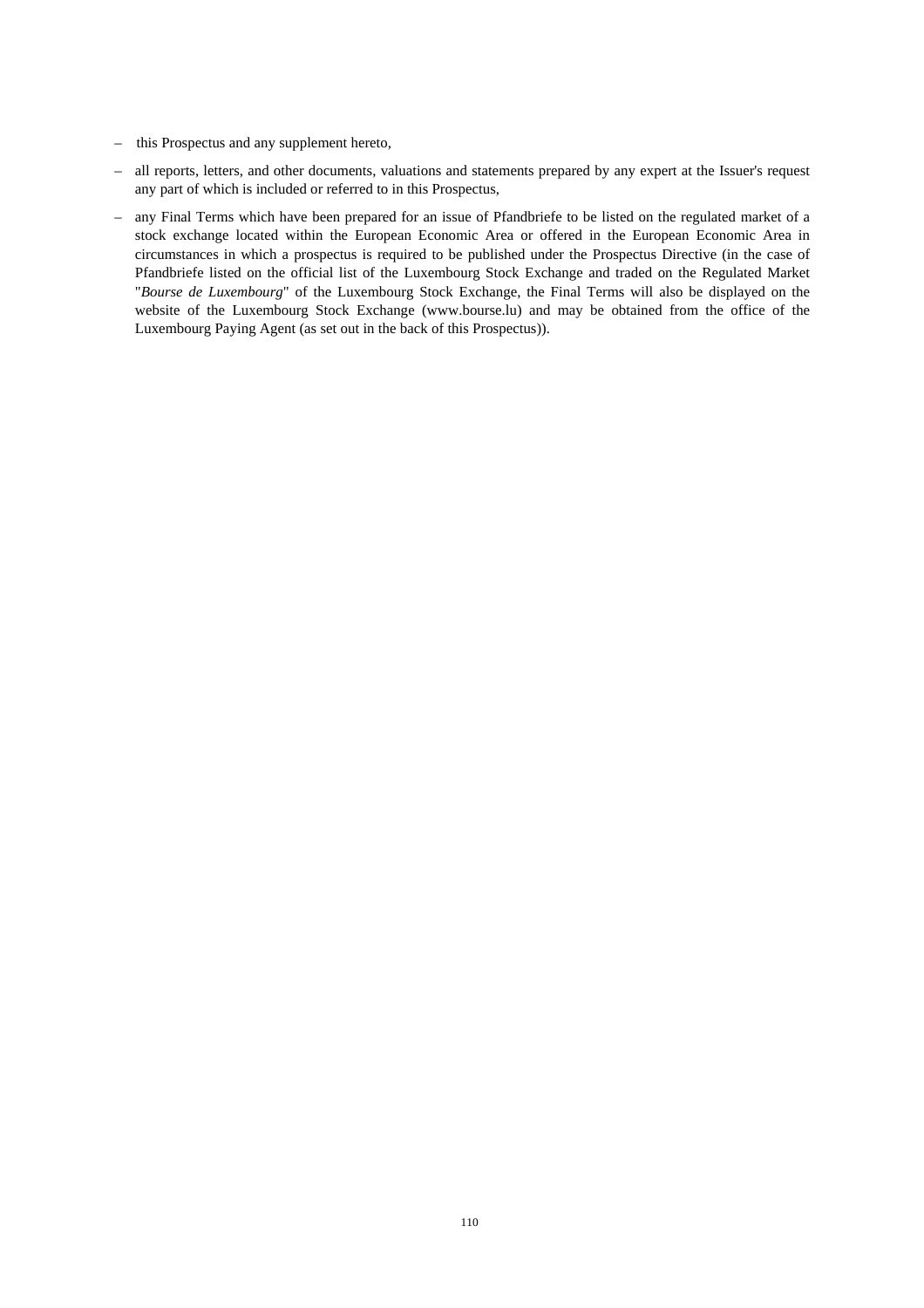- this Prospectus and any supplement hereto,
- all reports, letters, and other documents, valuations and statements prepared by any expert at the Issuer's request any part of which is included or referred to in this Prospectus,
- any Final Terms which have been prepared for an issue of Pfandbriefe to be listed on the regulated market of a stock exchange located within the European Economic Area or offered in the European Economic Area in circumstances in which a prospectus is required to be published under the Prospectus Directive (in the case of Pfandbriefe listed on the official list of the Luxembourg Stock Exchange and traded on the Regulated Market "*Bourse de Luxembourg*" of the Luxembourg Stock Exchange, the Final Terms will also be displayed on the website of the Luxembourg Stock Exchange (www.bourse.lu) and may be obtained from the office of the Luxembourg Paying Agent (as set out in the back of this Prospectus)).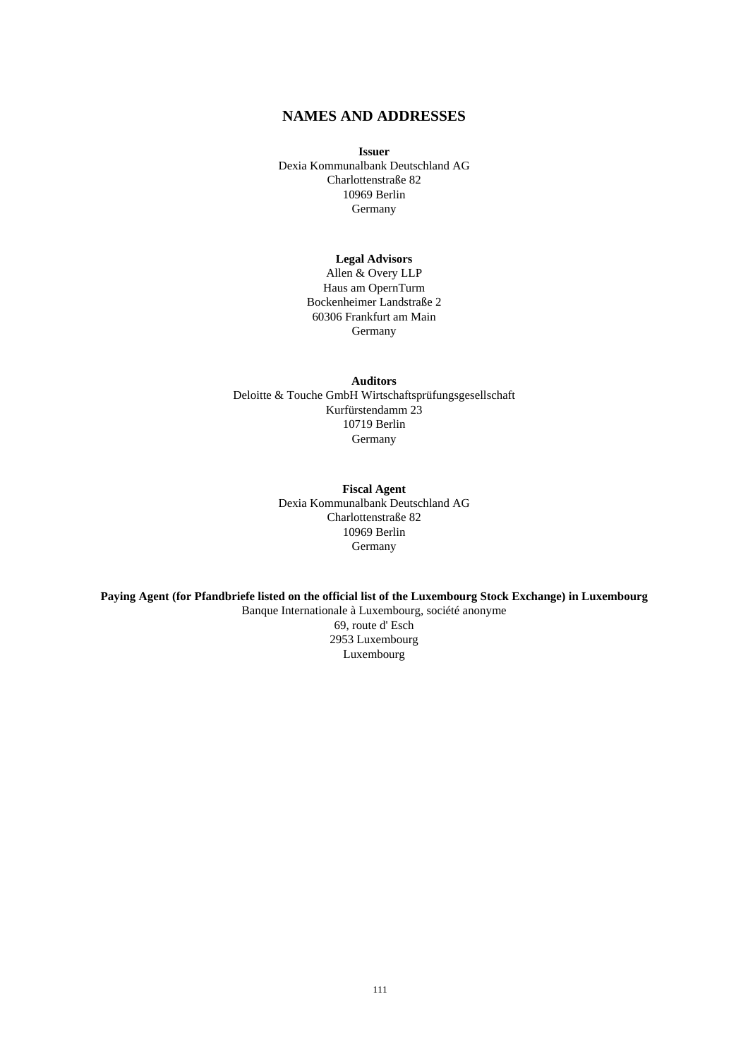# NAMES AND ADDRESSES

**Issuer**

Dexia Kommunalbank Deutschland AG
Charlottenstraße 82
10969 Berlin
Germany

**Legal Advisors**

Allen & Overy LLP
Haus am OpernTurm
Bockenheimer Landstraße 2
60306 Frankfurt am Main
Germany

**Auditors**

Deloitte & Touche GmbH Wirtschaftsprüfungsgesellschaft
Kurfürstendamm 23
10719 Berlin
Germany

**Fiscal Agent**

Dexia Kommunalbank Deutschland AG
Charlottenstraße 82
10969 Berlin
Germany

**Paying Agent (for Pfandbriefe listed on the official list of the Luxembourg Stock Exchange) in Luxembourg**

Banque Internationale à Luxembourg, société anonyme
69, route d' Esch
2953 Luxembourg
Luxembourg